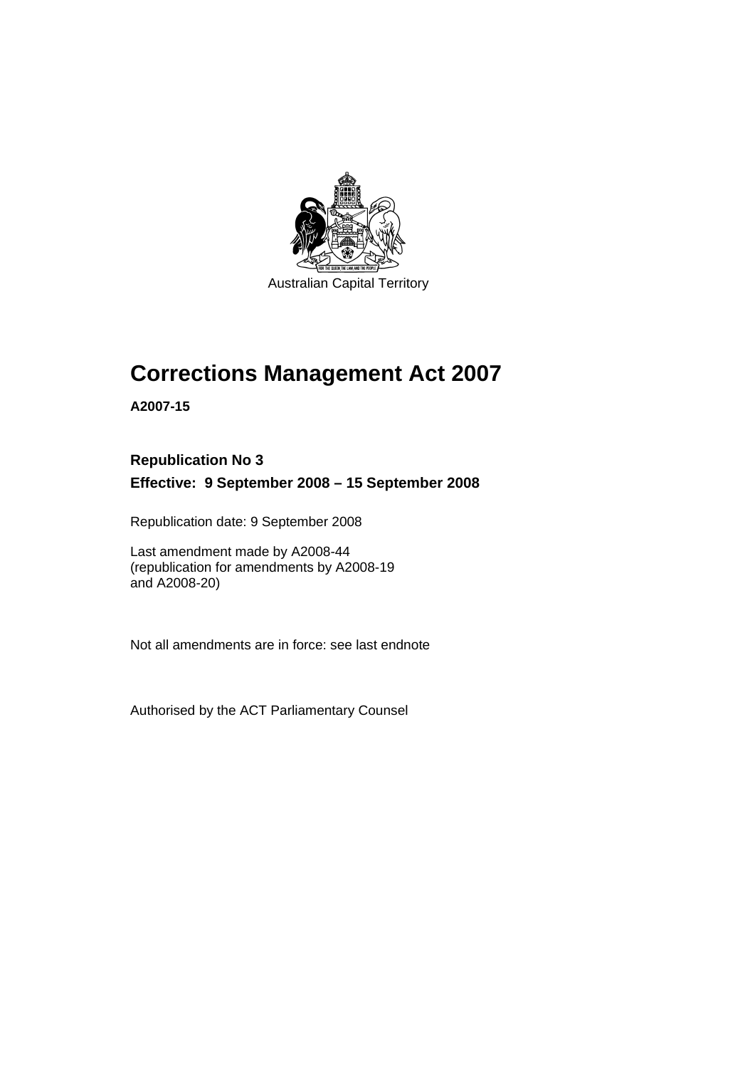Australian Capital Territory

# Corrections Management Act 2007

**A2007-15**

**Republication No 3**

**Effective: 9 September 2008 – 15 September 2008**

Republication date: 9 September 2008

Last amendment made by A2008-44
(republication for amendments by A2008-19
and A2008-20)

Not all amendments are in force: see last endnote

Authorised by the ACT Parliamentary Counsel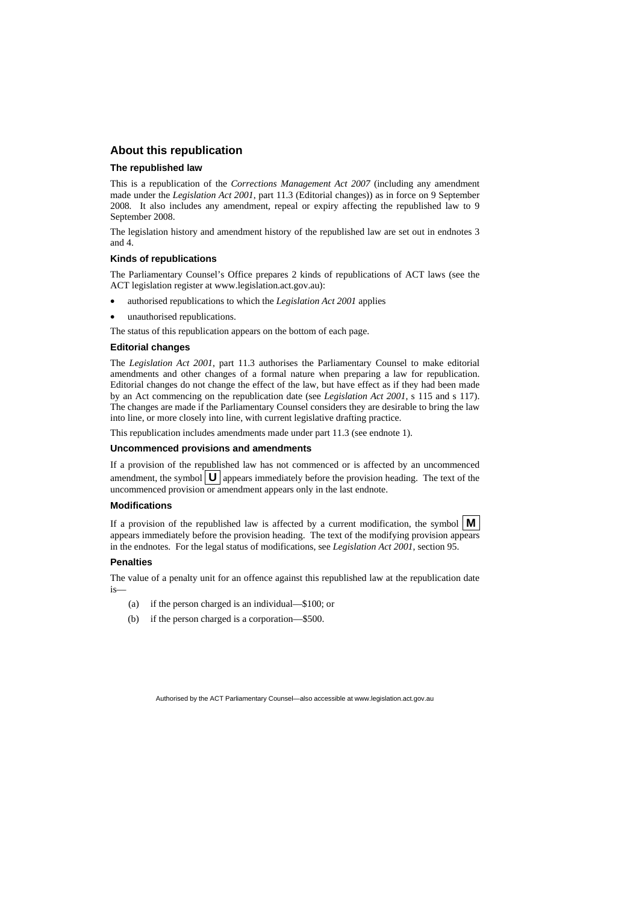## About this republication

### The republished law

This is a republication of the *Corrections Management Act 2007* (including any amendment made under the *Legislation Act 2001*, part 11.3 (Editorial changes)) as in force on 9 September 2008*.* It also includes any amendment, repeal or expiry affecting the republished law to 9 September 2008.

The legislation history and amendment history of the republished law are set out in endnotes 3 and 4.

### Kinds of republications

The Parliamentary Counsel's Office prepares 2 kinds of republications of ACT laws (see the ACT legislation register at www.legislation.act.gov.au):

- authorised republications to which the *Legislation Act 2001* applies
- unauthorised republications.

The status of this republication appears on the bottom of each page.

### Editorial changes

The *Legislation Act 2001*, part 11.3 authorises the Parliamentary Counsel to make editorial amendments and other changes of a formal nature when preparing a law for republication. Editorial changes do not change the effect of the law, but have effect as if they had been made by an Act commencing on the republication date (see *Legislation Act 2001*, s 115 and s 117). The changes are made if the Parliamentary Counsel considers they are desirable to bring the law into line, or more closely into line, with current legislative drafting practice.

This republication includes amendments made under part 11.3 (see endnote 1).

### Uncommenced provisions and amendments

If a provision of the republished law has not commenced or is affected by an uncommenced amendment, the symbol **U** appears immediately before the provision heading. The text of the uncommenced provision or amendment appears only in the last endnote.

### Modifications

If a provision of the republished law is affected by a current modification, the symbol **M** appears immediately before the provision heading. The text of the modifying provision appears in the endnotes. For the legal status of modifications, see *Legislation Act 2001*, section 95.

### Penalties

The value of a penalty unit for an offence against this republished law at the republication date is—

(a) if the person charged is an individual—$100; or

(b) if the person charged is a corporation—$500.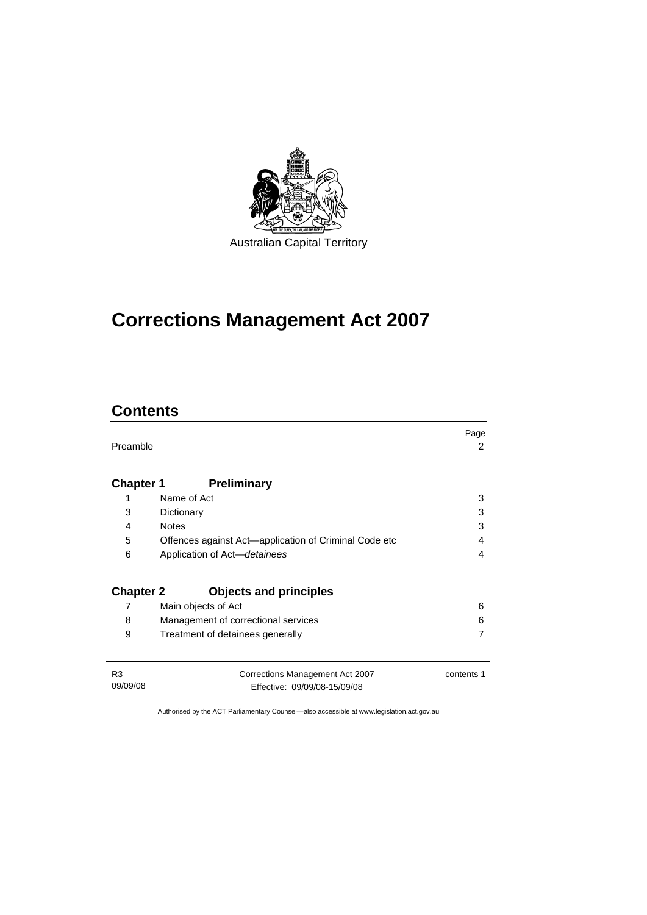Australian Capital Territory

# Corrections Management Act 2007

## Contents

| | | Page |
|---|---|---|
| Preamble | | 2 |
| **Chapter 1** | **Preliminary** | |
| 1 | Name of Act | 3 |
| 3 | Dictionary | 3 |
| 4 | Notes | 3 |
| 5 | Offences against Act—application of Criminal Code etc | 4 |
| 6 | Application of Act—*detainees* | 4 |
| **Chapter 2** | **Objects and principles** | |
| 7 | Main objects of Act | 6 |
| 8 | Management of correctional services | 6 |
| 9 | Treatment of detainees generally | 7 |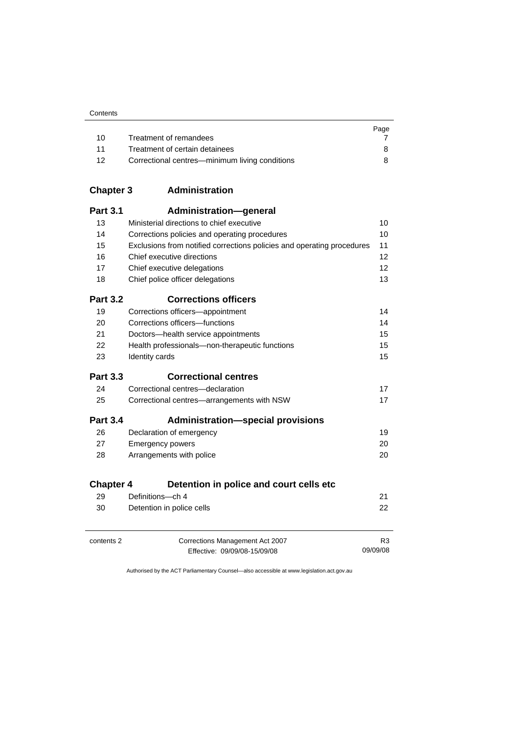| | | Page |
|---|---|---|
| 10 | Treatment of remandees | 7 |
| 11 | Treatment of certain detainees | 8 |
| 12 | Correctional centres—minimum living conditions | 8 |

## Chapter 3 Administration

### Part 3.1 Administration—general

| | | |
|---|---|---|
| 13 | Ministerial directions to chief executive | 10 |
| 14 | Corrections policies and operating procedures | 10 |
| 15 | Exclusions from notified corrections policies and operating procedures | 11 |
| 16 | Chief executive directions | 12 |
| 17 | Chief executive delegations | 12 |
| 18 | Chief police officer delegations | 13 |

### Part 3.2 Corrections officers

| | | |
|---|---|---|
| 19 | Corrections officers—appointment | 14 |
| 20 | Corrections officers—functions | 14 |
| 21 | Doctors—health service appointments | 15 |
| 22 | Health professionals—non-therapeutic functions | 15 |
| 23 | Identity cards | 15 |

### Part 3.3 Correctional centres

| | | |
|---|---|---|
| 24 | Correctional centres—declaration | 17 |
| 25 | Correctional centres—arrangements with NSW | 17 |

### Part 3.4 Administration—special provisions

| | | |
|---|---|---|
| 26 | Declaration of emergency | 19 |
| 27 | Emergency powers | 20 |
| 28 | Arrangements with police | 20 |

## Chapter 4 Detention in police and court cells etc

| | | |
|---|---|---|
| 29 | Definitions—ch 4 | 21 |
| 30 | Detention in police cells | 22 |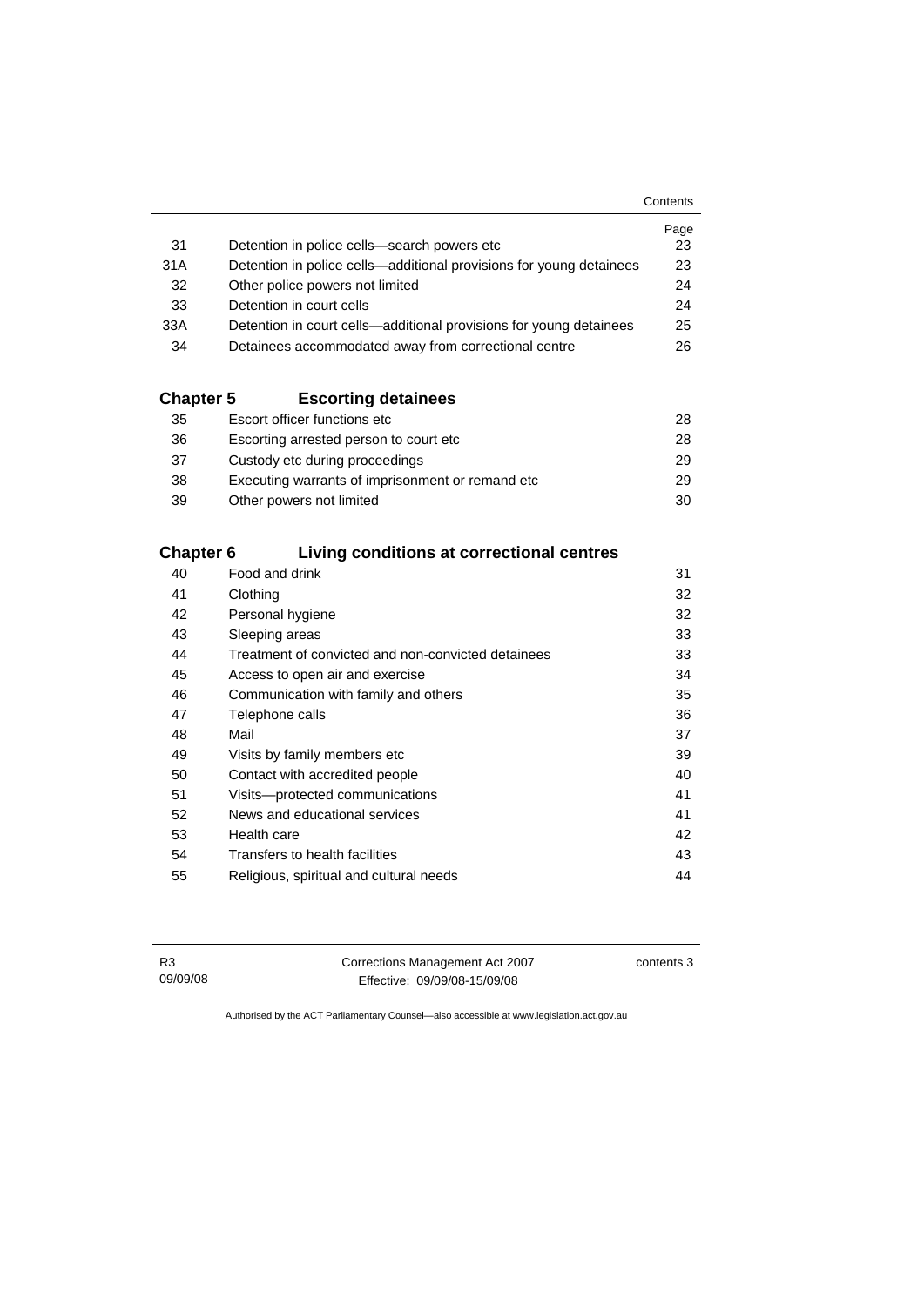| | | Page |
|---|---|---|
| 31 | Detention in police cells—search powers etc | 23 |
| 31A | Detention in police cells—additional provisions for young detainees | 23 |
| 32 | Other police powers not limited | 24 |
| 33 | Detention in court cells | 24 |
| 33A | Detention in court cells—additional provisions for young detainees | 25 |
| 34 | Detainees accommodated away from correctional centre | 26 |

## Chapter 5 Escorting detainees

| | | |
|---|---|---|
| 35 | Escort officer functions etc | 28 |
| 36 | Escorting arrested person to court etc | 28 |
| 37 | Custody etc during proceedings | 29 |
| 38 | Executing warrants of imprisonment or remand etc | 29 |
| 39 | Other powers not limited | 30 |

## Chapter 6 Living conditions at correctional centres

| | | |
|---|---|---|
| 40 | Food and drink | 31 |
| 41 | Clothing | 32 |
| 42 | Personal hygiene | 32 |
| 43 | Sleeping areas | 33 |
| 44 | Treatment of convicted and non-convicted detainees | 33 |
| 45 | Access to open air and exercise | 34 |
| 46 | Communication with family and others | 35 |
| 47 | Telephone calls | 36 |
| 48 | Mail | 37 |
| 49 | Visits by family members etc | 39 |
| 50 | Contact with accredited people | 40 |
| 51 | Visits—protected communications | 41 |
| 52 | News and educational services | 41 |
| 53 | Health care | 42 |
| 54 | Transfers to health facilities | 43 |
| 55 | Religious, spiritual and cultural needs | 44 |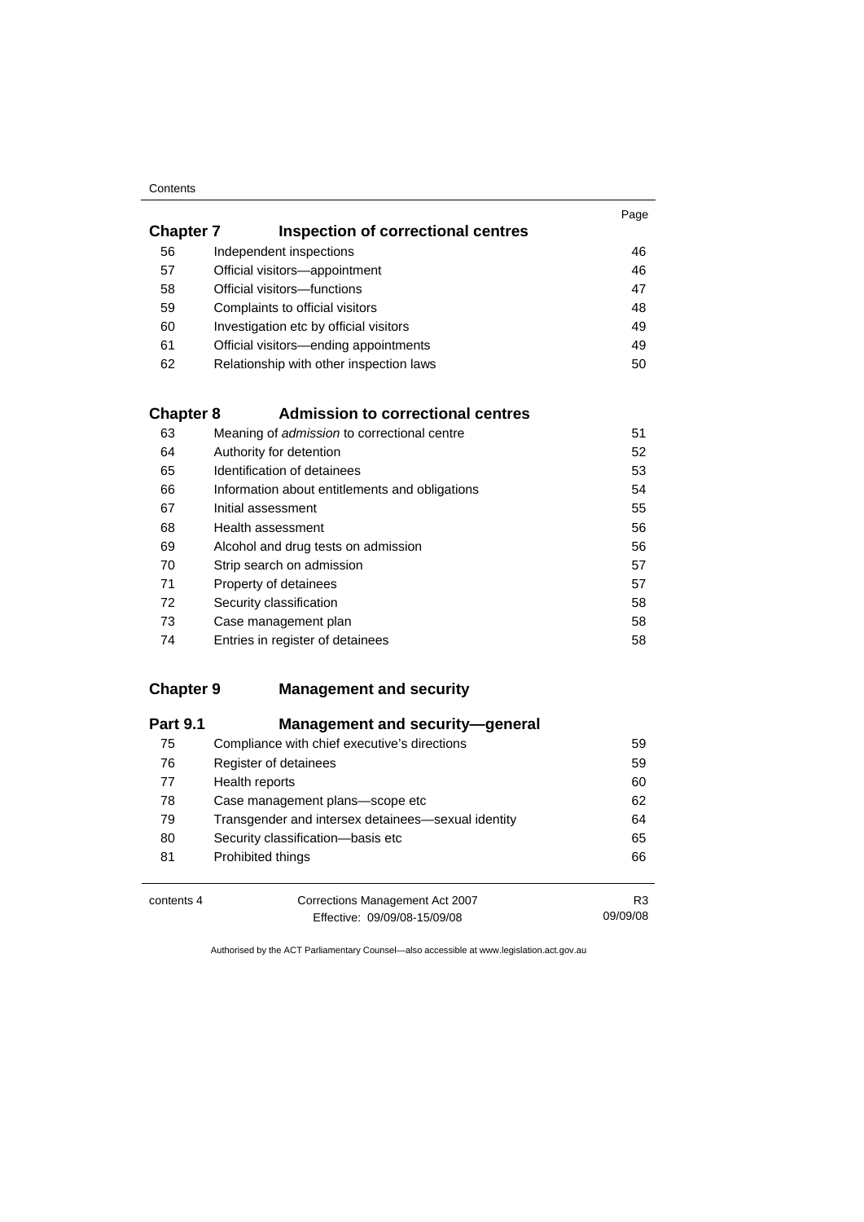| | | Page |
|---|---|---|
| **Chapter 7** | **Inspection of correctional centres** | |
| 56 | Independent inspections | 46 |
| 57 | Official visitors—appointment | 46 |
| 58 | Official visitors—functions | 47 |
| 59 | Complaints to official visitors | 48 |
| 60 | Investigation etc by official visitors | 49 |
| 61 | Official visitors—ending appointments | 49 |
| 62 | Relationship with other inspection laws | 50 |
| **Chapter 8** | **Admission to correctional centres** | |
| 63 | Meaning of *admission* to correctional centre | 51 |
| 64 | Authority for detention | 52 |
| 65 | Identification of detainees | 53 |
| 66 | Information about entitlements and obligations | 54 |
| 67 | Initial assessment | 55 |
| 68 | Health assessment | 56 |
| 69 | Alcohol and drug tests on admission | 56 |
| 70 | Strip search on admission | 57 |
| 71 | Property of detainees | 57 |
| 72 | Security classification | 58 |
| 73 | Case management plan | 58 |
| 74 | Entries in register of detainees | 58 |
| **Chapter 9** | **Management and security** | |
| **Part 9.1** | **Management and security—general** | |
| 75 | Compliance with chief executive's directions | 59 |
| 76 | Register of detainees | 59 |
| 77 | Health reports | 60 |
| 78 | Case management plans—scope etc | 62 |
| 79 | Transgender and intersex detainees—sexual identity | 64 |
| 80 | Security classification—basis etc | 65 |
| 81 | Prohibited things | 66 |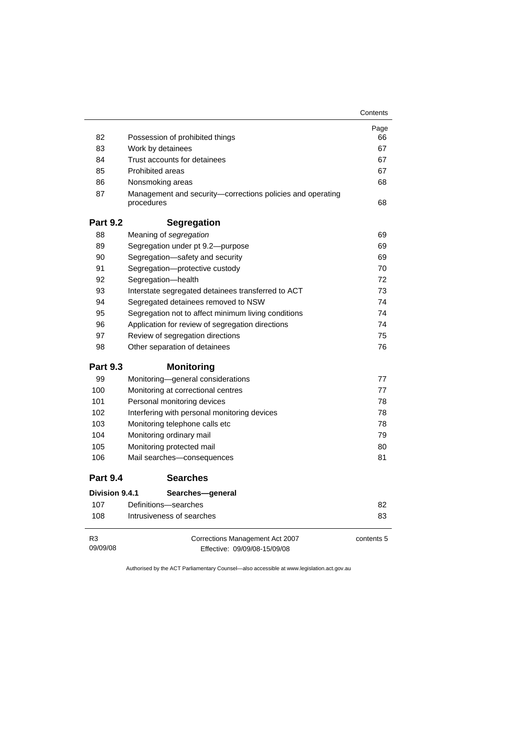| | | Page |
|---|---|---|
| 82 | Possession of prohibited things | 66 |
| 83 | Work by detainees | 67 |
| 84 | Trust accounts for detainees | 67 |
| 85 | Prohibited areas | 67 |
| 86 | Nonsmoking areas | 68 |
| 87 | Management and security—corrections policies and operating procedures | 68 |
| **Part 9.2** | **Segregation** | |
| 88 | Meaning of *segregation* | 69 |
| 89 | Segregation under pt 9.2—purpose | 69 |
| 90 | Segregation—safety and security | 69 |
| 91 | Segregation—protective custody | 70 |
| 92 | Segregation—health | 72 |
| 93 | Interstate segregated detainees transferred to ACT | 73 |
| 94 | Segregated detainees removed to NSW | 74 |
| 95 | Segregation not to affect minimum living conditions | 74 |
| 96 | Application for review of segregation directions | 74 |
| 97 | Review of segregation directions | 75 |
| 98 | Other separation of detainees | 76 |
| **Part 9.3** | **Monitoring** | |
| 99 | Monitoring—general considerations | 77 |
| 100 | Monitoring at correctional centres | 77 |
| 101 | Personal monitoring devices | 78 |
| 102 | Interfering with personal monitoring devices | 78 |
| 103 | Monitoring telephone calls etc | 78 |
| 104 | Monitoring ordinary mail | 79 |
| 105 | Monitoring protected mail | 80 |
| 106 | Mail searches—consequences | 81 |
| **Part 9.4** | **Searches** | |
| **Division 9.4.1** | **Searches—general** | |
| 107 | Definitions—searches | 82 |
| 108 | Intrusiveness of searches | 83 |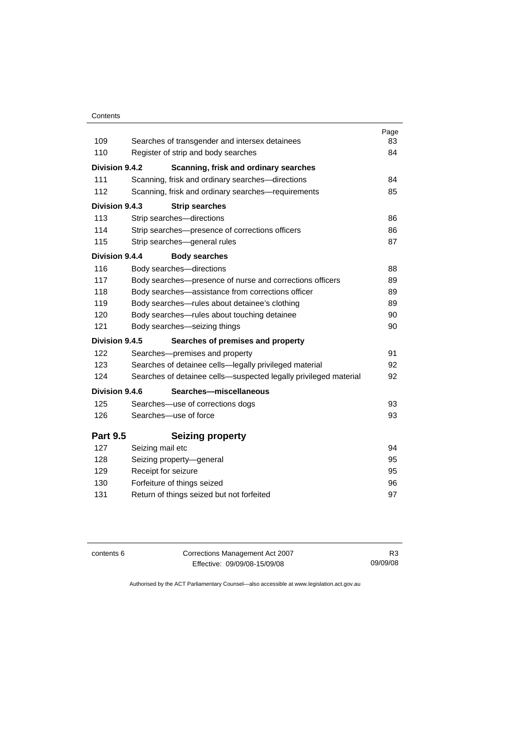| | | Page |
|---|---|---|
| 109 | Searches of transgender and intersex detainees | 83 |
| 110 | Register of strip and body searches | 84 |
| **Division 9.4.2** | **Scanning, frisk and ordinary searches** | |
| 111 | Scanning, frisk and ordinary searches—directions | 84 |
| 112 | Scanning, frisk and ordinary searches—requirements | 85 |
| **Division 9.4.3** | **Strip searches** | |
| 113 | Strip searches—directions | 86 |
| 114 | Strip searches—presence of corrections officers | 86 |
| 115 | Strip searches—general rules | 87 |
| **Division 9.4.4** | **Body searches** | |
| 116 | Body searches—directions | 88 |
| 117 | Body searches—presence of nurse and corrections officers | 89 |
| 118 | Body searches—assistance from corrections officer | 89 |
| 119 | Body searches—rules about detainee's clothing | 89 |
| 120 | Body searches—rules about touching detainee | 90 |
| 121 | Body searches—seizing things | 90 |
| **Division 9.4.5** | **Searches of premises and property** | |
| 122 | Searches—premises and property | 91 |
| 123 | Searches of detainee cells—legally privileged material | 92 |
| 124 | Searches of detainee cells—suspected legally privileged material | 92 |
| **Division 9.4.6** | **Searches—miscellaneous** | |
| 125 | Searches—use of corrections dogs | 93 |
| 126 | Searches—use of force | 93 |
| **Part 9.5** | **Seizing property** | |
| 127 | Seizing mail etc | 94 |
| 128 | Seizing property—general | 95 |
| 129 | Receipt for seizure | 95 |
| 130 | Forfeiture of things seized | 96 |
| 131 | Return of things seized but not forfeited | 97 |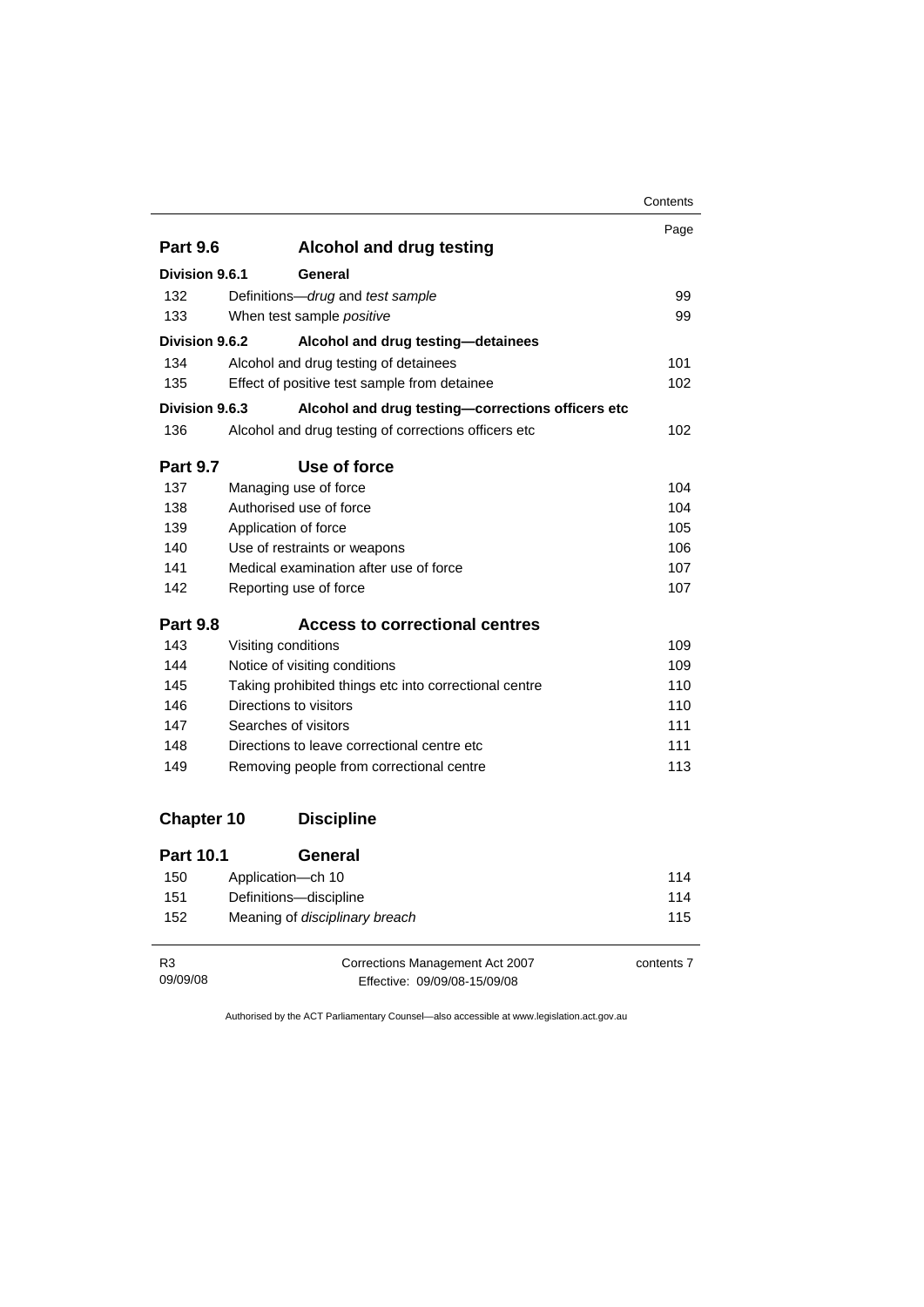| | | Page |
|---|---|---|
| **Part 9.6** | **Alcohol and drug testing** | |
| **Division 9.6.1** | **General** | |
| 132 | Definitions—*drug* and *test sample* | 99 |
| 133 | When test sample *positive* | 99 |
| **Division 9.6.2** | **Alcohol and drug testing—detainees** | |
| 134 | Alcohol and drug testing of detainees | 101 |
| 135 | Effect of positive test sample from detainee | 102 |
| **Division 9.6.3** | **Alcohol and drug testing—corrections officers etc** | |
| 136 | Alcohol and drug testing of corrections officers etc | 102 |
| **Part 9.7** | **Use of force** | |
| 137 | Managing use of force | 104 |
| 138 | Authorised use of force | 104 |
| 139 | Application of force | 105 |
| 140 | Use of restraints or weapons | 106 |
| 141 | Medical examination after use of force | 107 |
| 142 | Reporting use of force | 107 |
| **Part 9.8** | **Access to correctional centres** | |
| 143 | Visiting conditions | 109 |
| 144 | Notice of visiting conditions | 109 |
| 145 | Taking prohibited things etc into correctional centre | 110 |
| 146 | Directions to visitors | 110 |
| 147 | Searches of visitors | 111 |
| 148 | Directions to leave correctional centre etc | 111 |
| 149 | Removing people from correctional centre | 113 |
| **Chapter 10** | **Discipline** | |
| **Part 10.1** | **General** | |
| 150 | Application—ch 10 | 114 |
| 151 | Definitions—discipline | 114 |
| 152 | Meaning of *disciplinary breach* | 115 |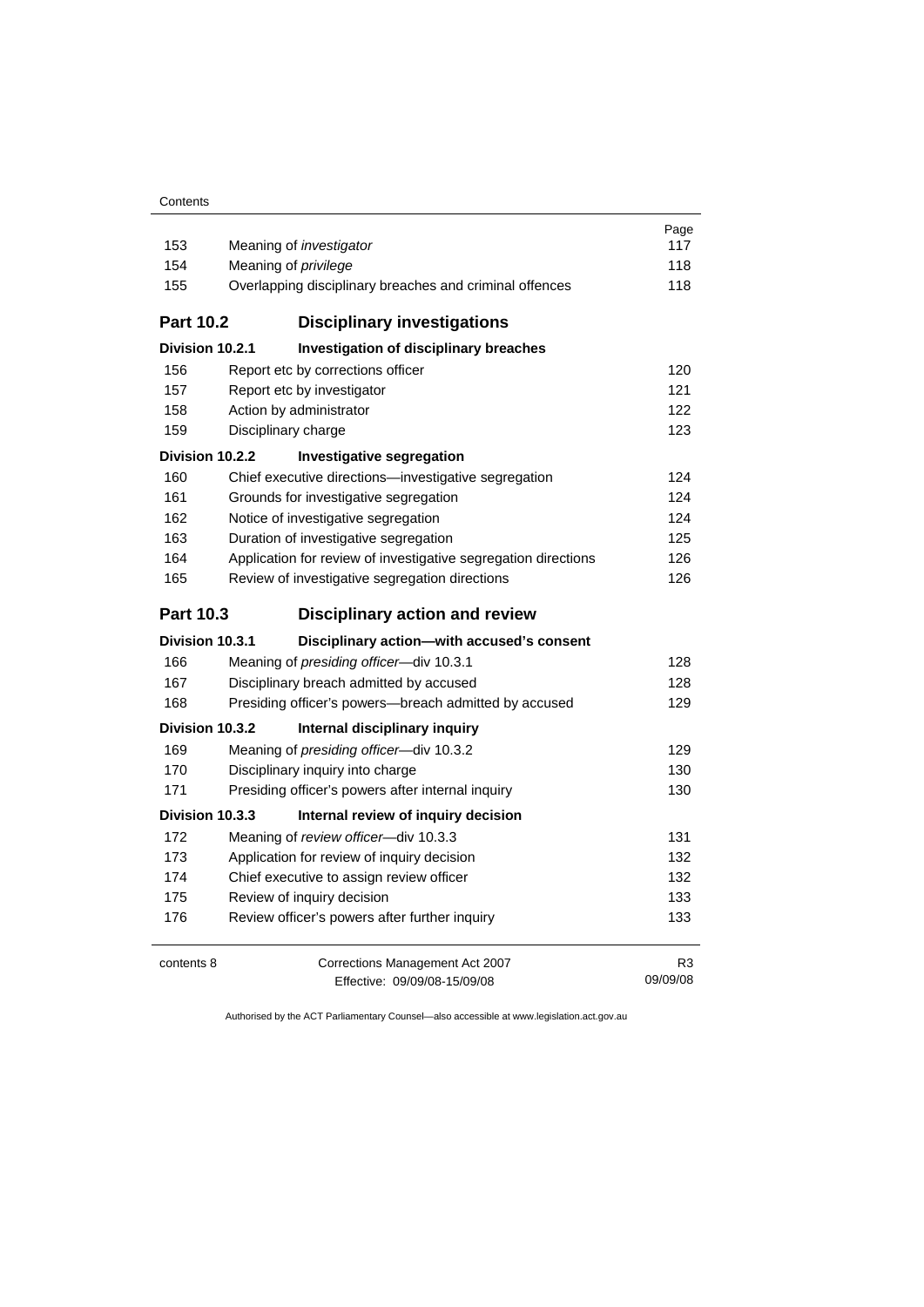| | | Page |
|---|---|---|
| 153 | Meaning of *investigator* | 117 |
| 154 | Meaning of *privilege* | 118 |
| 155 | Overlapping disciplinary breaches and criminal offences | 118 |
| **Part 10.2** | **Disciplinary investigations** | |
| **Division 10.2.1** | **Investigation of disciplinary breaches** | |
| 156 | Report etc by corrections officer | 120 |
| 157 | Report etc by investigator | 121 |
| 158 | Action by administrator | 122 |
| 159 | Disciplinary charge | 123 |
| **Division 10.2.2** | **Investigative segregation** | |
| 160 | Chief executive directions—investigative segregation | 124 |
| 161 | Grounds for investigative segregation | 124 |
| 162 | Notice of investigative segregation | 124 |
| 163 | Duration of investigative segregation | 125 |
| 164 | Application for review of investigative segregation directions | 126 |
| 165 | Review of investigative segregation directions | 126 |
| **Part 10.3** | **Disciplinary action and review** | |
| **Division 10.3.1** | **Disciplinary action—with accused's consent** | |
| 166 | Meaning of *presiding officer*—div 10.3.1 | 128 |
| 167 | Disciplinary breach admitted by accused | 128 |
| 168 | Presiding officer's powers—breach admitted by accused | 129 |
| **Division 10.3.2** | **Internal disciplinary inquiry** | |
| 169 | Meaning of *presiding officer*—div 10.3.2 | 129 |
| 170 | Disciplinary inquiry into charge | 130 |
| 171 | Presiding officer's powers after internal inquiry | 130 |
| **Division 10.3.3** | **Internal review of inquiry decision** | |
| 172 | Meaning of *review officer*—div 10.3.3 | 131 |
| 173 | Application for review of inquiry decision | 132 |
| 174 | Chief executive to assign review officer | 132 |
| 175 | Review of inquiry decision | 133 |
| 176 | Review officer's powers after further inquiry | 133 |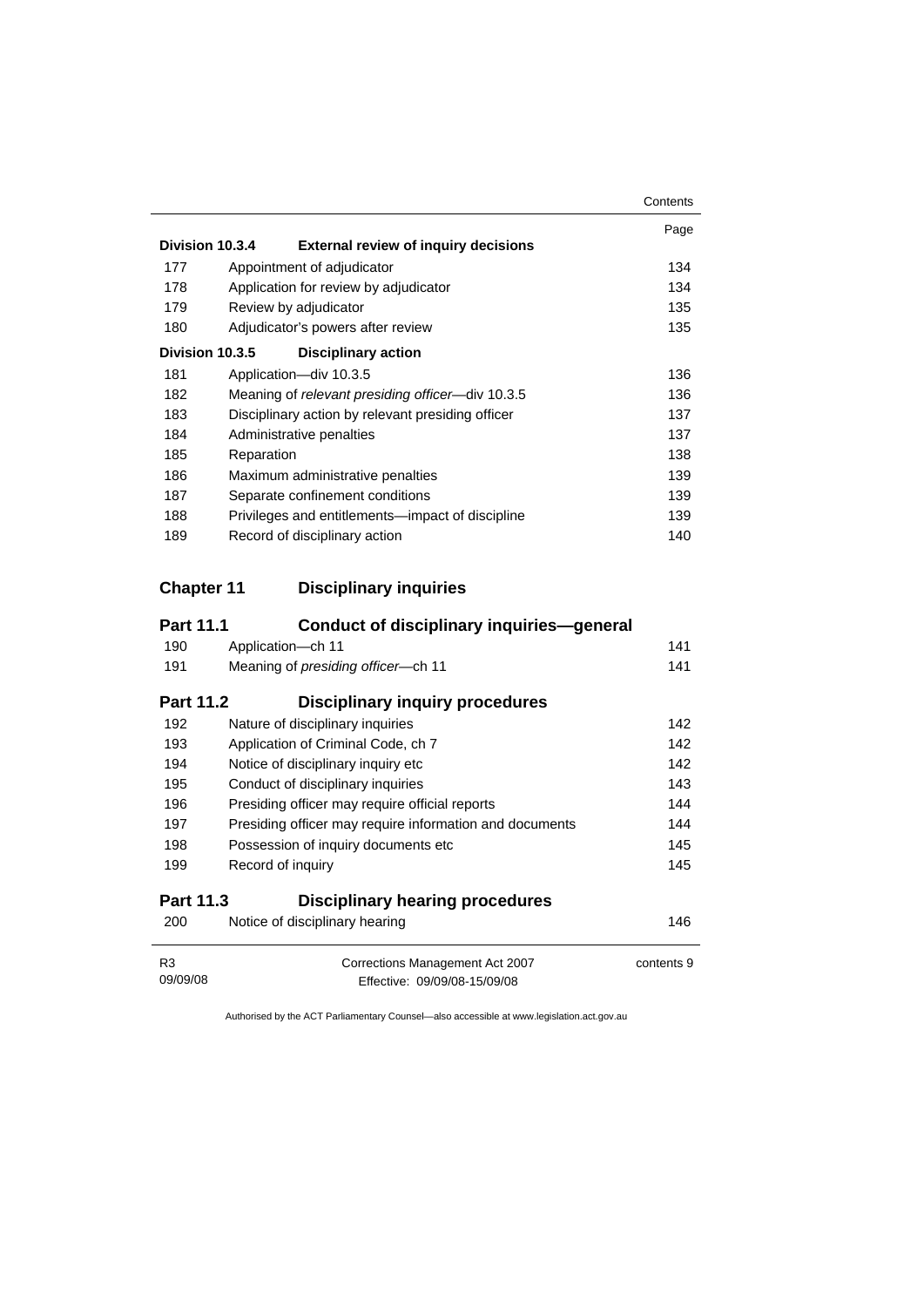| | | Page |
|---|---|---|
| **Division 10.3.4** | **External review of inquiry decisions** | |
| 177 | Appointment of adjudicator | 134 |
| 178 | Application for review by adjudicator | 134 |
| 179 | Review by adjudicator | 135 |
| 180 | Adjudicator's powers after review | 135 |
| **Division 10.3.5** | **Disciplinary action** | |
| 181 | Application—div 10.3.5 | 136 |
| 182 | Meaning of *relevant presiding officer*—div 10.3.5 | 136 |
| 183 | Disciplinary action by relevant presiding officer | 137 |
| 184 | Administrative penalties | 137 |
| 185 | Reparation | 138 |
| 186 | Maximum administrative penalties | 139 |
| 187 | Separate confinement conditions | 139 |
| 188 | Privileges and entitlements—impact of discipline | 139 |
| 189 | Record of disciplinary action | 140 |

## Chapter 11 Disciplinary inquiries

### Part 11.1 Conduct of disciplinary inquiries—general

| | | |
|---|---|---|
| 190 | Application—ch 11 | 141 |
| 191 | Meaning of *presiding officer*—ch 11 | 141 |

### Part 11.2 Disciplinary inquiry procedures

| | | |
|---|---|---|
| 192 | Nature of disciplinary inquiries | 142 |
| 193 | Application of Criminal Code, ch 7 | 142 |
| 194 | Notice of disciplinary inquiry etc | 142 |
| 195 | Conduct of disciplinary inquiries | 143 |
| 196 | Presiding officer may require official reports | 144 |
| 197 | Presiding officer may require information and documents | 144 |
| 198 | Possession of inquiry documents etc | 145 |
| 199 | Record of inquiry | 145 |

### Part 11.3 Disciplinary hearing procedures

| | | |
|---|---|---|
| 200 | Notice of disciplinary hearing | 146 |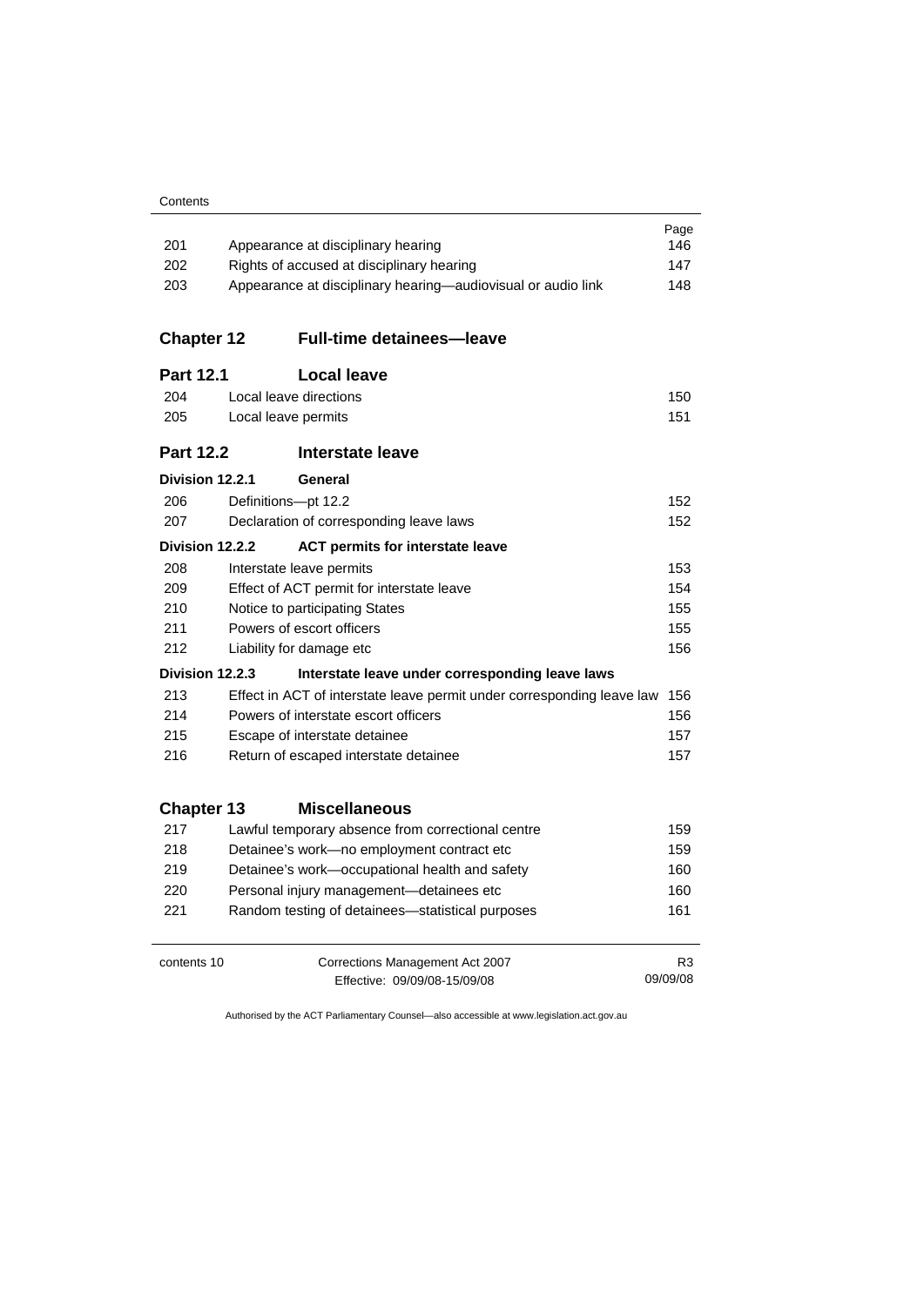| | | Page |
|---|---|---|
| 201 | Appearance at disciplinary hearing | 146 |
| 202 | Rights of accused at disciplinary hearing | 147 |
| 203 | Appearance at disciplinary hearing—audiovisual or audio link | 148 |

## Chapter 12 Full-time detainees—leave

### Part 12.1 Local leave

| | | |
|---|---|---|
| 204 | Local leave directions | 150 |
| 205 | Local leave permits | 151 |

### Part 12.2 Interstate leave

#### Division 12.2.1 General

| | | |
|---|---|---|
| 206 | Definitions—pt 12.2 | 152 |
| 207 | Declaration of corresponding leave laws | 152 |

#### Division 12.2.2 ACT permits for interstate leave

| | | |
|---|---|---|
| 208 | Interstate leave permits | 153 |
| 209 | Effect of ACT permit for interstate leave | 154 |
| 210 | Notice to participating States | 155 |
| 211 | Powers of escort officers | 155 |
| 212 | Liability for damage etc | 156 |

#### Division 12.2.3 Interstate leave under corresponding leave laws

| | | |
|---|---|---|
| 213 | Effect in ACT of interstate leave permit under corresponding leave law | 156 |
| 214 | Powers of interstate escort officers | 156 |
| 215 | Escape of interstate detainee | 157 |
| 216 | Return of escaped interstate detainee | 157 |

## Chapter 13 Miscellaneous

| | | |
|---|---|---|
| 217 | Lawful temporary absence from correctional centre | 159 |
| 218 | Detainee's work—no employment contract etc | 159 |
| 219 | Detainee's work—occupational health and safety | 160 |
| 220 | Personal injury management—detainees etc | 160 |
| 221 | Random testing of detainees—statistical purposes | 161 |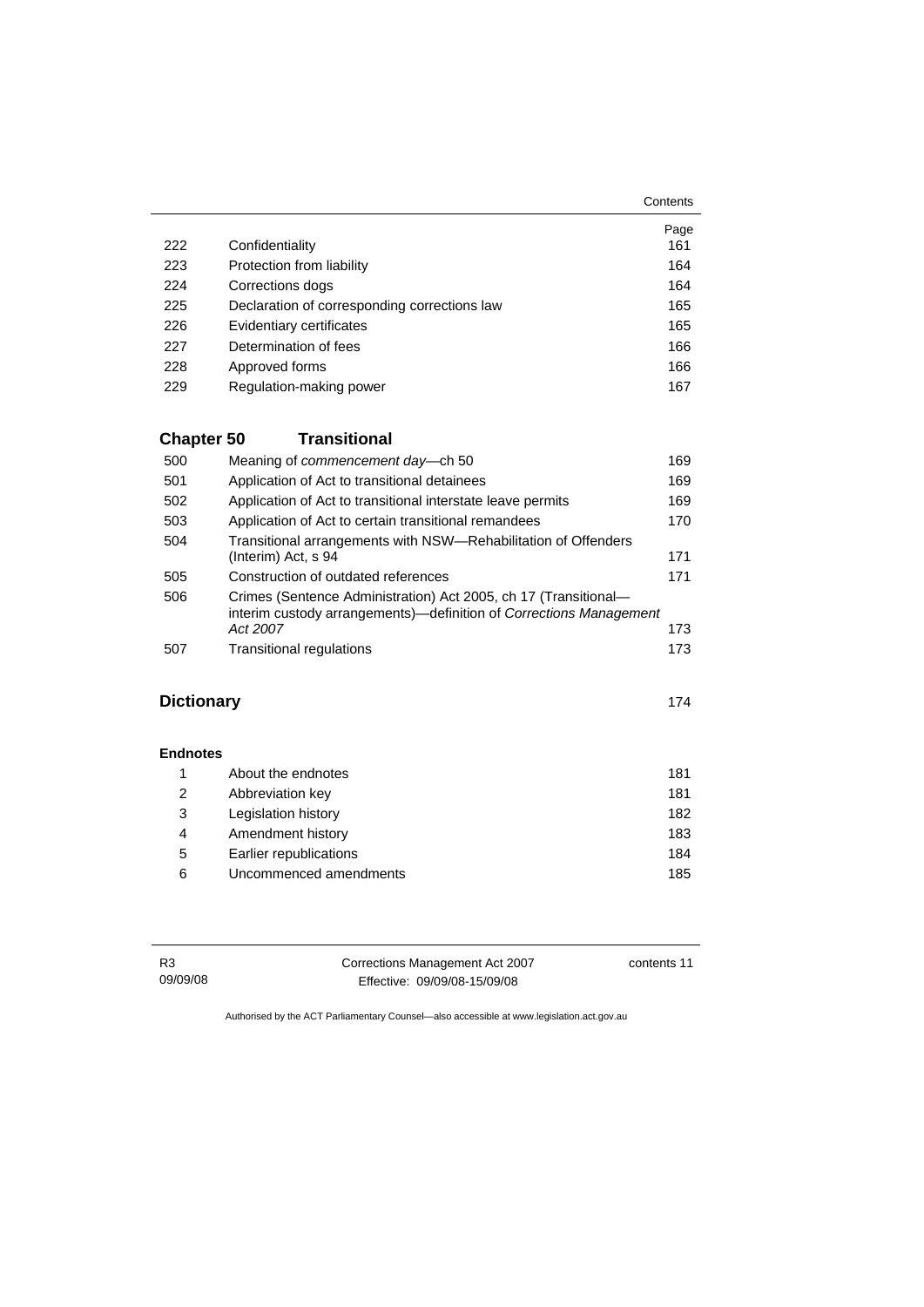| | | Page |
|---|---|---|
| 222 | Confidentiality | 161 |
| 223 | Protection from liability | 164 |
| 224 | Corrections dogs | 164 |
| 225 | Declaration of corresponding corrections law | 165 |
| 226 | Evidentiary certificates | 165 |
| 227 | Determination of fees | 166 |
| 228 | Approved forms | 166 |
| 229 | Regulation-making power | 167 |

## Chapter 50 Transitional

| | | |
|---|---|---|
| 500 | Meaning of *commencement day*—ch 50 | 169 |
| 501 | Application of Act to transitional detainees | 169 |
| 502 | Application of Act to transitional interstate leave permits | 169 |
| 503 | Application of Act to certain transitional remandees | 170 |
| 504 | Transitional arrangements with NSW—Rehabilitation of Offenders (Interim) Act, s 94 | 171 |
| 505 | Construction of outdated references | 171 |
| 506 | Crimes (Sentence Administration) Act 2005, ch 17 (Transitional—interim custody arrangements)—definition of *Corrections Management Act 2007* | 173 |
| 507 | Transitional regulations | 173 |

## Dictionary 174

### Endnotes

| | | |
|---|---|---|
| 1 | About the endnotes | 181 |
| 2 | Abbreviation key | 181 |
| 3 | Legislation history | 182 |
| 4 | Amendment history | 183 |
| 5 | Earlier republications | 184 |
| 6 | Uncommenced amendments | 185 |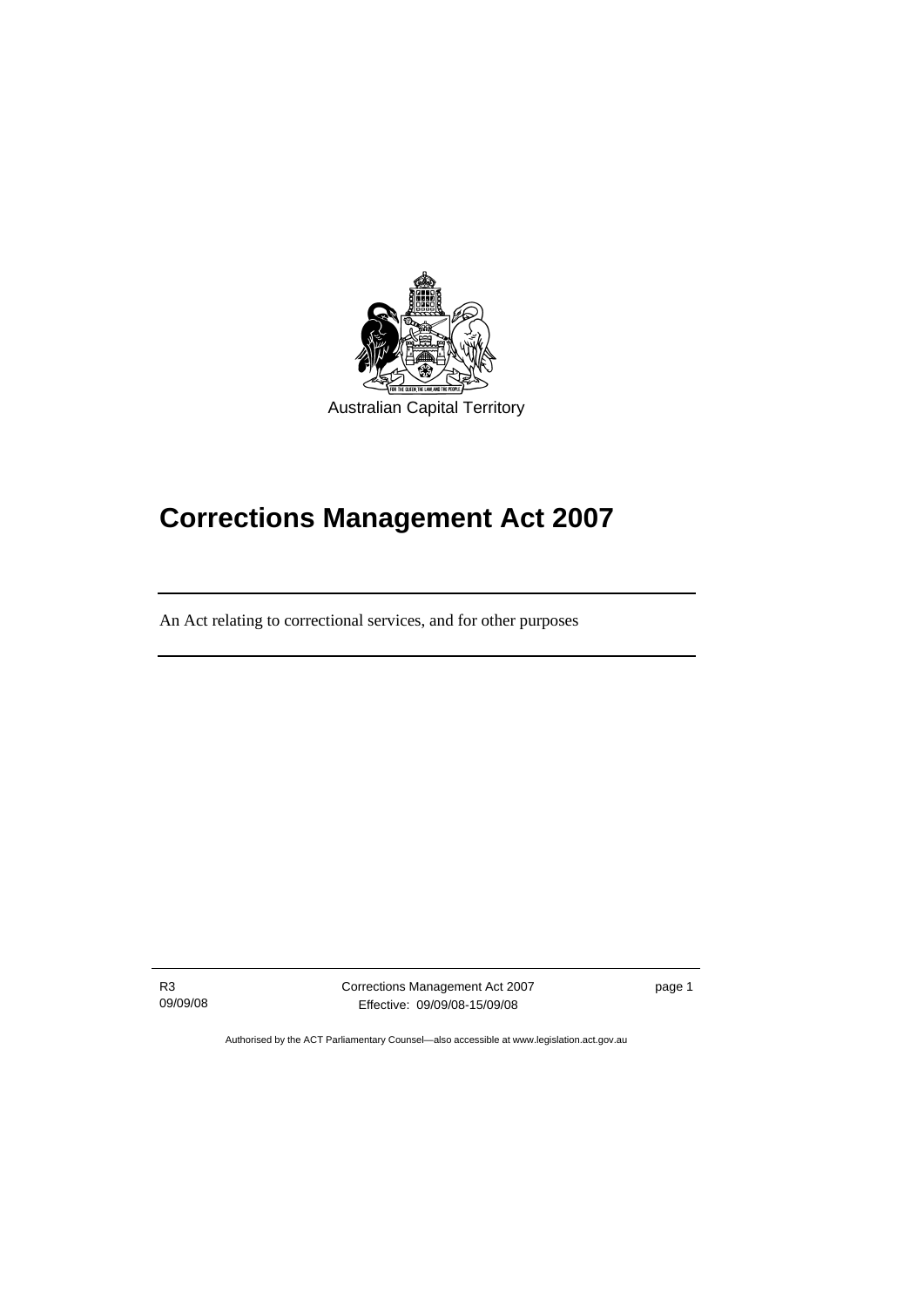Australian Capital Territory

# Corrections Management Act 2007

An Act relating to correctional services, and for other purposes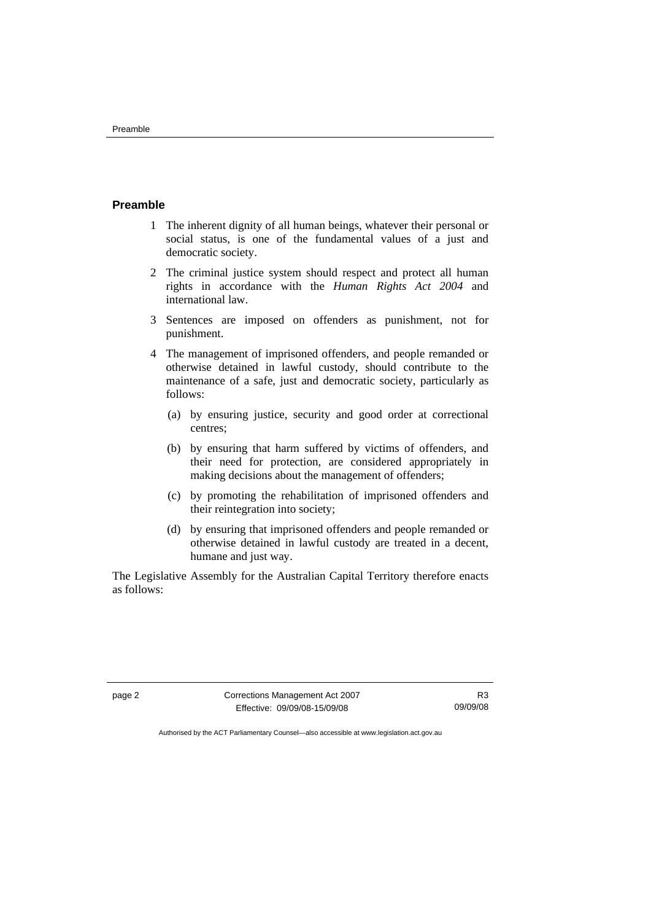## Preamble

1 The inherent dignity of all human beings, whatever their personal or social status, is one of the fundamental values of a just and democratic society.

2 The criminal justice system should respect and protect all human rights in accordance with the *Human Rights Act 2004* and international law.

3 Sentences are imposed on offenders as punishment, not for punishment.

4 The management of imprisoned offenders, and people remanded or otherwise detained in lawful custody, should contribute to the maintenance of a safe, just and democratic society, particularly as follows:

   (a) by ensuring justice, security and good order at correctional centres;

   (b) by ensuring that harm suffered by victims of offenders, and their need for protection, are considered appropriately in making decisions about the management of offenders;

   (c) by promoting the rehabilitation of imprisoned offenders and their reintegration into society;

   (d) by ensuring that imprisoned offenders and people remanded or otherwise detained in lawful custody are treated in a decent, humane and just way.

The Legislative Assembly for the Australian Capital Territory therefore enacts as follows: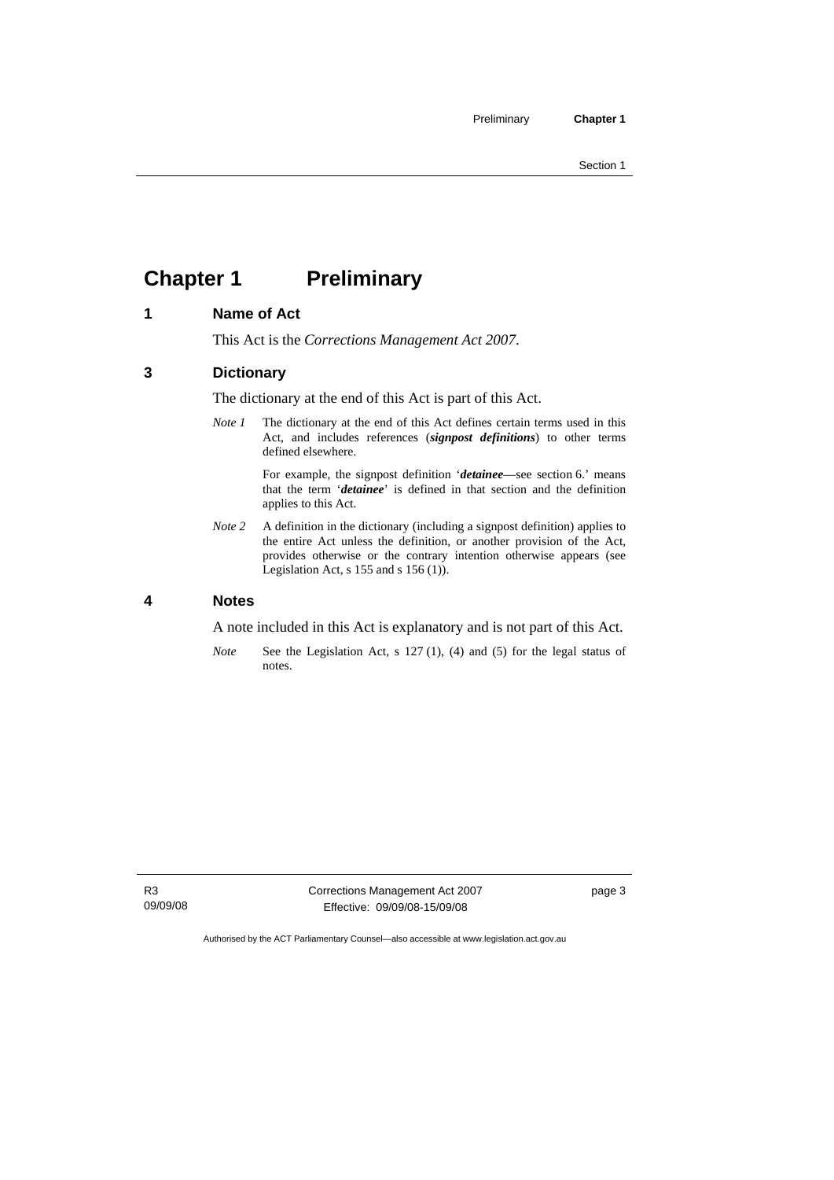# Chapter 1 Preliminary

## 1 Name of Act

This Act is the *Corrections Management Act 2007*.

## 3 Dictionary

The dictionary at the end of this Act is part of this Act.

*Note 1* The dictionary at the end of this Act defines certain terms used in this Act, and includes references (***signpost definitions***) to other terms defined elsewhere.

For example, the signpost definition '***detainee***—see section 6.' means that the term '***detainee***' is defined in that section and the definition applies to this Act.

*Note 2* A definition in the dictionary (including a signpost definition) applies to the entire Act unless the definition, or another provision of the Act, provides otherwise or the contrary intention otherwise appears (see Legislation Act, s 155 and s 156 (1)).

## 4 Notes

A note included in this Act is explanatory and is not part of this Act.

*Note* See the Legislation Act, s 127 (1), (4) and (5) for the legal status of notes.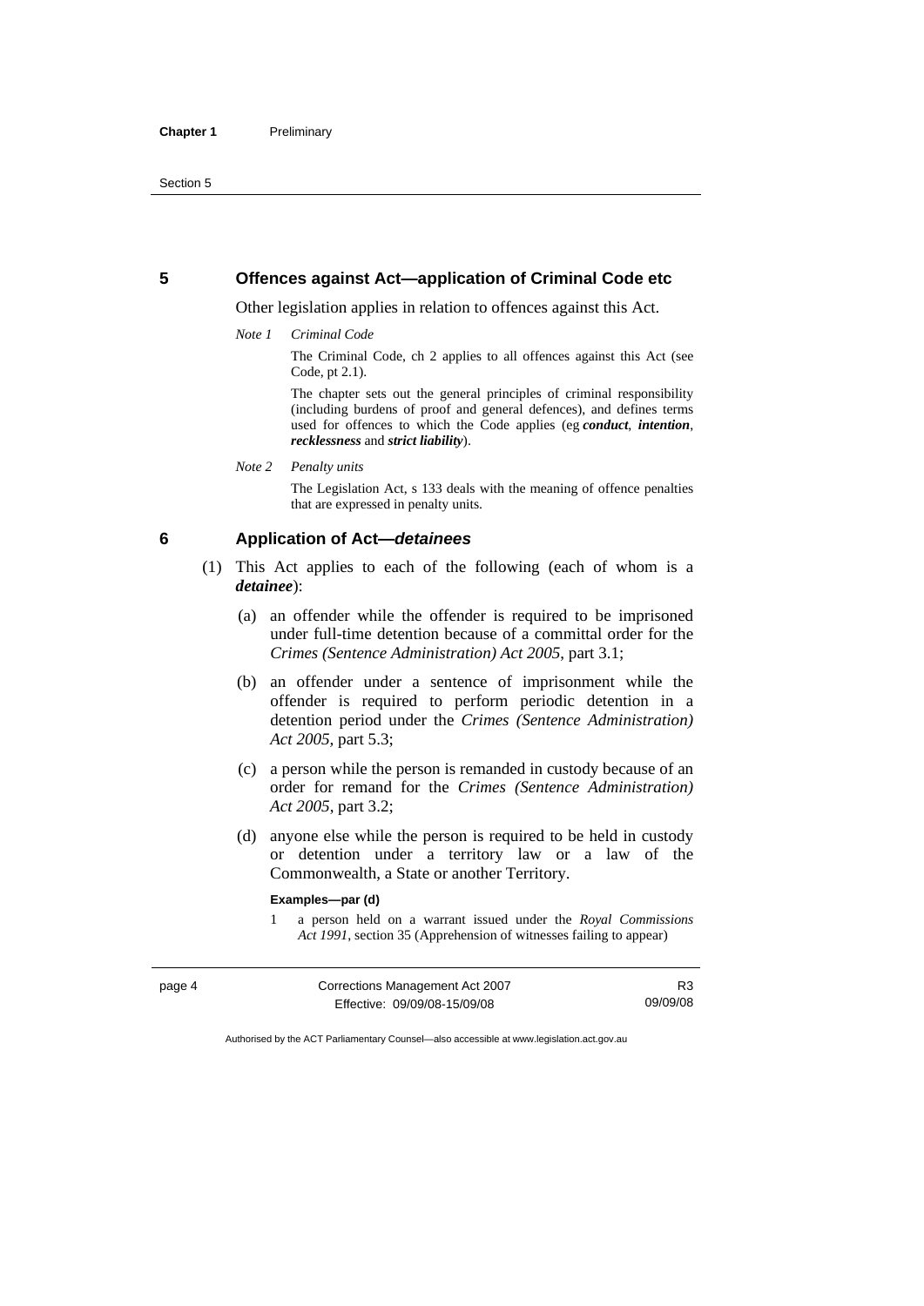## 5 Offences against Act—application of Criminal Code etc

Other legislation applies in relation to offences against this Act.

*Note 1* *Criminal Code*

The Criminal Code, ch 2 applies to all offences against this Act (see Code, pt 2.1).

The chapter sets out the general principles of criminal responsibility (including burdens of proof and general defences), and defines terms used for offences to which the Code applies (eg ***conduct***, ***intention***, ***recklessness*** and ***strict liability***).

*Note 2* *Penalty units*

The Legislation Act, s 133 deals with the meaning of offence penalties that are expressed in penalty units.

## 6 Application of Act—*detainees*

(1) This Act applies to each of the following (each of whom is a ***detainee***):

(a) an offender while the offender is required to be imprisoned under full-time detention because of a committal order for the *Crimes (Sentence Administration) Act 2005*, part 3.1;

(b) an offender under a sentence of imprisonment while the offender is required to perform periodic detention in a detention period under the *Crimes (Sentence Administration) Act 2005*, part 5.3;

(c) a person while the person is remanded in custody because of an order for remand for the *Crimes (Sentence Administration) Act 2005*, part 3.2;

(d) anyone else while the person is required to be held in custody or detention under a territory law or a law of the Commonwealth, a State or another Territory.

**Examples—par (d)**

1 a person held on a warrant issued under the *Royal Commissions Act 1991*, section 35 (Apprehension of witnesses failing to appear)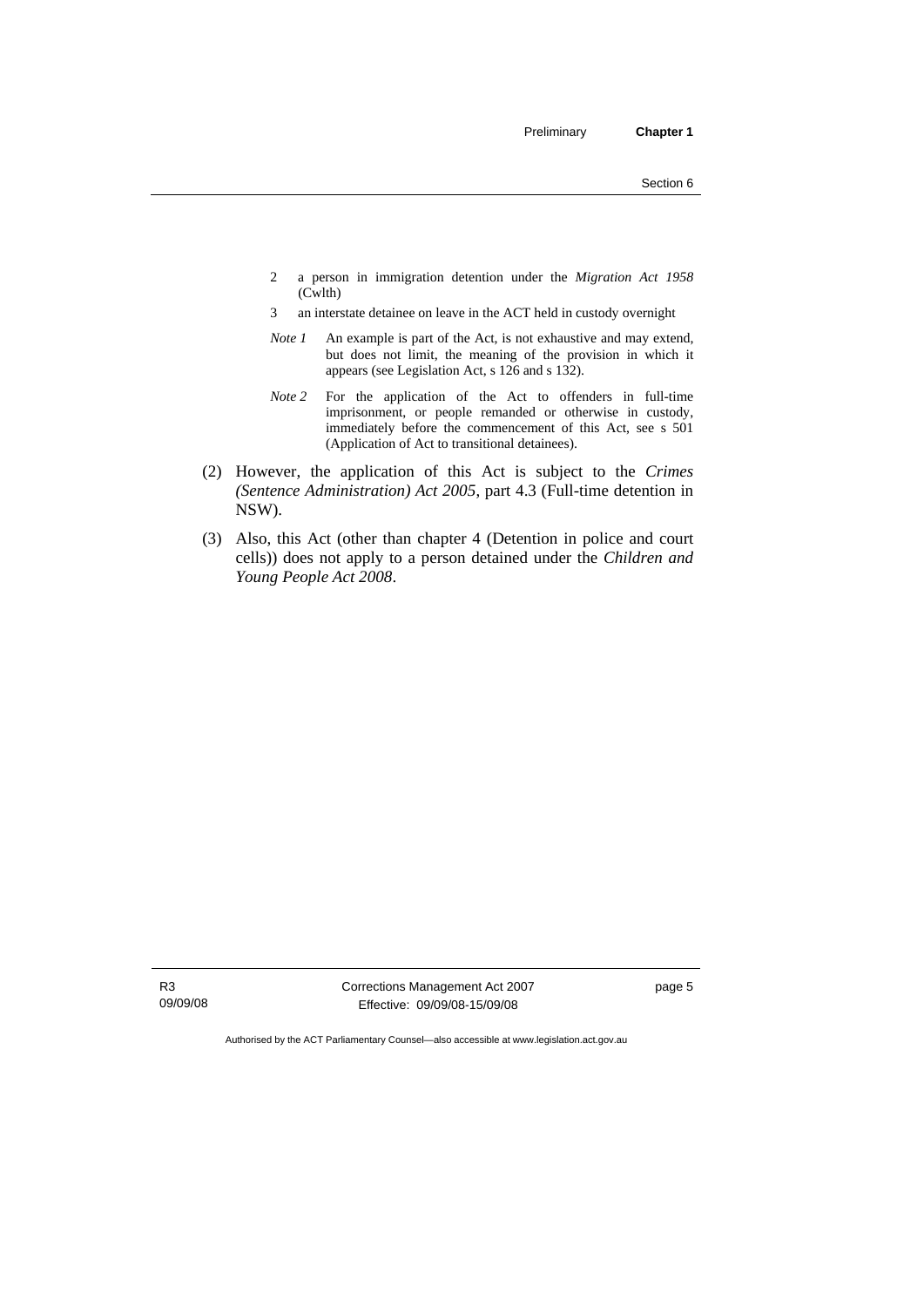2 a person in immigration detention under the *Migration Act 1958* (Cwlth)

3 an interstate detainee on leave in the ACT held in custody overnight

*Note 1* An example is part of the Act, is not exhaustive and may extend, but does not limit, the meaning of the provision in which it appears (see Legislation Act, s 126 and s 132).

*Note 2* For the application of the Act to offenders in full-time imprisonment, or people remanded or otherwise in custody, immediately before the commencement of this Act, see s 501 (Application of Act to transitional detainees).

(2) However, the application of this Act is subject to the *Crimes (Sentence Administration) Act 2005*, part 4.3 (Full-time detention in NSW).

(3) Also, this Act (other than chapter 4 (Detention in police and court cells)) does not apply to a person detained under the *Children and Young People Act 2008*.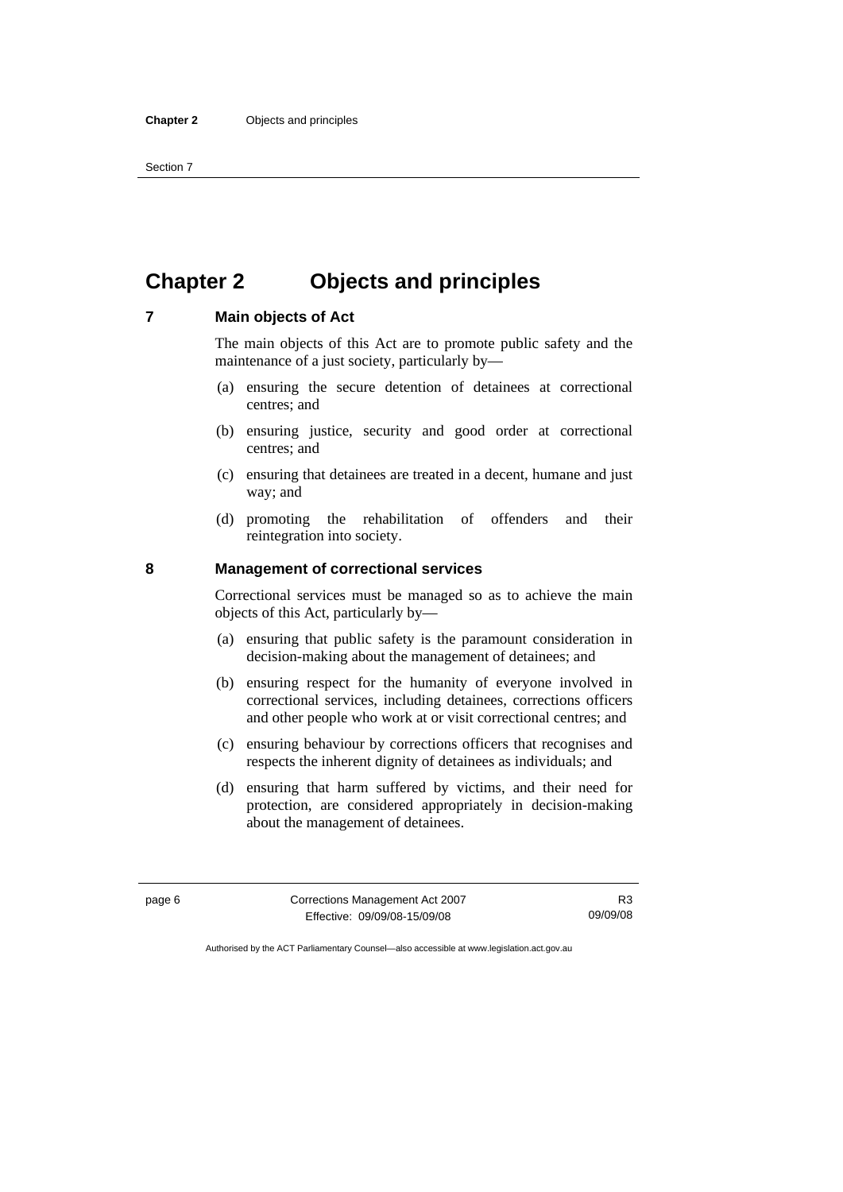# Chapter 2 Objects and principles

## 7 Main objects of Act

The main objects of this Act are to promote public safety and the maintenance of a just society, particularly by—

(a) ensuring the secure detention of detainees at correctional centres; and

(b) ensuring justice, security and good order at correctional centres; and

(c) ensuring that detainees are treated in a decent, humane and just way; and

(d) promoting the rehabilitation of offenders and their reintegration into society.

## 8 Management of correctional services

Correctional services must be managed so as to achieve the main objects of this Act, particularly by—

(a) ensuring that public safety is the paramount consideration in decision-making about the management of detainees; and

(b) ensuring respect for the humanity of everyone involved in correctional services, including detainees, corrections officers and other people who work at or visit correctional centres; and

(c) ensuring behaviour by corrections officers that recognises and respects the inherent dignity of detainees as individuals; and

(d) ensuring that harm suffered by victims, and their need for protection, are considered appropriately in decision-making about the management of detainees.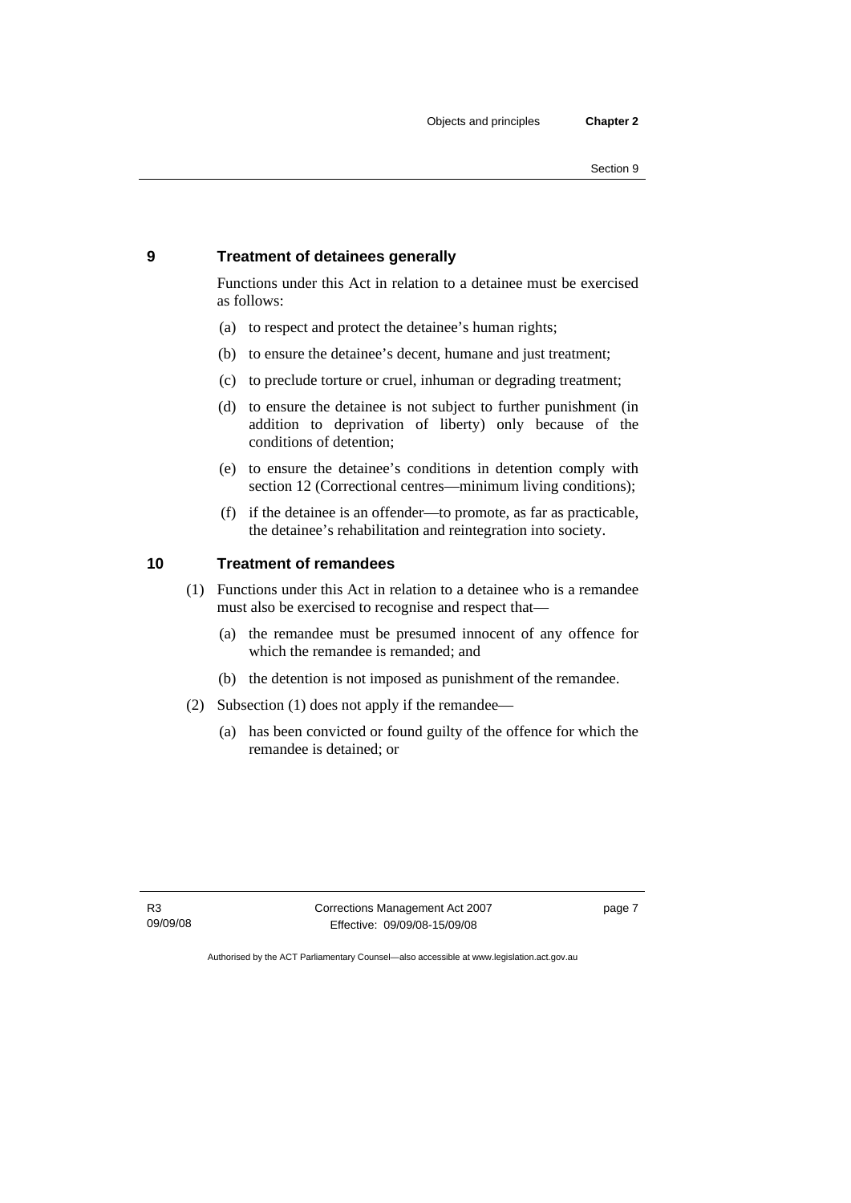## 9 Treatment of detainees generally

Functions under this Act in relation to a detainee must be exercised as follows:

(a) to respect and protect the detainee's human rights;

(b) to ensure the detainee's decent, humane and just treatment;

(c) to preclude torture or cruel, inhuman or degrading treatment;

(d) to ensure the detainee is not subject to further punishment (in addition to deprivation of liberty) only because of the conditions of detention;

(e) to ensure the detainee's conditions in detention comply with section 12 (Correctional centres—minimum living conditions);

(f) if the detainee is an offender—to promote, as far as practicable, the detainee's rehabilitation and reintegration into society.

## 10 Treatment of remandees

(1) Functions under this Act in relation to a detainee who is a remandee must also be exercised to recognise and respect that—

(a) the remandee must be presumed innocent of any offence for which the remandee is remanded; and

(b) the detention is not imposed as punishment of the remandee.

(2) Subsection (1) does not apply if the remandee—

(a) has been convicted or found guilty of the offence for which the remandee is detained; or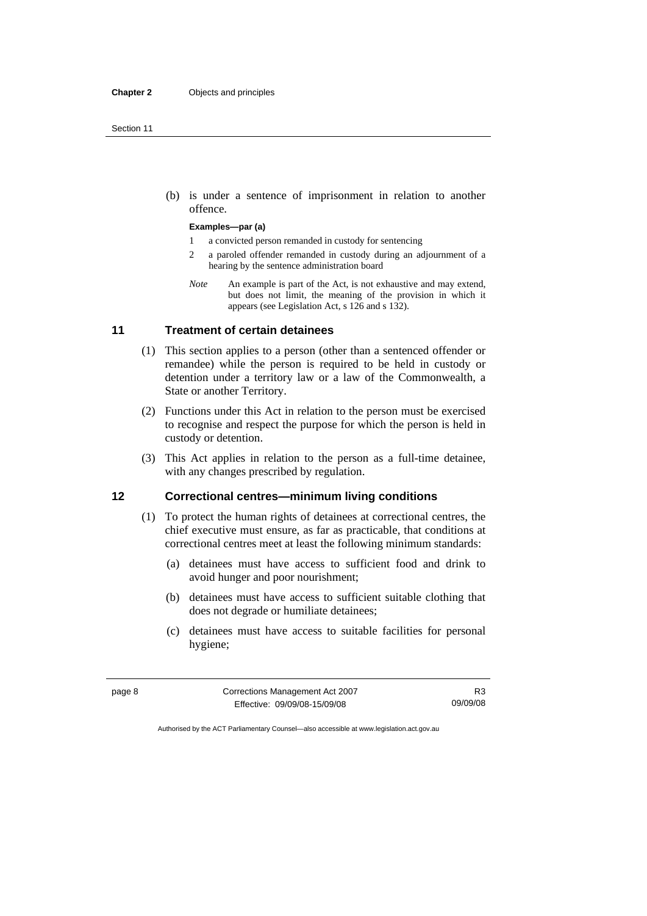(b) is under a sentence of imprisonment in relation to another offence.

**Examples—par (a)**

1 a convicted person remanded in custody for sentencing

2 a paroled offender remanded in custody during an adjournment of a hearing by the sentence administration board

*Note* An example is part of the Act, is not exhaustive and may extend, but does not limit, the meaning of the provision in which it appears (see Legislation Act, s 126 and s 132).

## 11 Treatment of certain detainees

(1) This section applies to a person (other than a sentenced offender or remandee) while the person is required to be held in custody or detention under a territory law or a law of the Commonwealth, a State or another Territory.

(2) Functions under this Act in relation to the person must be exercised to recognise and respect the purpose for which the person is held in custody or detention.

(3) This Act applies in relation to the person as a full-time detainee, with any changes prescribed by regulation.

## 12 Correctional centres—minimum living conditions

(1) To protect the human rights of detainees at correctional centres, the chief executive must ensure, as far as practicable, that conditions at correctional centres meet at least the following minimum standards:

(a) detainees must have access to sufficient food and drink to avoid hunger and poor nourishment;

(b) detainees must have access to sufficient suitable clothing that does not degrade or humiliate detainees;

(c) detainees must have access to suitable facilities for personal hygiene;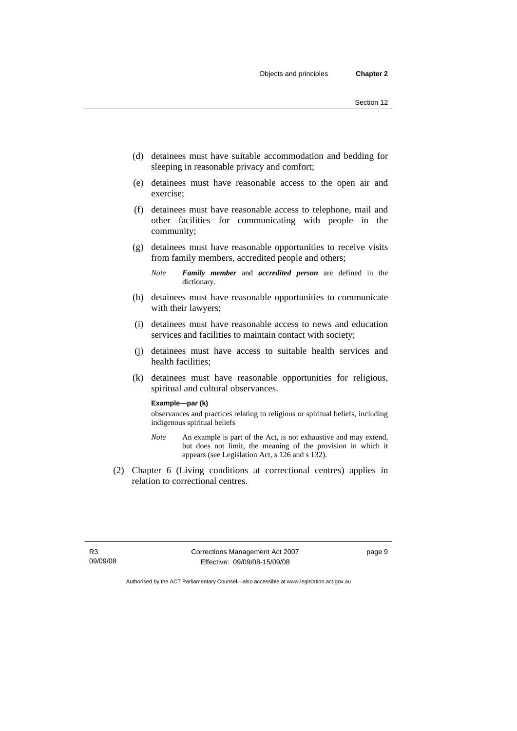(d) detainees must have suitable accommodation and bedding for sleeping in reasonable privacy and comfort;

(e) detainees must have reasonable access to the open air and exercise;

(f) detainees must have reasonable access to telephone, mail and other facilities for communicating with people in the community;

(g) detainees must have reasonable opportunities to receive visits from family members, accredited people and others;

*Note* ***Family member*** and ***accredited person*** are defined in the dictionary.

(h) detainees must have reasonable opportunities to communicate with their lawyers;

(i) detainees must have reasonable access to news and education services and facilities to maintain contact with society;

(j) detainees must have access to suitable health services and health facilities;

(k) detainees must have reasonable opportunities for religious, spiritual and cultural observances.

**Example—par (k)**

observances and practices relating to religious or spiritual beliefs, including indigenous spiritual beliefs

*Note* An example is part of the Act, is not exhaustive and may extend, but does not limit, the meaning of the provision in which it appears (see Legislation Act, s 126 and s 132).

(2) Chapter 6 (Living conditions at correctional centres) applies in relation to correctional centres.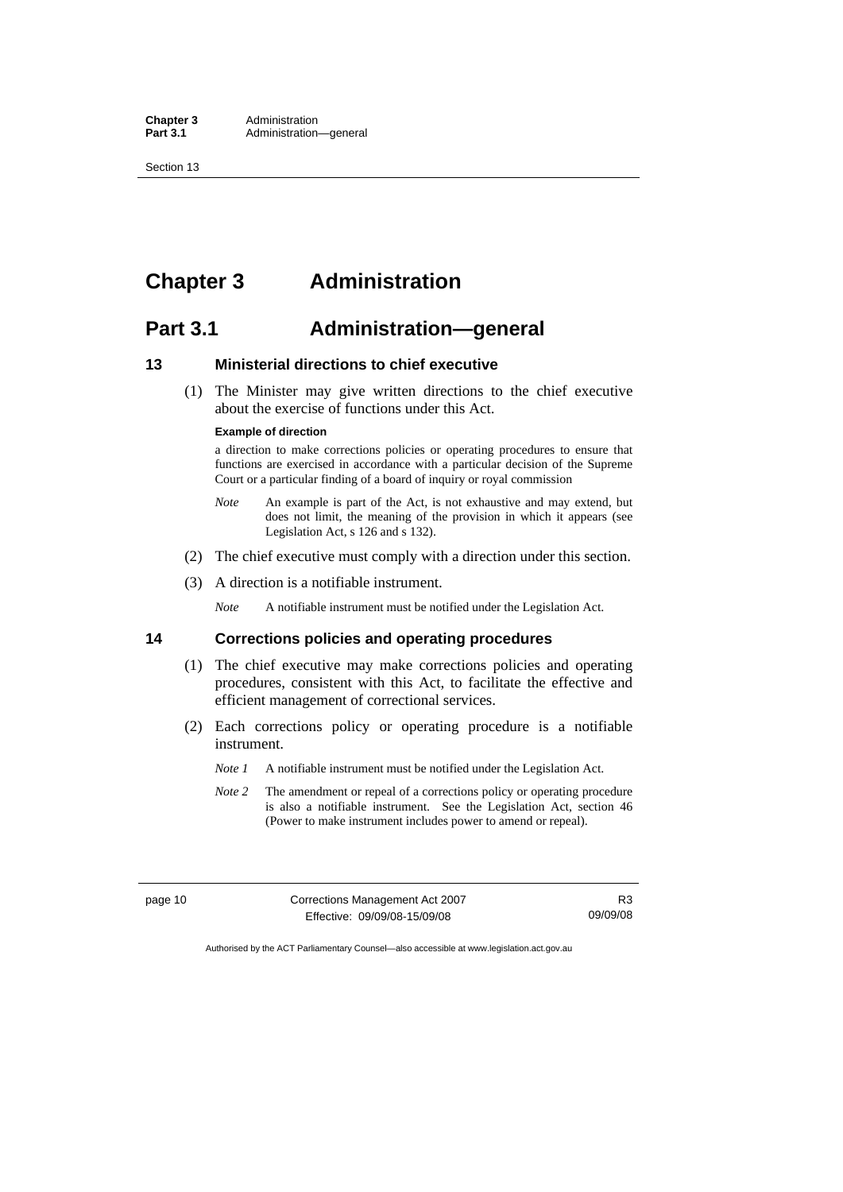# Chapter 3 Administration

## Part 3.1 Administration—general

### 13 Ministerial directions to chief executive

(1) The Minister may give written directions to the chief executive about the exercise of functions under this Act.

**Example of direction**

a direction to make corrections policies or operating procedures to ensure that functions are exercised in accordance with a particular decision of the Supreme Court or a particular finding of a board of inquiry or royal commission

*Note* An example is part of the Act, is not exhaustive and may extend, but does not limit, the meaning of the provision in which it appears (see Legislation Act, s 126 and s 132).

(2) The chief executive must comply with a direction under this section.

(3) A direction is a notifiable instrument.

*Note* A notifiable instrument must be notified under the Legislation Act.

### 14 Corrections policies and operating procedures

(1) The chief executive may make corrections policies and operating procedures, consistent with this Act, to facilitate the effective and efficient management of correctional services.

(2) Each corrections policy or operating procedure is a notifiable instrument.

*Note 1* A notifiable instrument must be notified under the Legislation Act.

*Note 2* The amendment or repeal of a corrections policy or operating procedure is also a notifiable instrument. See the Legislation Act, section 46 (Power to make instrument includes power to amend or repeal).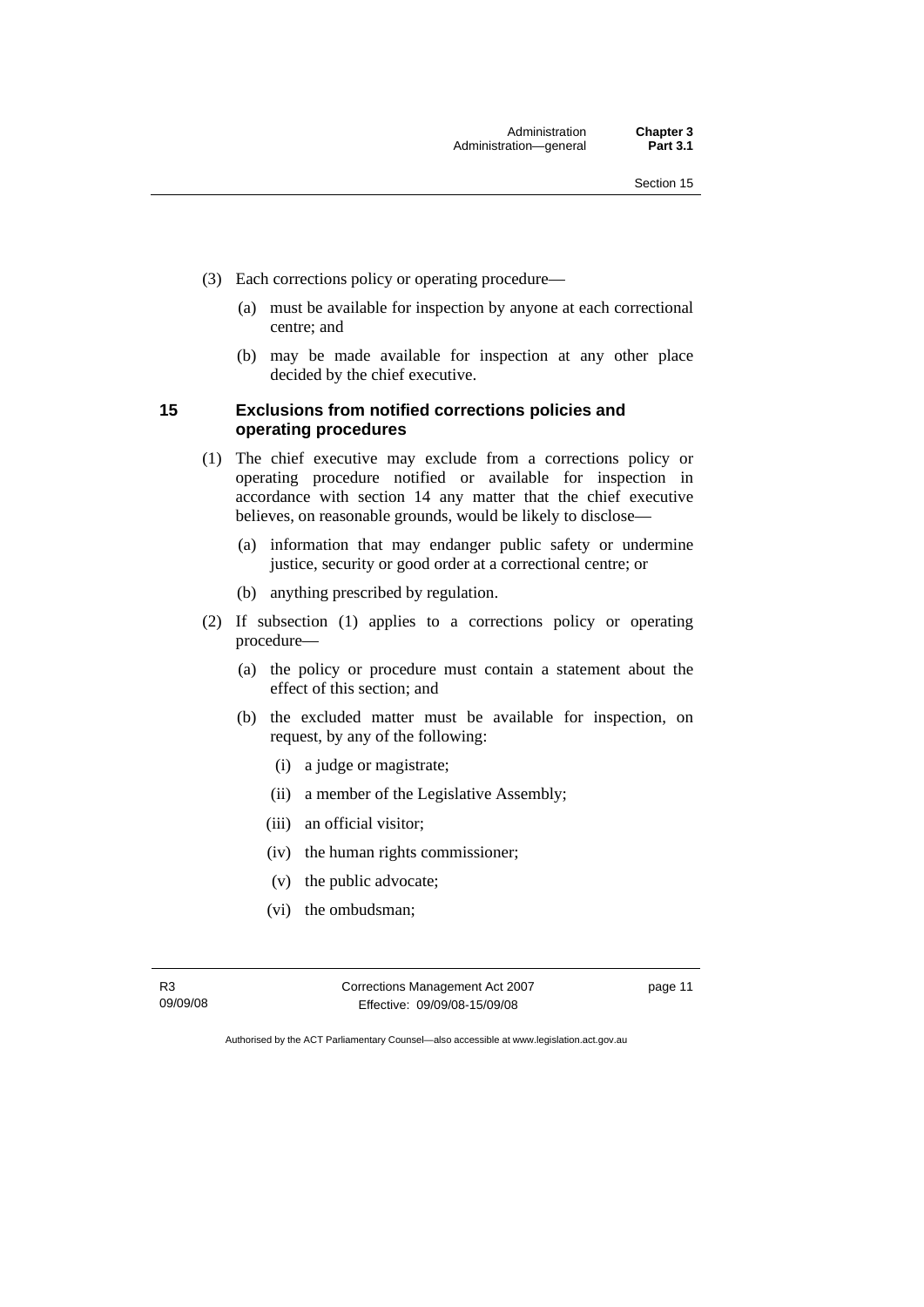(3) Each corrections policy or operating procedure—

(a) must be available for inspection by anyone at each correctional centre; and

(b) may be made available for inspection at any other place decided by the chief executive.

### 15 Exclusions from notified corrections policies and operating procedures

(1) The chief executive may exclude from a corrections policy or operating procedure notified or available for inspection in accordance with section 14 any matter that the chief executive believes, on reasonable grounds, would be likely to disclose—

(a) information that may endanger public safety or undermine justice, security or good order at a correctional centre; or

(b) anything prescribed by regulation.

(2) If subsection (1) applies to a corrections policy or operating procedure—

(a) the policy or procedure must contain a statement about the effect of this section; and

(b) the excluded matter must be available for inspection, on request, by any of the following:

(i) a judge or magistrate;

(ii) a member of the Legislative Assembly;

(iii) an official visitor;

(iv) the human rights commissioner;

(v) the public advocate;

(vi) the ombudsman;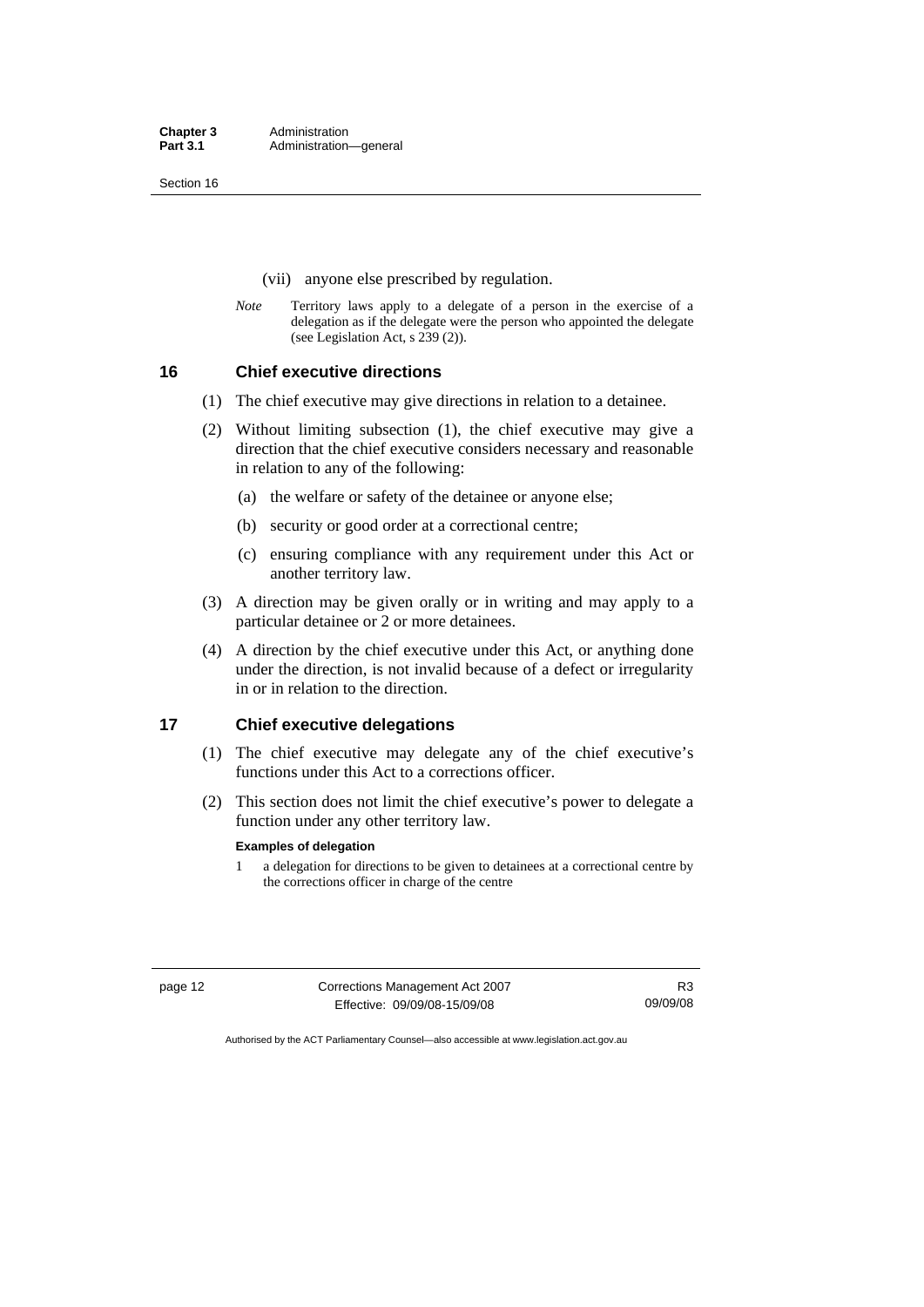(vii) anyone else prescribed by regulation.

*Note* Territory laws apply to a delegate of a person in the exercise of a delegation as if the delegate were the person who appointed the delegate (see Legislation Act, s 239 (2)).

## 16 Chief executive directions

(1) The chief executive may give directions in relation to a detainee.

(2) Without limiting subsection (1), the chief executive may give a direction that the chief executive considers necessary and reasonable in relation to any of the following:

(a) the welfare or safety of the detainee or anyone else;

(b) security or good order at a correctional centre;

(c) ensuring compliance with any requirement under this Act or another territory law.

(3) A direction may be given orally or in writing and may apply to a particular detainee or 2 or more detainees.

(4) A direction by the chief executive under this Act, or anything done under the direction, is not invalid because of a defect or irregularity in or in relation to the direction.

## 17 Chief executive delegations

(1) The chief executive may delegate any of the chief executive's functions under this Act to a corrections officer.

(2) This section does not limit the chief executive's power to delegate a function under any other territory law.

**Examples of delegation**

1 a delegation for directions to be given to detainees at a correctional centre by the corrections officer in charge of the centre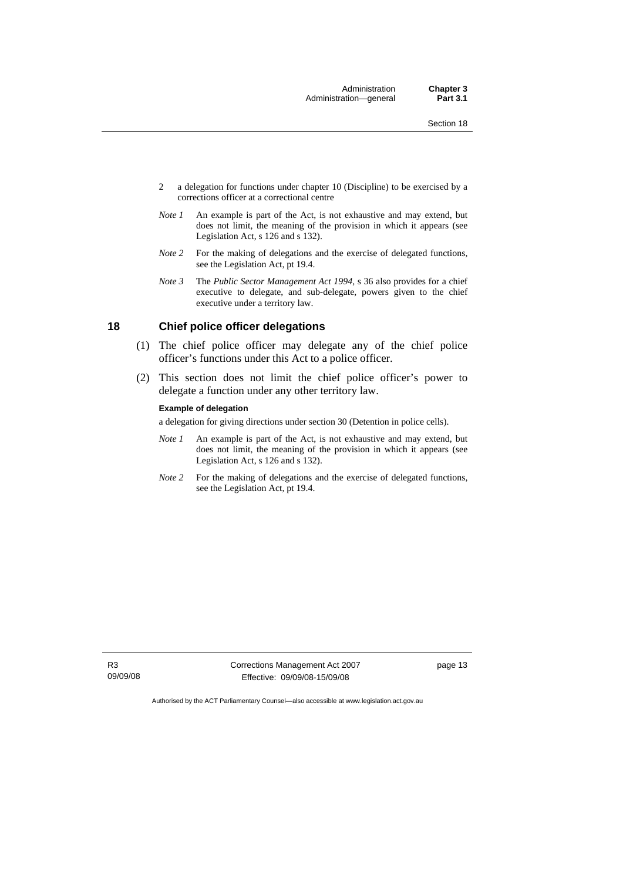2 a delegation for functions under chapter 10 (Discipline) to be exercised by a corrections officer at a correctional centre

*Note 1* An example is part of the Act, is not exhaustive and may extend, but does not limit, the meaning of the provision in which it appears (see Legislation Act, s 126 and s 132).

*Note 2* For the making of delegations and the exercise of delegated functions, see the Legislation Act, pt 19.4.

*Note 3* The *Public Sector Management Act 1994*, s 36 also provides for a chief executive to delegate, and sub-delegate, powers given to the chief executive under a territory law.

## 18 Chief police officer delegations

(1) The chief police officer may delegate any of the chief police officer's functions under this Act to a police officer.

(2) This section does not limit the chief police officer's power to delegate a function under any other territory law.

**Example of delegation**

a delegation for giving directions under section 30 (Detention in police cells).

*Note 1* An example is part of the Act, is not exhaustive and may extend, but does not limit, the meaning of the provision in which it appears (see Legislation Act, s 126 and s 132).

*Note 2* For the making of delegations and the exercise of delegated functions, see the Legislation Act, pt 19.4.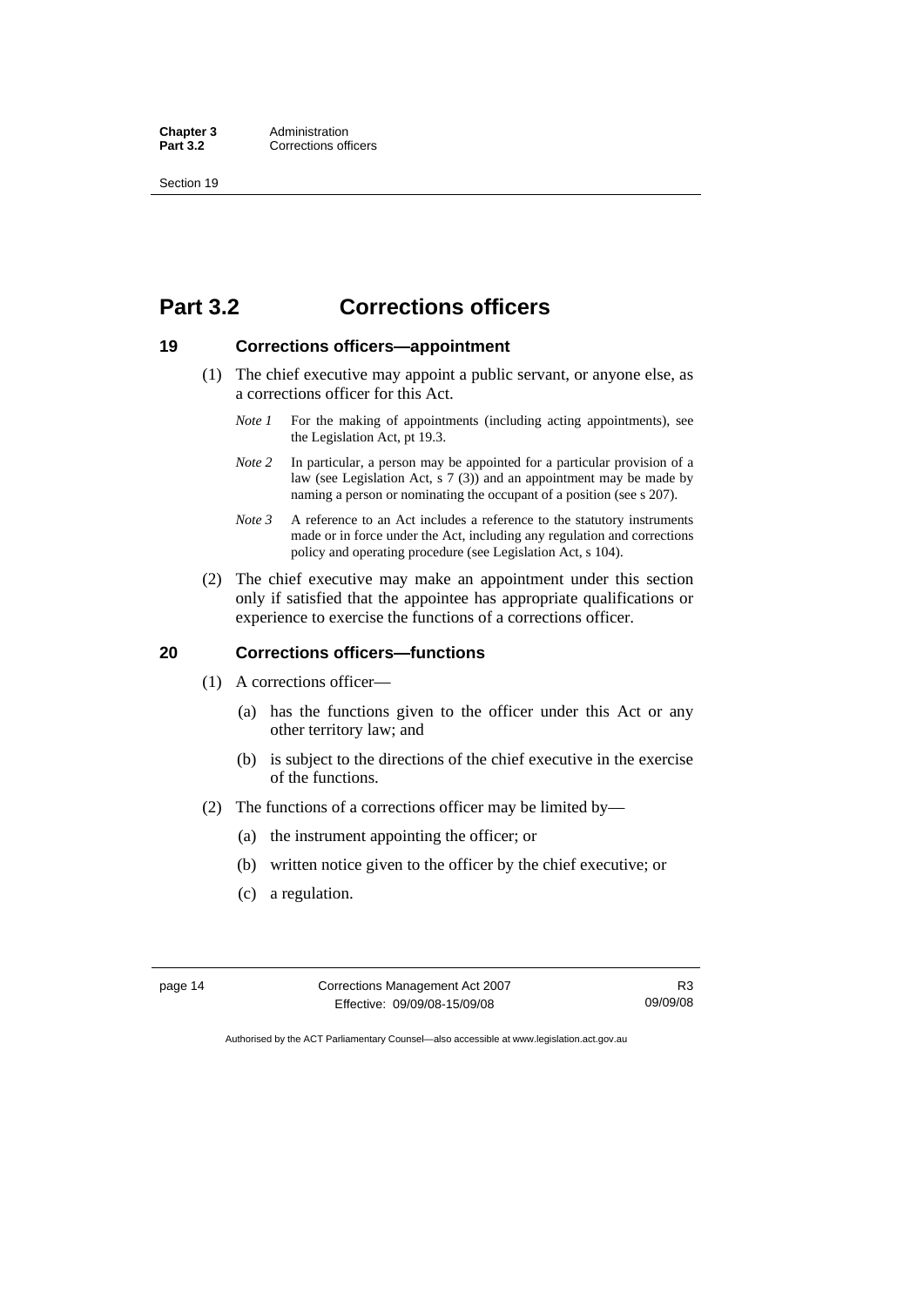# Part 3.2 Corrections officers

## 19 Corrections officers—appointment

(1) The chief executive may appoint a public servant, or anyone else, as a corrections officer for this Act.

*Note 1* For the making of appointments (including acting appointments), see the Legislation Act, pt 19.3.

*Note 2* In particular, a person may be appointed for a particular provision of a law (see Legislation Act, s 7 (3)) and an appointment may be made by naming a person or nominating the occupant of a position (see s 207).

*Note 3* A reference to an Act includes a reference to the statutory instruments made or in force under the Act, including any regulation and corrections policy and operating procedure (see Legislation Act, s 104).

(2) The chief executive may make an appointment under this section only if satisfied that the appointee has appropriate qualifications or experience to exercise the functions of a corrections officer.

## 20 Corrections officers—functions

(1) A corrections officer—

(a) has the functions given to the officer under this Act or any other territory law; and

(b) is subject to the directions of the chief executive in the exercise of the functions.

(2) The functions of a corrections officer may be limited by—

(a) the instrument appointing the officer; or

(b) written notice given to the officer by the chief executive; or

(c) a regulation.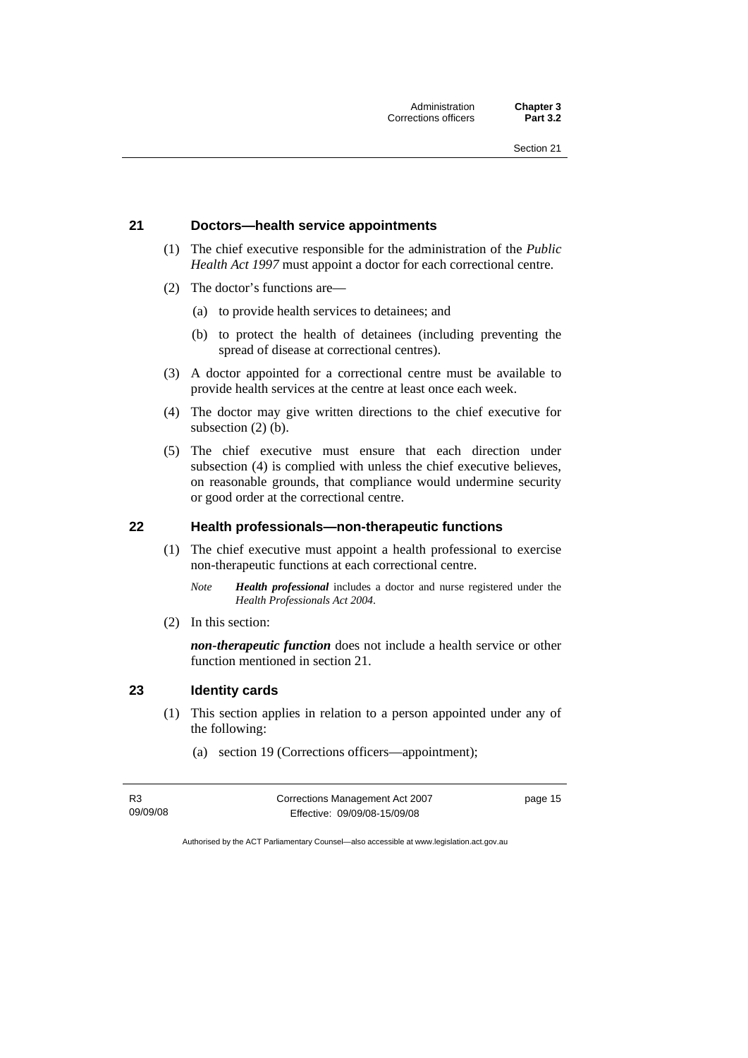## 21 Doctors—health service appointments

(1) The chief executive responsible for the administration of the *Public Health Act 1997* must appoint a doctor for each correctional centre.

(2) The doctor's functions are—

(a) to provide health services to detainees; and

(b) to protect the health of detainees (including preventing the spread of disease at correctional centres).

(3) A doctor appointed for a correctional centre must be available to provide health services at the centre at least once each week.

(4) The doctor may give written directions to the chief executive for subsection (2) (b).

(5) The chief executive must ensure that each direction under subsection (4) is complied with unless the chief executive believes, on reasonable grounds, that compliance would undermine security or good order at the correctional centre.

## 22 Health professionals—non-therapeutic functions

(1) The chief executive must appoint a health professional to exercise non-therapeutic functions at each correctional centre.

*Note* ***Health professional*** includes a doctor and nurse registered under the *Health Professionals Act 2004*.

(2) In this section:

***non-therapeutic function*** does not include a health service or other function mentioned in section 21.

## 23 Identity cards

(1) This section applies in relation to a person appointed under any of the following:

(a) section 19 (Corrections officers—appointment);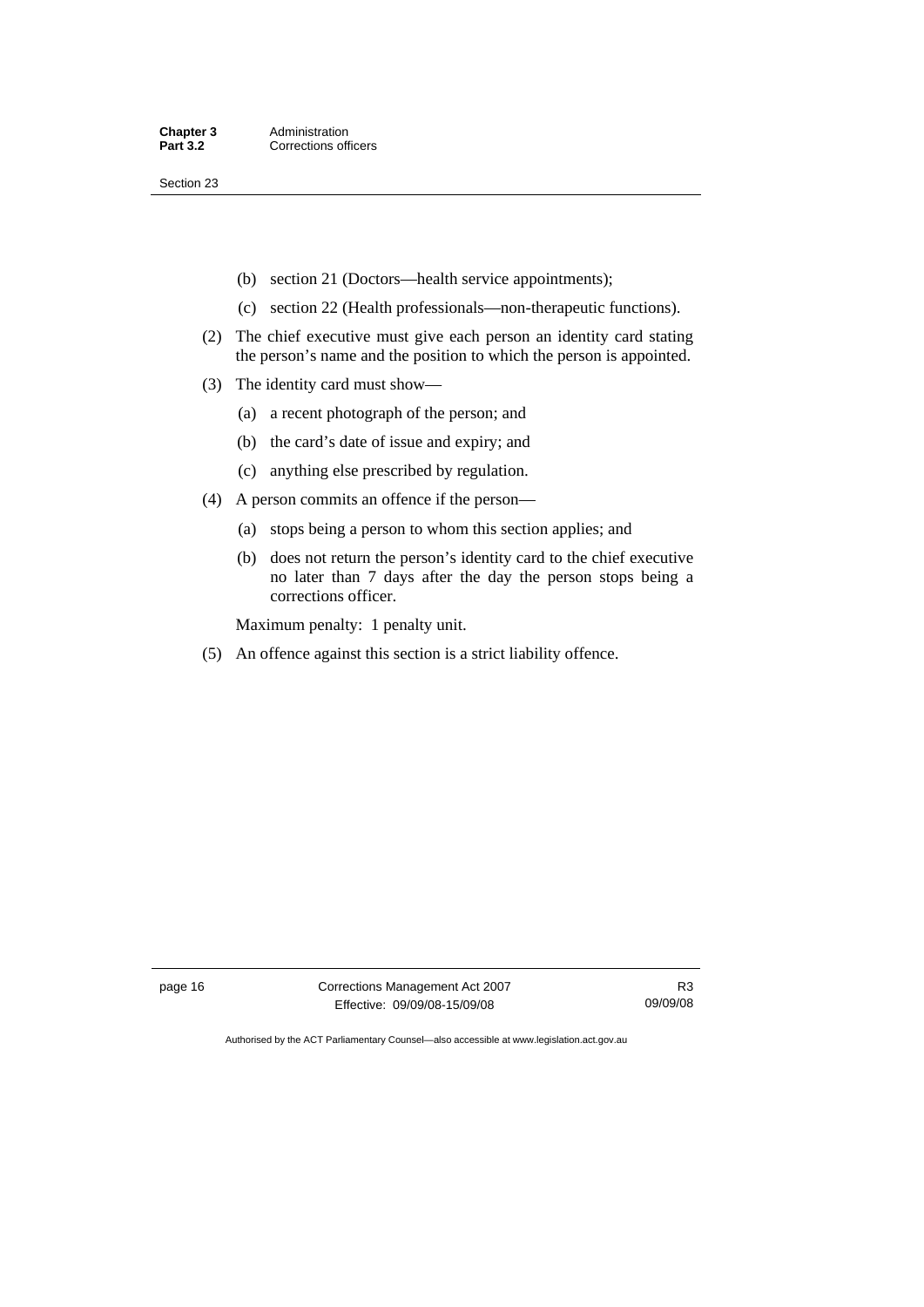(b) section 21 (Doctors—health service appointments);

(c) section 22 (Health professionals—non-therapeutic functions).

(2) The chief executive must give each person an identity card stating the person's name and the position to which the person is appointed.

(3) The identity card must show—

(a) a recent photograph of the person; and

(b) the card's date of issue and expiry; and

(c) anything else prescribed by regulation.

(4) A person commits an offence if the person—

(a) stops being a person to whom this section applies; and

(b) does not return the person's identity card to the chief executive no later than 7 days after the day the person stops being a corrections officer.

Maximum penalty: 1 penalty unit.

(5) An offence against this section is a strict liability offence.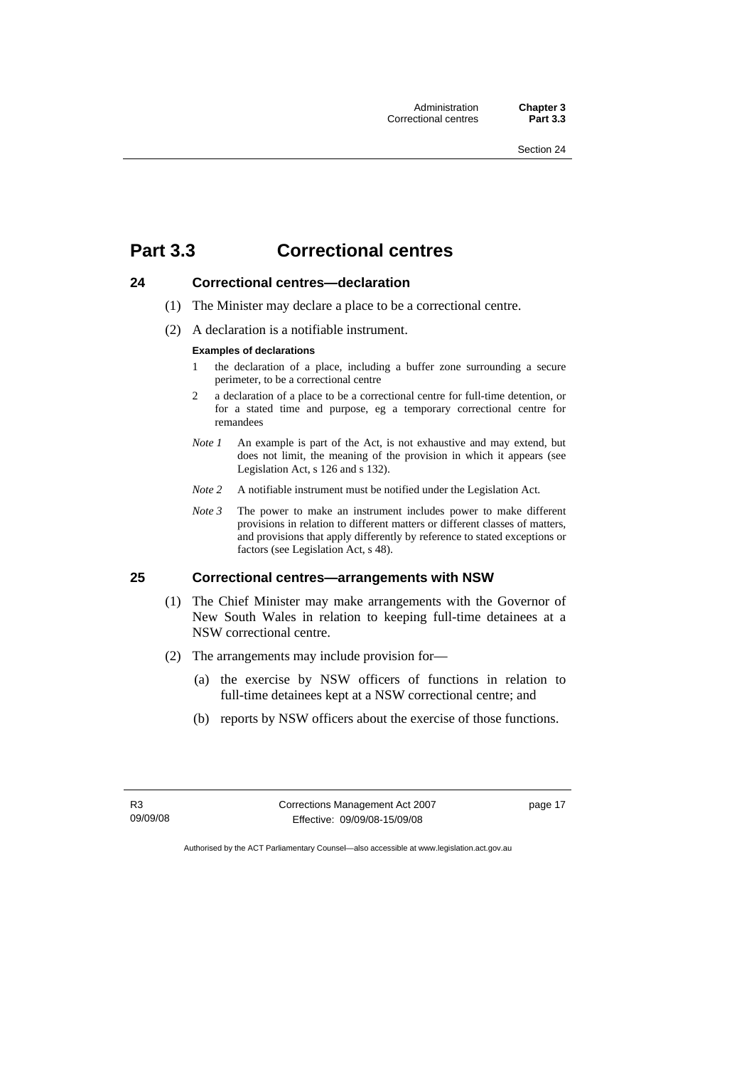# Part 3.3 Correctional centres

## 24 Correctional centres—declaration

(1) The Minister may declare a place to be a correctional centre.

(2) A declaration is a notifiable instrument.

**Examples of declarations**

1 the declaration of a place, including a buffer zone surrounding a secure perimeter, to be a correctional centre

2 a declaration of a place to be a correctional centre for full-time detention, or for a stated time and purpose, eg a temporary correctional centre for remandees

*Note 1* An example is part of the Act, is not exhaustive and may extend, but does not limit, the meaning of the provision in which it appears (see Legislation Act, s 126 and s 132).

*Note 2* A notifiable instrument must be notified under the Legislation Act.

*Note 3* The power to make an instrument includes power to make different provisions in relation to different matters or different classes of matters, and provisions that apply differently by reference to stated exceptions or factors (see Legislation Act, s 48).

## 25 Correctional centres—arrangements with NSW

(1) The Chief Minister may make arrangements with the Governor of New South Wales in relation to keeping full-time detainees at a NSW correctional centre.

(2) The arrangements may include provision for—

(a) the exercise by NSW officers of functions in relation to full-time detainees kept at a NSW correctional centre; and

(b) reports by NSW officers about the exercise of those functions.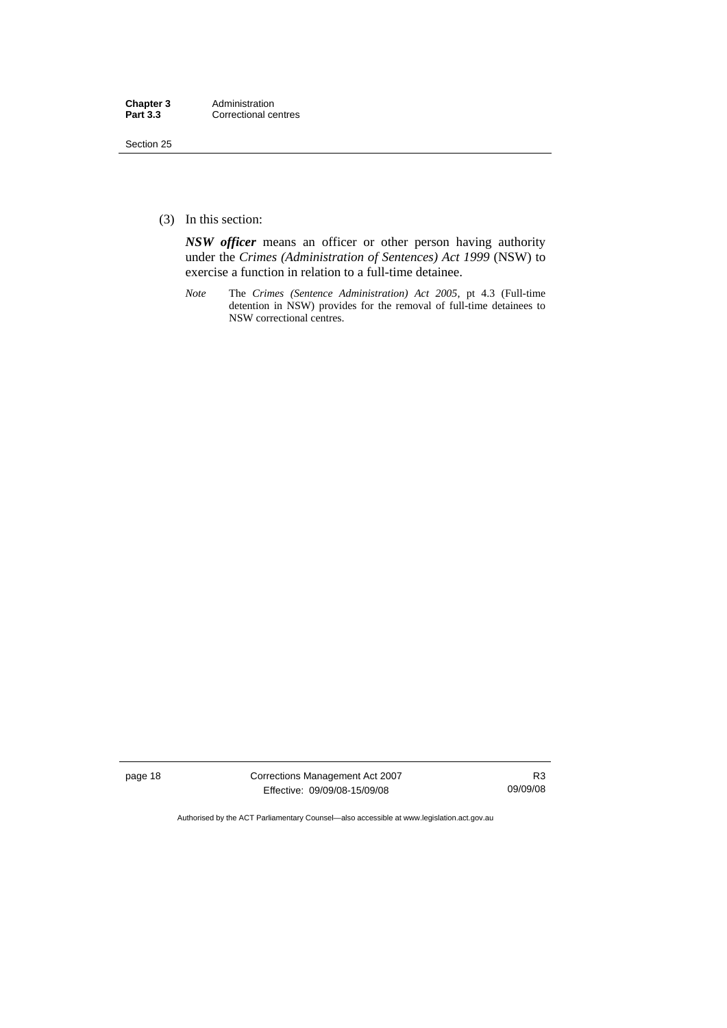(3) In this section:

***NSW officer*** means an officer or other person having authority under the *Crimes (Administration of Sentences) Act 1999* (NSW) to exercise a function in relation to a full-time detainee.

*Note* The *Crimes (Sentence Administration) Act 2005*, pt 4.3 (Full-time detention in NSW) provides for the removal of full-time detainees to NSW correctional centres.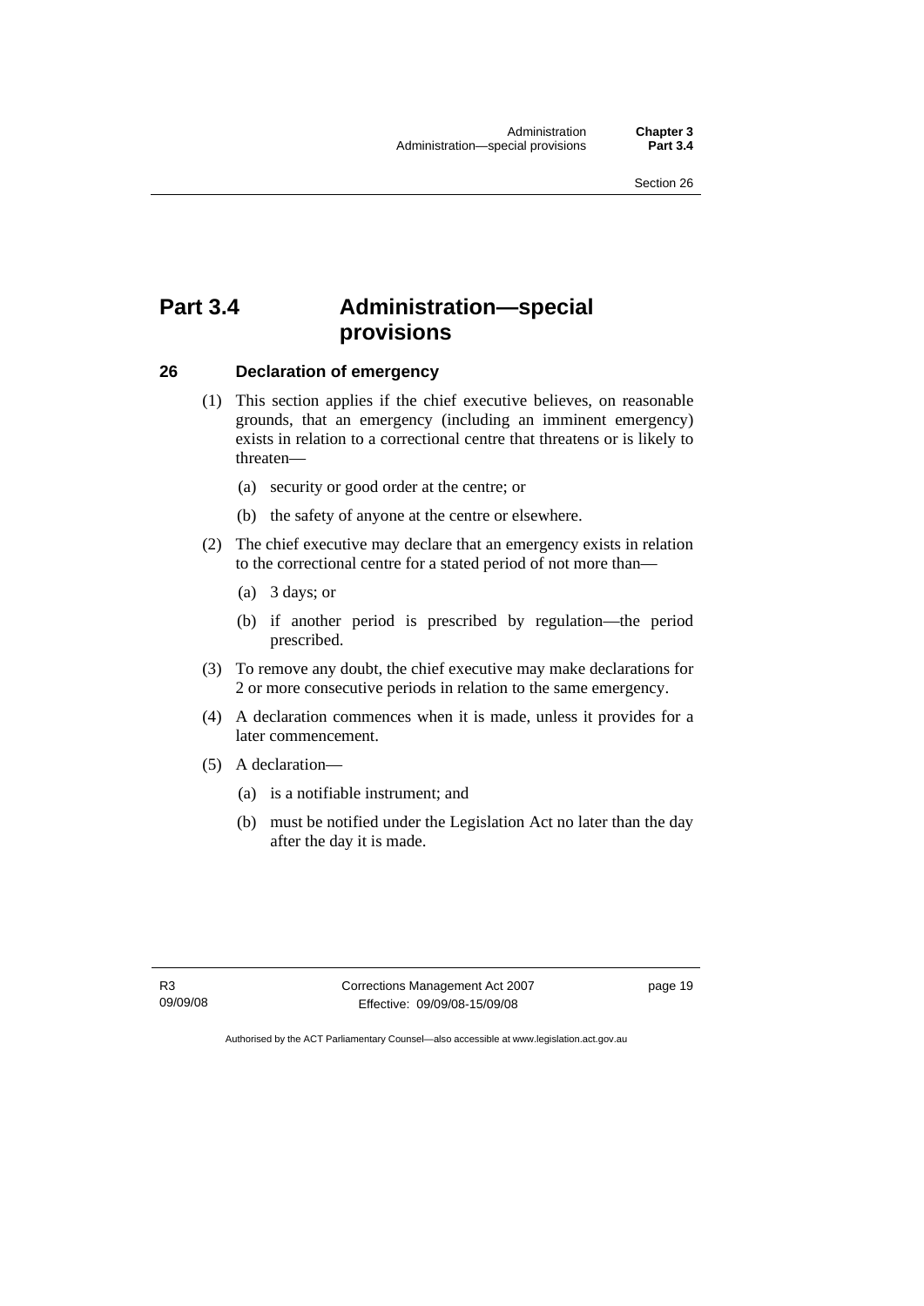# Part 3.4 Administration—special provisions

## 26 Declaration of emergency

(1) This section applies if the chief executive believes, on reasonable grounds, that an emergency (including an imminent emergency) exists in relation to a correctional centre that threatens or is likely to threaten—

  (a) security or good order at the centre; or

  (b) the safety of anyone at the centre or elsewhere.

(2) The chief executive may declare that an emergency exists in relation to the correctional centre for a stated period of not more than—

  (a) 3 days; or

  (b) if another period is prescribed by regulation—the period prescribed.

(3) To remove any doubt, the chief executive may make declarations for 2 or more consecutive periods in relation to the same emergency.

(4) A declaration commences when it is made, unless it provides for a later commencement.

(5) A declaration—

  (a) is a notifiable instrument; and

  (b) must be notified under the Legislation Act no later than the day after the day it is made.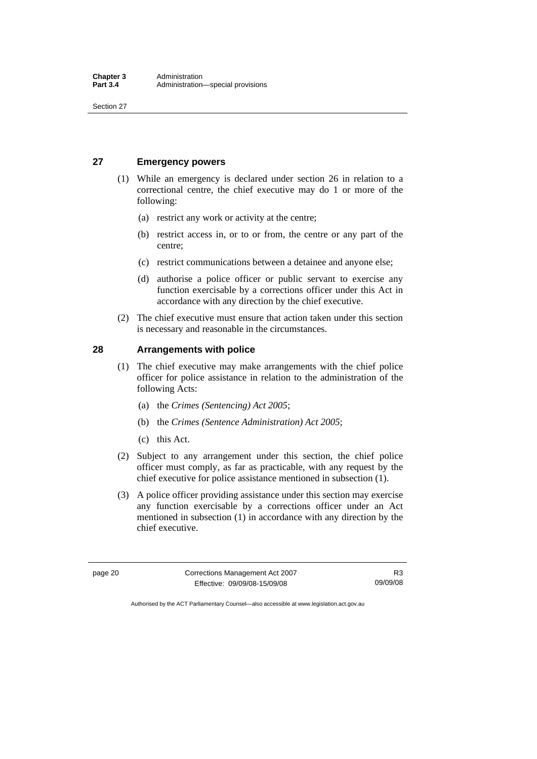## 27 Emergency powers

(1) While an emergency is declared under section 26 in relation to a correctional centre, the chief executive may do 1 or more of the following:

(a) restrict any work or activity at the centre;

(b) restrict access in, or to or from, the centre or any part of the centre;

(c) restrict communications between a detainee and anyone else;

(d) authorise a police officer or public servant to exercise any function exercisable by a corrections officer under this Act in accordance with any direction by the chief executive.

(2) The chief executive must ensure that action taken under this section is necessary and reasonable in the circumstances.

## 28 Arrangements with police

(1) The chief executive may make arrangements with the chief police officer for police assistance in relation to the administration of the following Acts:

(a) the *Crimes (Sentencing) Act 2005*;

(b) the *Crimes (Sentence Administration) Act 2005*;

(c) this Act.

(2) Subject to any arrangement under this section, the chief police officer must comply, as far as practicable, with any request by the chief executive for police assistance mentioned in subsection (1).

(3) A police officer providing assistance under this section may exercise any function exercisable by a corrections officer under an Act mentioned in subsection (1) in accordance with any direction by the chief executive.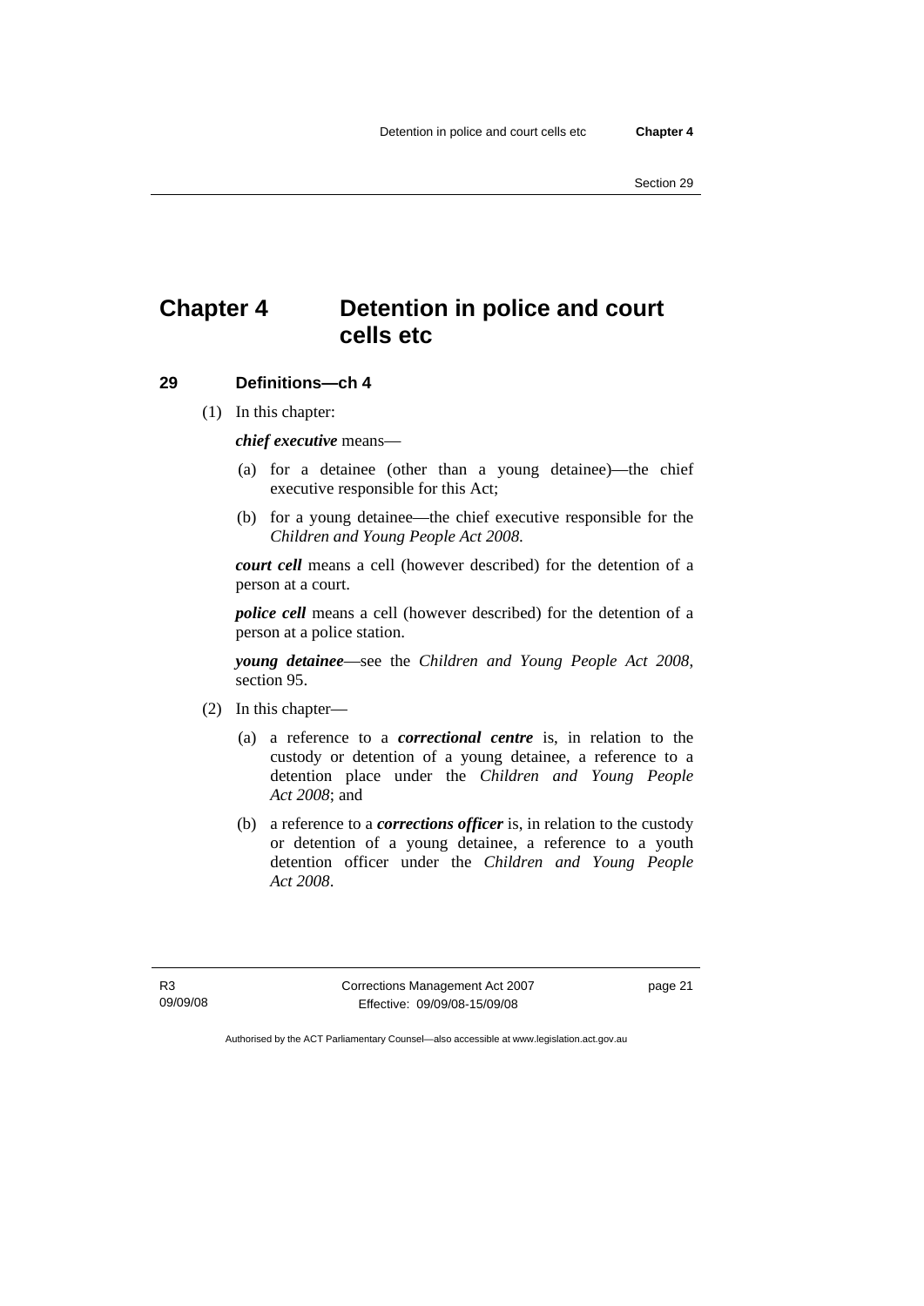# Chapter 4 Detention in police and court cells etc

## 29 Definitions—ch 4

(1) In this chapter:

***chief executive*** means—

(a) for a detainee (other than a young detainee)—the chief executive responsible for this Act;

(b) for a young detainee—the chief executive responsible for the *Children and Young People Act 2008.*

***court cell*** means a cell (however described) for the detention of a person at a court.

***police cell*** means a cell (however described) for the detention of a person at a police station.

***young detainee***—see the *Children and Young People Act 2008*, section 95.

(2) In this chapter—

(a) a reference to a ***correctional centre*** is, in relation to the custody or detention of a young detainee, a reference to a detention place under the *Children and Young People Act 2008*; and

(b) a reference to a ***corrections officer*** is, in relation to the custody or detention of a young detainee, a reference to a youth detention officer under the *Children and Young People Act 2008*.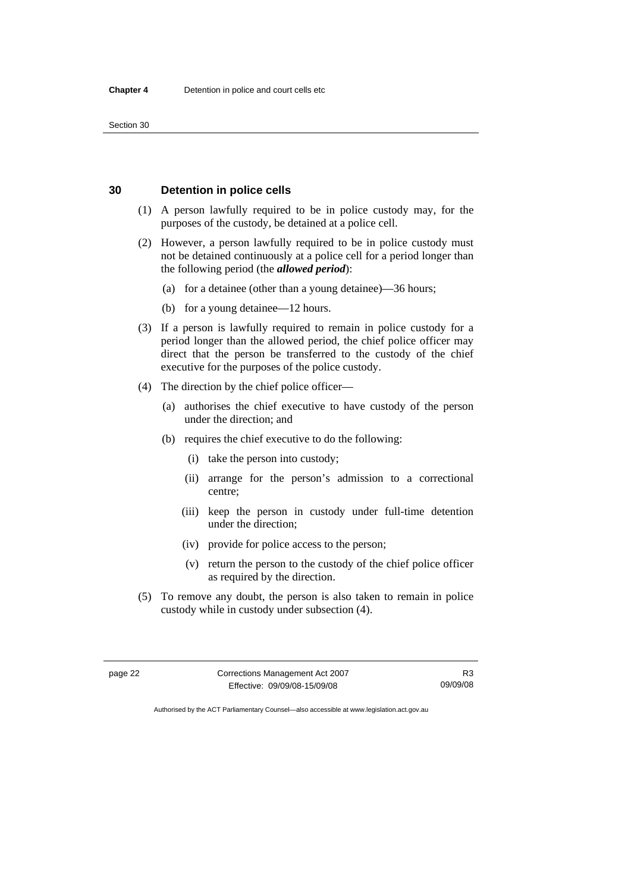## 30 Detention in police cells

(1) A person lawfully required to be in police custody may, for the purposes of the custody, be detained at a police cell.

(2) However, a person lawfully required to be in police custody must not be detained continuously at a police cell for a period longer than the following period (the ***allowed period***):

(a) for a detainee (other than a young detainee)—36 hours;

(b) for a young detainee—12 hours.

(3) If a person is lawfully required to remain in police custody for a period longer than the allowed period, the chief police officer may direct that the person be transferred to the custody of the chief executive for the purposes of the police custody.

(4) The direction by the chief police officer—

(a) authorises the chief executive to have custody of the person under the direction; and

(b) requires the chief executive to do the following:

(i) take the person into custody;

(ii) arrange for the person's admission to a correctional centre;

(iii) keep the person in custody under full-time detention under the direction;

(iv) provide for police access to the person;

(v) return the person to the custody of the chief police officer as required by the direction.

(5) To remove any doubt, the person is also taken to remain in police custody while in custody under subsection (4).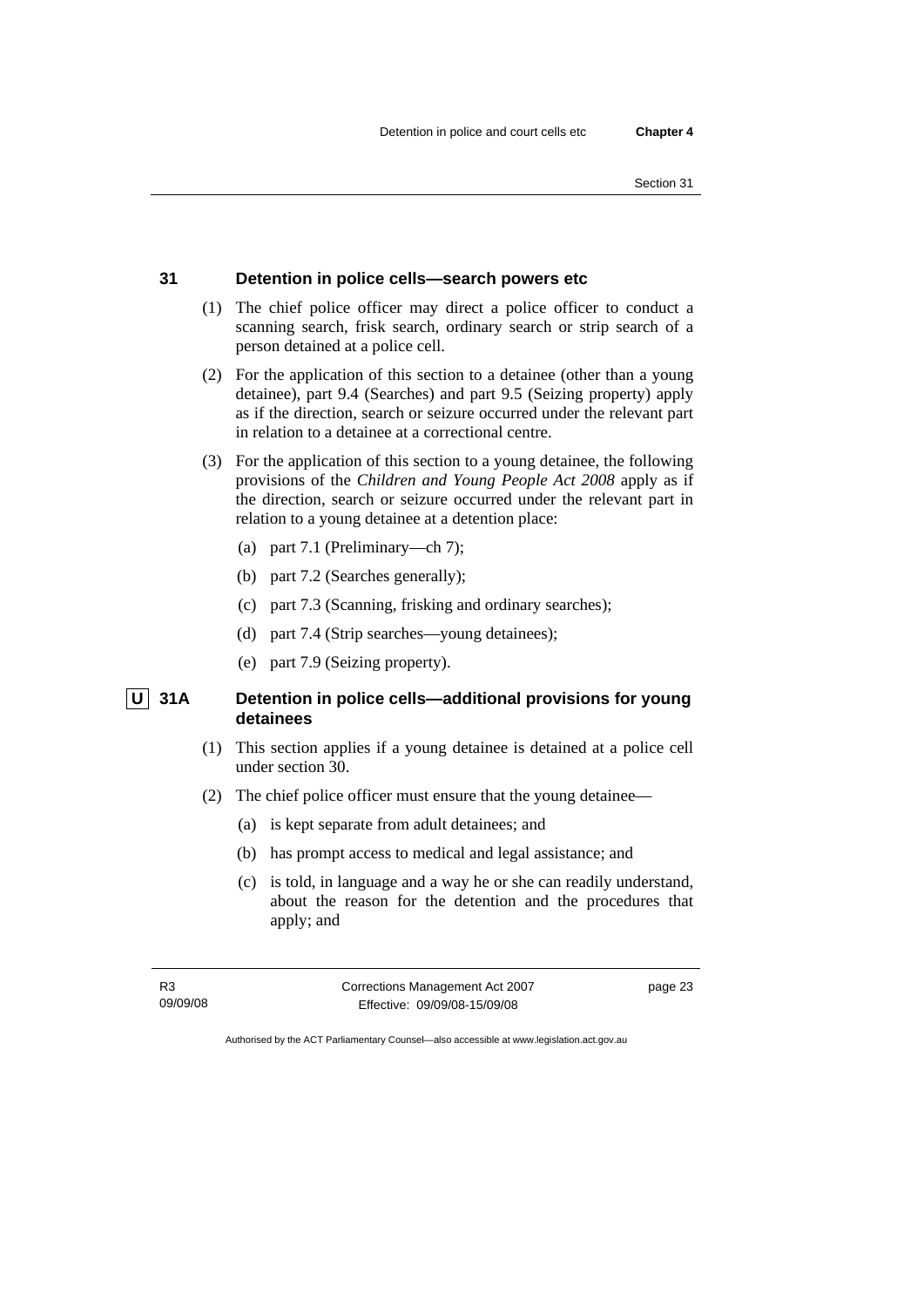### 31 Detention in police cells—search powers etc

(1) The chief police officer may direct a police officer to conduct a scanning search, frisk search, ordinary search or strip search of a person detained at a police cell.

(2) For the application of this section to a detainee (other than a young detainee), part 9.4 (Searches) and part 9.5 (Seizing property) apply as if the direction, search or seizure occurred under the relevant part in relation to a detainee at a correctional centre.

(3) For the application of this section to a young detainee, the following provisions of the *Children and Young People Act 2008* apply as if the direction, search or seizure occurred under the relevant part in relation to a young detainee at a detention place:

(a) part 7.1 (Preliminary—ch 7);

(b) part 7.2 (Searches generally);

(c) part 7.3 (Scanning, frisking and ordinary searches);

(d) part 7.4 (Strip searches—young detainees);

(e) part 7.9 (Seizing property).

### U 31A Detention in police cells—additional provisions for young detainees

(1) This section applies if a young detainee is detained at a police cell under section 30.

(2) The chief police officer must ensure that the young detainee—

(a) is kept separate from adult detainees; and

(b) has prompt access to medical and legal assistance; and

(c) is told, in language and a way he or she can readily understand, about the reason for the detention and the procedures that apply; and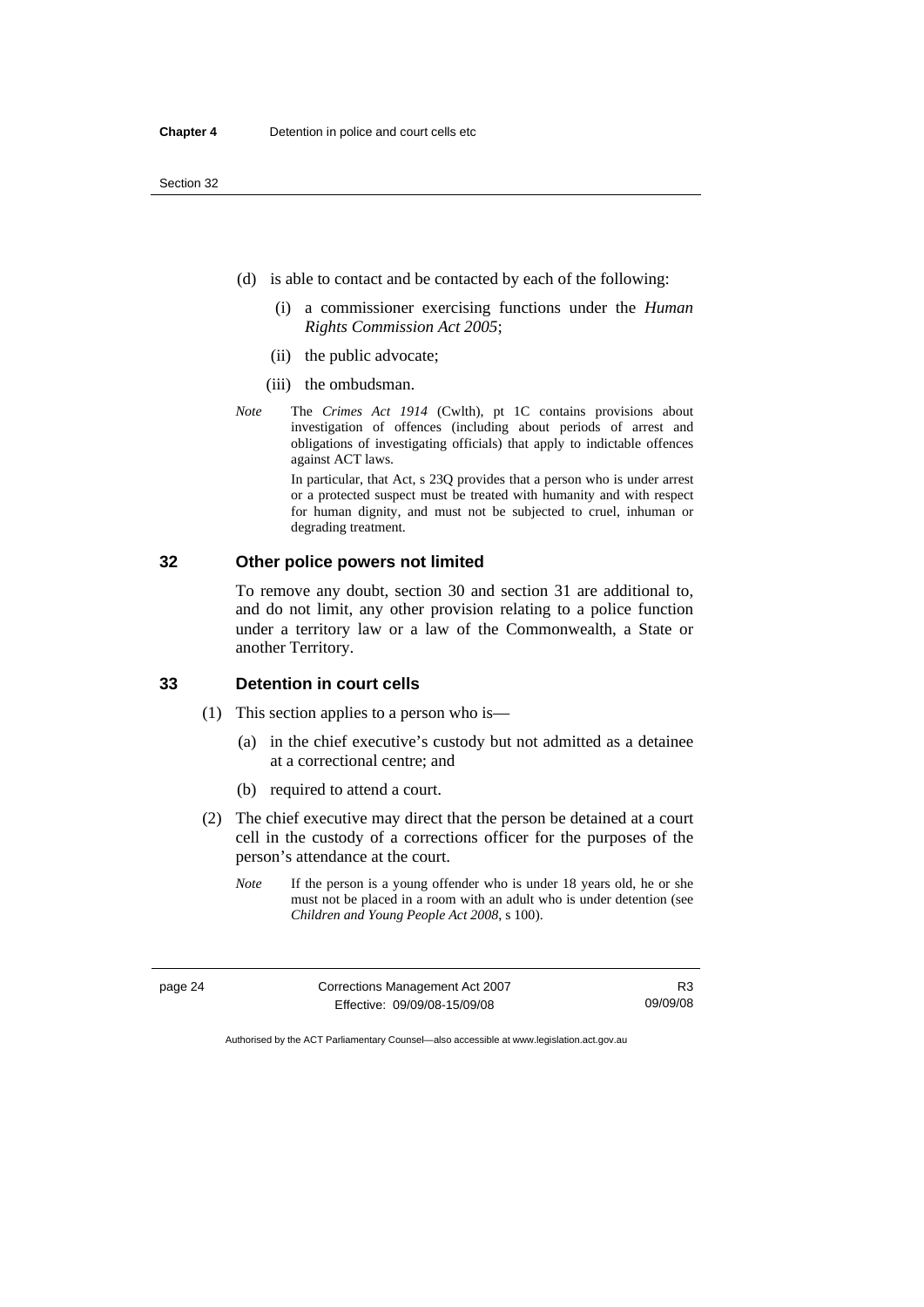(d) is able to contact and be contacted by each of the following:

   (i) a commissioner exercising functions under the *Human Rights Commission Act 2005*;

   (ii) the public advocate;

   (iii) the ombudsman.

*Note* The *Crimes Act 1914* (Cwlth), pt 1C contains provisions about investigation of offences (including about periods of arrest and obligations of investigating officials) that apply to indictable offences against ACT laws.

In particular, that Act, s 23Q provides that a person who is under arrest or a protected suspect must be treated with humanity and with respect for human dignity, and must not be subjected to cruel, inhuman or degrading treatment.

## 32 Other police powers not limited

To remove any doubt, section 30 and section 31 are additional to, and do not limit, any other provision relating to a police function under a territory law or a law of the Commonwealth, a State or another Territory.

## 33 Detention in court cells

(1) This section applies to a person who is—

   (a) in the chief executive's custody but not admitted as a detainee at a correctional centre; and

   (b) required to attend a court.

(2) The chief executive may direct that the person be detained at a court cell in the custody of a corrections officer for the purposes of the person's attendance at the court.

*Note* If the person is a young offender who is under 18 years old, he or she must not be placed in a room with an adult who is under detention (see *Children and Young People Act 2008*, s 100).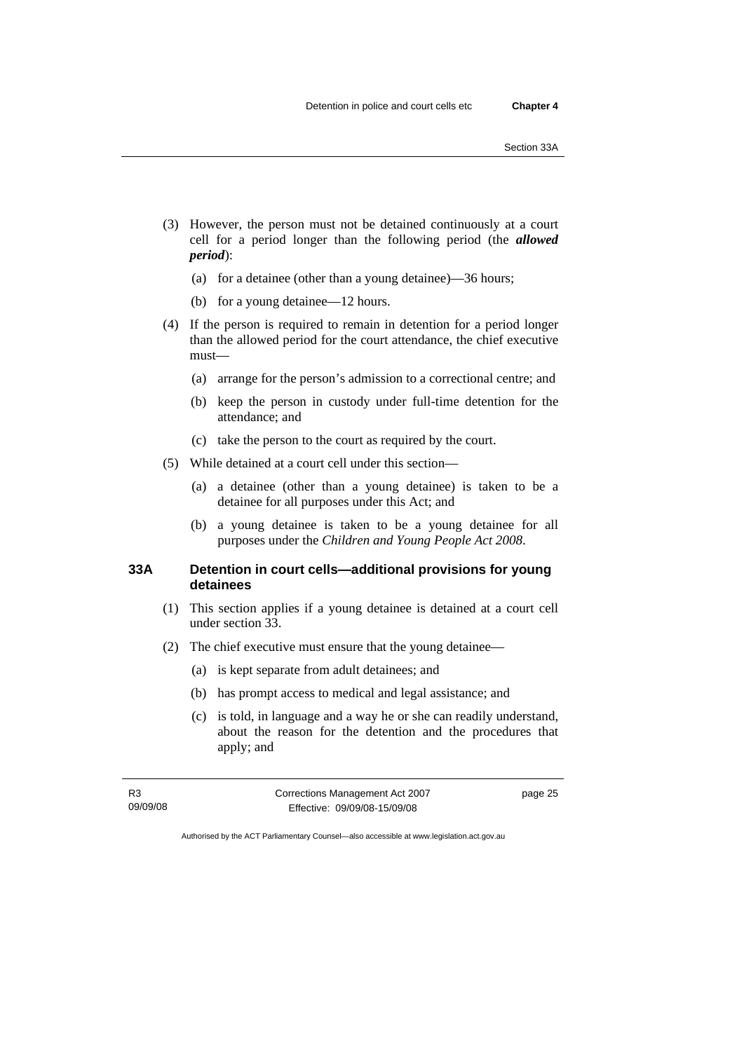(3) However, the person must not be detained continuously at a court cell for a period longer than the following period (the ***allowed period***):

(a) for a detainee (other than a young detainee)—36 hours;

(b) for a young detainee—12 hours.

(4) If the person is required to remain in detention for a period longer than the allowed period for the court attendance, the chief executive must—

(a) arrange for the person's admission to a correctional centre; and

(b) keep the person in custody under full-time detention for the attendance; and

(c) take the person to the court as required by the court.

(5) While detained at a court cell under this section—

(a) a detainee (other than a young detainee) is taken to be a detainee for all purposes under this Act; and

(b) a young detainee is taken to be a young detainee for all purposes under the *Children and Young People Act 2008*.

### 33A Detention in court cells—additional provisions for young detainees

(1) This section applies if a young detainee is detained at a court cell under section 33.

(2) The chief executive must ensure that the young detainee—

(a) is kept separate from adult detainees; and

(b) has prompt access to medical and legal assistance; and

(c) is told, in language and a way he or she can readily understand, about the reason for the detention and the procedures that apply; and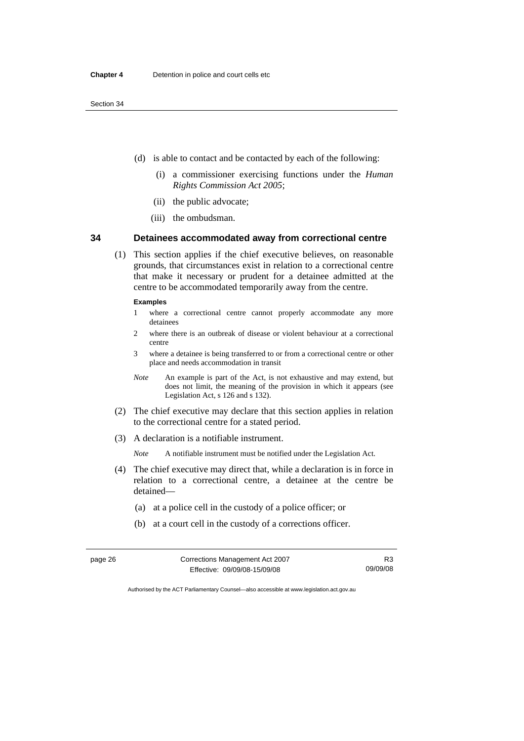(d) is able to contact and be contacted by each of the following:

   (i) a commissioner exercising functions under the *Human Rights Commission Act 2005*;

   (ii) the public advocate;

   (iii) the ombudsman.

## 34 Detainees accommodated away from correctional centre

(1) This section applies if the chief executive believes, on reasonable grounds, that circumstances exist in relation to a correctional centre that make it necessary or prudent for a detainee admitted at the centre to be accommodated temporarily away from the centre.

**Examples**

1 where a correctional centre cannot properly accommodate any more detainees

2 where there is an outbreak of disease or violent behaviour at a correctional centre

3 where a detainee is being transferred to or from a correctional centre or other place and needs accommodation in transit

*Note* An example is part of the Act, is not exhaustive and may extend, but does not limit, the meaning of the provision in which it appears (see Legislation Act, s 126 and s 132).

(2) The chief executive may declare that this section applies in relation to the correctional centre for a stated period.

(3) A declaration is a notifiable instrument.

*Note* A notifiable instrument must be notified under the Legislation Act.

(4) The chief executive may direct that, while a declaration is in force in relation to a correctional centre, a detainee at the centre be detained—

   (a) at a police cell in the custody of a police officer; or

   (b) at a court cell in the custody of a corrections officer.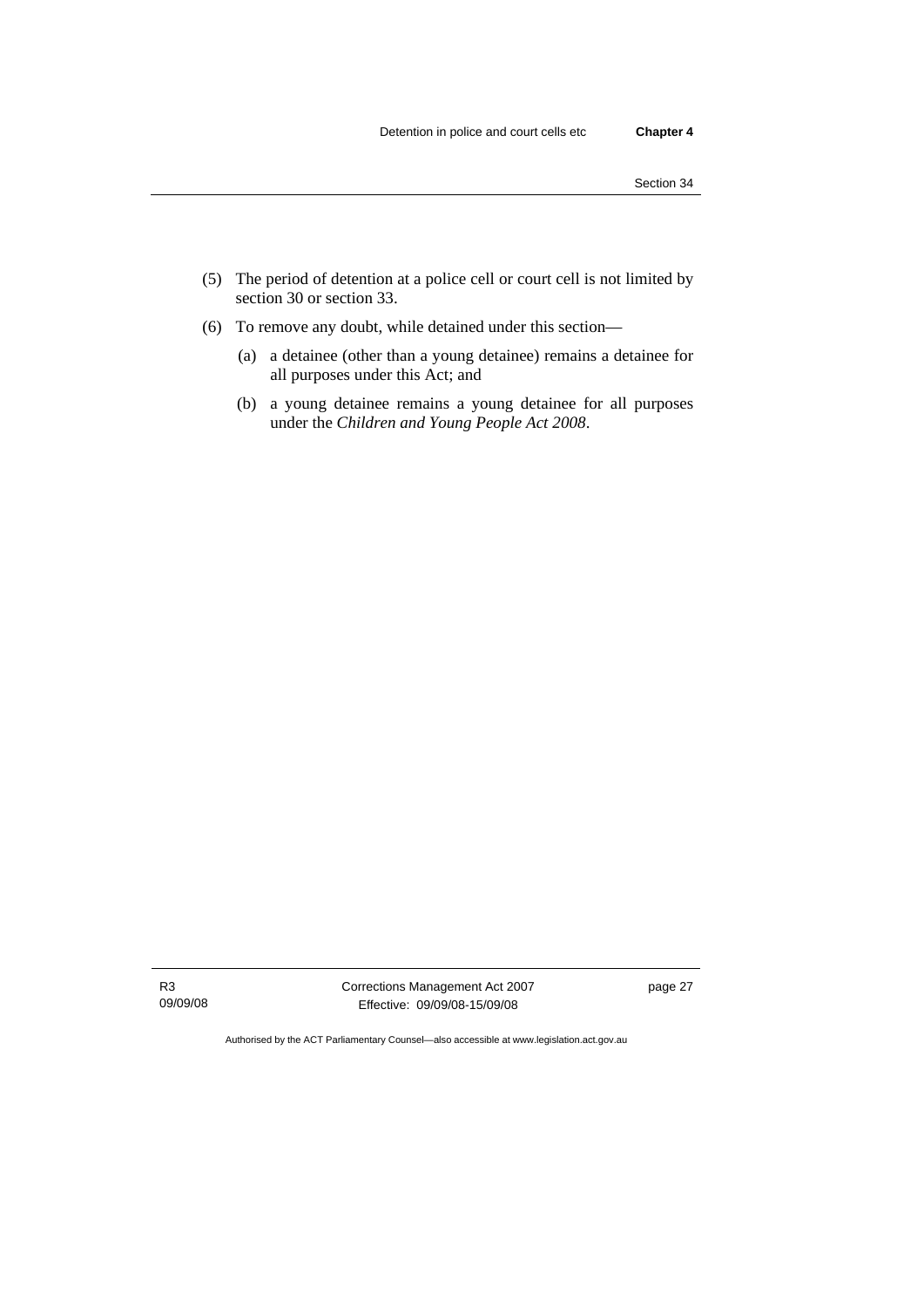(5) The period of detention at a police cell or court cell is not limited by section 30 or section 33.

(6) To remove any doubt, while detained under this section—

(a) a detainee (other than a young detainee) remains a detainee for all purposes under this Act; and

(b) a young detainee remains a young detainee for all purposes under the *Children and Young People Act 2008*.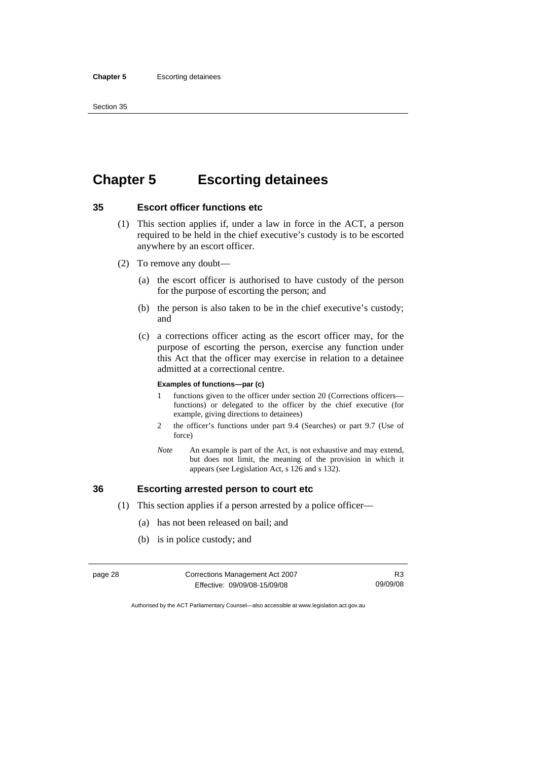# Chapter 5 Escorting detainees

## 35 Escort officer functions etc

(1) This section applies if, under a law in force in the ACT, a person required to be held in the chief executive's custody is to be escorted anywhere by an escort officer.

(2) To remove any doubt—

(a) the escort officer is authorised to have custody of the person for the purpose of escorting the person; and

(b) the person is also taken to be in the chief executive's custody; and

(c) a corrections officer acting as the escort officer may, for the purpose of escorting the person, exercise any function under this Act that the officer may exercise in relation to a detainee admitted at a correctional centre.

**Examples of functions—par (c)**

1 functions given to the officer under section 20 (Corrections officers—functions) or delegated to the officer by the chief executive (for example, giving directions to detainees)

2 the officer's functions under part 9.4 (Searches) or part 9.7 (Use of force)

*Note* An example is part of the Act, is not exhaustive and may extend, but does not limit, the meaning of the provision in which it appears (see Legislation Act, s 126 and s 132).

## 36 Escorting arrested person to court etc

(1) This section applies if a person arrested by a police officer—

(a) has not been released on bail; and

(b) is in police custody; and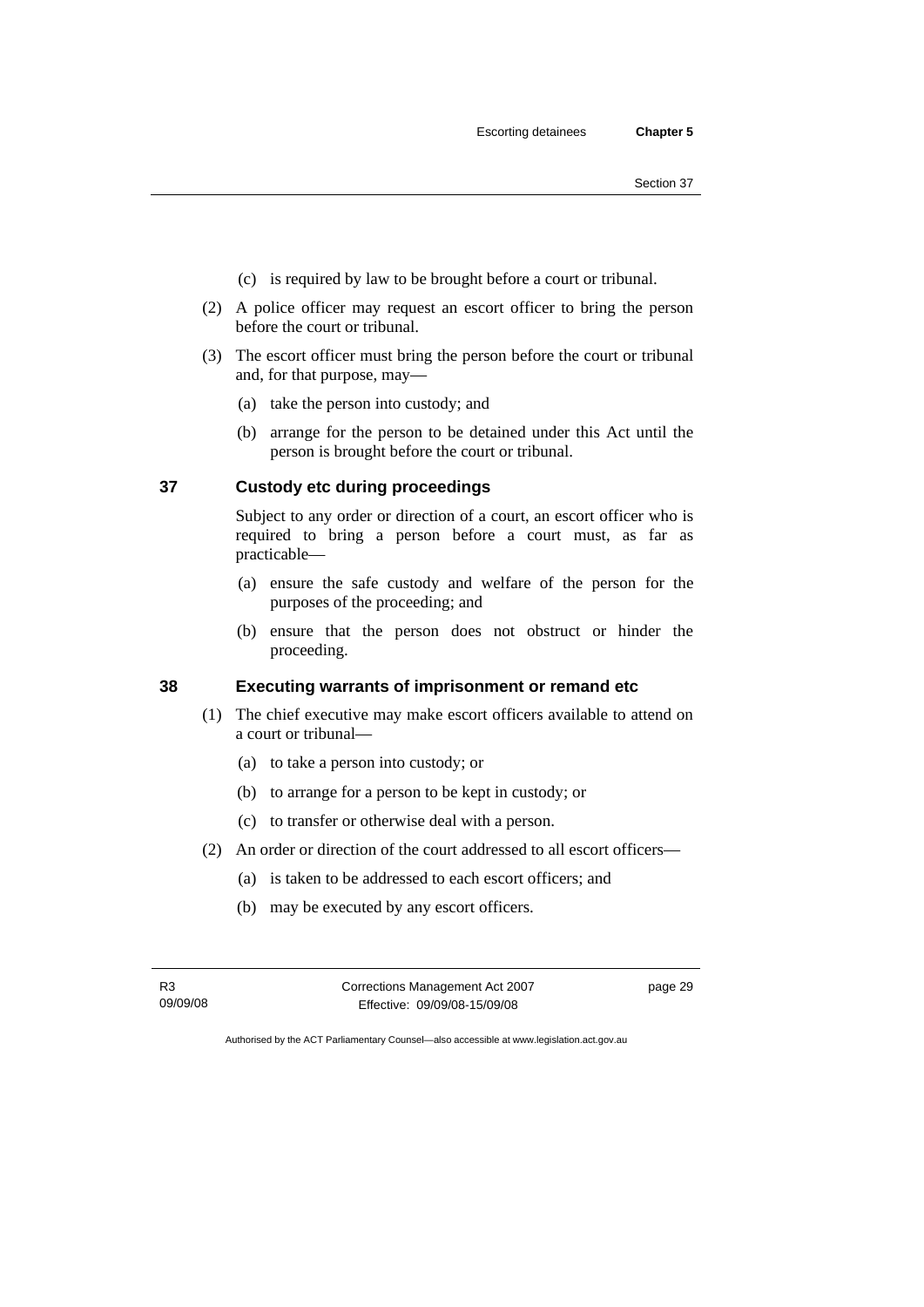(c) is required by law to be brought before a court or tribunal.

(2) A police officer may request an escort officer to bring the person before the court or tribunal.

(3) The escort officer must bring the person before the court or tribunal and, for that purpose, may—

(a) take the person into custody; and

(b) arrange for the person to be detained under this Act until the person is brought before the court or tribunal.

### 37 Custody etc during proceedings

Subject to any order or direction of a court, an escort officer who is required to bring a person before a court must, as far as practicable—

(a) ensure the safe custody and welfare of the person for the purposes of the proceeding; and

(b) ensure that the person does not obstruct or hinder the proceeding.

### 38 Executing warrants of imprisonment or remand etc

(1) The chief executive may make escort officers available to attend on a court or tribunal—

(a) to take a person into custody; or

(b) to arrange for a person to be kept in custody; or

(c) to transfer or otherwise deal with a person.

(2) An order or direction of the court addressed to all escort officers—

(a) is taken to be addressed to each escort officers; and

(b) may be executed by any escort officers.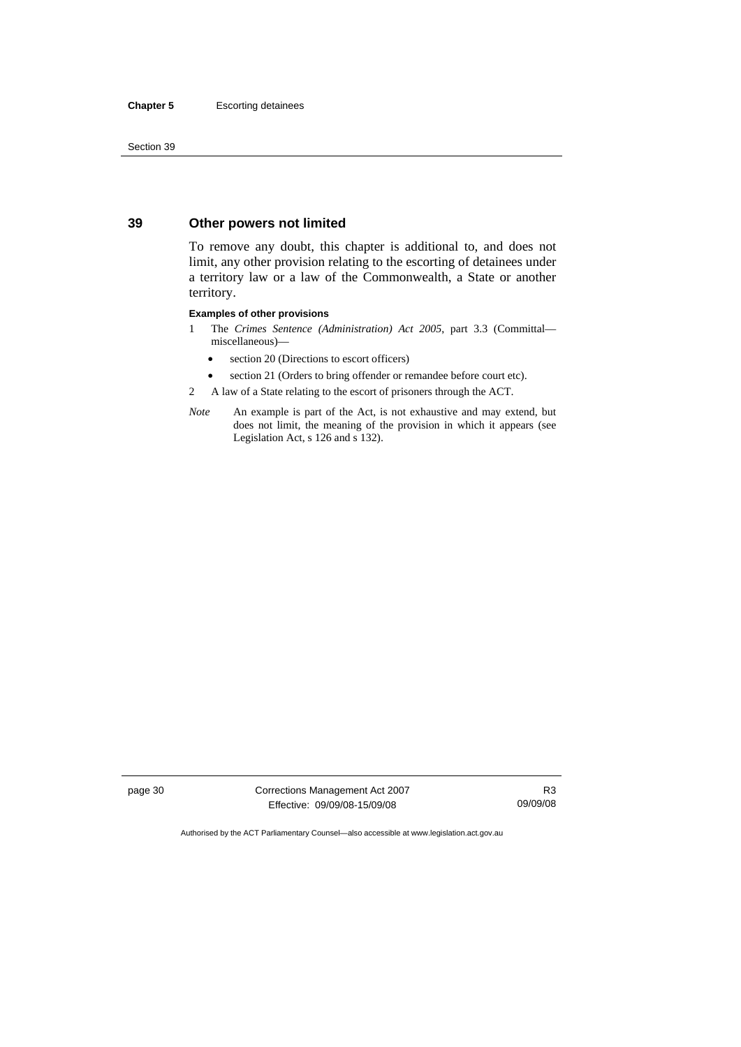## 39 Other powers not limited

To remove any doubt, this chapter is additional to, and does not limit, any other provision relating to the escorting of detainees under a territory law or a law of the Commonwealth, a State or another territory.

**Examples of other provisions**

1 The *Crimes Sentence (Administration) Act 2005*, part 3.3 (Committal—miscellaneous)—

- section 20 (Directions to escort officers)
- section 21 (Orders to bring offender or remandee before court etc).

2 A law of a State relating to the escort of prisoners through the ACT.

*Note* An example is part of the Act, is not exhaustive and may extend, but does not limit, the meaning of the provision in which it appears (see Legislation Act, s 126 and s 132).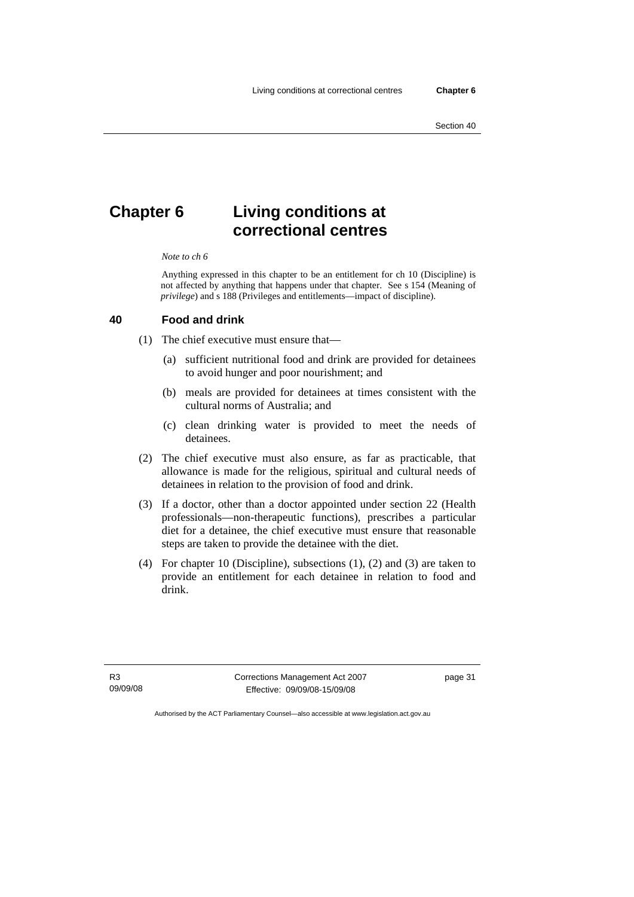# Chapter 6 Living conditions at correctional centres

*Note to ch 6*

Anything expressed in this chapter to be an entitlement for ch 10 (Discipline) is not affected by anything that happens under that chapter. See s 154 (Meaning of *privilege*) and s 188 (Privileges and entitlements—impact of discipline).

## 40 Food and drink

(1) The chief executive must ensure that—

(a) sufficient nutritional food and drink are provided for detainees to avoid hunger and poor nourishment; and

(b) meals are provided for detainees at times consistent with the cultural norms of Australia; and

(c) clean drinking water is provided to meet the needs of detainees.

(2) The chief executive must also ensure, as far as practicable, that allowance is made for the religious, spiritual and cultural needs of detainees in relation to the provision of food and drink.

(3) If a doctor, other than a doctor appointed under section 22 (Health professionals—non-therapeutic functions), prescribes a particular diet for a detainee, the chief executive must ensure that reasonable steps are taken to provide the detainee with the diet.

(4) For chapter 10 (Discipline), subsections (1), (2) and (3) are taken to provide an entitlement for each detainee in relation to food and drink.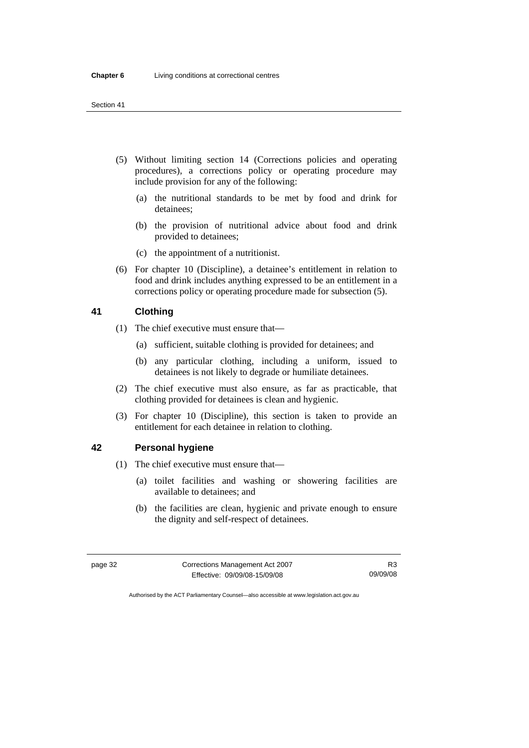(5) Without limiting section 14 (Corrections policies and operating procedures), a corrections policy or operating procedure may include provision for any of the following:

   (a) the nutritional standards to be met by food and drink for detainees;

   (b) the provision of nutritional advice about food and drink provided to detainees;

   (c) the appointment of a nutritionist.

(6) For chapter 10 (Discipline), a detainee's entitlement in relation to food and drink includes anything expressed to be an entitlement in a corrections policy or operating procedure made for subsection (5).

### 41 Clothing

(1) The chief executive must ensure that—

   (a) sufficient, suitable clothing is provided for detainees; and

   (b) any particular clothing, including a uniform, issued to detainees is not likely to degrade or humiliate detainees.

(2) The chief executive must also ensure, as far as practicable, that clothing provided for detainees is clean and hygienic.

(3) For chapter 10 (Discipline), this section is taken to provide an entitlement for each detainee in relation to clothing.

### 42 Personal hygiene

(1) The chief executive must ensure that—

   (a) toilet facilities and washing or showering facilities are available to detainees; and

   (b) the facilities are clean, hygienic and private enough to ensure the dignity and self-respect of detainees.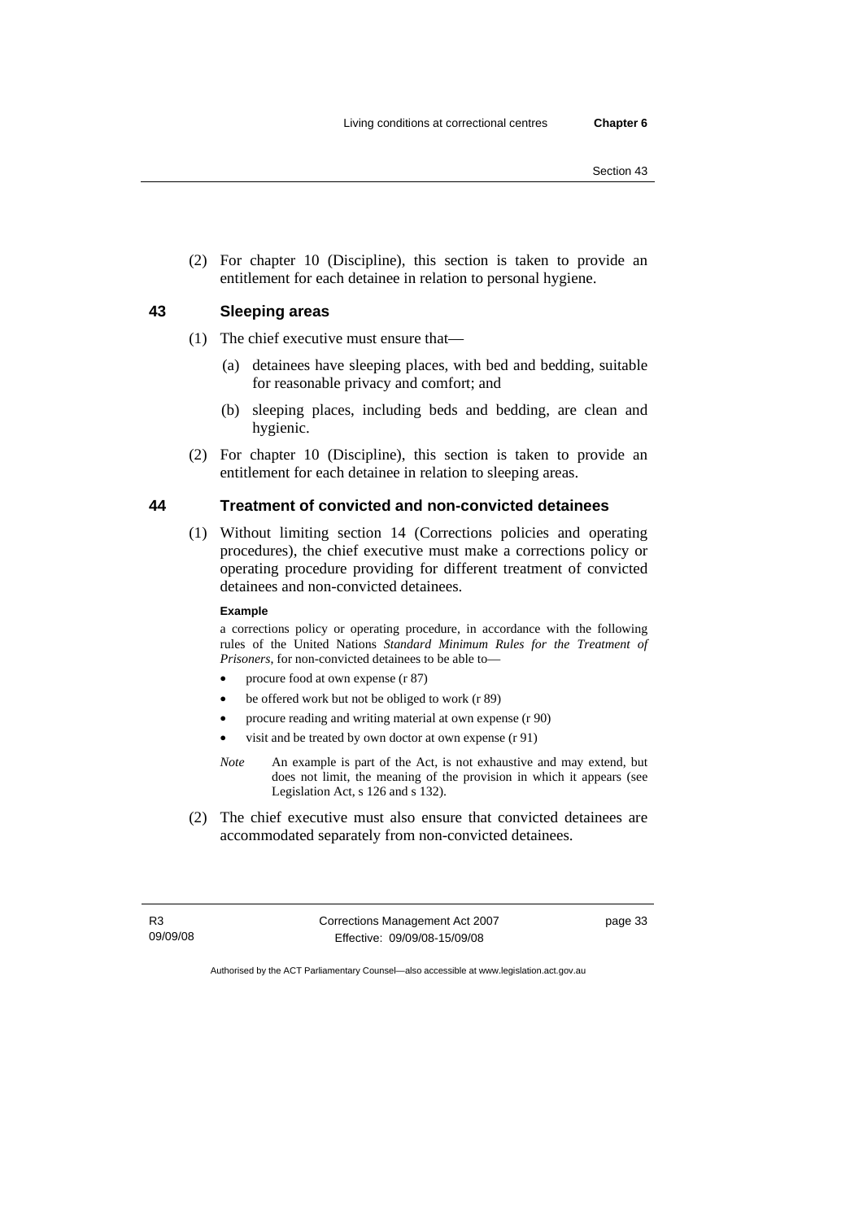(2) For chapter 10 (Discipline), this section is taken to provide an entitlement for each detainee in relation to personal hygiene.

### 43 Sleeping areas

(1) The chief executive must ensure that—

(a) detainees have sleeping places, with bed and bedding, suitable for reasonable privacy and comfort; and

(b) sleeping places, including beds and bedding, are clean and hygienic.

(2) For chapter 10 (Discipline), this section is taken to provide an entitlement for each detainee in relation to sleeping areas.

### 44 Treatment of convicted and non-convicted detainees

(1) Without limiting section 14 (Corrections policies and operating procedures), the chief executive must make a corrections policy or operating procedure providing for different treatment of convicted detainees and non-convicted detainees.

**Example**

a corrections policy or operating procedure, in accordance with the following rules of the United Nations *Standard Minimum Rules for the Treatment of Prisoners*, for non-convicted detainees to be able to—

- procure food at own expense (r 87)
- be offered work but not be obliged to work (r 89)
- procure reading and writing material at own expense (r 90)
- visit and be treated by own doctor at own expense (r 91)

*Note* An example is part of the Act, is not exhaustive and may extend, but does not limit, the meaning of the provision in which it appears (see Legislation Act, s 126 and s 132).

(2) The chief executive must also ensure that convicted detainees are accommodated separately from non-convicted detainees.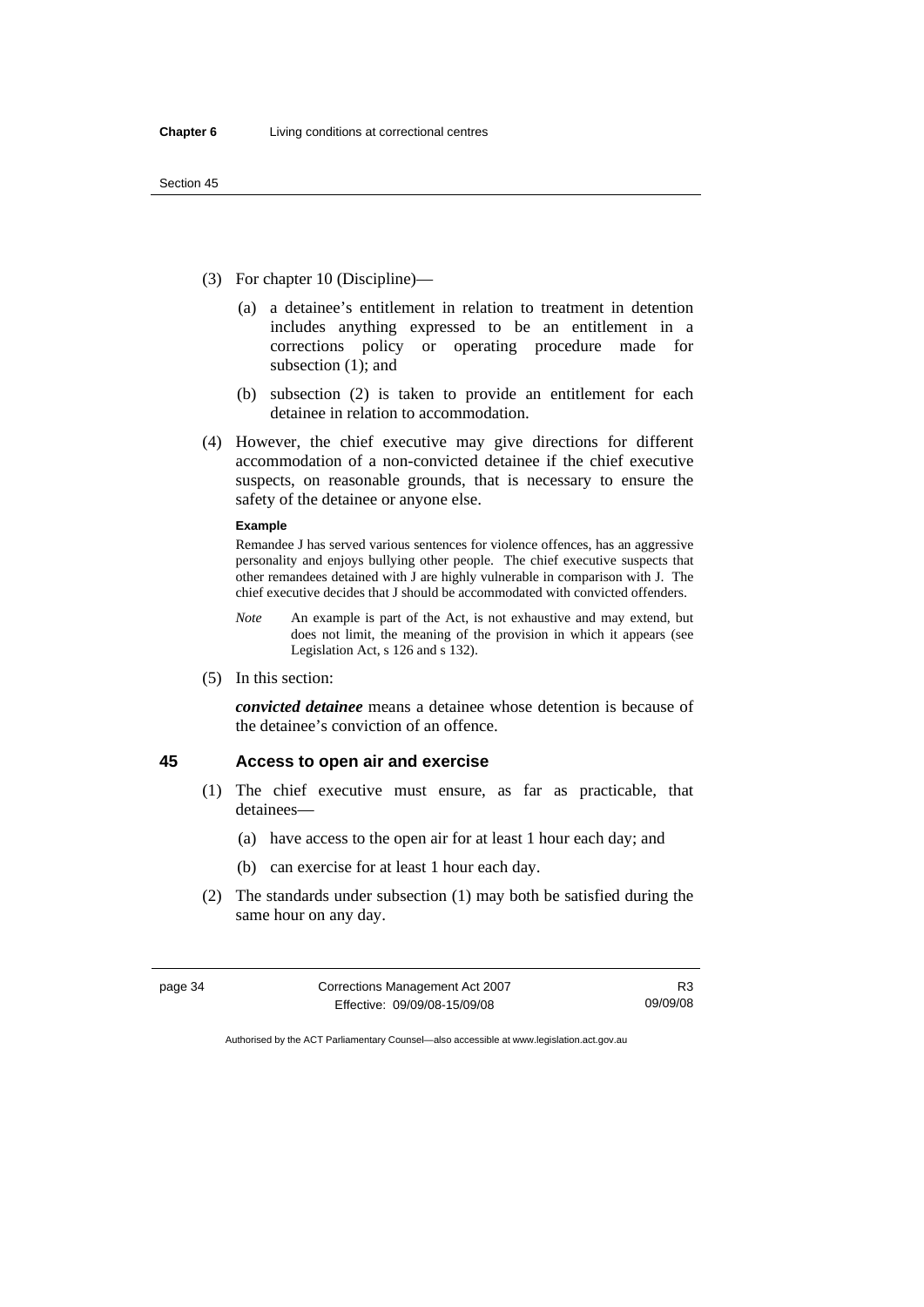(3) For chapter 10 (Discipline)—

(a) a detainee's entitlement in relation to treatment in detention includes anything expressed to be an entitlement in a corrections policy or operating procedure made for subsection (1); and

(b) subsection (2) is taken to provide an entitlement for each detainee in relation to accommodation.

(4) However, the chief executive may give directions for different accommodation of a non-convicted detainee if the chief executive suspects, on reasonable grounds, that is necessary to ensure the safety of the detainee or anyone else.

**Example**

Remandee J has served various sentences for violence offences, has an aggressive personality and enjoys bullying other people. The chief executive suspects that other remandees detained with J are highly vulnerable in comparison with J. The chief executive decides that J should be accommodated with convicted offenders.

*Note* An example is part of the Act, is not exhaustive and may extend, but does not limit, the meaning of the provision in which it appears (see Legislation Act, s 126 and s 132).

(5) In this section:

***convicted detainee*** means a detainee whose detention is because of the detainee's conviction of an offence.

## 45 Access to open air and exercise

(1) The chief executive must ensure, as far as practicable, that detainees—

(a) have access to the open air for at least 1 hour each day; and

(b) can exercise for at least 1 hour each day.

(2) The standards under subsection (1) may both be satisfied during the same hour on any day.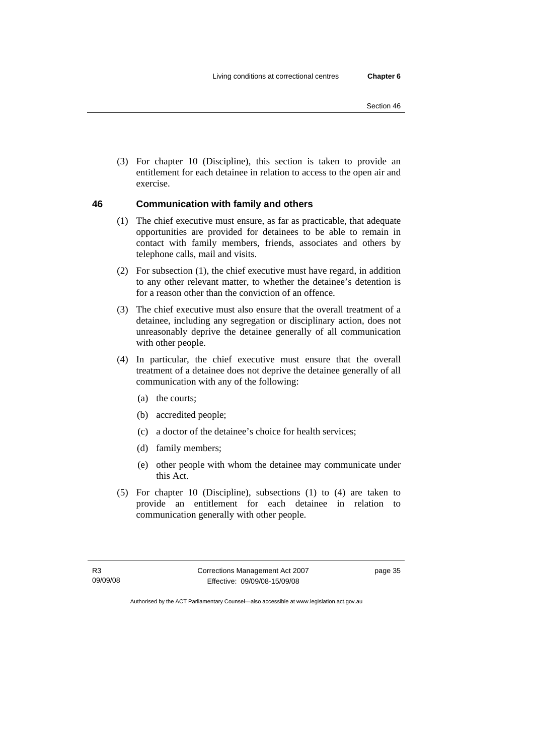(3) For chapter 10 (Discipline), this section is taken to provide an entitlement for each detainee in relation to access to the open air and exercise.

### 46 Communication with family and others

(1) The chief executive must ensure, as far as practicable, that adequate opportunities are provided for detainees to be able to remain in contact with family members, friends, associates and others by telephone calls, mail and visits.

(2) For subsection (1), the chief executive must have regard, in addition to any other relevant matter, to whether the detainee's detention is for a reason other than the conviction of an offence.

(3) The chief executive must also ensure that the overall treatment of a detainee, including any segregation or disciplinary action, does not unreasonably deprive the detainee generally of all communication with other people.

(4) In particular, the chief executive must ensure that the overall treatment of a detainee does not deprive the detainee generally of all communication with any of the following:

(a) the courts;

(b) accredited people;

(c) a doctor of the detainee's choice for health services;

(d) family members;

(e) other people with whom the detainee may communicate under this Act.

(5) For chapter 10 (Discipline), subsections (1) to (4) are taken to provide an entitlement for each detainee in relation to communication generally with other people.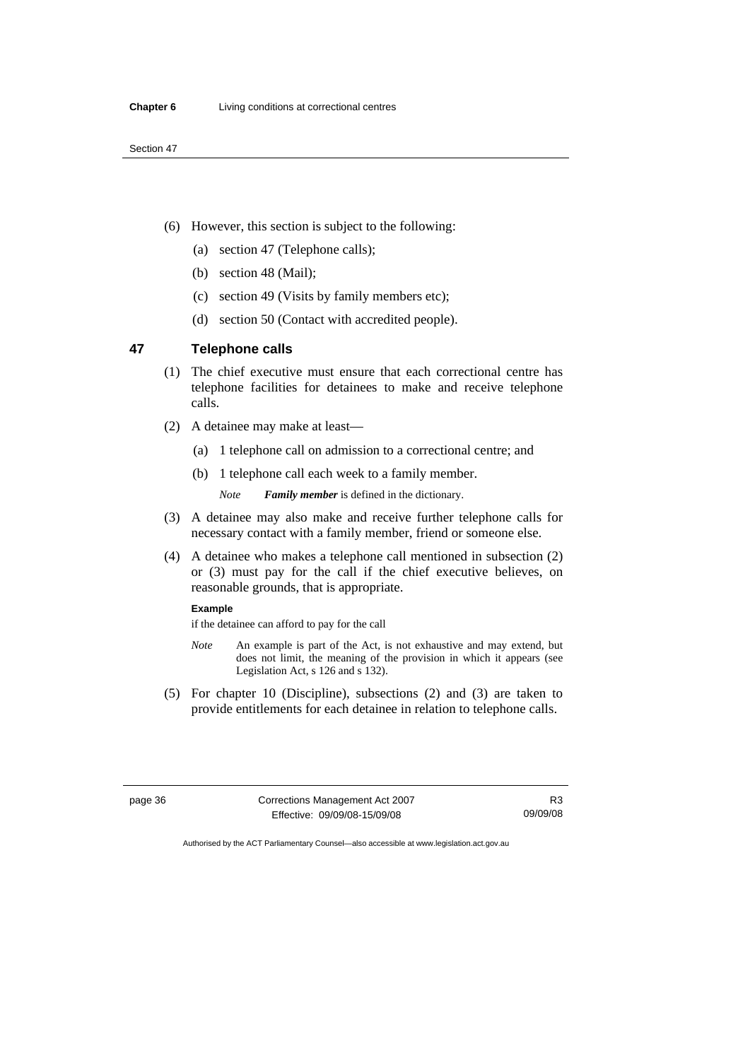(6) However, this section is subject to the following:

  (a) section 47 (Telephone calls);

  (b) section 48 (Mail);

  (c) section 49 (Visits by family members etc);

  (d) section 50 (Contact with accredited people).

## 47 Telephone calls

(1) The chief executive must ensure that each correctional centre has telephone facilities for detainees to make and receive telephone calls.

(2) A detainee may make at least—

  (a) 1 telephone call on admission to a correctional centre; and

  (b) 1 telephone call each week to a family member.

  *Note* ***Family member*** is defined in the dictionary.

(3) A detainee may also make and receive further telephone calls for necessary contact with a family member, friend or someone else.

(4) A detainee who makes a telephone call mentioned in subsection (2) or (3) must pay for the call if the chief executive believes, on reasonable grounds, that is appropriate.

**Example**

if the detainee can afford to pay for the call

*Note* An example is part of the Act, is not exhaustive and may extend, but does not limit, the meaning of the provision in which it appears (see Legislation Act, s 126 and s 132).

(5) For chapter 10 (Discipline), subsections (2) and (3) are taken to provide entitlements for each detainee in relation to telephone calls.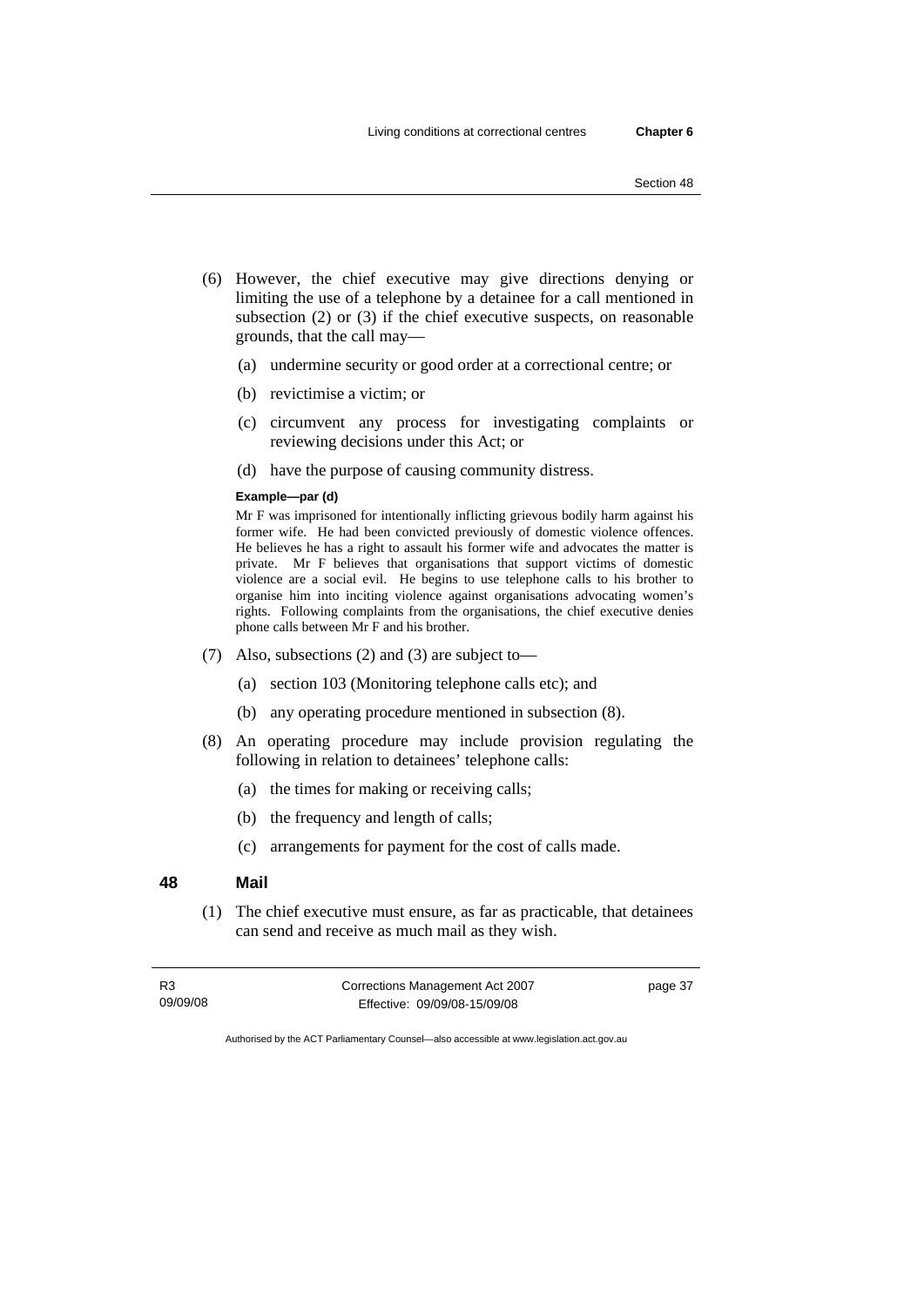(6) However, the chief executive may give directions denying or limiting the use of a telephone by a detainee for a call mentioned in subsection (2) or (3) if the chief executive suspects, on reasonable grounds, that the call may—

(a) undermine security or good order at a correctional centre; or

(b) revictimise a victim; or

(c) circumvent any process for investigating complaints or reviewing decisions under this Act; or

(d) have the purpose of causing community distress.

**Example—par (d)**

Mr F was imprisoned for intentionally inflicting grievous bodily harm against his former wife. He had been convicted previously of domestic violence offences. He believes he has a right to assault his former wife and advocates the matter is private. Mr F believes that organisations that support victims of domestic violence are a social evil. He begins to use telephone calls to his brother to organise him into inciting violence against organisations advocating women's rights. Following complaints from the organisations, the chief executive denies phone calls between Mr F and his brother.

(7) Also, subsections (2) and (3) are subject to—

(a) section 103 (Monitoring telephone calls etc); and

(b) any operating procedure mentioned in subsection (8).

(8) An operating procedure may include provision regulating the following in relation to detainees' telephone calls:

(a) the times for making or receiving calls;

(b) the frequency and length of calls;

(c) arrangements for payment for the cost of calls made.

### 48 Mail

(1) The chief executive must ensure, as far as practicable, that detainees can send and receive as much mail as they wish.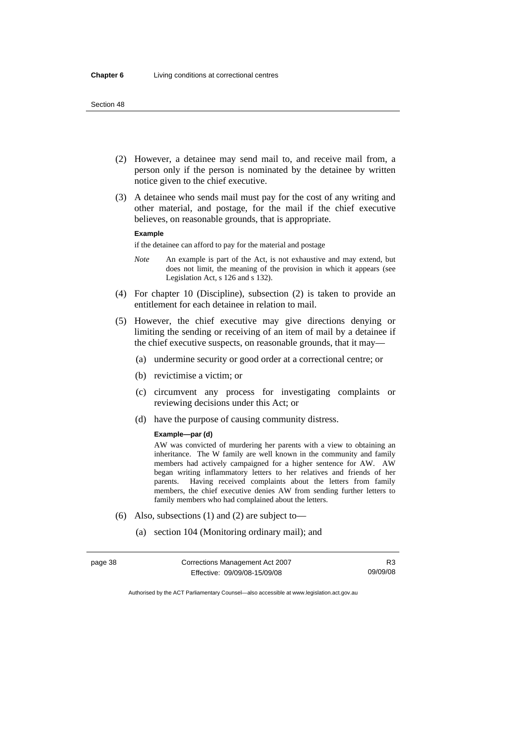(2) However, a detainee may send mail to, and receive mail from, a person only if the person is nominated by the detainee by written notice given to the chief executive.

(3) A detainee who sends mail must pay for the cost of any writing and other material, and postage, for the mail if the chief executive believes, on reasonable grounds, that is appropriate.

**Example**

if the detainee can afford to pay for the material and postage

*Note* An example is part of the Act, is not exhaustive and may extend, but does not limit, the meaning of the provision in which it appears (see Legislation Act, s 126 and s 132).

(4) For chapter 10 (Discipline), subsection (2) is taken to provide an entitlement for each detainee in relation to mail.

(5) However, the chief executive may give directions denying or limiting the sending or receiving of an item of mail by a detainee if the chief executive suspects, on reasonable grounds, that it may—

(a) undermine security or good order at a correctional centre; or

(b) revictimise a victim; or

(c) circumvent any process for investigating complaints or reviewing decisions under this Act; or

(d) have the purpose of causing community distress.

**Example—par (d)**

AW was convicted of murdering her parents with a view to obtaining an inheritance. The W family are well known in the community and family members had actively campaigned for a higher sentence for AW. AW began writing inflammatory letters to her relatives and friends of her parents. Having received complaints about the letters from family members, the chief executive denies AW from sending further letters to family members who had complained about the letters.

(6) Also, subsections (1) and (2) are subject to—

(a) section 104 (Monitoring ordinary mail); and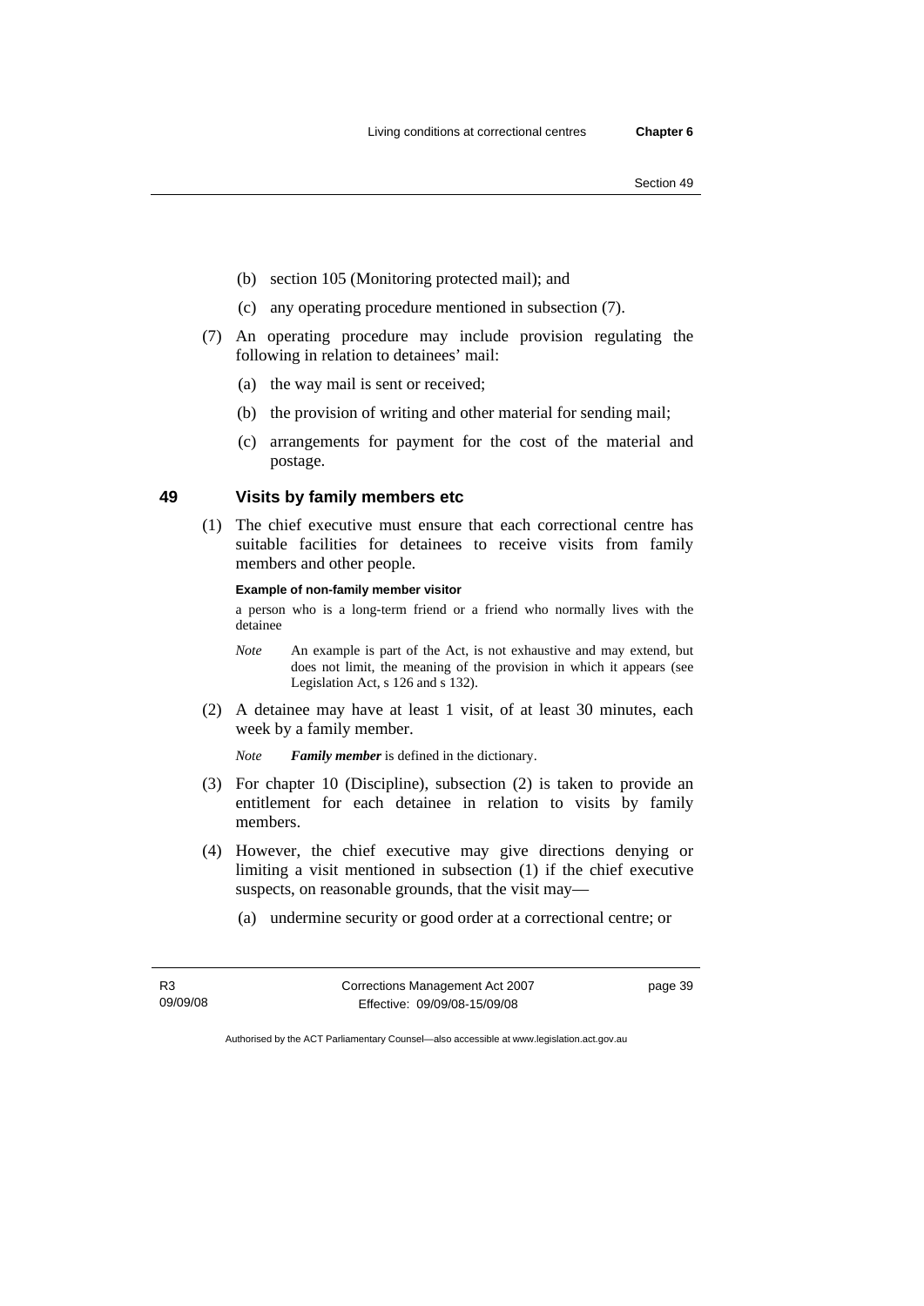(b) section 105 (Monitoring protected mail); and

(c) any operating procedure mentioned in subsection (7).

(7) An operating procedure may include provision regulating the following in relation to detainees' mail:

(a) the way mail is sent or received;

(b) the provision of writing and other material for sending mail;

(c) arrangements for payment for the cost of the material and postage.

### 49 Visits by family members etc

(1) The chief executive must ensure that each correctional centre has suitable facilities for detainees to receive visits from family members and other people.

**Example of non-family member visitor**

a person who is a long-term friend or a friend who normally lives with the detainee

*Note* An example is part of the Act, is not exhaustive and may extend, but does not limit, the meaning of the provision in which it appears (see Legislation Act, s 126 and s 132).

(2) A detainee may have at least 1 visit, of at least 30 minutes, each week by a family member.

*Note* ***Family member*** is defined in the dictionary.

(3) For chapter 10 (Discipline), subsection (2) is taken to provide an entitlement for each detainee in relation to visits by family members.

(4) However, the chief executive may give directions denying or limiting a visit mentioned in subsection (1) if the chief executive suspects, on reasonable grounds, that the visit may—

(a) undermine security or good order at a correctional centre; or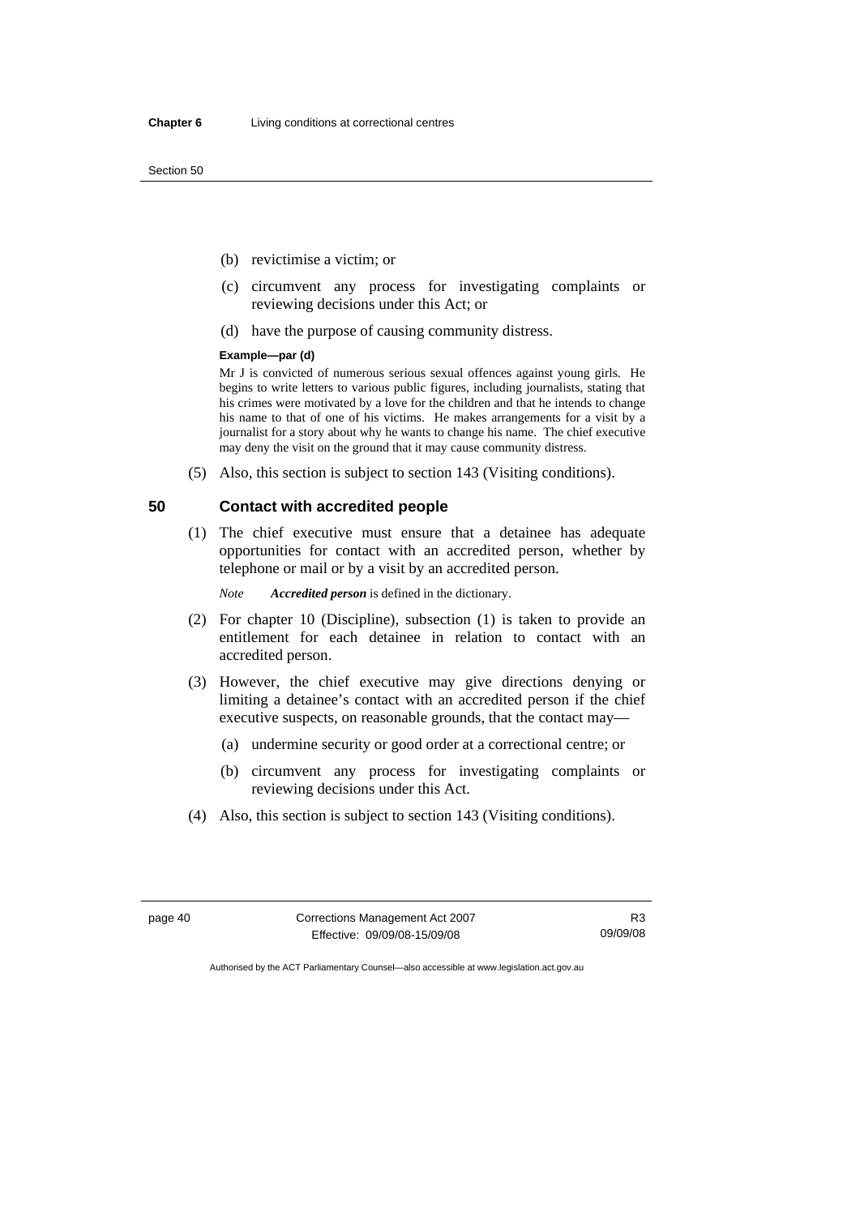(b) revictimise a victim; or

(c) circumvent any process for investigating complaints or reviewing decisions under this Act; or

(d) have the purpose of causing community distress.

**Example—par (d)**

Mr J is convicted of numerous serious sexual offences against young girls. He begins to write letters to various public figures, including journalists, stating that his crimes were motivated by a love for the children and that he intends to change his name to that of one of his victims. He makes arrangements for a visit by a journalist for a story about why he wants to change his name. The chief executive may deny the visit on the ground that it may cause community distress.

(5) Also, this section is subject to section 143 (Visiting conditions).

## 50 Contact with accredited people

(1) The chief executive must ensure that a detainee has adequate opportunities for contact with an accredited person, whether by telephone or mail or by a visit by an accredited person.

*Note* ***Accredited person*** is defined in the dictionary.

(2) For chapter 10 (Discipline), subsection (1) is taken to provide an entitlement for each detainee in relation to contact with an accredited person.

(3) However, the chief executive may give directions denying or limiting a detainee's contact with an accredited person if the chief executive suspects, on reasonable grounds, that the contact may—

(a) undermine security or good order at a correctional centre; or

(b) circumvent any process for investigating complaints or reviewing decisions under this Act.

(4) Also, this section is subject to section 143 (Visiting conditions).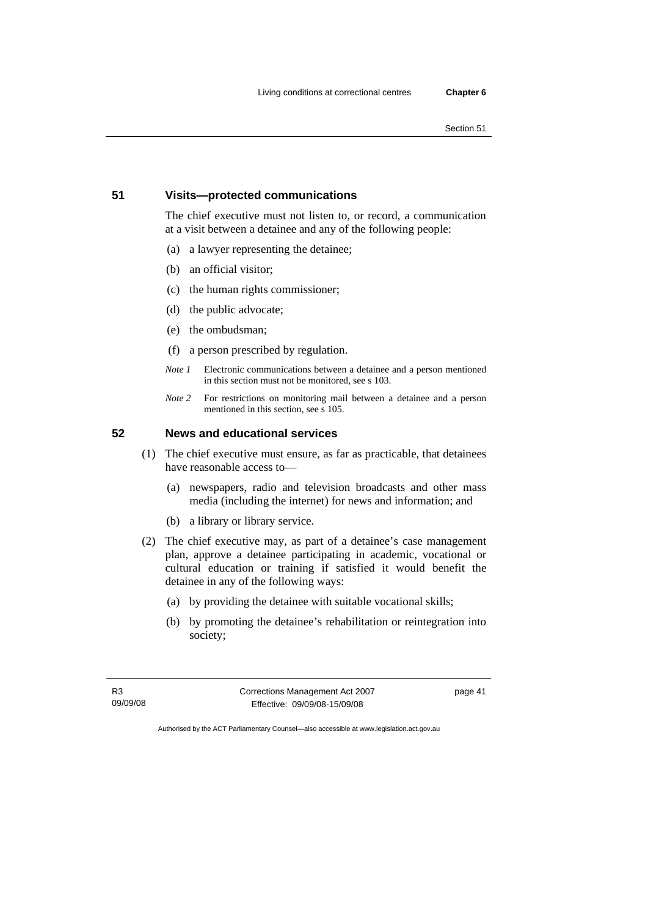### 51 Visits—protected communications

The chief executive must not listen to, or record, a communication at a visit between a detainee and any of the following people:

(a) a lawyer representing the detainee;

(b) an official visitor;

(c) the human rights commissioner;

(d) the public advocate;

(e) the ombudsman;

(f) a person prescribed by regulation.

*Note 1* Electronic communications between a detainee and a person mentioned in this section must not be monitored, see s 103.

*Note 2* For restrictions on monitoring mail between a detainee and a person mentioned in this section, see s 105.

### 52 News and educational services

(1) The chief executive must ensure, as far as practicable, that detainees have reasonable access to—

(a) newspapers, radio and television broadcasts and other mass media (including the internet) for news and information; and

(b) a library or library service.

(2) The chief executive may, as part of a detainee's case management plan, approve a detainee participating in academic, vocational or cultural education or training if satisfied it would benefit the detainee in any of the following ways:

(a) by providing the detainee with suitable vocational skills;

(b) by promoting the detainee's rehabilitation or reintegration into society;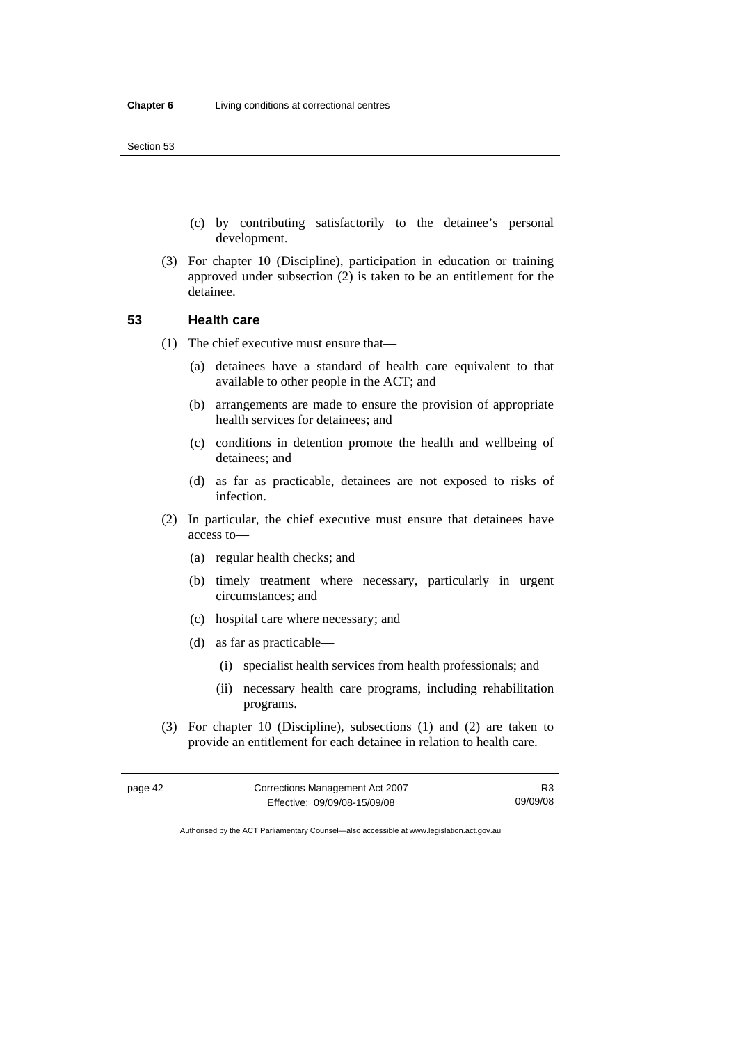(c) by contributing satisfactorily to the detainee's personal development.

(3) For chapter 10 (Discipline), participation in education or training approved under subsection (2) is taken to be an entitlement for the detainee.

## 53 Health care

(1) The chief executive must ensure that—

(a) detainees have a standard of health care equivalent to that available to other people in the ACT; and

(b) arrangements are made to ensure the provision of appropriate health services for detainees; and

(c) conditions in detention promote the health and wellbeing of detainees; and

(d) as far as practicable, detainees are not exposed to risks of infection.

(2) In particular, the chief executive must ensure that detainees have access to—

(a) regular health checks; and

(b) timely treatment where necessary, particularly in urgent circumstances; and

(c) hospital care where necessary; and

(d) as far as practicable—

(i) specialist health services from health professionals; and

(ii) necessary health care programs, including rehabilitation programs.

(3) For chapter 10 (Discipline), subsections (1) and (2) are taken to provide an entitlement for each detainee in relation to health care.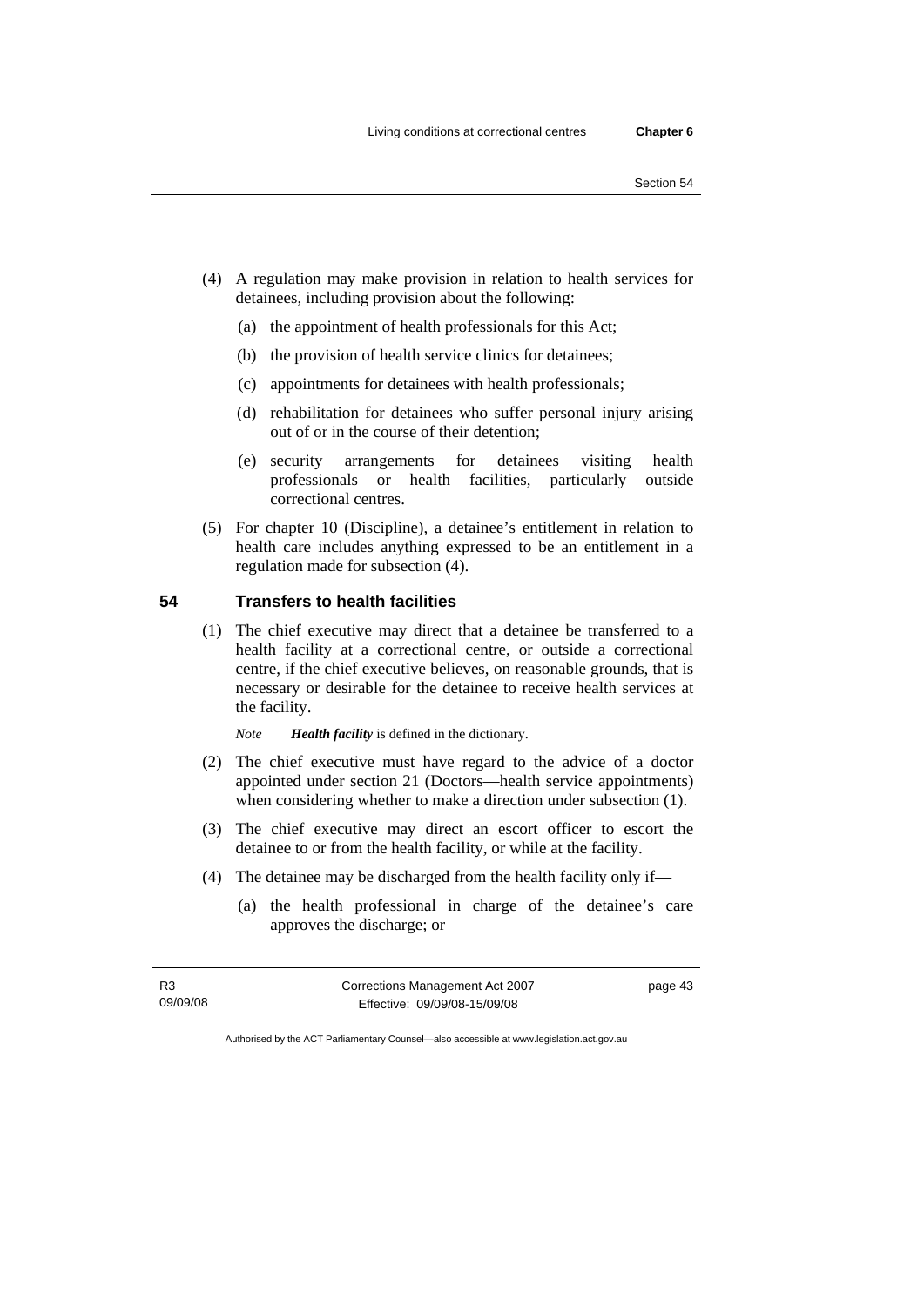(4) A regulation may make provision in relation to health services for detainees, including provision about the following:

(a) the appointment of health professionals for this Act;

(b) the provision of health service clinics for detainees;

(c) appointments for detainees with health professionals;

(d) rehabilitation for detainees who suffer personal injury arising out of or in the course of their detention;

(e) security arrangements for detainees visiting health professionals or health facilities, particularly outside correctional centres.

(5) For chapter 10 (Discipline), a detainee's entitlement in relation to health care includes anything expressed to be an entitlement in a regulation made for subsection (4).

### 54 Transfers to health facilities

(1) The chief executive may direct that a detainee be transferred to a health facility at a correctional centre, or outside a correctional centre, if the chief executive believes, on reasonable grounds, that is necessary or desirable for the detainee to receive health services at the facility.

*Note* ***Health facility*** is defined in the dictionary.

(2) The chief executive must have regard to the advice of a doctor appointed under section 21 (Doctors—health service appointments) when considering whether to make a direction under subsection (1).

(3) The chief executive may direct an escort officer to escort the detainee to or from the health facility, or while at the facility.

(4) The detainee may be discharged from the health facility only if—

(a) the health professional in charge of the detainee's care approves the discharge; or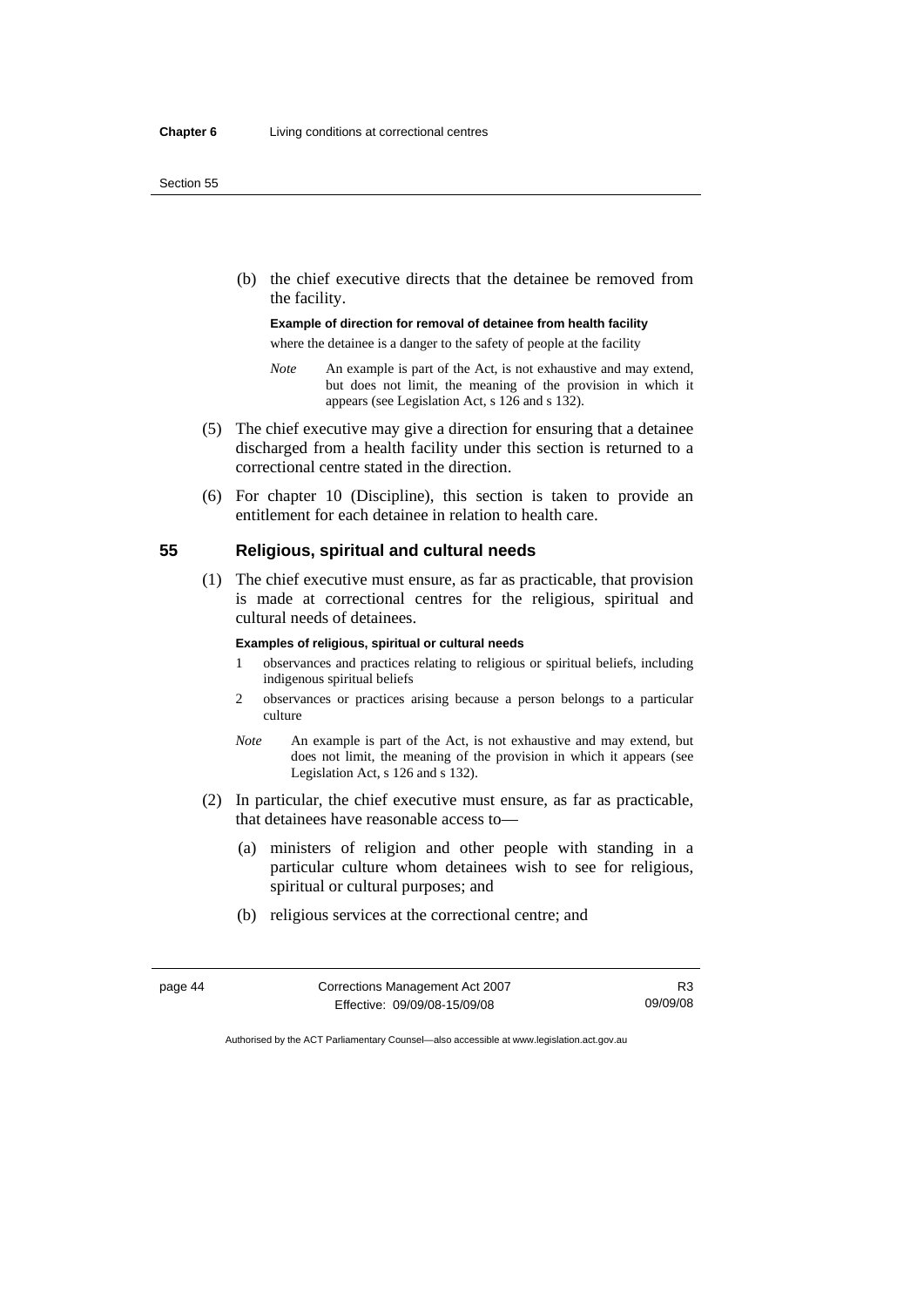(b) the chief executive directs that the detainee be removed from the facility.

**Example of direction for removal of detainee from health facility**

where the detainee is a danger to the safety of people at the facility

*Note* An example is part of the Act, is not exhaustive and may extend, but does not limit, the meaning of the provision in which it appears (see Legislation Act, s 126 and s 132).

(5) The chief executive may give a direction for ensuring that a detainee discharged from a health facility under this section is returned to a correctional centre stated in the direction.

(6) For chapter 10 (Discipline), this section is taken to provide an entitlement for each detainee in relation to health care.

## 55 Religious, spiritual and cultural needs

(1) The chief executive must ensure, as far as practicable, that provision is made at correctional centres for the religious, spiritual and cultural needs of detainees.

**Examples of religious, spiritual or cultural needs**

1 observances and practices relating to religious or spiritual beliefs, including indigenous spiritual beliefs

2 observances or practices arising because a person belongs to a particular culture

*Note* An example is part of the Act, is not exhaustive and may extend, but does not limit, the meaning of the provision in which it appears (see Legislation Act, s 126 and s 132).

(2) In particular, the chief executive must ensure, as far as practicable, that detainees have reasonable access to—

(a) ministers of religion and other people with standing in a particular culture whom detainees wish to see for religious, spiritual or cultural purposes; and

(b) religious services at the correctional centre; and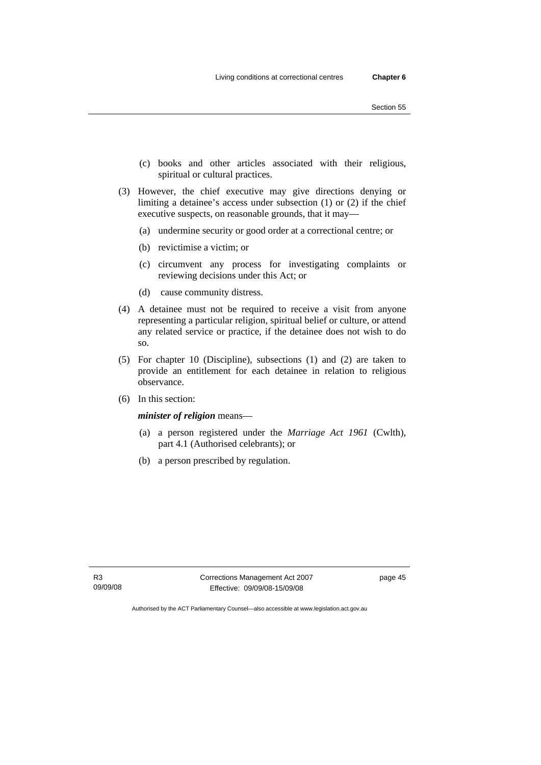(c) books and other articles associated with their religious, spiritual or cultural practices.

(3) However, the chief executive may give directions denying or limiting a detainee's access under subsection (1) or (2) if the chief executive suspects, on reasonable grounds, that it may—

(a) undermine security or good order at a correctional centre; or

(b) revictimise a victim; or

(c) circumvent any process for investigating complaints or reviewing decisions under this Act; or

(d) cause community distress.

(4) A detainee must not be required to receive a visit from anyone representing a particular religion, spiritual belief or culture, or attend any related service or practice, if the detainee does not wish to do so.

(5) For chapter 10 (Discipline), subsections (1) and (2) are taken to provide an entitlement for each detainee in relation to religious observance.

(6) In this section:

***minister of religion*** means—

(a) a person registered under the *Marriage Act 1961* (Cwlth), part 4.1 (Authorised celebrants); or

(b) a person prescribed by regulation.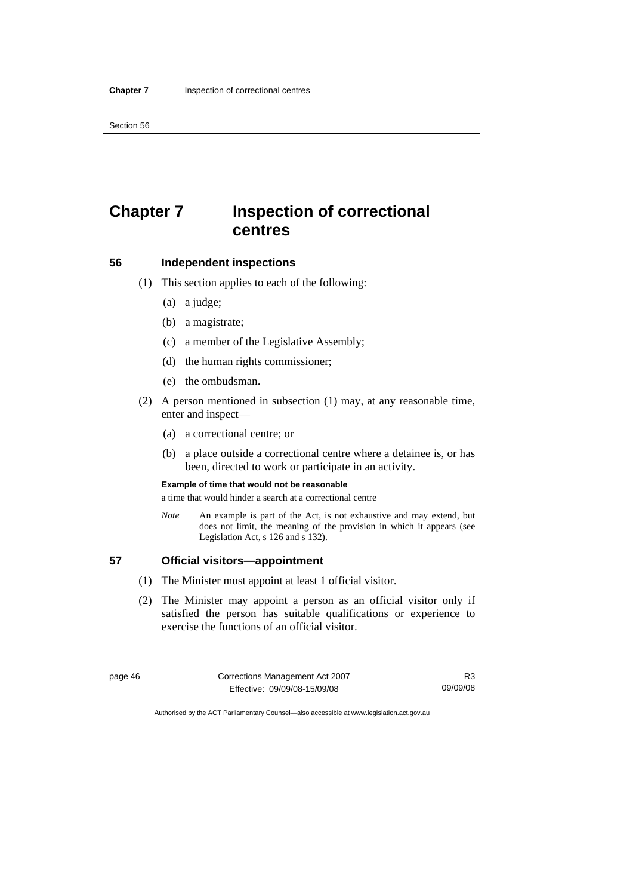# Chapter 7 Inspection of correctional centres

## 56 Independent inspections

(1) This section applies to each of the following:

(a) a judge;

(b) a magistrate;

(c) a member of the Legislative Assembly;

(d) the human rights commissioner;

(e) the ombudsman.

(2) A person mentioned in subsection (1) may, at any reasonable time, enter and inspect—

(a) a correctional centre; or

(b) a place outside a correctional centre where a detainee is, or has been, directed to work or participate in an activity.

**Example of time that would not be reasonable**

a time that would hinder a search at a correctional centre

*Note* An example is part of the Act, is not exhaustive and may extend, but does not limit, the meaning of the provision in which it appears (see Legislation Act, s 126 and s 132).

## 57 Official visitors—appointment

(1) The Minister must appoint at least 1 official visitor.

(2) The Minister may appoint a person as an official visitor only if satisfied the person has suitable qualifications or experience to exercise the functions of an official visitor.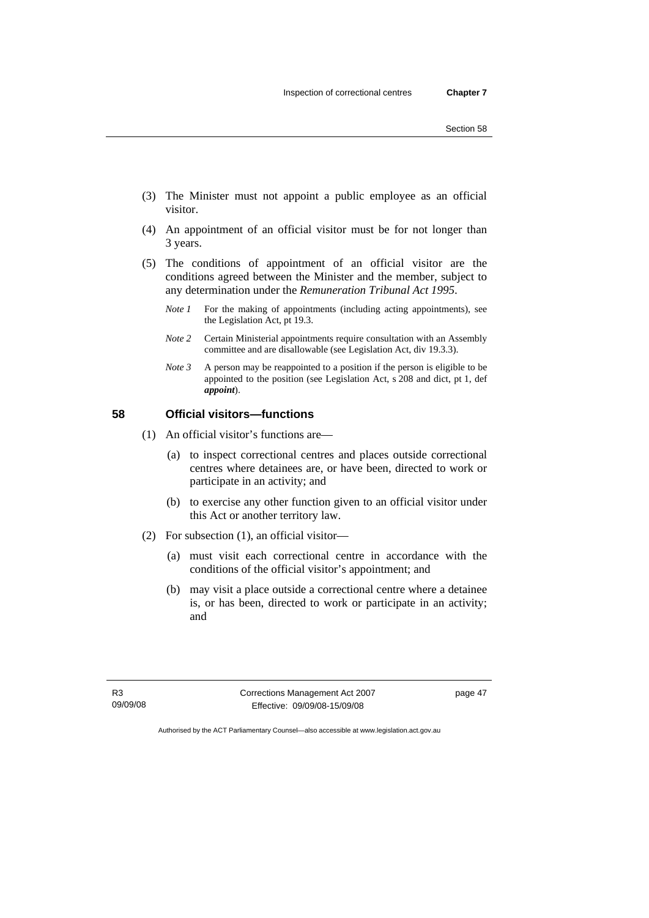(3) The Minister must not appoint a public employee as an official visitor.

(4) An appointment of an official visitor must be for not longer than 3 years.

(5) The conditions of appointment of an official visitor are the conditions agreed between the Minister and the member, subject to any determination under the *Remuneration Tribunal Act 1995*.

*Note 1* For the making of appointments (including acting appointments), see the Legislation Act, pt 19.3.

*Note 2* Certain Ministerial appointments require consultation with an Assembly committee and are disallowable (see Legislation Act, div 19.3.3).

*Note 3* A person may be reappointed to a position if the person is eligible to be appointed to the position (see Legislation Act, s 208 and dict, pt 1, def ***appoint***).

### 58 Official visitors—functions

(1) An official visitor's functions are—

(a) to inspect correctional centres and places outside correctional centres where detainees are, or have been, directed to work or participate in an activity; and

(b) to exercise any other function given to an official visitor under this Act or another territory law.

(2) For subsection (1), an official visitor—

(a) must visit each correctional centre in accordance with the conditions of the official visitor's appointment; and

(b) may visit a place outside a correctional centre where a detainee is, or has been, directed to work or participate in an activity; and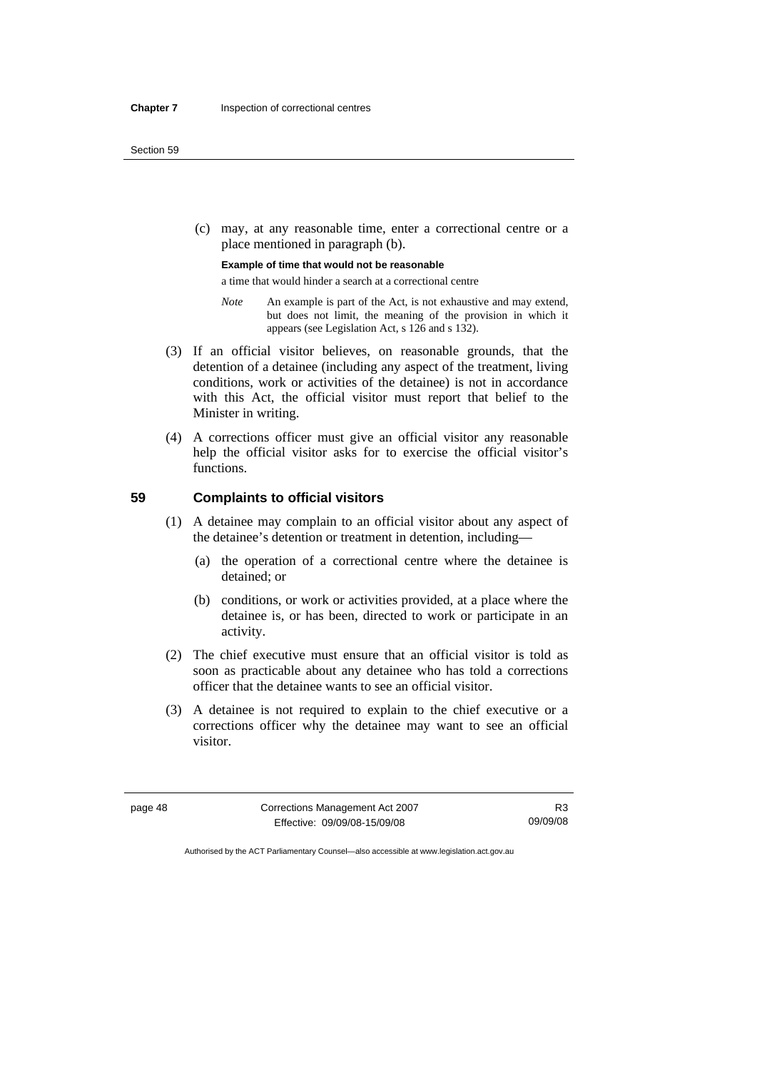(c) may, at any reasonable time, enter a correctional centre or a place mentioned in paragraph (b).

**Example of time that would not be reasonable**

a time that would hinder a search at a correctional centre

*Note* An example is part of the Act, is not exhaustive and may extend, but does not limit, the meaning of the provision in which it appears (see Legislation Act, s 126 and s 132).

(3) If an official visitor believes, on reasonable grounds, that the detention of a detainee (including any aspect of the treatment, living conditions, work or activities of the detainee) is not in accordance with this Act, the official visitor must report that belief to the Minister in writing.

(4) A corrections officer must give an official visitor any reasonable help the official visitor asks for to exercise the official visitor's functions.

## 59 Complaints to official visitors

(1) A detainee may complain to an official visitor about any aspect of the detainee's detention or treatment in detention, including—

(a) the operation of a correctional centre where the detainee is detained; or

(b) conditions, or work or activities provided, at a place where the detainee is, or has been, directed to work or participate in an activity.

(2) The chief executive must ensure that an official visitor is told as soon as practicable about any detainee who has told a corrections officer that the detainee wants to see an official visitor.

(3) A detainee is not required to explain to the chief executive or a corrections officer why the detainee may want to see an official visitor.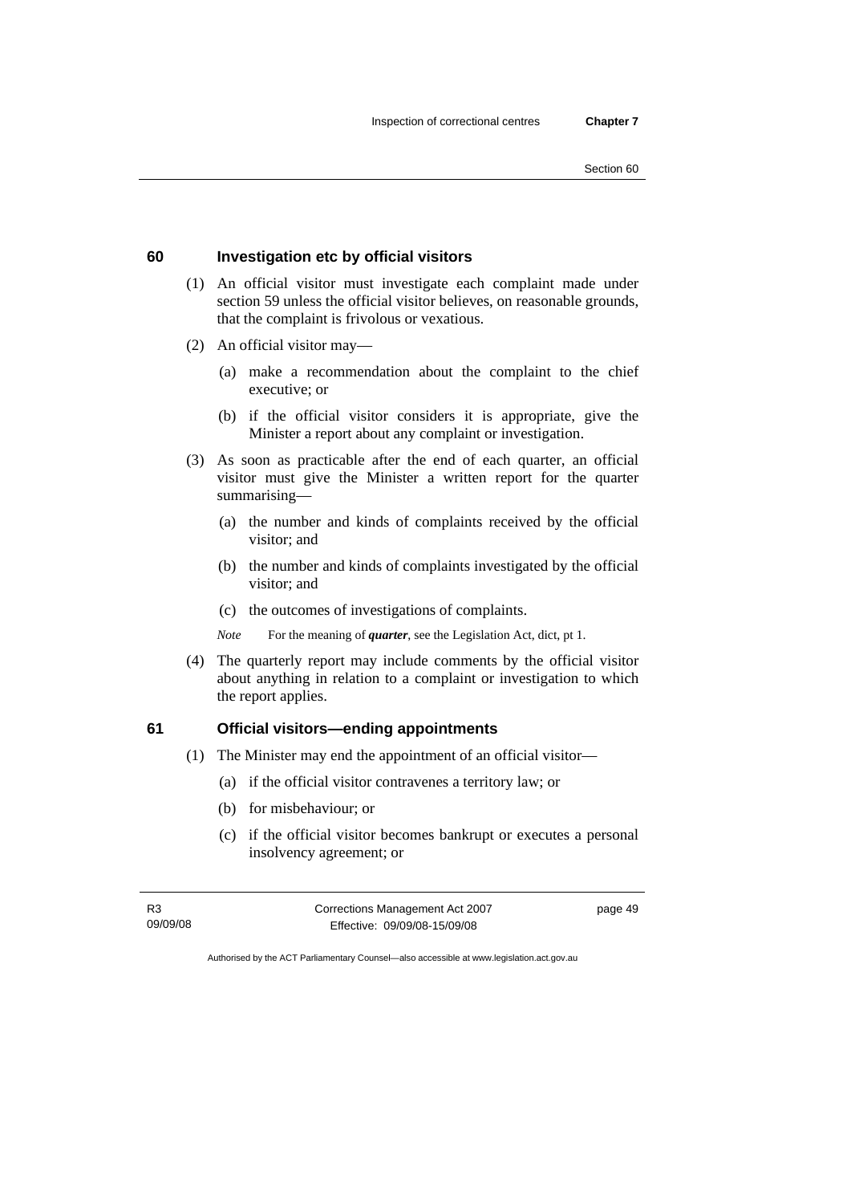## 60 Investigation etc by official visitors

(1) An official visitor must investigate each complaint made under section 59 unless the official visitor believes, on reasonable grounds, that the complaint is frivolous or vexatious.

(2) An official visitor may—

(a) make a recommendation about the complaint to the chief executive; or

(b) if the official visitor considers it is appropriate, give the Minister a report about any complaint or investigation.

(3) As soon as practicable after the end of each quarter, an official visitor must give the Minister a written report for the quarter summarising—

(a) the number and kinds of complaints received by the official visitor; and

(b) the number and kinds of complaints investigated by the official visitor; and

(c) the outcomes of investigations of complaints.

*Note* For the meaning of ***quarter***, see the Legislation Act, dict, pt 1.

(4) The quarterly report may include comments by the official visitor about anything in relation to a complaint or investigation to which the report applies.

## 61 Official visitors—ending appointments

(1) The Minister may end the appointment of an official visitor—

(a) if the official visitor contravenes a territory law; or

(b) for misbehaviour; or

(c) if the official visitor becomes bankrupt or executes a personal insolvency agreement; or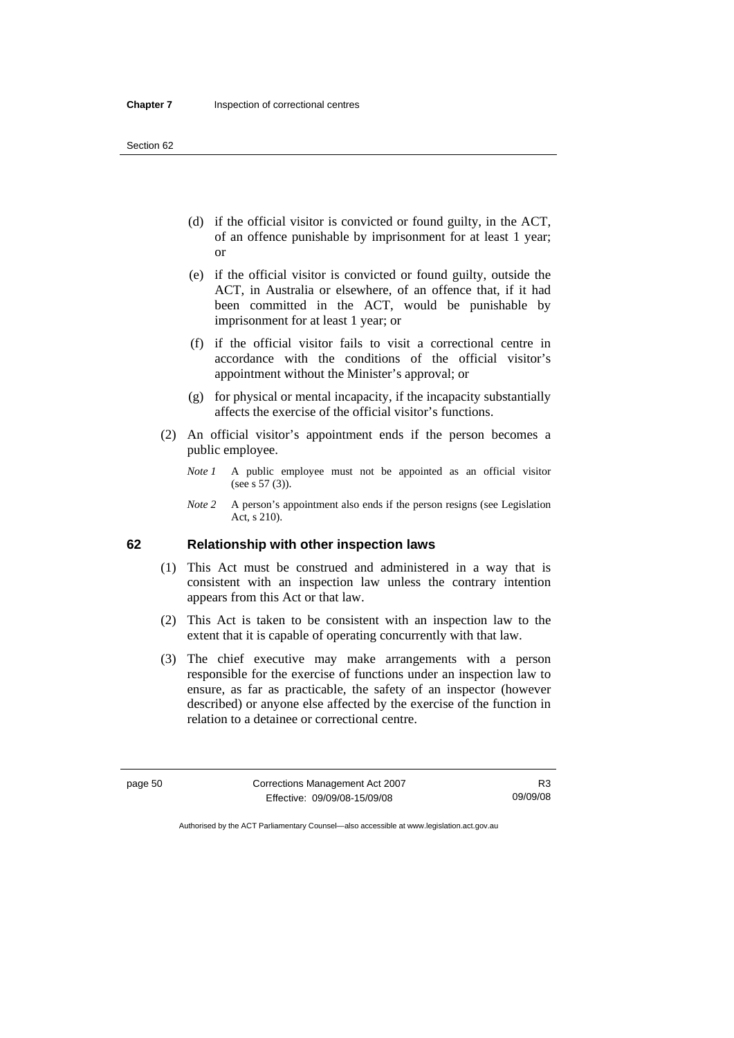(d) if the official visitor is convicted or found guilty, in the ACT, of an offence punishable by imprisonment for at least 1 year; or

(e) if the official visitor is convicted or found guilty, outside the ACT, in Australia or elsewhere, of an offence that, if it had been committed in the ACT, would be punishable by imprisonment for at least 1 year; or

(f) if the official visitor fails to visit a correctional centre in accordance with the conditions of the official visitor's appointment without the Minister's approval; or

(g) for physical or mental incapacity, if the incapacity substantially affects the exercise of the official visitor's functions.

(2) An official visitor's appointment ends if the person becomes a public employee.

*Note 1* A public employee must not be appointed as an official visitor (see s 57 (3)).

*Note 2* A person's appointment also ends if the person resigns (see Legislation Act, s 210).

## 62 Relationship with other inspection laws

(1) This Act must be construed and administered in a way that is consistent with an inspection law unless the contrary intention appears from this Act or that law.

(2) This Act is taken to be consistent with an inspection law to the extent that it is capable of operating concurrently with that law.

(3) The chief executive may make arrangements with a person responsible for the exercise of functions under an inspection law to ensure, as far as practicable, the safety of an inspector (however described) or anyone else affected by the exercise of the function in relation to a detainee or correctional centre.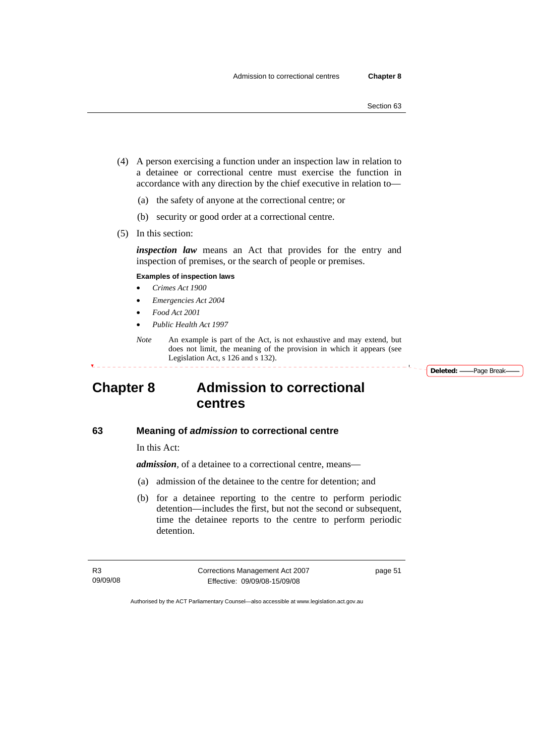(4) A person exercising a function under an inspection law in relation to a detainee or correctional centre must exercise the function in accordance with any direction by the chief executive in relation to—

(a) the safety of anyone at the correctional centre; or

(b) security or good order at a correctional centre.

(5) In this section:

***inspection law*** means an Act that provides for the entry and inspection of premises, or the search of people or premises.

**Examples of inspection laws**

- *Crimes Act 1900*
- *Emergencies Act 2004*
- *Food Act 2001*
- *Public Health Act 1997*

*Note* An example is part of the Act, is not exhaustive and may extend, but does not limit, the meaning of the provision in which it appears (see Legislation Act, s 126 and s 132).

# Chapter 8 Admission to correctional centres

## 63 Meaning of *admission* to correctional centre

In this Act:

***admission***, of a detainee to a correctional centre, means—

(a) admission of the detainee to the centre for detention; and

(b) for a detainee reporting to the centre to perform periodic detention—includes the first, but not the second or subsequent, time the detainee reports to the centre to perform periodic detention.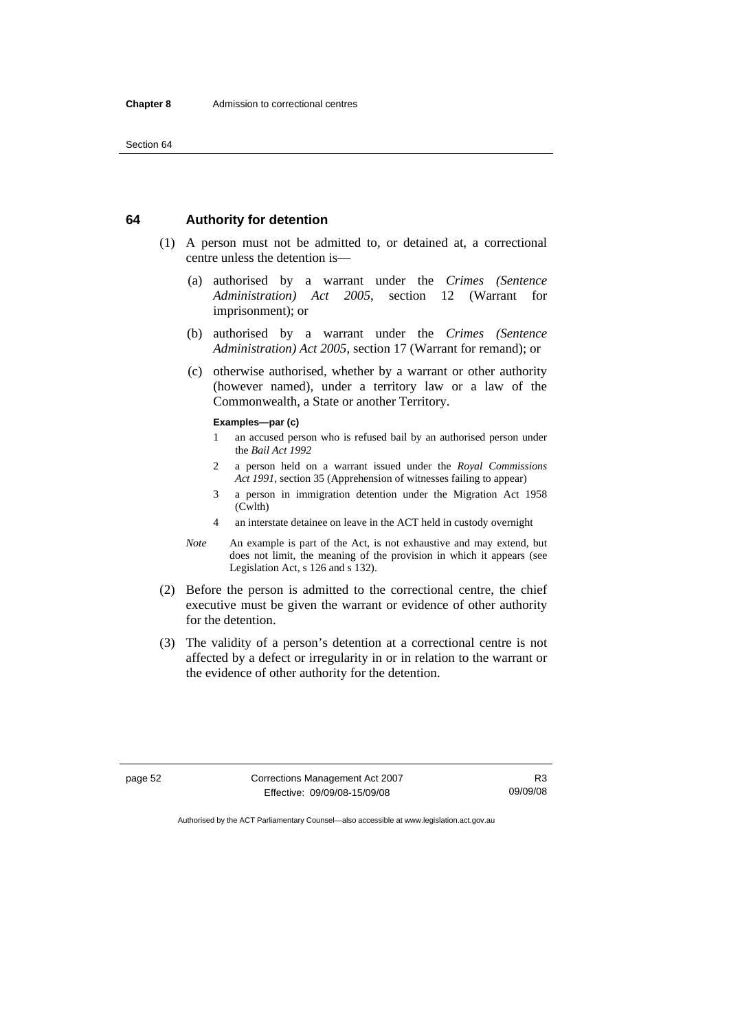## 64 Authority for detention

(1) A person must not be admitted to, or detained at, a correctional centre unless the detention is—

(a) authorised by a warrant under the *Crimes (Sentence Administration) Act 2005*, section 12 (Warrant for imprisonment); or

(b) authorised by a warrant under the *Crimes (Sentence Administration) Act 2005*, section 17 (Warrant for remand); or

(c) otherwise authorised, whether by a warrant or other authority (however named), under a territory law or a law of the Commonwealth, a State or another Territory.

**Examples—par (c)**

1 an accused person who is refused bail by an authorised person under the *Bail Act 1992*

2 a person held on a warrant issued under the *Royal Commissions Act 1991*, section 35 (Apprehension of witnesses failing to appear)

3 a person in immigration detention under the Migration Act 1958 (Cwlth)

4 an interstate detainee on leave in the ACT held in custody overnight

*Note* An example is part of the Act, is not exhaustive and may extend, but does not limit, the meaning of the provision in which it appears (see Legislation Act, s 126 and s 132).

(2) Before the person is admitted to the correctional centre, the chief executive must be given the warrant or evidence of other authority for the detention.

(3) The validity of a person's detention at a correctional centre is not affected by a defect or irregularity in or in relation to the warrant or the evidence of other authority for the detention.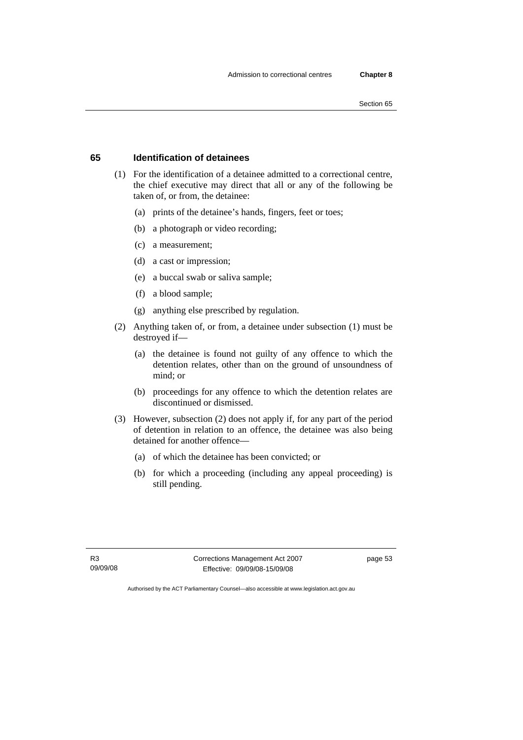## 65 Identification of detainees

(1) For the identification of a detainee admitted to a correctional centre, the chief executive may direct that all or any of the following be taken of, or from, the detainee:

(a) prints of the detainee's hands, fingers, feet or toes;

(b) a photograph or video recording;

(c) a measurement;

(d) a cast or impression;

(e) a buccal swab or saliva sample;

(f) a blood sample;

(g) anything else prescribed by regulation.

(2) Anything taken of, or from, a detainee under subsection (1) must be destroyed if—

(a) the detainee is found not guilty of any offence to which the detention relates, other than on the ground of unsoundness of mind; or

(b) proceedings for any offence to which the detention relates are discontinued or dismissed.

(3) However, subsection (2) does not apply if, for any part of the period of detention in relation to an offence, the detainee was also being detained for another offence—

(a) of which the detainee has been convicted; or

(b) for which a proceeding (including any appeal proceeding) is still pending.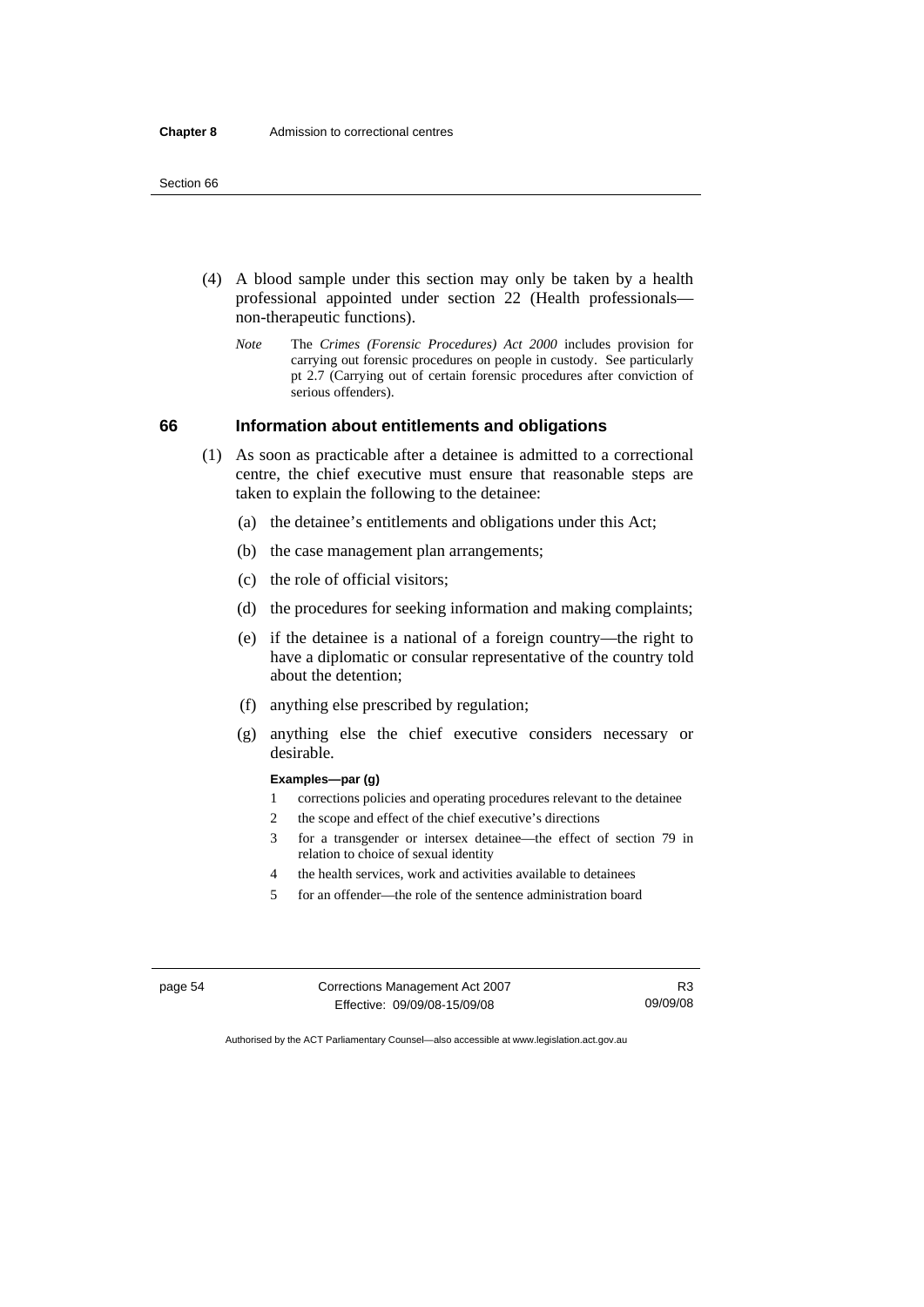(4) A blood sample under this section may only be taken by a health professional appointed under section 22 (Health professionals—non-therapeutic functions).

*Note* The *Crimes (Forensic Procedures) Act 2000* includes provision for carrying out forensic procedures on people in custody. See particularly pt 2.7 (Carrying out of certain forensic procedures after conviction of serious offenders).

### 66 Information about entitlements and obligations

(1) As soon as practicable after a detainee is admitted to a correctional centre, the chief executive must ensure that reasonable steps are taken to explain the following to the detainee:

(a) the detainee's entitlements and obligations under this Act;

(b) the case management plan arrangements;

(c) the role of official visitors;

(d) the procedures for seeking information and making complaints;

(e) if the detainee is a national of a foreign country—the right to have a diplomatic or consular representative of the country told about the detention;

(f) anything else prescribed by regulation;

(g) anything else the chief executive considers necessary or desirable.

**Examples—par (g)**

1 corrections policies and operating procedures relevant to the detainee
2 the scope and effect of the chief executive's directions
3 for a transgender or intersex detainee—the effect of section 79 in relation to choice of sexual identity
4 the health services, work and activities available to detainees
5 for an offender—the role of the sentence administration board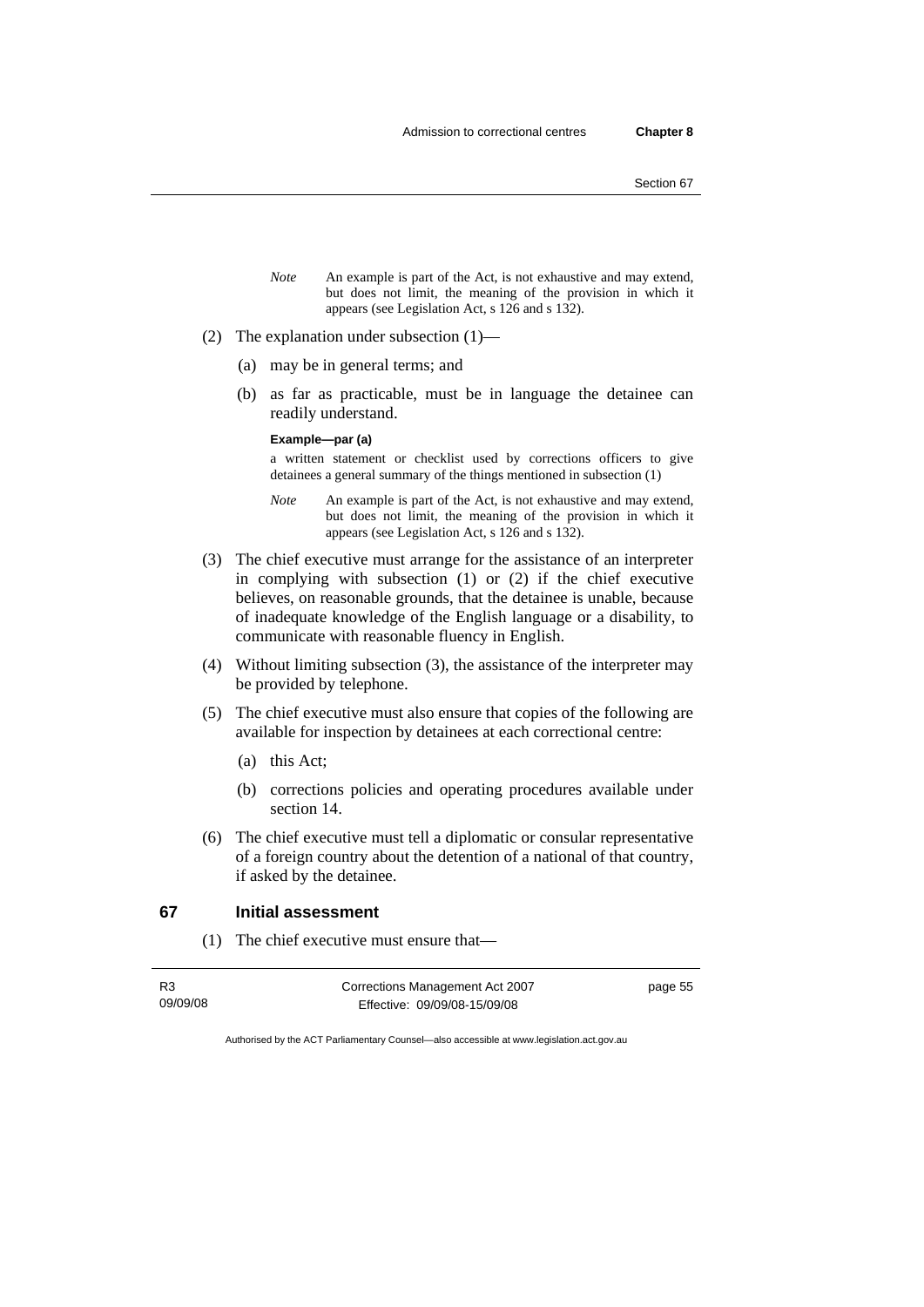*Note* An example is part of the Act, is not exhaustive and may extend, but does not limit, the meaning of the provision in which it appears (see Legislation Act, s 126 and s 132).

(2) The explanation under subsection (1)—

(a) may be in general terms; and

(b) as far as practicable, must be in language the detainee can readily understand.

**Example—par (a)**

a written statement or checklist used by corrections officers to give detainees a general summary of the things mentioned in subsection (1)

*Note* An example is part of the Act, is not exhaustive and may extend, but does not limit, the meaning of the provision in which it appears (see Legislation Act, s 126 and s 132).

(3) The chief executive must arrange for the assistance of an interpreter in complying with subsection (1) or (2) if the chief executive believes, on reasonable grounds, that the detainee is unable, because of inadequate knowledge of the English language or a disability, to communicate with reasonable fluency in English.

(4) Without limiting subsection (3), the assistance of the interpreter may be provided by telephone.

(5) The chief executive must also ensure that copies of the following are available for inspection by detainees at each correctional centre:

(a) this Act;

(b) corrections policies and operating procedures available under section 14.

(6) The chief executive must tell a diplomatic or consular representative of a foreign country about the detention of a national of that country, if asked by the detainee.

## 67 Initial assessment

(1) The chief executive must ensure that—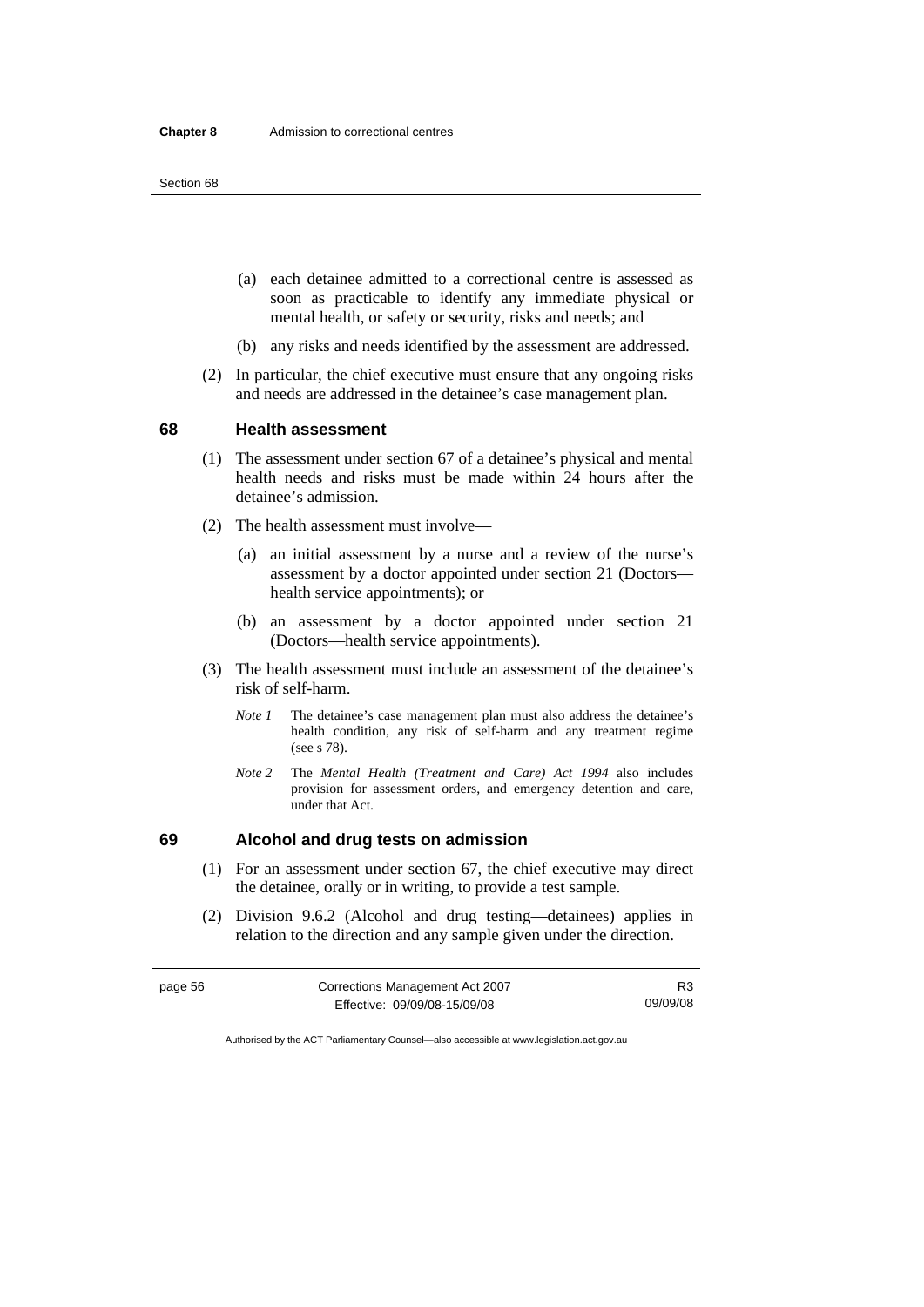(a) each detainee admitted to a correctional centre is assessed as soon as practicable to identify any immediate physical or mental health, or safety or security, risks and needs; and

(b) any risks and needs identified by the assessment are addressed.

(2) In particular, the chief executive must ensure that any ongoing risks and needs are addressed in the detainee's case management plan.

## 68 Health assessment

(1) The assessment under section 67 of a detainee's physical and mental health needs and risks must be made within 24 hours after the detainee's admission.

(2) The health assessment must involve—

(a) an initial assessment by a nurse and a review of the nurse's assessment by a doctor appointed under section 21 (Doctors—health service appointments); or

(b) an assessment by a doctor appointed under section 21 (Doctors—health service appointments).

(3) The health assessment must include an assessment of the detainee's risk of self-harm.

*Note 1* The detainee's case management plan must also address the detainee's health condition, any risk of self-harm and any treatment regime (see s 78).

*Note 2* The *Mental Health (Treatment and Care) Act 1994* also includes provision for assessment orders, and emergency detention and care, under that Act.

## 69 Alcohol and drug tests on admission

(1) For an assessment under section 67, the chief executive may direct the detainee, orally or in writing, to provide a test sample.

(2) Division 9.6.2 (Alcohol and drug testing—detainees) applies in relation to the direction and any sample given under the direction.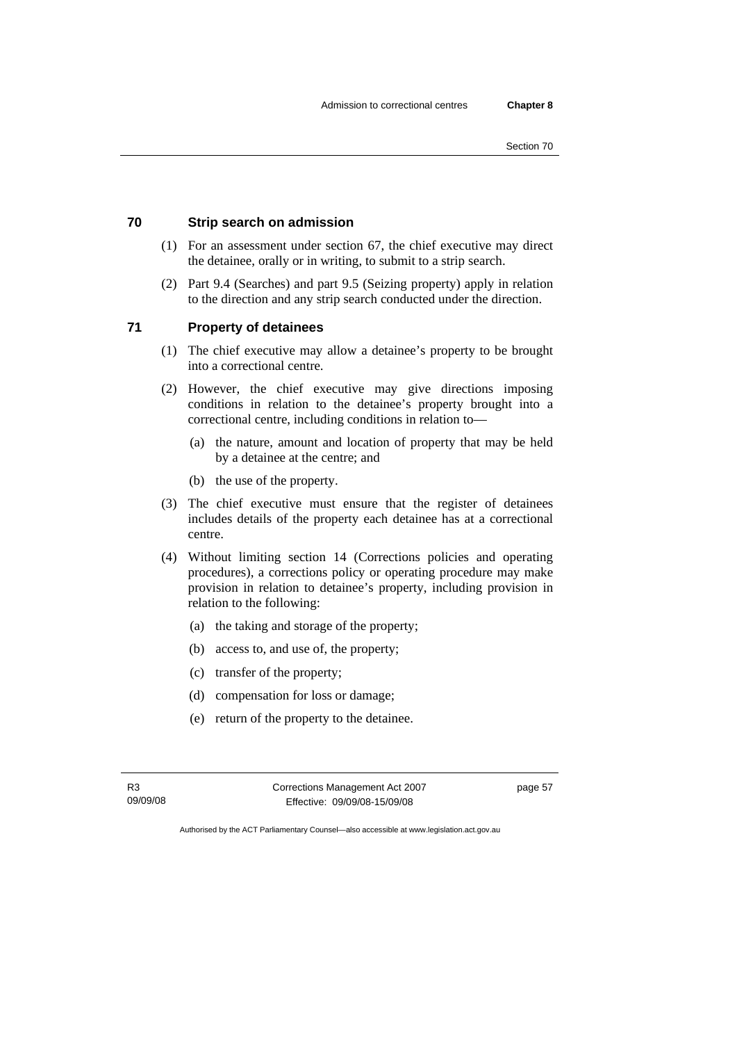## 70 Strip search on admission

(1) For an assessment under section 67, the chief executive may direct the detainee, orally or in writing, to submit to a strip search.

(2) Part 9.4 (Searches) and part 9.5 (Seizing property) apply in relation to the direction and any strip search conducted under the direction.

## 71 Property of detainees

(1) The chief executive may allow a detainee's property to be brought into a correctional centre.

(2) However, the chief executive may give directions imposing conditions in relation to the detainee's property brought into a correctional centre, including conditions in relation to—

(a) the nature, amount and location of property that may be held by a detainee at the centre; and

(b) the use of the property.

(3) The chief executive must ensure that the register of detainees includes details of the property each detainee has at a correctional centre.

(4) Without limiting section 14 (Corrections policies and operating procedures), a corrections policy or operating procedure may make provision in relation to detainee's property, including provision in relation to the following:

(a) the taking and storage of the property;

(b) access to, and use of, the property;

(c) transfer of the property;

(d) compensation for loss or damage;

(e) return of the property to the detainee.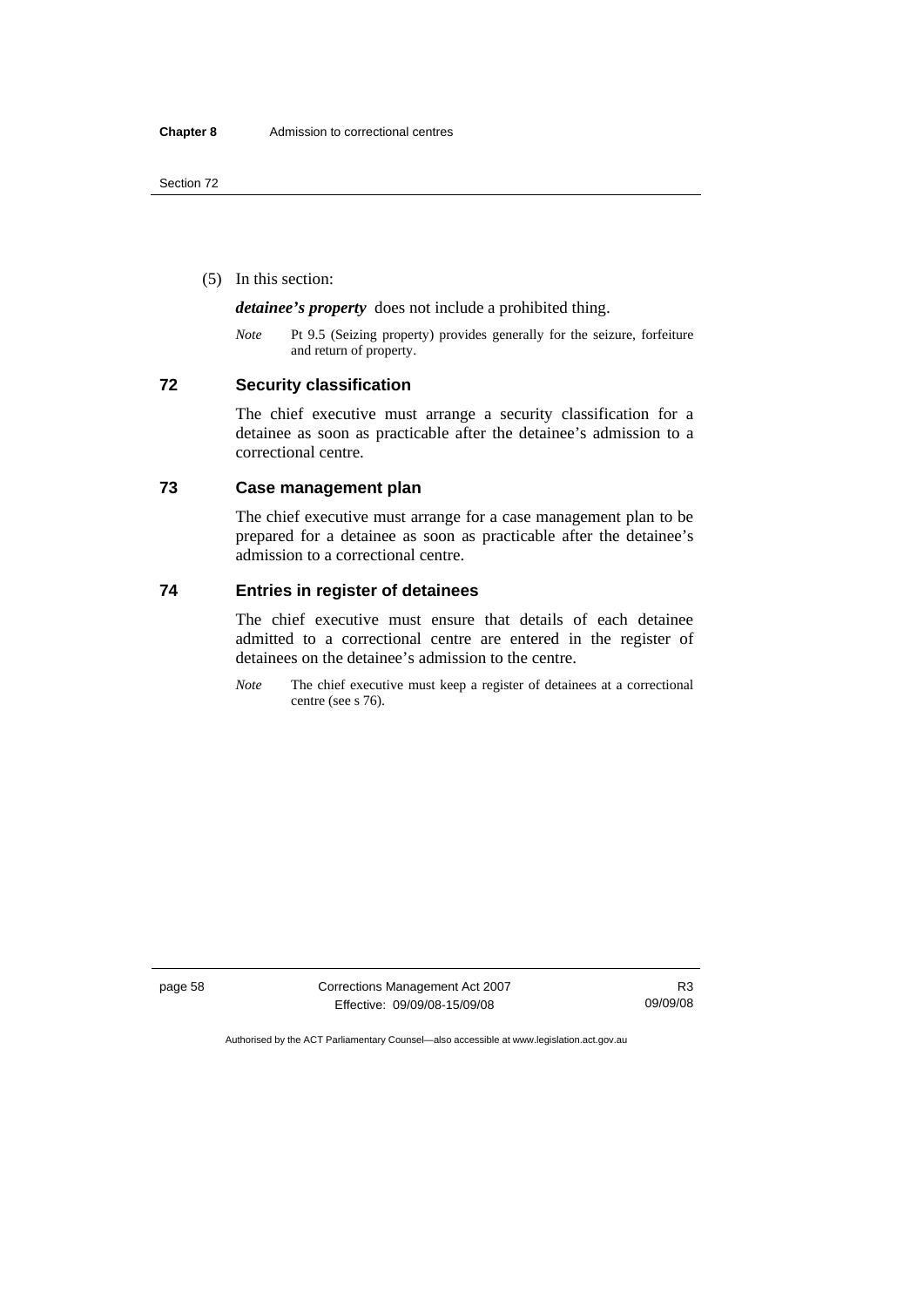(5) In this section:

***detainee's property*** does not include a prohibited thing.

*Note* Pt 9.5 (Seizing property) provides generally for the seizure, forfeiture and return of property.

## 72 Security classification

The chief executive must arrange a security classification for a detainee as soon as practicable after the detainee's admission to a correctional centre.

## 73 Case management plan

The chief executive must arrange for a case management plan to be prepared for a detainee as soon as practicable after the detainee's admission to a correctional centre.

## 74 Entries in register of detainees

The chief executive must ensure that details of each detainee admitted to a correctional centre are entered in the register of detainees on the detainee's admission to the centre.

*Note* The chief executive must keep a register of detainees at a correctional centre (see s 76).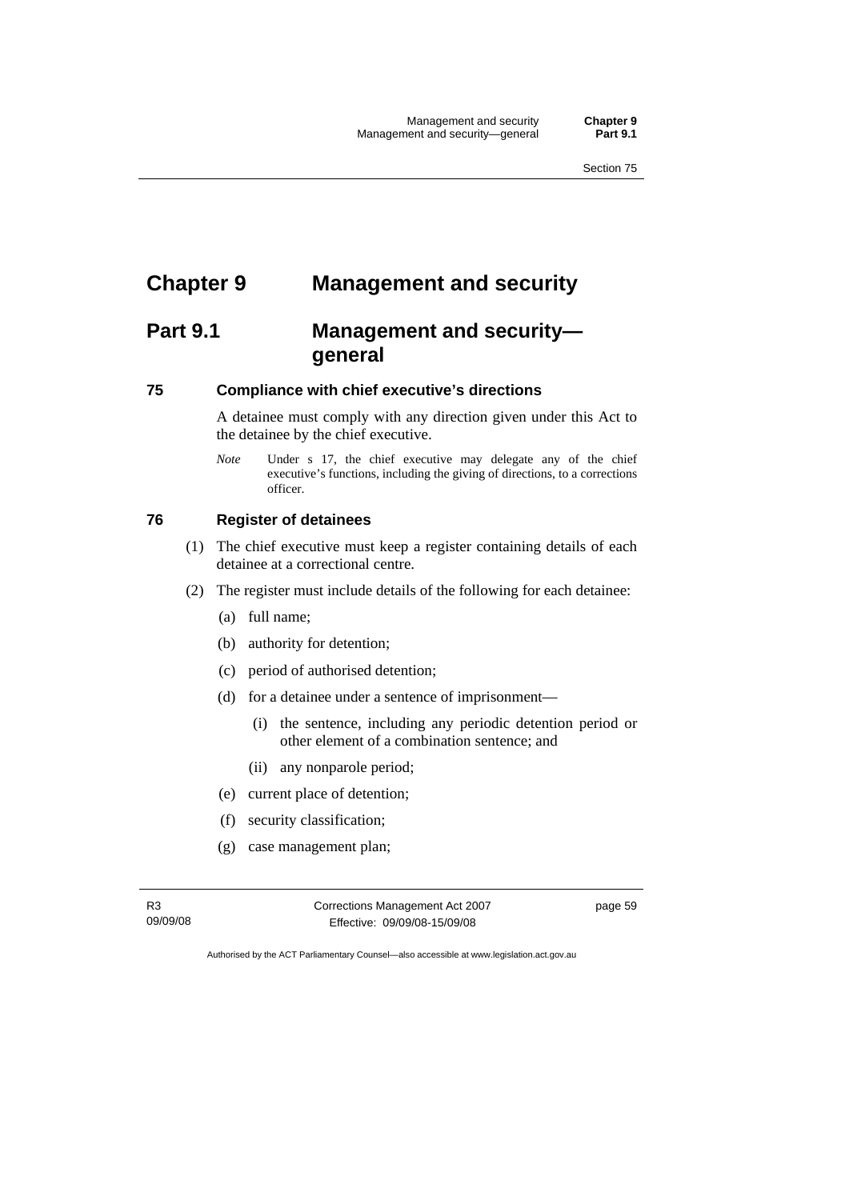# Chapter 9 Management and security

## Part 9.1 Management and security—general

### 75 Compliance with chief executive's directions

A detainee must comply with any direction given under this Act to the detainee by the chief executive.

*Note* Under s 17, the chief executive may delegate any of the chief executive's functions, including the giving of directions, to a corrections officer.

### 76 Register of detainees

(1) The chief executive must keep a register containing details of each detainee at a correctional centre.

(2) The register must include details of the following for each detainee:

(a) full name;

(b) authority for detention;

(c) period of authorised detention;

(d) for a detainee under a sentence of imprisonment—

(i) the sentence, including any periodic detention period or other element of a combination sentence; and

(ii) any nonparole period;

(e) current place of detention;

(f) security classification;

(g) case management plan;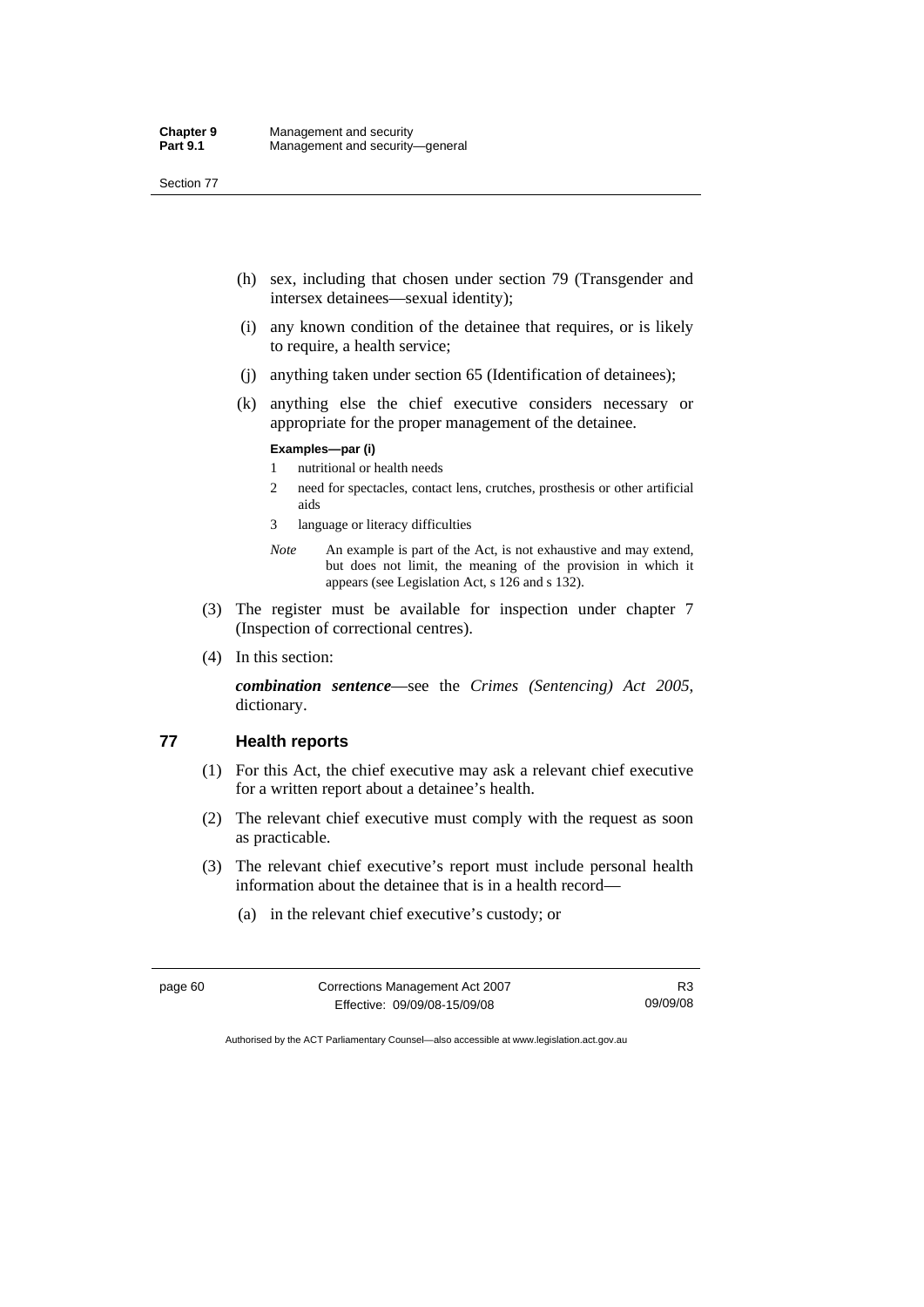(h) sex, including that chosen under section 79 (Transgender and intersex detainees—sexual identity);

(i) any known condition of the detainee that requires, or is likely to require, a health service;

(j) anything taken under section 65 (Identification of detainees);

(k) anything else the chief executive considers necessary or appropriate for the proper management of the detainee.

**Examples—par (i)**

1 nutritional or health needs

2 need for spectacles, contact lens, crutches, prosthesis or other artificial aids

3 language or literacy difficulties

*Note* An example is part of the Act, is not exhaustive and may extend, but does not limit, the meaning of the provision in which it appears (see Legislation Act, s 126 and s 132).

(3) The register must be available for inspection under chapter 7 (Inspection of correctional centres).

(4) In this section:

***combination sentence***—see the *Crimes (Sentencing) Act 2005*, dictionary.

## 77 Health reports

(1) For this Act, the chief executive may ask a relevant chief executive for a written report about a detainee's health.

(2) The relevant chief executive must comply with the request as soon as practicable.

(3) The relevant chief executive's report must include personal health information about the detainee that is in a health record—

(a) in the relevant chief executive's custody; or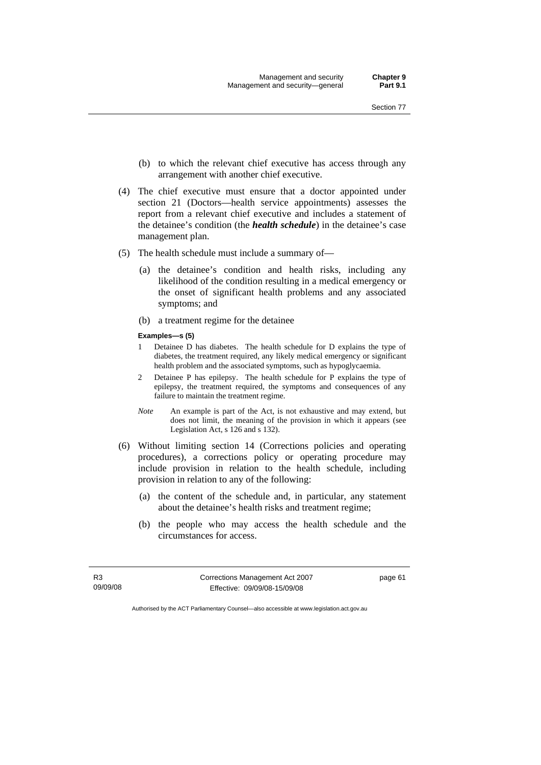(b) to which the relevant chief executive has access through any arrangement with another chief executive.

(4) The chief executive must ensure that a doctor appointed under section 21 (Doctors—health service appointments) assesses the report from a relevant chief executive and includes a statement of the detainee's condition (the ***health schedule***) in the detainee's case management plan.

(5) The health schedule must include a summary of—

(a) the detainee's condition and health risks, including any likelihood of the condition resulting in a medical emergency or the onset of significant health problems and any associated symptoms; and

(b) a treatment regime for the detainee

**Examples—s (5)**

1 Detainee D has diabetes. The health schedule for D explains the type of diabetes, the treatment required, any likely medical emergency or significant health problem and the associated symptoms, such as hypoglycaemia.

2 Detainee P has epilepsy. The health schedule for P explains the type of epilepsy, the treatment required, the symptoms and consequences of any failure to maintain the treatment regime.

*Note* An example is part of the Act, is not exhaustive and may extend, but does not limit, the meaning of the provision in which it appears (see Legislation Act, s 126 and s 132).

(6) Without limiting section 14 (Corrections policies and operating procedures), a corrections policy or operating procedure may include provision in relation to the health schedule, including provision in relation to any of the following:

(a) the content of the schedule and, in particular, any statement about the detainee's health risks and treatment regime;

(b) the people who may access the health schedule and the circumstances for access.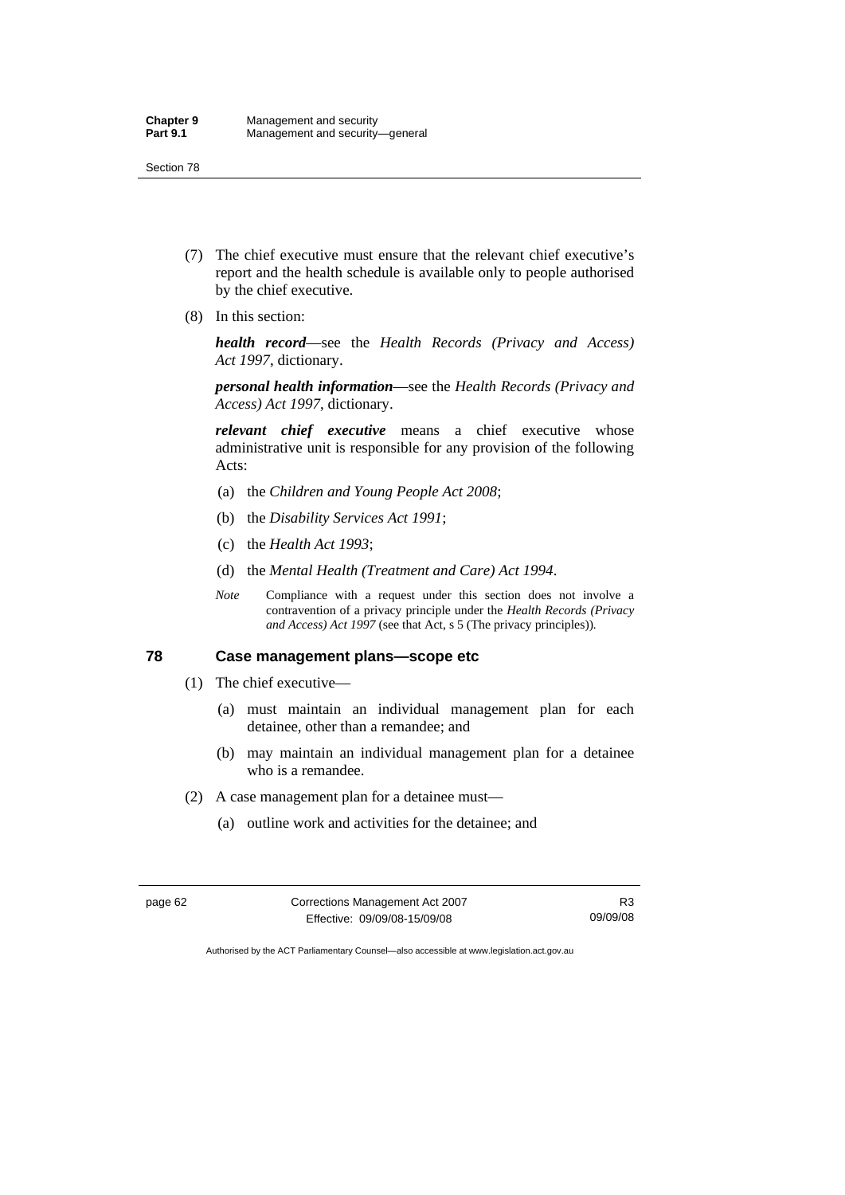(7) The chief executive must ensure that the relevant chief executive's report and the health schedule is available only to people authorised by the chief executive.

(8) In this section:

***health record***—see the *Health Records (Privacy and Access) Act 1997*, dictionary.

***personal health information***—see the *Health Records (Privacy and Access) Act 1997*, dictionary.

***relevant chief executive*** means a chief executive whose administrative unit is responsible for any provision of the following Acts:

(a) the *Children and Young People Act 2008*;

(b) the *Disability Services Act 1991*;

(c) the *Health Act 1993*;

(d) the *Mental Health (Treatment and Care) Act 1994*.

*Note* Compliance with a request under this section does not involve a contravention of a privacy principle under the *Health Records (Privacy and Access) Act 1997* (see that Act, s 5 (The privacy principles)).

## 78 Case management plans—scope etc

(1) The chief executive—

(a) must maintain an individual management plan for each detainee, other than a remandee; and

(b) may maintain an individual management plan for a detainee who is a remandee.

(2) A case management plan for a detainee must—

(a) outline work and activities for the detainee; and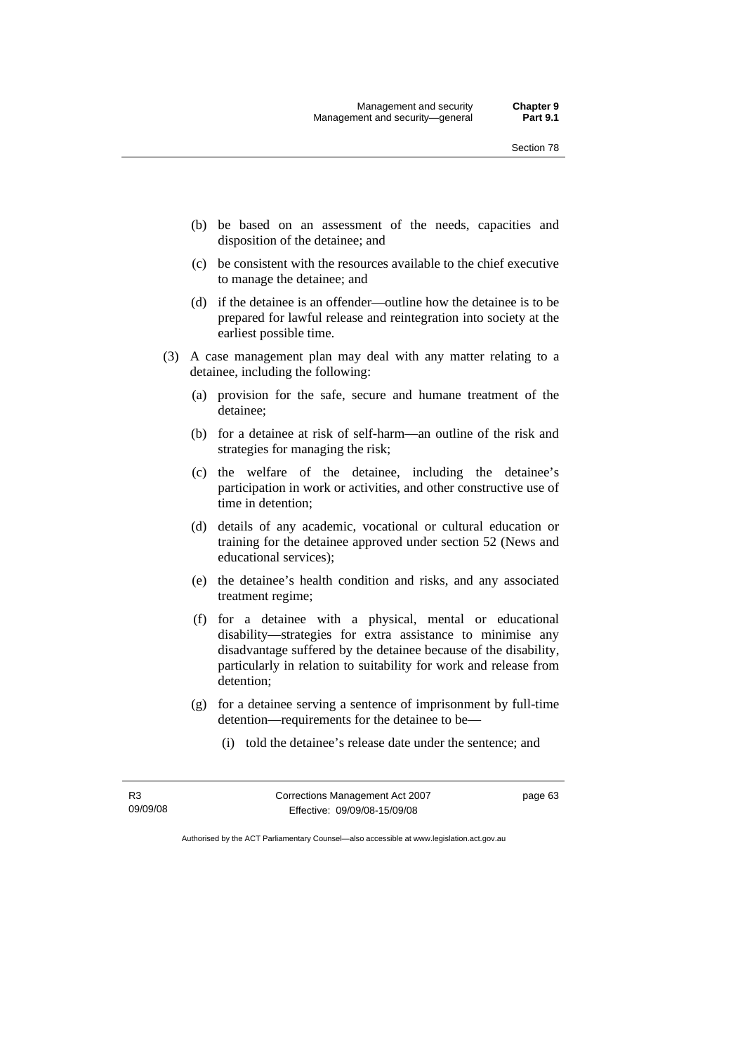(b) be based on an assessment of the needs, capacities and disposition of the detainee; and

(c) be consistent with the resources available to the chief executive to manage the detainee; and

(d) if the detainee is an offender—outline how the detainee is to be prepared for lawful release and reintegration into society at the earliest possible time.

(3) A case management plan may deal with any matter relating to a detainee, including the following:

(a) provision for the safe, secure and humane treatment of the detainee;

(b) for a detainee at risk of self-harm—an outline of the risk and strategies for managing the risk;

(c) the welfare of the detainee, including the detainee's participation in work or activities, and other constructive use of time in detention;

(d) details of any academic, vocational or cultural education or training for the detainee approved under section 52 (News and educational services);

(e) the detainee's health condition and risks, and any associated treatment regime;

(f) for a detainee with a physical, mental or educational disability—strategies for extra assistance to minimise any disadvantage suffered by the detainee because of the disability, particularly in relation to suitability for work and release from detention;

(g) for a detainee serving a sentence of imprisonment by full-time detention—requirements for the detainee to be—

(i) told the detainee's release date under the sentence; and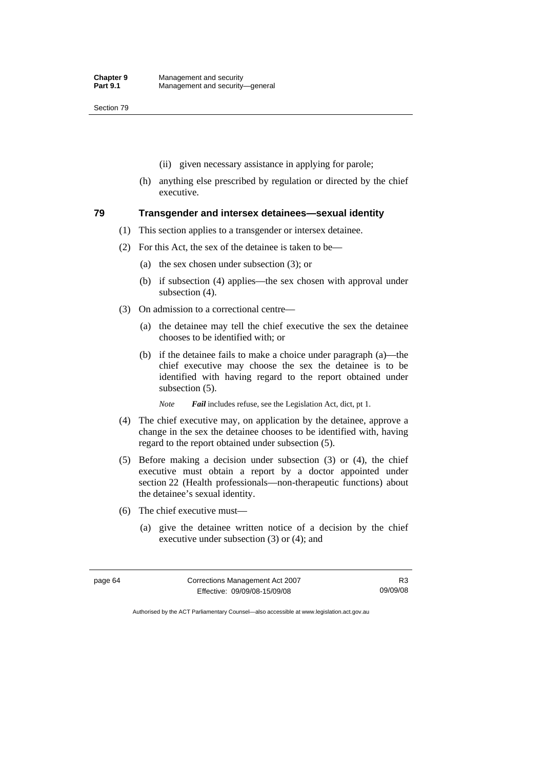(ii) given necessary assistance in applying for parole;

(h) anything else prescribed by regulation or directed by the chief executive.

### 79 Transgender and intersex detainees—sexual identity

(1) This section applies to a transgender or intersex detainee.

(2) For this Act, the sex of the detainee is taken to be—

(a) the sex chosen under subsection (3); or

(b) if subsection (4) applies—the sex chosen with approval under subsection (4).

(3) On admission to a correctional centre—

(a) the detainee may tell the chief executive the sex the detainee chooses to be identified with; or

(b) if the detainee fails to make a choice under paragraph (a)—the chief executive may choose the sex the detainee is to be identified with having regard to the report obtained under subsection (5).

*Note* ***Fail*** includes refuse, see the Legislation Act, dict, pt 1.

(4) The chief executive may, on application by the detainee, approve a change in the sex the detainee chooses to be identified with, having regard to the report obtained under subsection (5).

(5) Before making a decision under subsection (3) or (4), the chief executive must obtain a report by a doctor appointed under section 22 (Health professionals—non-therapeutic functions) about the detainee's sexual identity.

(6) The chief executive must—

(a) give the detainee written notice of a decision by the chief executive under subsection (3) or (4); and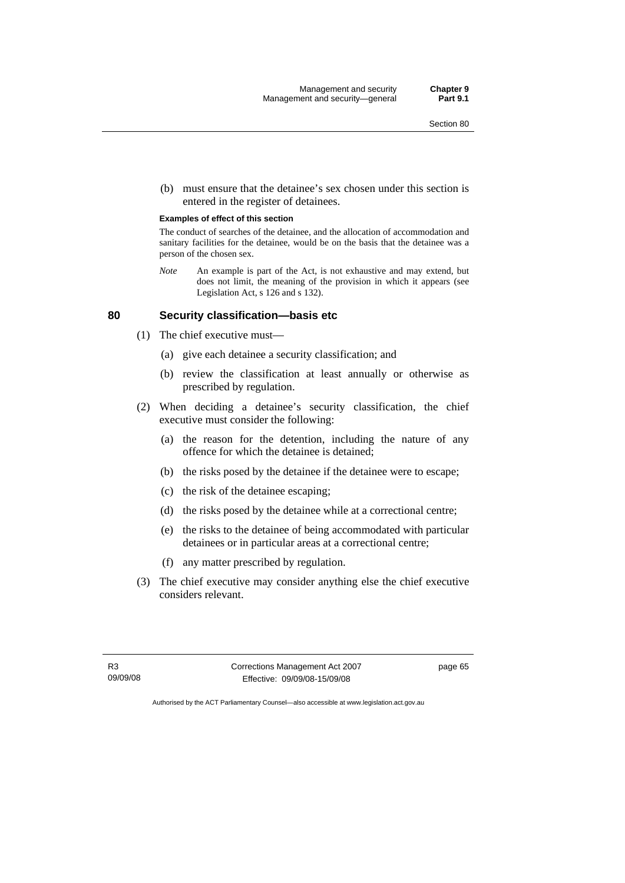(b) must ensure that the detainee's sex chosen under this section is entered in the register of detainees.

**Examples of effect of this section**

The conduct of searches of the detainee, and the allocation of accommodation and sanitary facilities for the detainee, would be on the basis that the detainee was a person of the chosen sex.

*Note* An example is part of the Act, is not exhaustive and may extend, but does not limit, the meaning of the provision in which it appears (see Legislation Act, s 126 and s 132).

## 80 Security classification—basis etc

(1) The chief executive must—

(a) give each detainee a security classification; and

(b) review the classification at least annually or otherwise as prescribed by regulation.

(2) When deciding a detainee's security classification, the chief executive must consider the following:

(a) the reason for the detention, including the nature of any offence for which the detainee is detained;

(b) the risks posed by the detainee if the detainee were to escape;

(c) the risk of the detainee escaping;

(d) the risks posed by the detainee while at a correctional centre;

(e) the risks to the detainee of being accommodated with particular detainees or in particular areas at a correctional centre;

(f) any matter prescribed by regulation.

(3) The chief executive may consider anything else the chief executive considers relevant.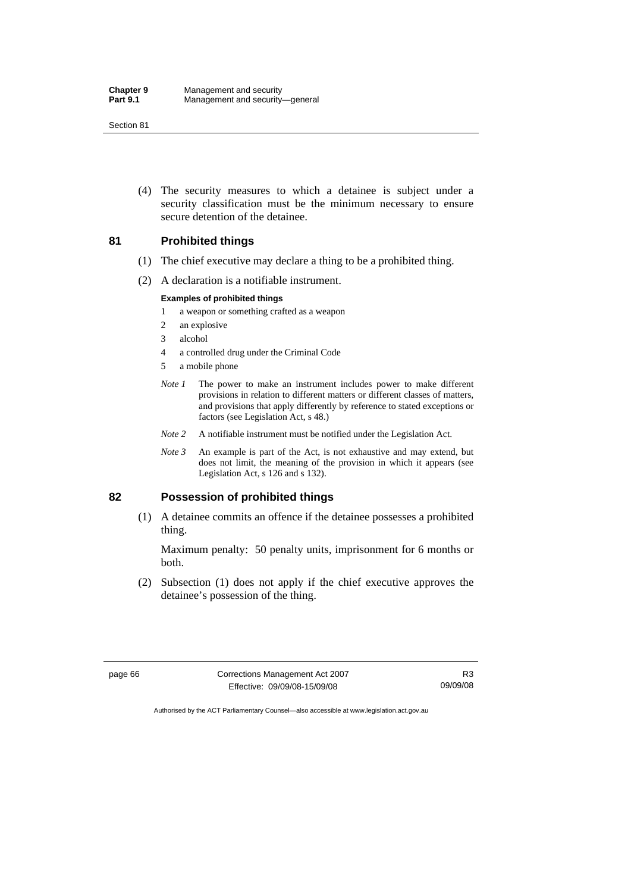(4) The security measures to which a detainee is subject under a security classification must be the minimum necessary to ensure secure detention of the detainee.

## 81 Prohibited things

(1) The chief executive may declare a thing to be a prohibited thing.

(2) A declaration is a notifiable instrument.

**Examples of prohibited things**

1 a weapon or something crafted as a weapon

2 an explosive

3 alcohol

4 a controlled drug under the Criminal Code

5 a mobile phone

*Note 1* The power to make an instrument includes power to make different provisions in relation to different matters or different classes of matters, and provisions that apply differently by reference to stated exceptions or factors (see Legislation Act, s 48.)

*Note 2* A notifiable instrument must be notified under the Legislation Act.

*Note 3* An example is part of the Act, is not exhaustive and may extend, but does not limit, the meaning of the provision in which it appears (see Legislation Act, s 126 and s 132).

## 82 Possession of prohibited things

(1) A detainee commits an offence if the detainee possesses a prohibited thing.

Maximum penalty: 50 penalty units, imprisonment for 6 months or both.

(2) Subsection (1) does not apply if the chief executive approves the detainee's possession of the thing.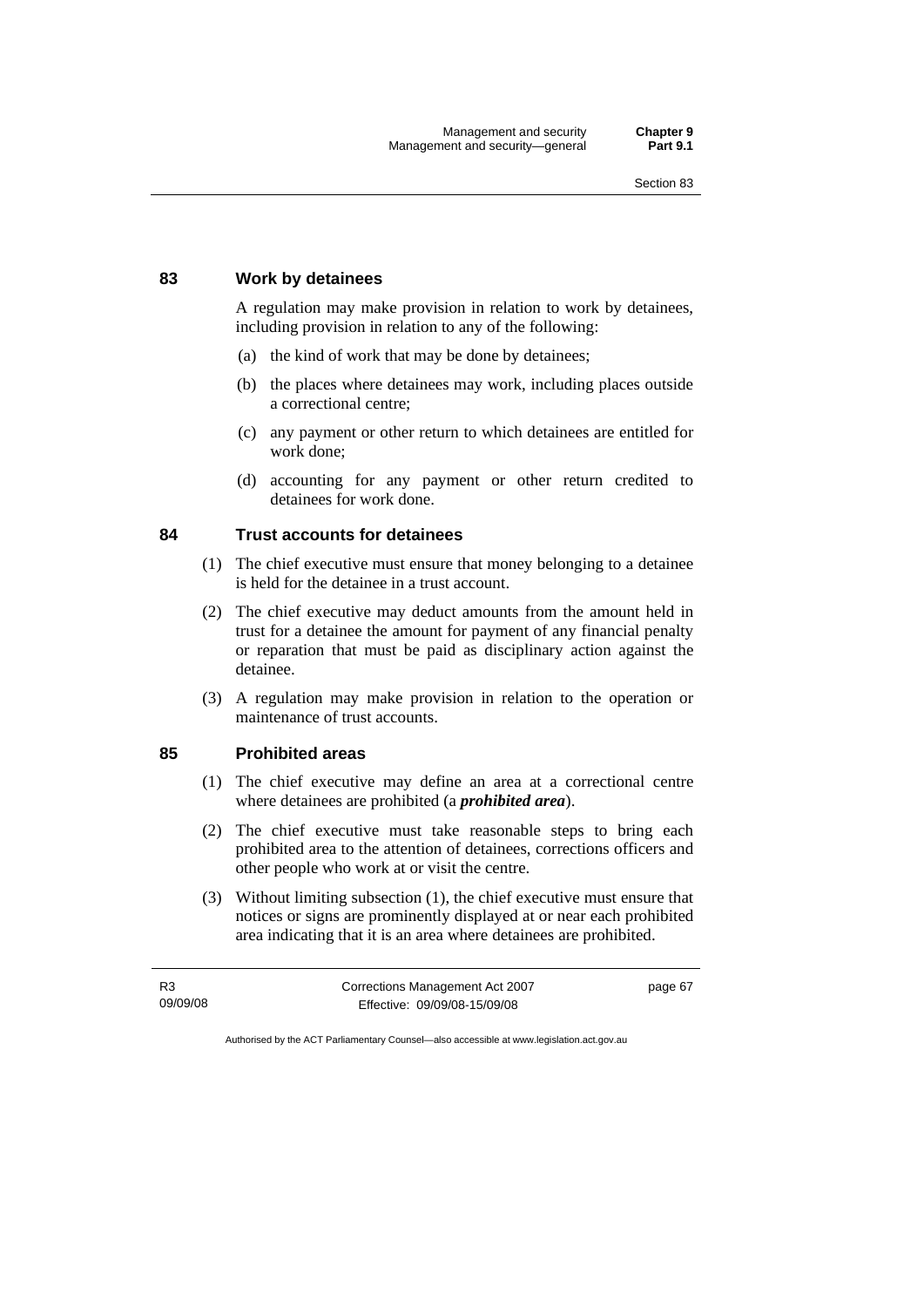### 83 Work by detainees

A regulation may make provision in relation to work by detainees, including provision in relation to any of the following:

(a) the kind of work that may be done by detainees;

(b) the places where detainees may work, including places outside a correctional centre;

(c) any payment or other return to which detainees are entitled for work done;

(d) accounting for any payment or other return credited to detainees for work done.

### 84 Trust accounts for detainees

(1) The chief executive must ensure that money belonging to a detainee is held for the detainee in a trust account.

(2) The chief executive may deduct amounts from the amount held in trust for a detainee the amount for payment of any financial penalty or reparation that must be paid as disciplinary action against the detainee.

(3) A regulation may make provision in relation to the operation or maintenance of trust accounts.

### 85 Prohibited areas

(1) The chief executive may define an area at a correctional centre where detainees are prohibited (a ***prohibited area***).

(2) The chief executive must take reasonable steps to bring each prohibited area to the attention of detainees, corrections officers and other people who work at or visit the centre.

(3) Without limiting subsection (1), the chief executive must ensure that notices or signs are prominently displayed at or near each prohibited area indicating that it is an area where detainees are prohibited.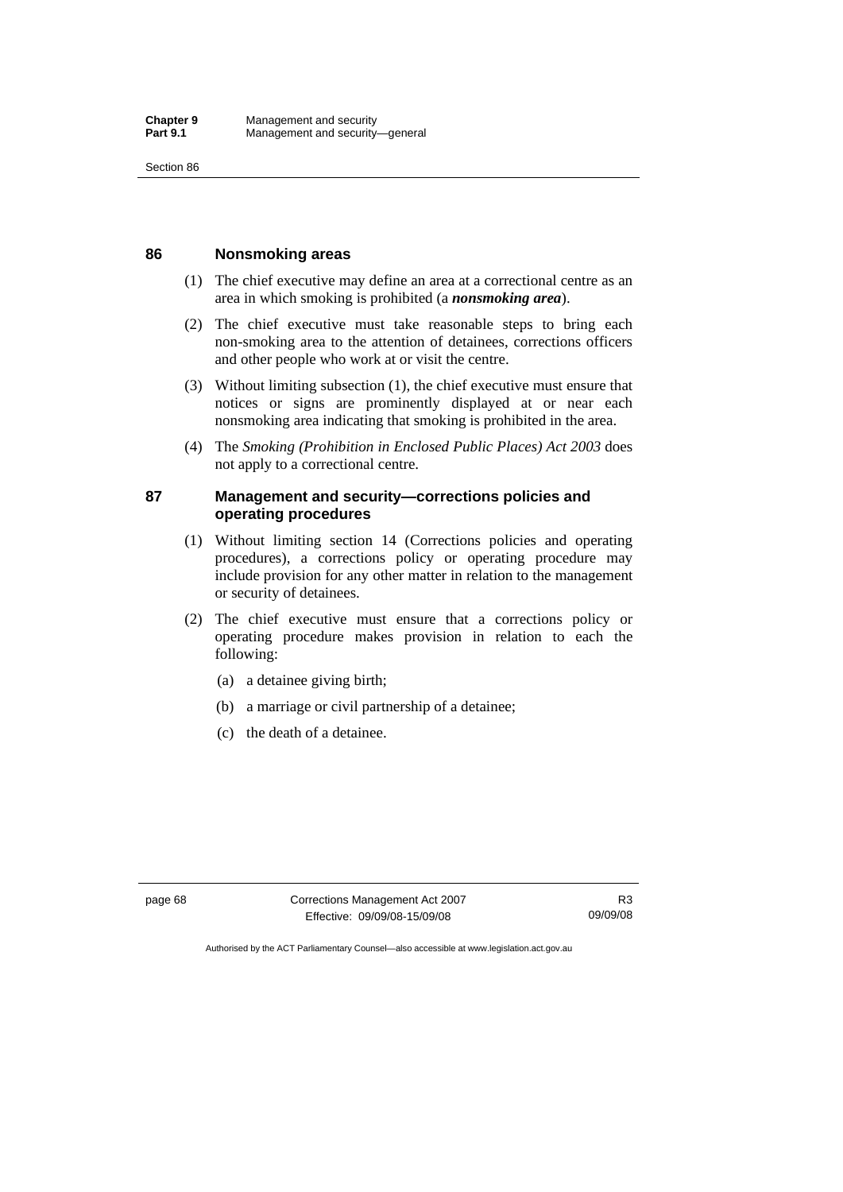### 86 Nonsmoking areas

(1) The chief executive may define an area at a correctional centre as an area in which smoking is prohibited (a ***nonsmoking area***).

(2) The chief executive must take reasonable steps to bring each non-smoking area to the attention of detainees, corrections officers and other people who work at or visit the centre.

(3) Without limiting subsection (1), the chief executive must ensure that notices or signs are prominently displayed at or near each nonsmoking area indicating that smoking is prohibited in the area.

(4) The *Smoking (Prohibition in Enclosed Public Places) Act 2003* does not apply to a correctional centre.

### 87 Management and security—corrections policies and operating procedures

(1) Without limiting section 14 (Corrections policies and operating procedures), a corrections policy or operating procedure may include provision for any other matter in relation to the management or security of detainees.

(2) The chief executive must ensure that a corrections policy or operating procedure makes provision in relation to each the following:

(a) a detainee giving birth;

(b) a marriage or civil partnership of a detainee;

(c) the death of a detainee.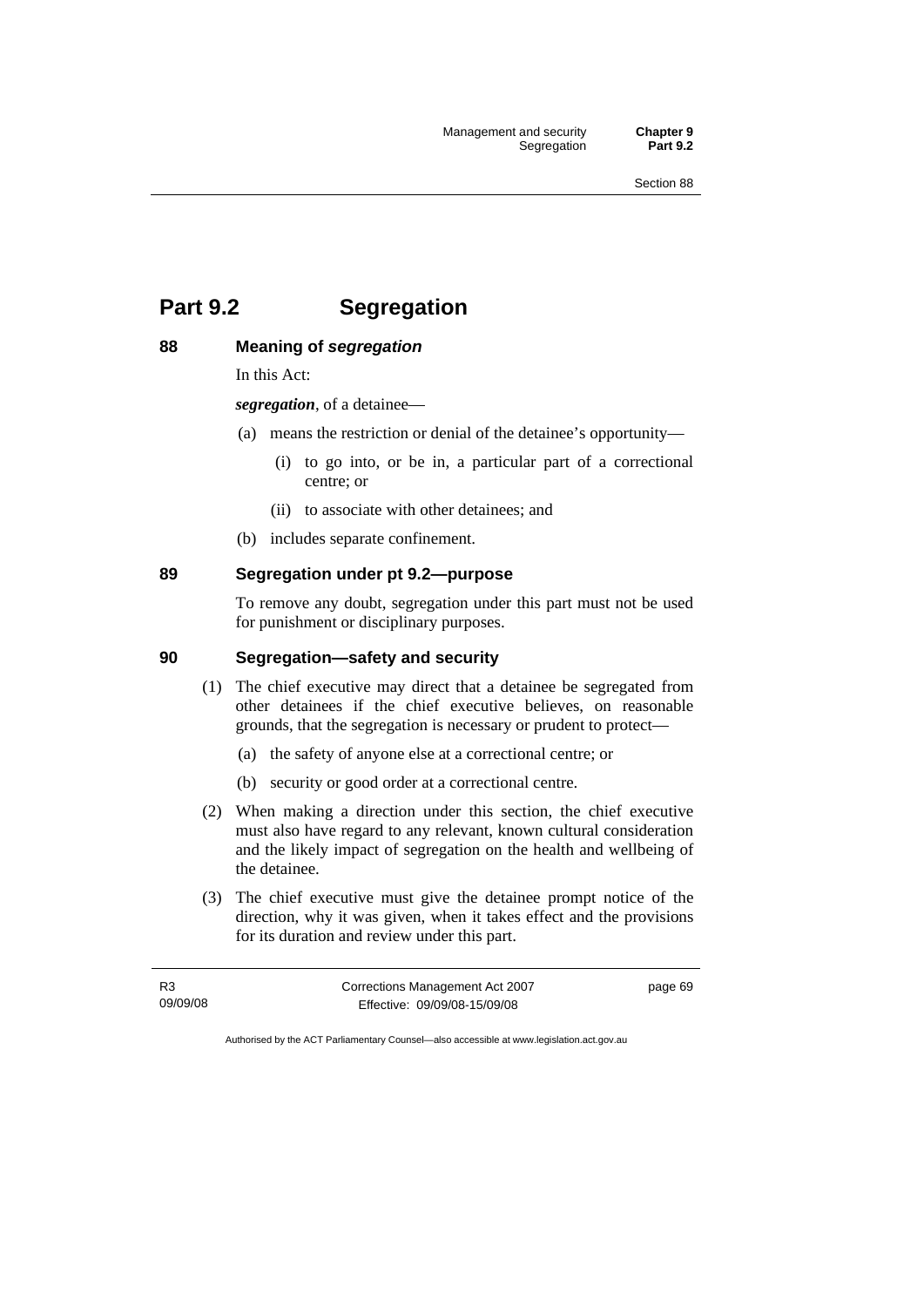# Part 9.2 Segregation

## 88 Meaning of *segregation*

In this Act:

***segregation***, of a detainee—

(a) means the restriction or denial of the detainee's opportunity—

  (i) to go into, or be in, a particular part of a correctional centre; or

  (ii) to associate with other detainees; and

(b) includes separate confinement.

## 89 Segregation under pt 9.2—purpose

To remove any doubt, segregation under this part must not be used for punishment or disciplinary purposes.

## 90 Segregation—safety and security

(1) The chief executive may direct that a detainee be segregated from other detainees if the chief executive believes, on reasonable grounds, that the segregation is necessary or prudent to protect—

  (a) the safety of anyone else at a correctional centre; or

  (b) security or good order at a correctional centre.

(2) When making a direction under this section, the chief executive must also have regard to any relevant, known cultural consideration and the likely impact of segregation on the health and wellbeing of the detainee.

(3) The chief executive must give the detainee prompt notice of the direction, why it was given, when it takes effect and the provisions for its duration and review under this part.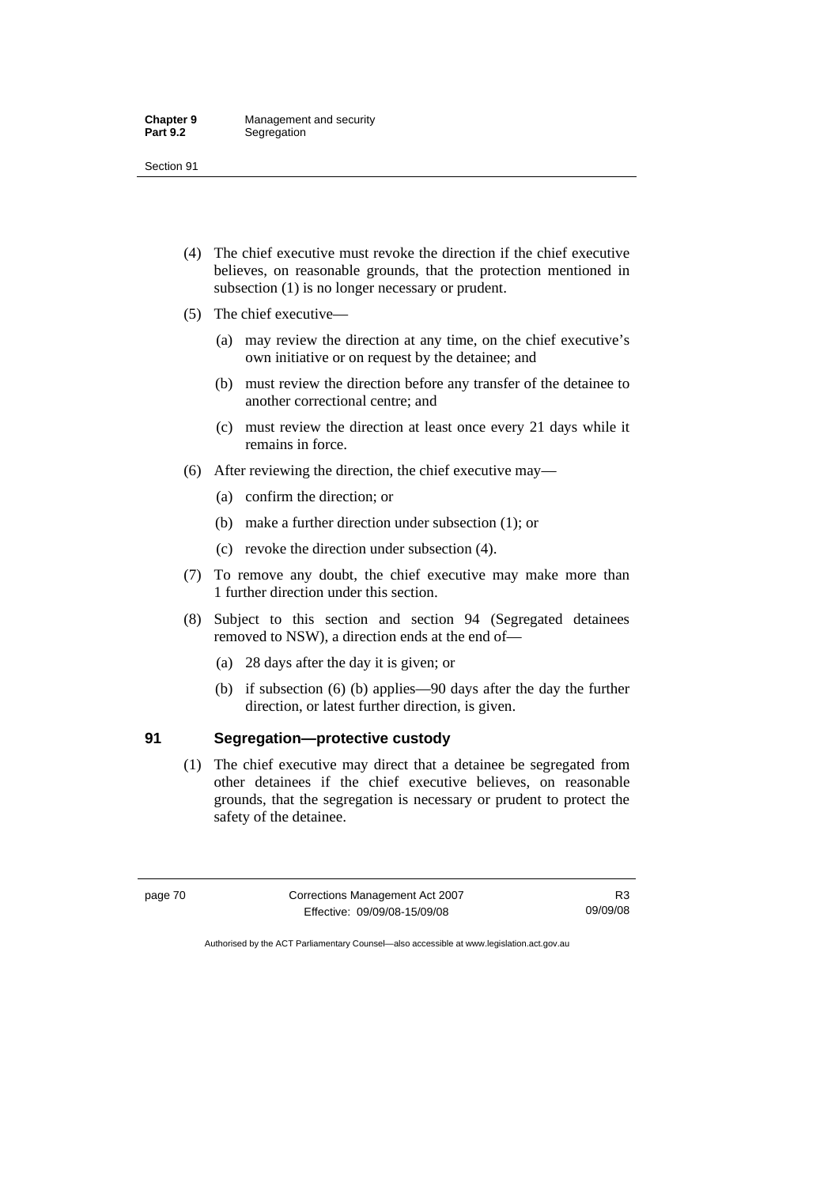(4) The chief executive must revoke the direction if the chief executive believes, on reasonable grounds, that the protection mentioned in subsection (1) is no longer necessary or prudent.

(5) The chief executive—

(a) may review the direction at any time, on the chief executive's own initiative or on request by the detainee; and

(b) must review the direction before any transfer of the detainee to another correctional centre; and

(c) must review the direction at least once every 21 days while it remains in force.

(6) After reviewing the direction, the chief executive may—

(a) confirm the direction; or

(b) make a further direction under subsection (1); or

(c) revoke the direction under subsection (4).

(7) To remove any doubt, the chief executive may make more than 1 further direction under this section.

(8) Subject to this section and section 94 (Segregated detainees removed to NSW), a direction ends at the end of—

(a) 28 days after the day it is given; or

(b) if subsection (6) (b) applies—90 days after the day the further direction, or latest further direction, is given.

## 91 Segregation—protective custody

(1) The chief executive may direct that a detainee be segregated from other detainees if the chief executive believes, on reasonable grounds, that the segregation is necessary or prudent to protect the safety of the detainee.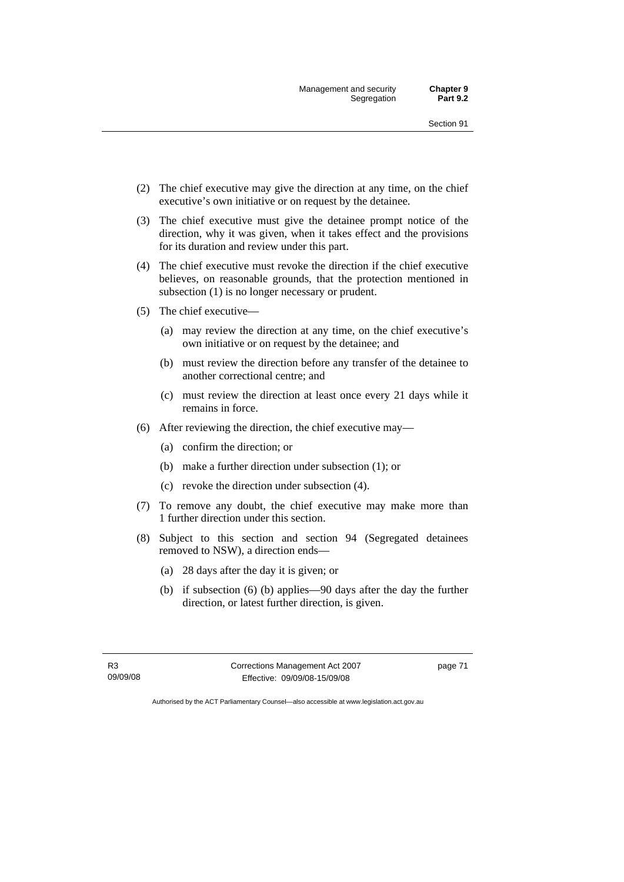(2) The chief executive may give the direction at any time, on the chief executive's own initiative or on request by the detainee.

(3) The chief executive must give the detainee prompt notice of the direction, why it was given, when it takes effect and the provisions for its duration and review under this part.

(4) The chief executive must revoke the direction if the chief executive believes, on reasonable grounds, that the protection mentioned in subsection (1) is no longer necessary or prudent.

(5) The chief executive—

(a) may review the direction at any time, on the chief executive's own initiative or on request by the detainee; and

(b) must review the direction before any transfer of the detainee to another correctional centre; and

(c) must review the direction at least once every 21 days while it remains in force.

(6) After reviewing the direction, the chief executive may—

(a) confirm the direction; or

(b) make a further direction under subsection (1); or

(c) revoke the direction under subsection (4).

(7) To remove any doubt, the chief executive may make more than 1 further direction under this section.

(8) Subject to this section and section 94 (Segregated detainees removed to NSW), a direction ends—

(a) 28 days after the day it is given; or

(b) if subsection (6) (b) applies—90 days after the day the further direction, or latest further direction, is given.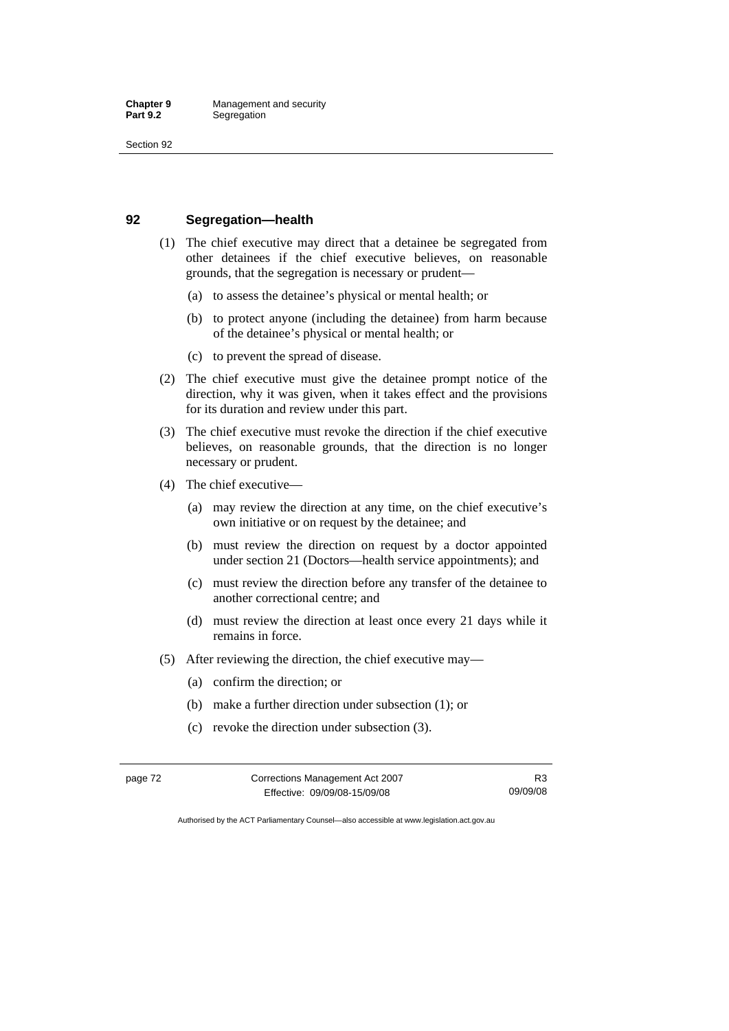## 92 Segregation—health

(1) The chief executive may direct that a detainee be segregated from other detainees if the chief executive believes, on reasonable grounds, that the segregation is necessary or prudent—

  (a) to assess the detainee's physical or mental health; or

  (b) to protect anyone (including the detainee) from harm because of the detainee's physical or mental health; or

  (c) to prevent the spread of disease.

(2) The chief executive must give the detainee prompt notice of the direction, why it was given, when it takes effect and the provisions for its duration and review under this part.

(3) The chief executive must revoke the direction if the chief executive believes, on reasonable grounds, that the direction is no longer necessary or prudent.

(4) The chief executive—

  (a) may review the direction at any time, on the chief executive's own initiative or on request by the detainee; and

  (b) must review the direction on request by a doctor appointed under section 21 (Doctors—health service appointments); and

  (c) must review the direction before any transfer of the detainee to another correctional centre; and

  (d) must review the direction at least once every 21 days while it remains in force.

(5) After reviewing the direction, the chief executive may—

  (a) confirm the direction; or

  (b) make a further direction under subsection (1); or

  (c) revoke the direction under subsection (3).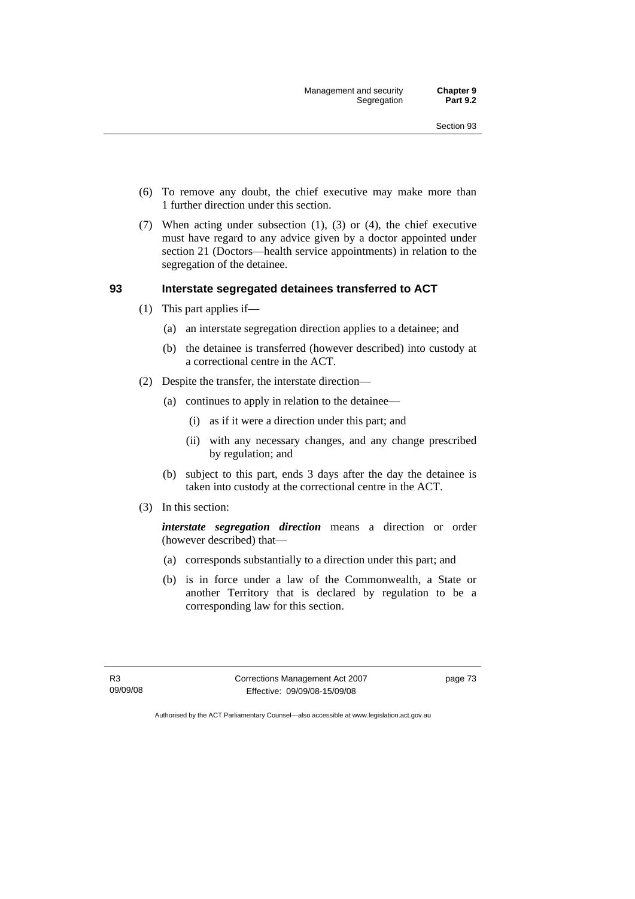(6) To remove any doubt, the chief executive may make more than 1 further direction under this section.

(7) When acting under subsection (1), (3) or (4), the chief executive must have regard to any advice given by a doctor appointed under section 21 (Doctors—health service appointments) in relation to the segregation of the detainee.

### 93 Interstate segregated detainees transferred to ACT

(1) This part applies if—

- (a) an interstate segregation direction applies to a detainee; and
- (b) the detainee is transferred (however described) into custody at a correctional centre in the ACT.

(2) Despite the transfer, the interstate direction—

- (a) continues to apply in relation to the detainee—
  - (i) as if it were a direction under this part; and
  - (ii) with any necessary changes, and any change prescribed by regulation; and
- (b) subject to this part, ends 3 days after the day the detainee is taken into custody at the correctional centre in the ACT.

(3) In this section:

***interstate segregation direction*** means a direction or order (however described) that—

- (a) corresponds substantially to a direction under this part; and
- (b) is in force under a law of the Commonwealth, a State or another Territory that is declared by regulation to be a corresponding law for this section.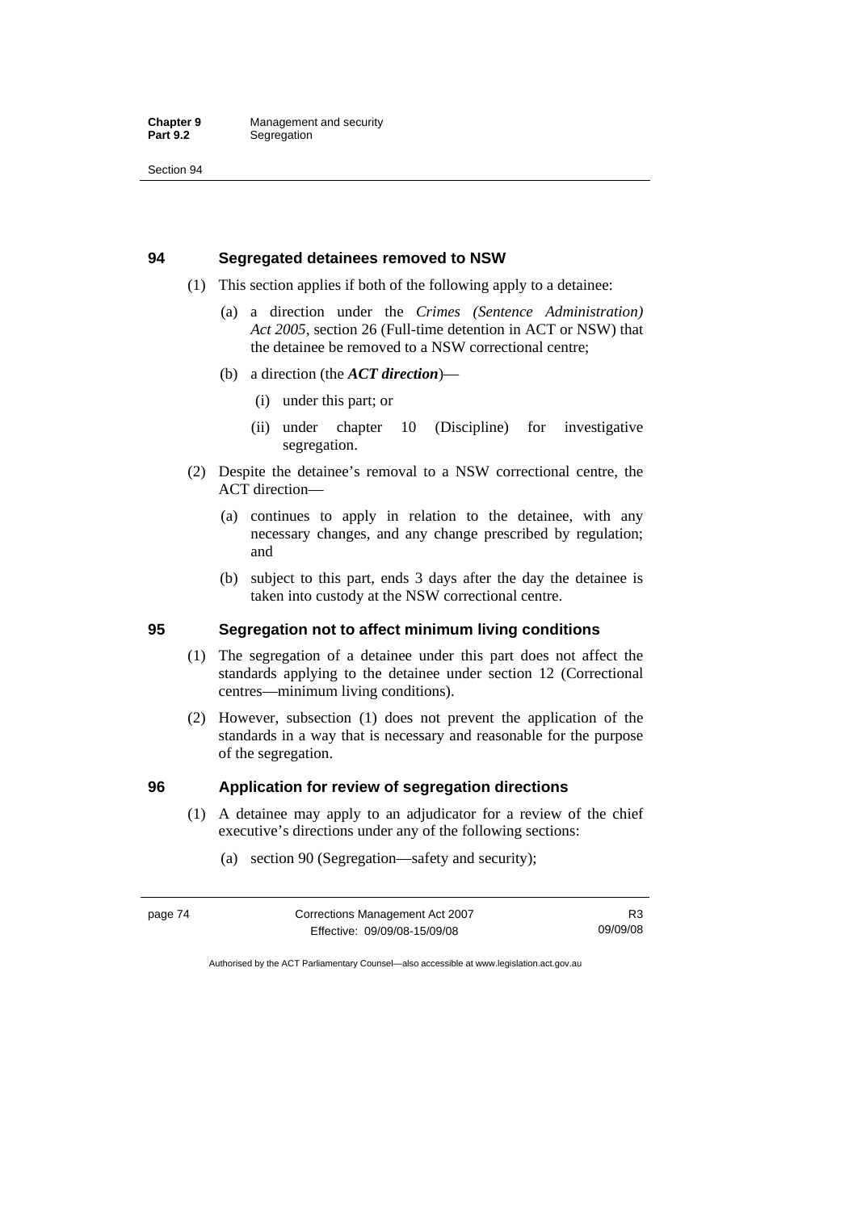## 94 Segregated detainees removed to NSW

(1) This section applies if both of the following apply to a detainee:

(a) a direction under the *Crimes (Sentence Administration) Act 2005*, section 26 (Full-time detention in ACT or NSW) that the detainee be removed to a NSW correctional centre;

(b) a direction (the ***ACT direction***)—

(i) under this part; or

(ii) under chapter 10 (Discipline) for investigative segregation.

(2) Despite the detainee's removal to a NSW correctional centre, the ACT direction—

(a) continues to apply in relation to the detainee, with any necessary changes, and any change prescribed by regulation; and

(b) subject to this part, ends 3 days after the day the detainee is taken into custody at the NSW correctional centre.

## 95 Segregation not to affect minimum living conditions

(1) The segregation of a detainee under this part does not affect the standards applying to the detainee under section 12 (Correctional centres—minimum living conditions).

(2) However, subsection (1) does not prevent the application of the standards in a way that is necessary and reasonable for the purpose of the segregation.

## 96 Application for review of segregation directions

(1) A detainee may apply to an adjudicator for a review of the chief executive's directions under any of the following sections:

(a) section 90 (Segregation—safety and security);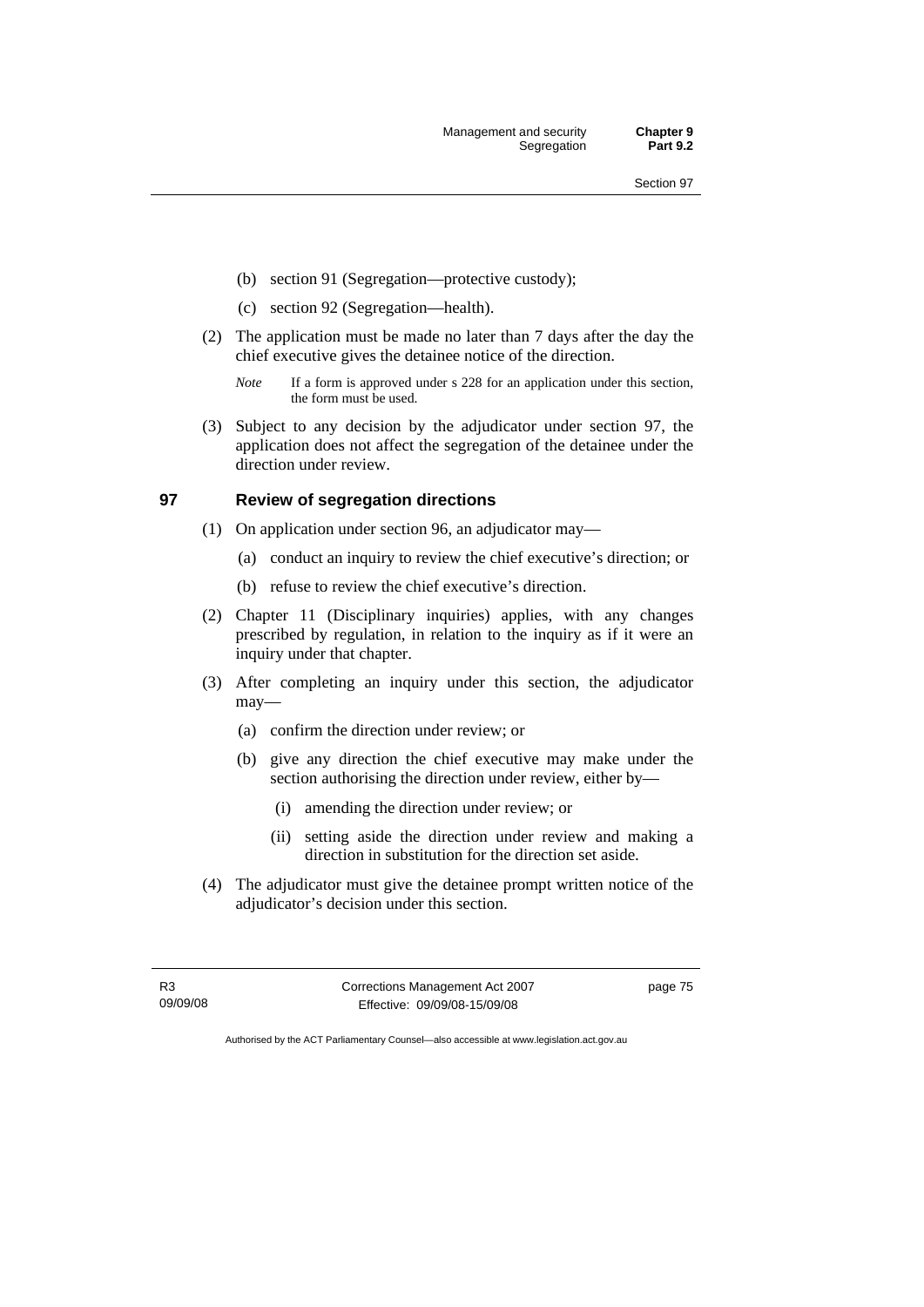(b) section 91 (Segregation—protective custody);

(c) section 92 (Segregation—health).

(2) The application must be made no later than 7 days after the day the chief executive gives the detainee notice of the direction.

*Note* If a form is approved under s 228 for an application under this section, the form must be used.

(3) Subject to any decision by the adjudicator under section 97, the application does not affect the segregation of the detainee under the direction under review.

## 97 Review of segregation directions

(1) On application under section 96, an adjudicator may—

(a) conduct an inquiry to review the chief executive's direction; or

(b) refuse to review the chief executive's direction.

(2) Chapter 11 (Disciplinary inquiries) applies, with any changes prescribed by regulation, in relation to the inquiry as if it were an inquiry under that chapter.

(3) After completing an inquiry under this section, the adjudicator may—

(a) confirm the direction under review; or

(b) give any direction the chief executive may make under the section authorising the direction under review, either by—

(i) amending the direction under review; or

(ii) setting aside the direction under review and making a direction in substitution for the direction set aside.

(4) The adjudicator must give the detainee prompt written notice of the adjudicator's decision under this section.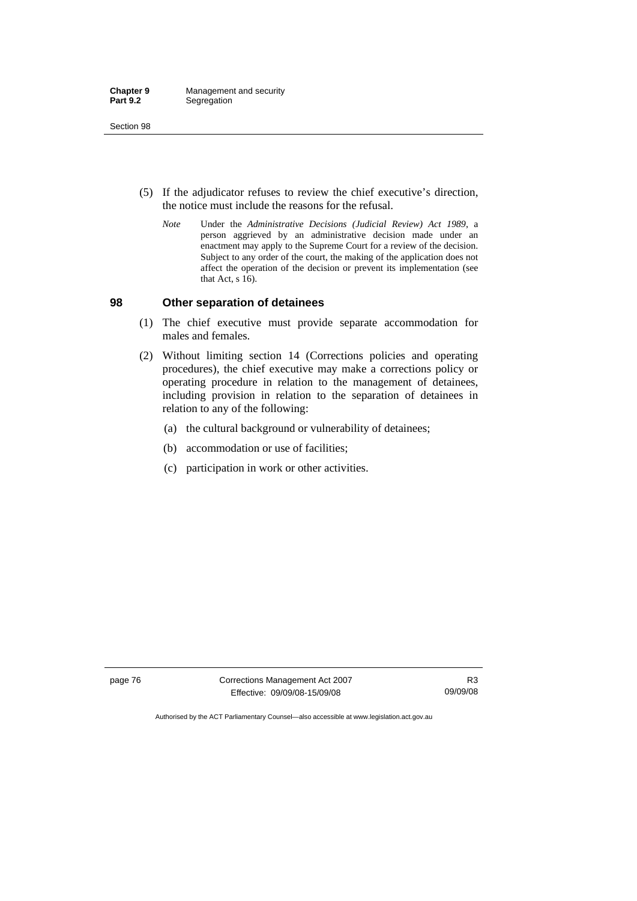(5) If the adjudicator refuses to review the chief executive's direction, the notice must include the reasons for the refusal.

*Note* Under the *Administrative Decisions (Judicial Review) Act 1989*, a person aggrieved by an administrative decision made under an enactment may apply to the Supreme Court for a review of the decision. Subject to any order of the court, the making of the application does not affect the operation of the decision or prevent its implementation (see that Act, s 16).

### 98 Other separation of detainees

(1) The chief executive must provide separate accommodation for males and females.

(2) Without limiting section 14 (Corrections policies and operating procedures), the chief executive may make a corrections policy or operating procedure in relation to the management of detainees, including provision in relation to the separation of detainees in relation to any of the following:

(a) the cultural background or vulnerability of detainees;

(b) accommodation or use of facilities;

(c) participation in work or other activities.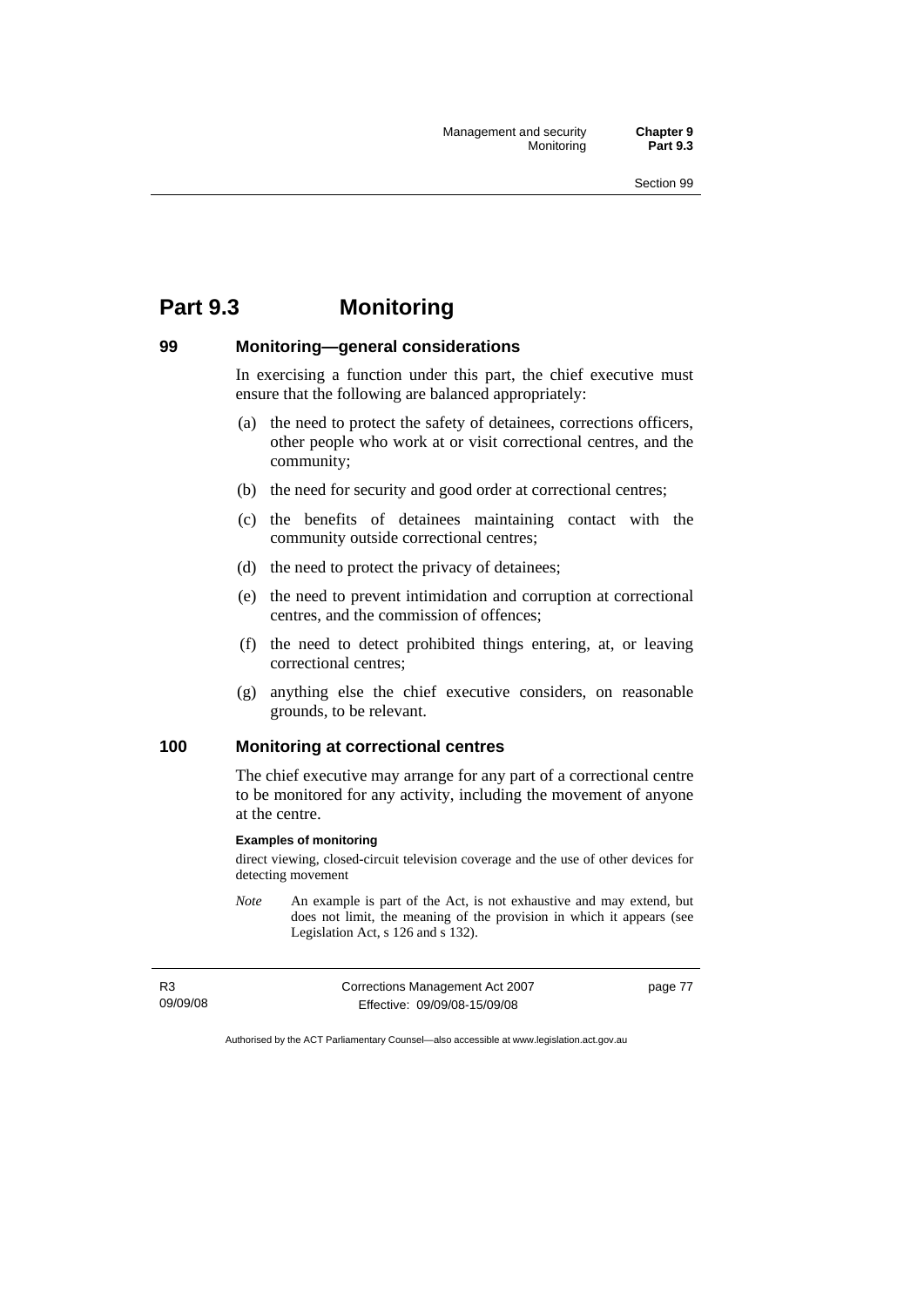# Part 9.3 Monitoring

### 99 Monitoring—general considerations

In exercising a function under this part, the chief executive must ensure that the following are balanced appropriately:

(a) the need to protect the safety of detainees, corrections officers, other people who work at or visit correctional centres, and the community;

(b) the need for security and good order at correctional centres;

(c) the benefits of detainees maintaining contact with the community outside correctional centres;

(d) the need to protect the privacy of detainees;

(e) the need to prevent intimidation and corruption at correctional centres, and the commission of offences;

(f) the need to detect prohibited things entering, at, or leaving correctional centres;

(g) anything else the chief executive considers, on reasonable grounds, to be relevant.

### 100 Monitoring at correctional centres

The chief executive may arrange for any part of a correctional centre to be monitored for any activity, including the movement of anyone at the centre.

**Examples of monitoring**

direct viewing, closed-circuit television coverage and the use of other devices for detecting movement

*Note* An example is part of the Act, is not exhaustive and may extend, but does not limit, the meaning of the provision in which it appears (see Legislation Act, s 126 and s 132).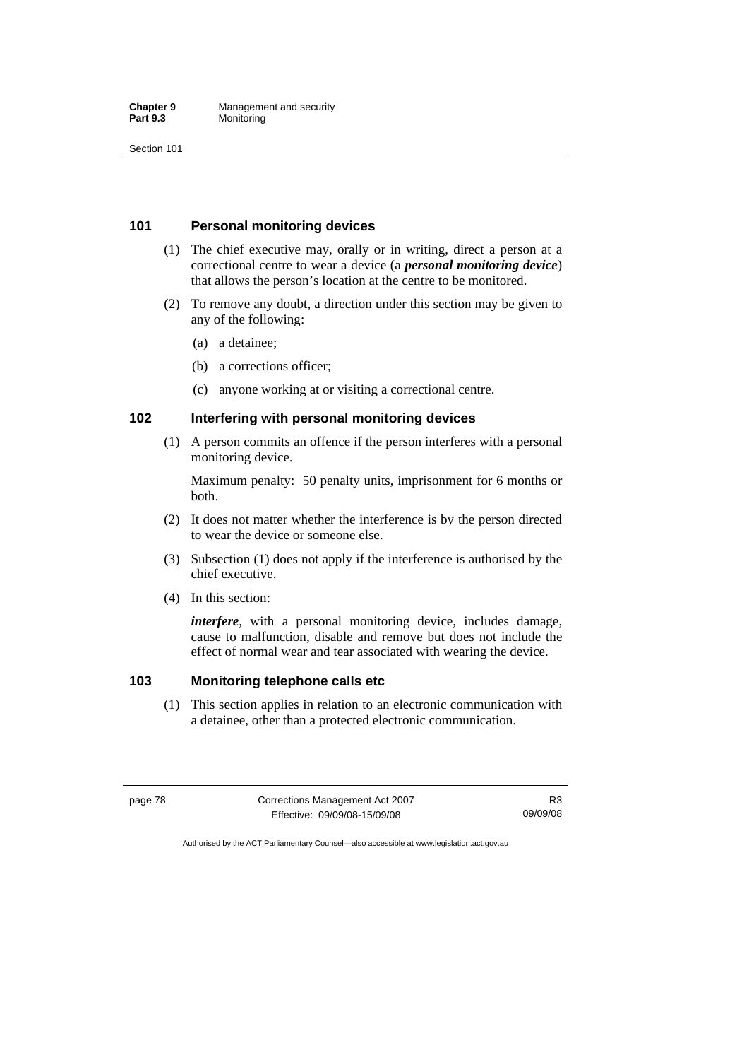### 101 Personal monitoring devices

(1) The chief executive may, orally or in writing, direct a person at a correctional centre to wear a device (a ***personal monitoring device***) that allows the person's location at the centre to be monitored.

(2) To remove any doubt, a direction under this section may be given to any of the following:

(a) a detainee;

(b) a corrections officer;

(c) anyone working at or visiting a correctional centre.

### 102 Interfering with personal monitoring devices

(1) A person commits an offence if the person interferes with a personal monitoring device.

Maximum penalty: 50 penalty units, imprisonment for 6 months or both.

(2) It does not matter whether the interference is by the person directed to wear the device or someone else.

(3) Subsection (1) does not apply if the interference is authorised by the chief executive.

(4) In this section:

***interfere***, with a personal monitoring device, includes damage, cause to malfunction, disable and remove but does not include the effect of normal wear and tear associated with wearing the device.

### 103 Monitoring telephone calls etc

(1) This section applies in relation to an electronic communication with a detainee, other than a protected electronic communication.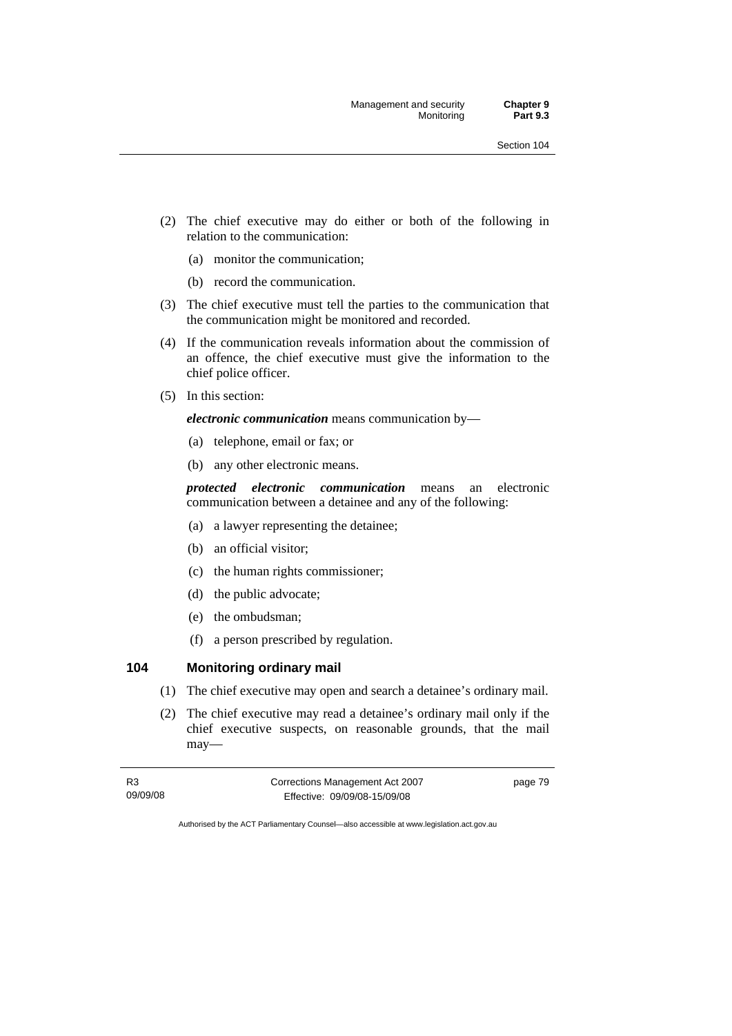(2) The chief executive may do either or both of the following in relation to the communication:

(a) monitor the communication;

(b) record the communication.

(3) The chief executive must tell the parties to the communication that the communication might be monitored and recorded.

(4) If the communication reveals information about the commission of an offence, the chief executive must give the information to the chief police officer.

(5) In this section:

***electronic communication*** means communication by—

(a) telephone, email or fax; or

(b) any other electronic means.

***protected electronic communication*** means an electronic communication between a detainee and any of the following:

(a) a lawyer representing the detainee;

(b) an official visitor;

(c) the human rights commissioner;

(d) the public advocate;

(e) the ombudsman;

(f) a person prescribed by regulation.

## 104 Monitoring ordinary mail

(1) The chief executive may open and search a detainee's ordinary mail.

(2) The chief executive may read a detainee's ordinary mail only if the chief executive suspects, on reasonable grounds, that the mail may—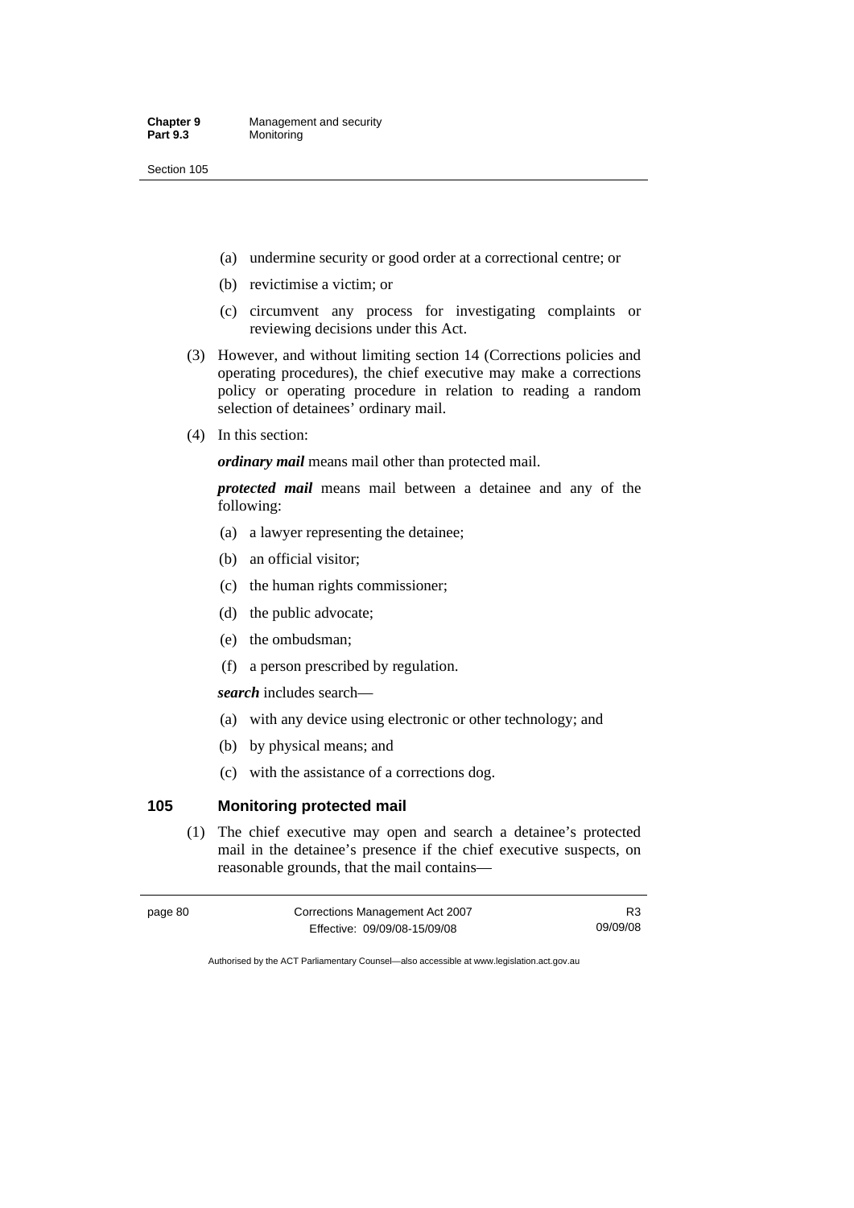(a) undermine security or good order at a correctional centre; or

(b) revictimise a victim; or

(c) circumvent any process for investigating complaints or reviewing decisions under this Act.

(3) However, and without limiting section 14 (Corrections policies and operating procedures), the chief executive may make a corrections policy or operating procedure in relation to reading a random selection of detainees' ordinary mail.

(4) In this section:

***ordinary mail*** means mail other than protected mail.

***protected mail*** means mail between a detainee and any of the following:

(a) a lawyer representing the detainee;

(b) an official visitor;

(c) the human rights commissioner;

(d) the public advocate;

(e) the ombudsman;

(f) a person prescribed by regulation.

***search*** includes search—

(a) with any device using electronic or other technology; and

(b) by physical means; and

(c) with the assistance of a corrections dog.

### 105 Monitoring protected mail

(1) The chief executive may open and search a detainee's protected mail in the detainee's presence if the chief executive suspects, on reasonable grounds, that the mail contains—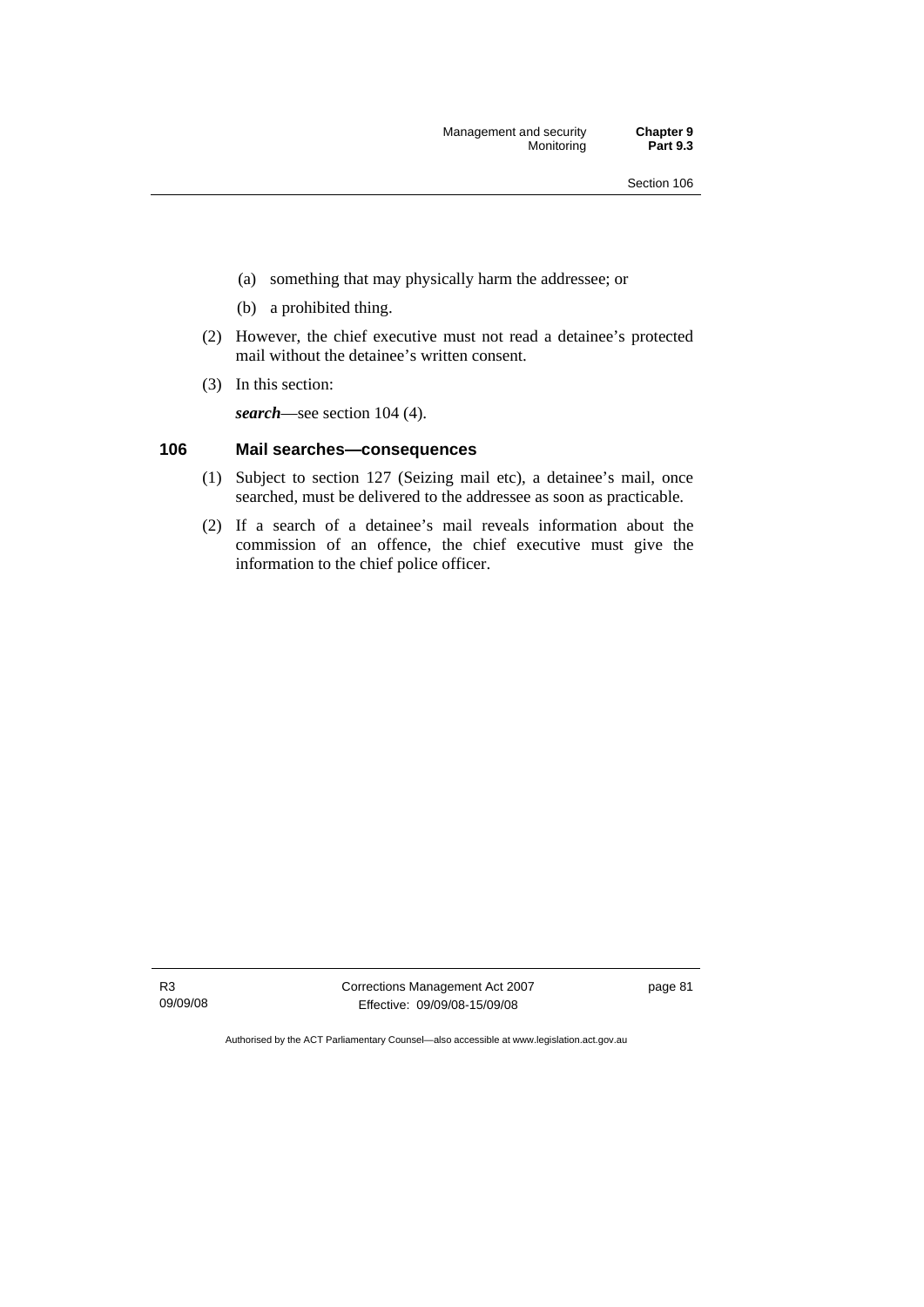(a) something that may physically harm the addressee; or

(b) a prohibited thing.

(2) However, the chief executive must not read a detainee's protected mail without the detainee's written consent.

(3) In this section:

***search***—see section 104 (4).

### 106 Mail searches—consequences

(1) Subject to section 127 (Seizing mail etc), a detainee's mail, once searched, must be delivered to the addressee as soon as practicable.

(2) If a search of a detainee's mail reveals information about the commission of an offence, the chief executive must give the information to the chief police officer.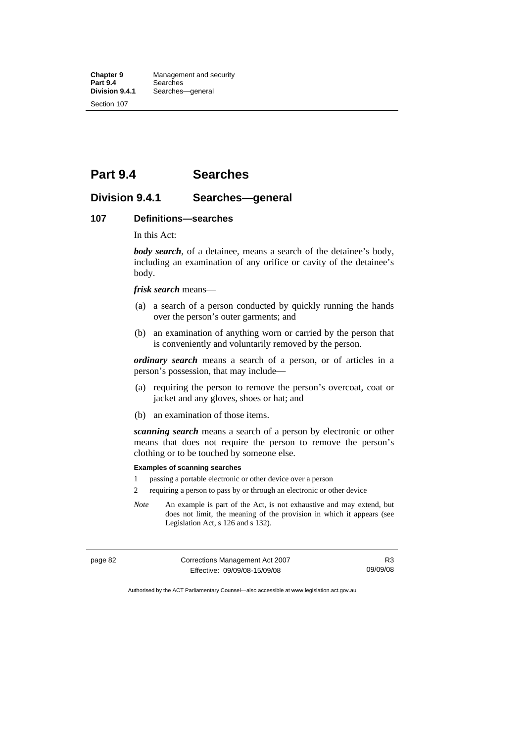# Part 9.4 Searches

## Division 9.4.1 Searches—general

### 107 Definitions—searches

In this Act:

***body search***, of a detainee, means a search of the detainee's body, including an examination of any orifice or cavity of the detainee's body.

***frisk search*** means—

(a) a search of a person conducted by quickly running the hands over the person's outer garments; and

(b) an examination of anything worn or carried by the person that is conveniently and voluntarily removed by the person.

***ordinary search*** means a search of a person, or of articles in a person's possession, that may include—

(a) requiring the person to remove the person's overcoat, coat or jacket and any gloves, shoes or hat; and

(b) an examination of those items.

***scanning search*** means a search of a person by electronic or other means that does not require the person to remove the person's clothing or to be touched by someone else.

**Examples of scanning searches**

1 passing a portable electronic or other device over a person

2 requiring a person to pass by or through an electronic or other device

*Note* An example is part of the Act, is not exhaustive and may extend, but does not limit, the meaning of the provision in which it appears (see Legislation Act, s 126 and s 132).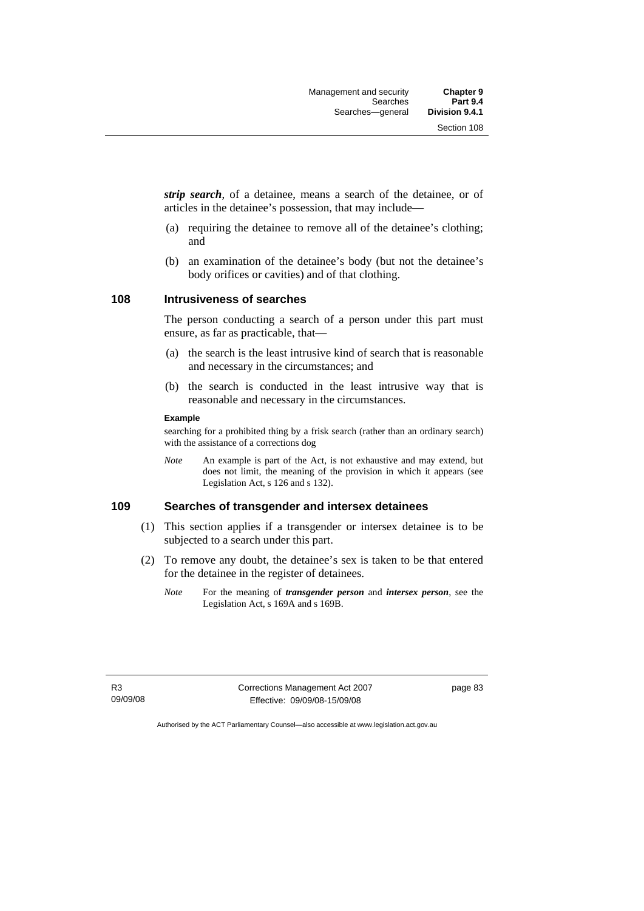***strip search***, of a detainee, means a search of the detainee, or of articles in the detainee's possession, that may include—

(a) requiring the detainee to remove all of the detainee's clothing; and

(b) an examination of the detainee's body (but not the detainee's body orifices or cavities) and of that clothing.

### 108 Intrusiveness of searches

The person conducting a search of a person under this part must ensure, as far as practicable, that—

(a) the search is the least intrusive kind of search that is reasonable and necessary in the circumstances; and

(b) the search is conducted in the least intrusive way that is reasonable and necessary in the circumstances.

**Example**

searching for a prohibited thing by a frisk search (rather than an ordinary search) with the assistance of a corrections dog

*Note* An example is part of the Act, is not exhaustive and may extend, but does not limit, the meaning of the provision in which it appears (see Legislation Act, s 126 and s 132).

### 109 Searches of transgender and intersex detainees

(1) This section applies if a transgender or intersex detainee is to be subjected to a search under this part.

(2) To remove any doubt, the detainee's sex is taken to be that entered for the detainee in the register of detainees.

*Note* For the meaning of ***transgender person*** and ***intersex person***, see the Legislation Act, s 169A and s 169B.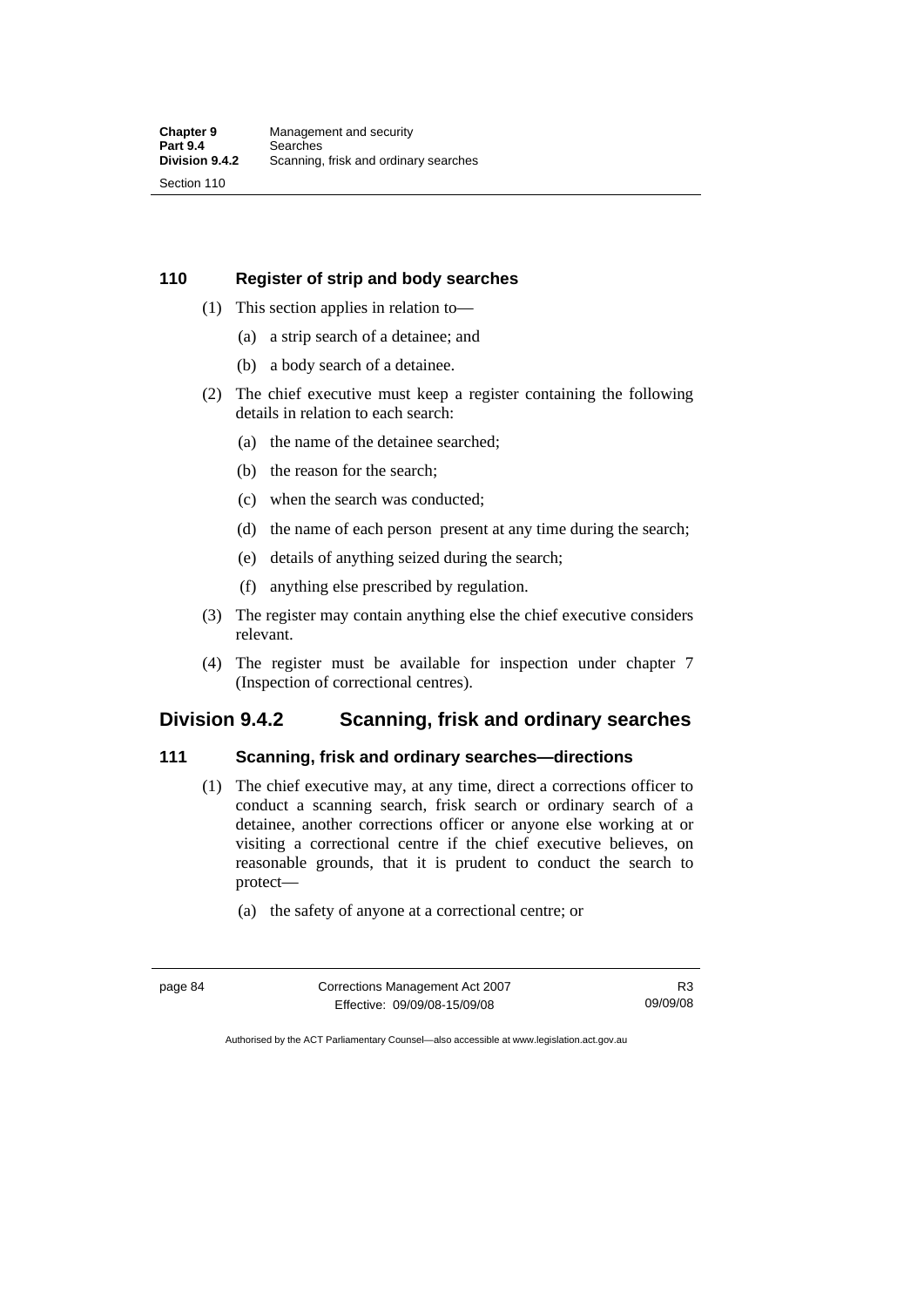### 110 Register of strip and body searches

(1) This section applies in relation to—

(a) a strip search of a detainee; and

(b) a body search of a detainee.

(2) The chief executive must keep a register containing the following details in relation to each search:

(a) the name of the detainee searched;

(b) the reason for the search;

(c) when the search was conducted;

(d) the name of each person present at any time during the search;

(e) details of anything seized during the search;

(f) anything else prescribed by regulation.

(3) The register may contain anything else the chief executive considers relevant.

(4) The register must be available for inspection under chapter 7 (Inspection of correctional centres).

## Division 9.4.2 Scanning, frisk and ordinary searches

### 111 Scanning, frisk and ordinary searches—directions

(1) The chief executive may, at any time, direct a corrections officer to conduct a scanning search, frisk search or ordinary search of a detainee, another corrections officer or anyone else working at or visiting a correctional centre if the chief executive believes, on reasonable grounds, that it is prudent to conduct the search to protect—

(a) the safety of anyone at a correctional centre; or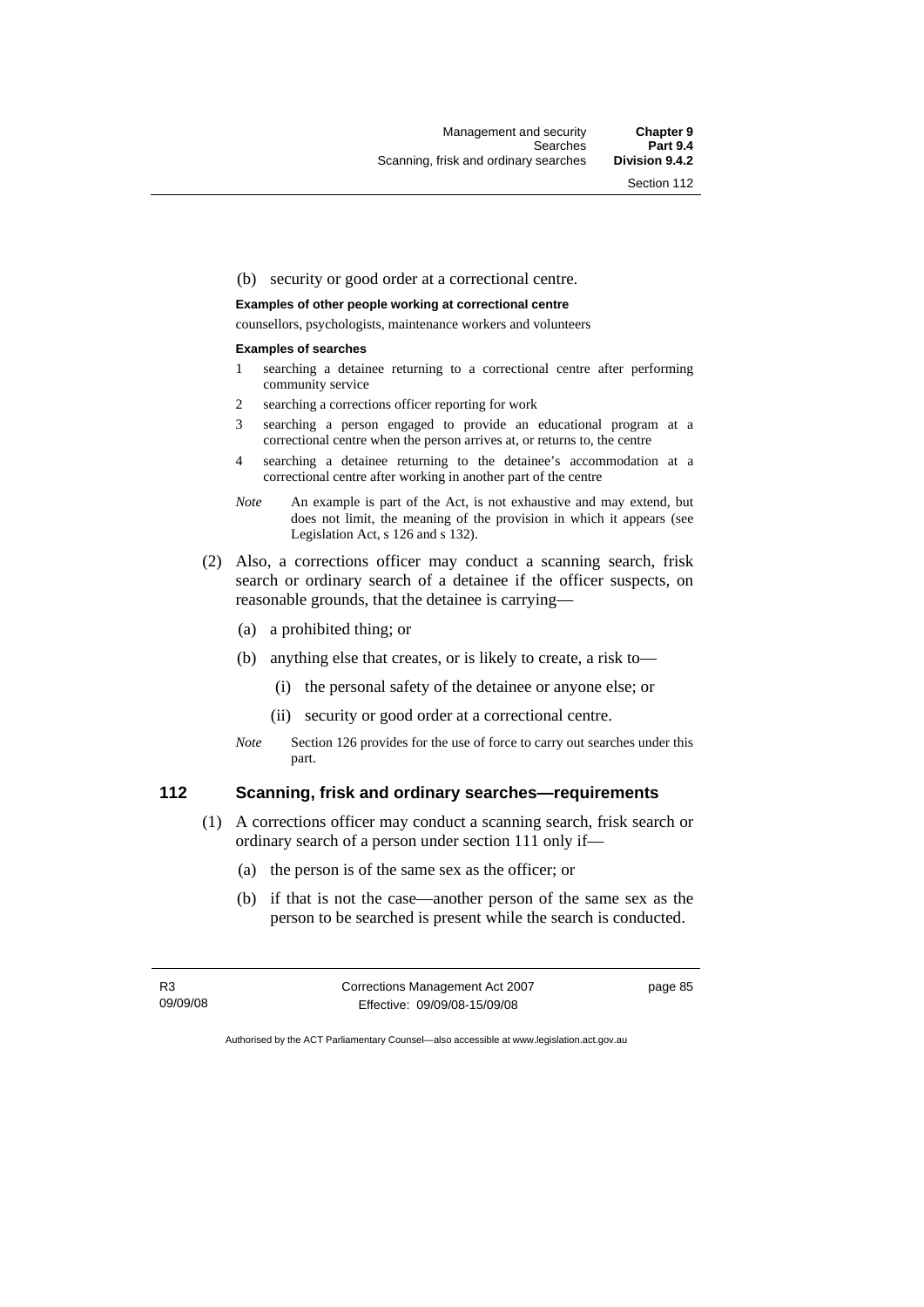(b) security or good order at a correctional centre.

**Examples of other people working at correctional centre**

counsellors, psychologists, maintenance workers and volunteers

**Examples of searches**

1. searching a detainee returning to a correctional centre after performing community service
2. searching a corrections officer reporting for work
3. searching a person engaged to provide an educational program at a correctional centre when the person arrives at, or returns to, the centre
4. searching a detainee returning to the detainee's accommodation at a correctional centre after working in another part of the centre

*Note* An example is part of the Act, is not exhaustive and may extend, but does not limit, the meaning of the provision in which it appears (see Legislation Act, s 126 and s 132).

(2) Also, a corrections officer may conduct a scanning search, frisk search or ordinary search of a detainee if the officer suspects, on reasonable grounds, that the detainee is carrying—

(a) a prohibited thing; or

(b) anything else that creates, or is likely to create, a risk to—

(i) the personal safety of the detainee or anyone else; or

(ii) security or good order at a correctional centre.

*Note* Section 126 provides for the use of force to carry out searches under this part.

## 112 Scanning, frisk and ordinary searches—requirements

(1) A corrections officer may conduct a scanning search, frisk search or ordinary search of a person under section 111 only if—

(a) the person is of the same sex as the officer; or

(b) if that is not the case—another person of the same sex as the person to be searched is present while the search is conducted.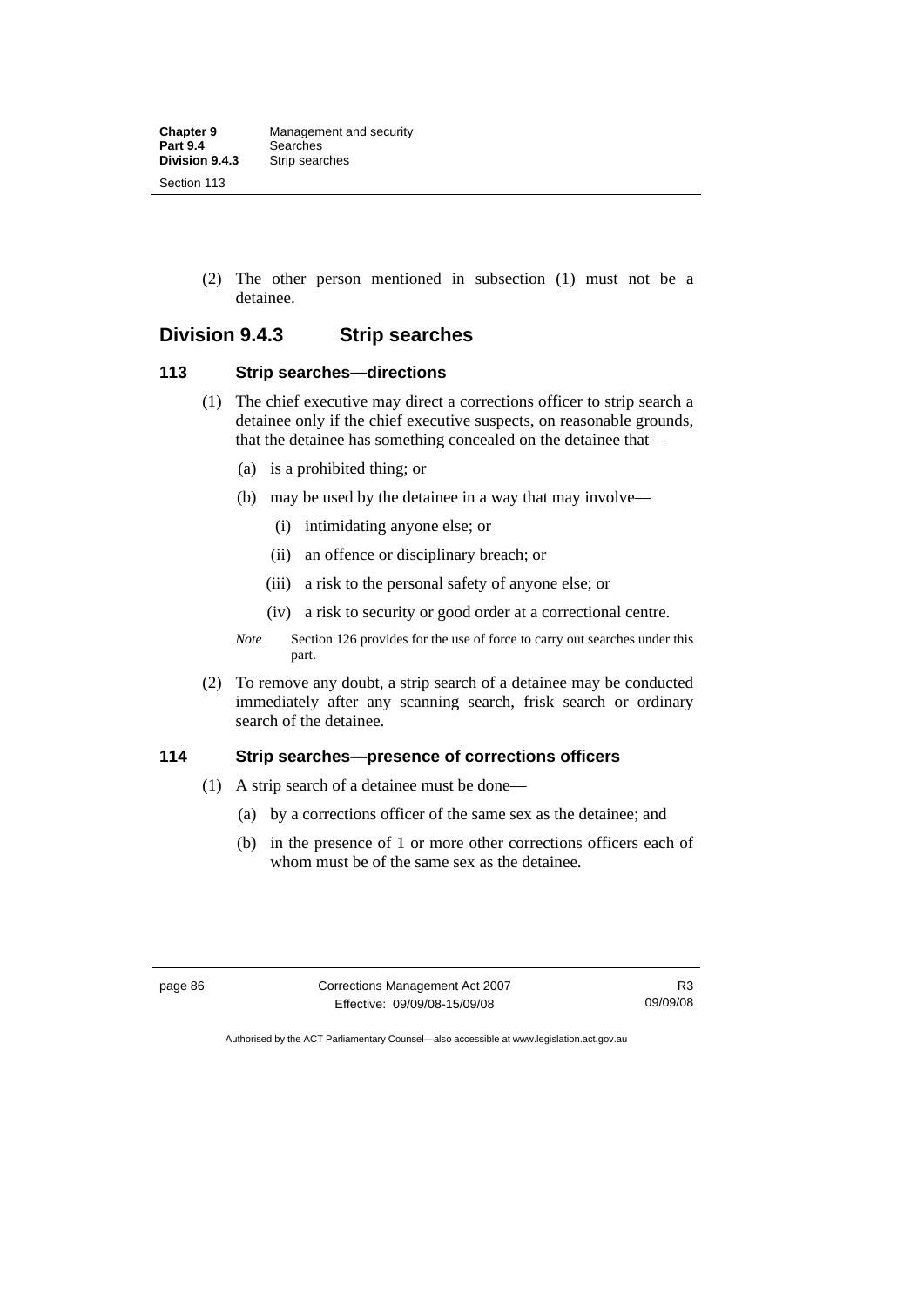(2) The other person mentioned in subsection (1) must not be a detainee.

## Division 9.4.3 Strip searches

### 113 Strip searches—directions

(1) The chief executive may direct a corrections officer to strip search a detainee only if the chief executive suspects, on reasonable grounds, that the detainee has something concealed on the detainee that—

(a) is a prohibited thing; or

(b) may be used by the detainee in a way that may involve—

(i) intimidating anyone else; or

(ii) an offence or disciplinary breach; or

(iii) a risk to the personal safety of anyone else; or

(iv) a risk to security or good order at a correctional centre.

*Note* Section 126 provides for the use of force to carry out searches under this part.

(2) To remove any doubt, a strip search of a detainee may be conducted immediately after any scanning search, frisk search or ordinary search of the detainee.

### 114 Strip searches—presence of corrections officers

(1) A strip search of a detainee must be done—

(a) by a corrections officer of the same sex as the detainee; and

(b) in the presence of 1 or more other corrections officers each of whom must be of the same sex as the detainee.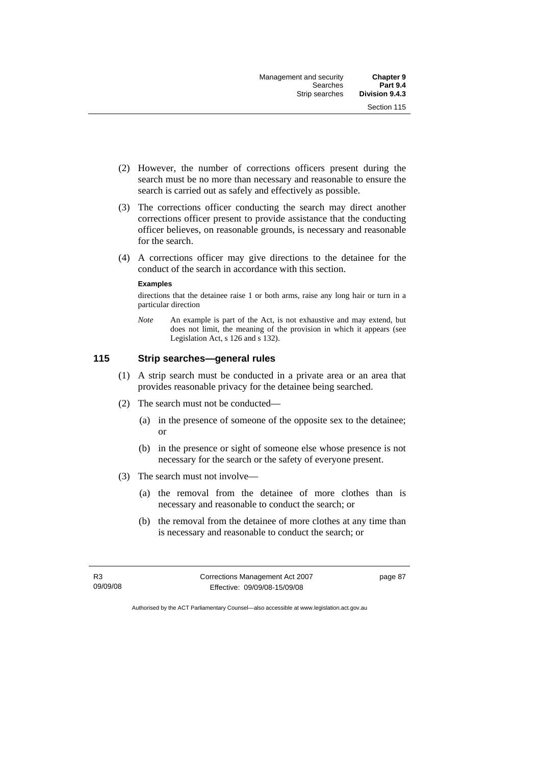(2) However, the number of corrections officers present during the search must be no more than necessary and reasonable to ensure the search is carried out as safely and effectively as possible.

(3) The corrections officer conducting the search may direct another corrections officer present to provide assistance that the conducting officer believes, on reasonable grounds, is necessary and reasonable for the search.

(4) A corrections officer may give directions to the detainee for the conduct of the search in accordance with this section.

**Examples**

directions that the detainee raise 1 or both arms, raise any long hair or turn in a particular direction

*Note* An example is part of the Act, is not exhaustive and may extend, but does not limit, the meaning of the provision in which it appears (see Legislation Act, s 126 and s 132).

## 115 Strip searches—general rules

(1) A strip search must be conducted in a private area or an area that provides reasonable privacy for the detainee being searched.

(2) The search must not be conducted—

(a) in the presence of someone of the opposite sex to the detainee; or

(b) in the presence or sight of someone else whose presence is not necessary for the search or the safety of everyone present.

(3) The search must not involve—

(a) the removal from the detainee of more clothes than is necessary and reasonable to conduct the search; or

(b) the removal from the detainee of more clothes at any time than is necessary and reasonable to conduct the search; or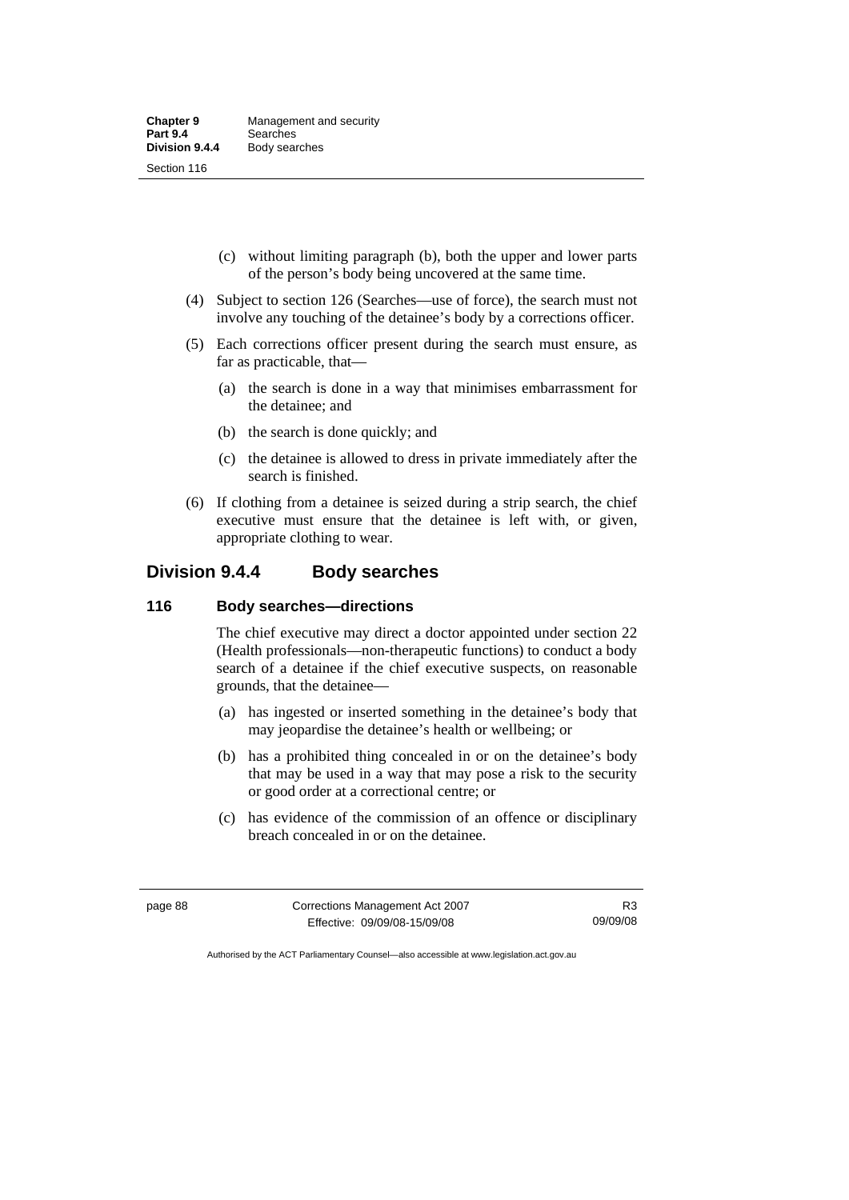(c) without limiting paragraph (b), both the upper and lower parts of the person's body being uncovered at the same time.

(4) Subject to section 126 (Searches—use of force), the search must not involve any touching of the detainee's body by a corrections officer.

(5) Each corrections officer present during the search must ensure, as far as practicable, that—

(a) the search is done in a way that minimises embarrassment for the detainee; and

(b) the search is done quickly; and

(c) the detainee is allowed to dress in private immediately after the search is finished.

(6) If clothing from a detainee is seized during a strip search, the chief executive must ensure that the detainee is left with, or given, appropriate clothing to wear.

## Division 9.4.4 Body searches

### 116 Body searches—directions

The chief executive may direct a doctor appointed under section 22 (Health professionals—non-therapeutic functions) to conduct a body search of a detainee if the chief executive suspects, on reasonable grounds, that the detainee—

(a) has ingested or inserted something in the detainee's body that may jeopardise the detainee's health or wellbeing; or

(b) has a prohibited thing concealed in or on the detainee's body that may be used in a way that may pose a risk to the security or good order at a correctional centre; or

(c) has evidence of the commission of an offence or disciplinary breach concealed in or on the detainee.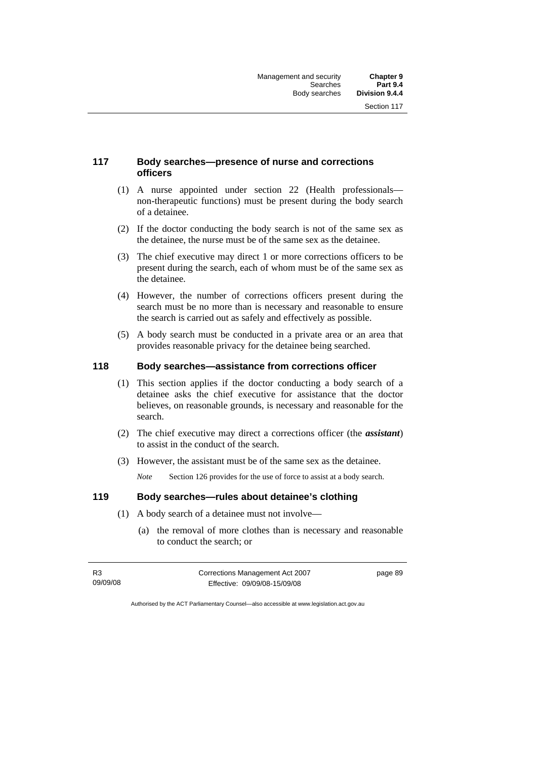## 117 Body searches—presence of nurse and corrections officers

(1) A nurse appointed under section 22 (Health professionals—non-therapeutic functions) must be present during the body search of a detainee.

(2) If the doctor conducting the body search is not of the same sex as the detainee, the nurse must be of the same sex as the detainee.

(3) The chief executive may direct 1 or more corrections officers to be present during the search, each of whom must be of the same sex as the detainee.

(4) However, the number of corrections officers present during the search must be no more than is necessary and reasonable to ensure the search is carried out as safely and effectively as possible.

(5) A body search must be conducted in a private area or an area that provides reasonable privacy for the detainee being searched.

## 118 Body searches—assistance from corrections officer

(1) This section applies if the doctor conducting a body search of a detainee asks the chief executive for assistance that the doctor believes, on reasonable grounds, is necessary and reasonable for the search.

(2) The chief executive may direct a corrections officer (the ***assistant***) to assist in the conduct of the search.

(3) However, the assistant must be of the same sex as the detainee.

*Note* Section 126 provides for the use of force to assist at a body search.

## 119 Body searches—rules about detainee's clothing

(1) A body search of a detainee must not involve—

(a) the removal of more clothes than is necessary and reasonable to conduct the search; or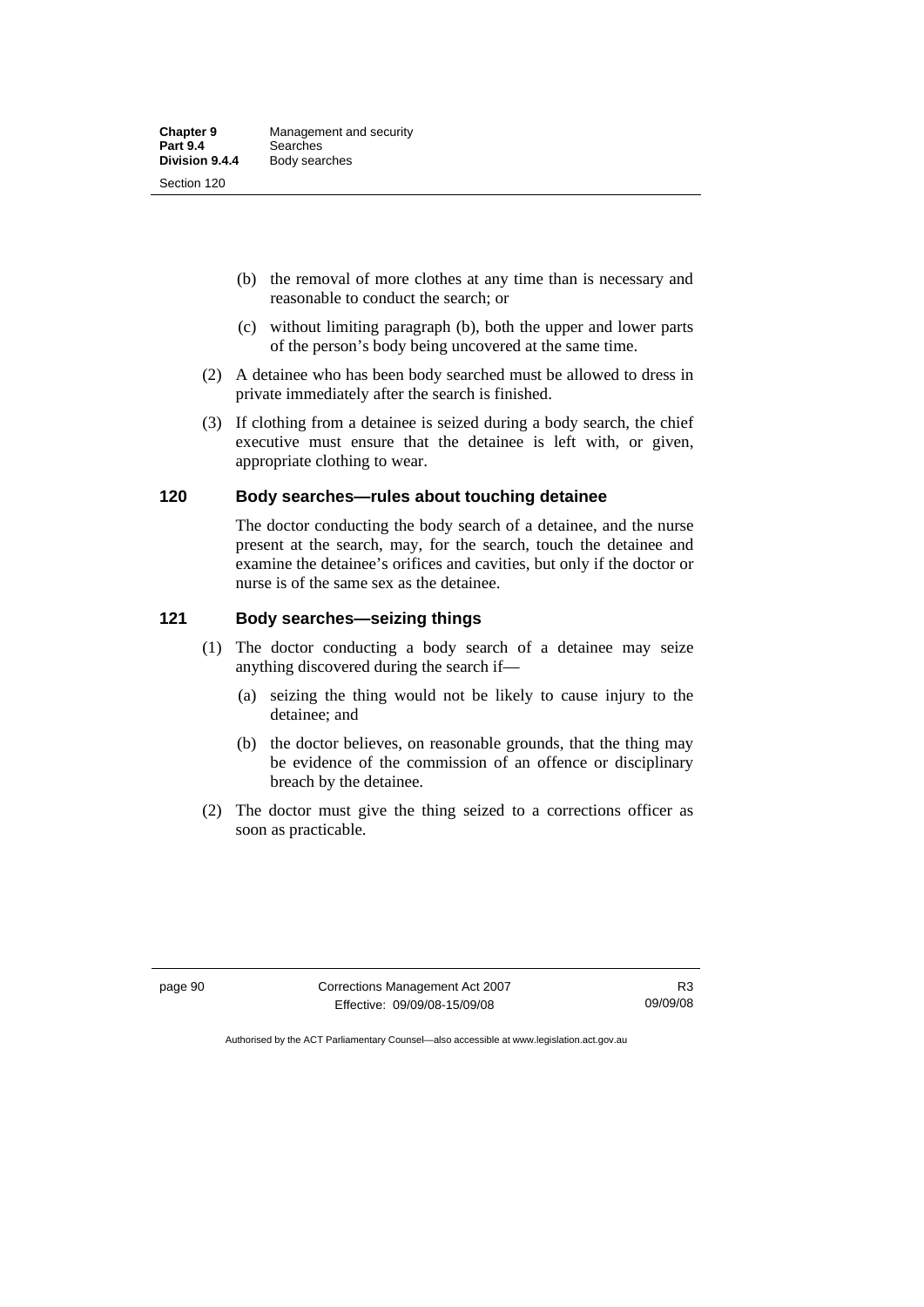(b) the removal of more clothes at any time than is necessary and reasonable to conduct the search; or

(c) without limiting paragraph (b), both the upper and lower parts of the person's body being uncovered at the same time.

(2) A detainee who has been body searched must be allowed to dress in private immediately after the search is finished.

(3) If clothing from a detainee is seized during a body search, the chief executive must ensure that the detainee is left with, or given, appropriate clothing to wear.

### 120 Body searches—rules about touching detainee

The doctor conducting the body search of a detainee, and the nurse present at the search, may, for the search, touch the detainee and examine the detainee's orifices and cavities, but only if the doctor or nurse is of the same sex as the detainee.

### 121 Body searches—seizing things

(1) The doctor conducting a body search of a detainee may seize anything discovered during the search if—

(a) seizing the thing would not be likely to cause injury to the detainee; and

(b) the doctor believes, on reasonable grounds, that the thing may be evidence of the commission of an offence or disciplinary breach by the detainee.

(2) The doctor must give the thing seized to a corrections officer as soon as practicable.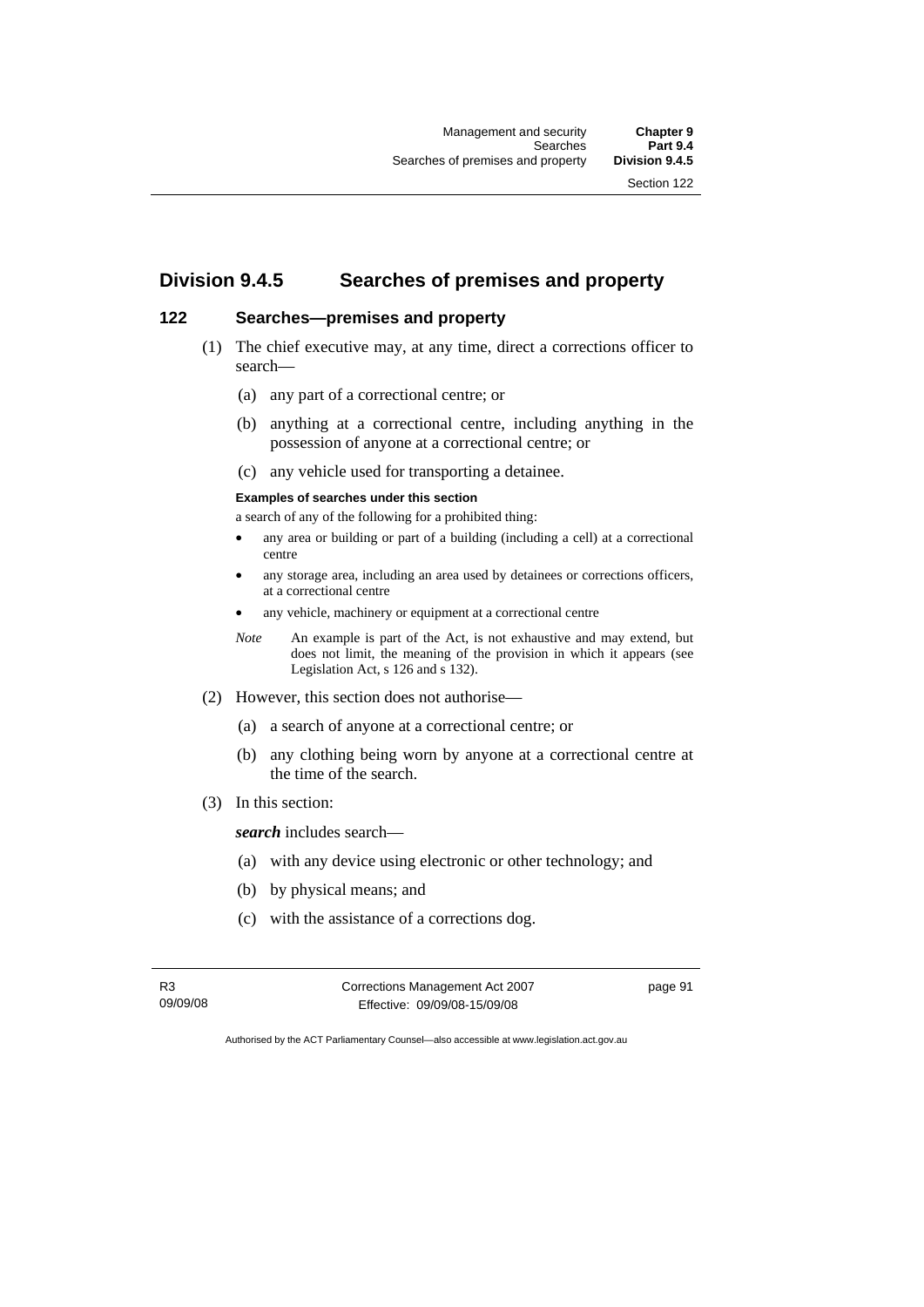## Division 9.4.5 Searches of premises and property

### 122 Searches—premises and property

(1) The chief executive may, at any time, direct a corrections officer to search—

(a) any part of a correctional centre; or

(b) anything at a correctional centre, including anything in the possession of anyone at a correctional centre; or

(c) any vehicle used for transporting a detainee.

**Examples of searches under this section**

a search of any of the following for a prohibited thing:

- any area or building or part of a building (including a cell) at a correctional centre
- any storage area, including an area used by detainees or corrections officers, at a correctional centre
- any vehicle, machinery or equipment at a correctional centre

*Note* An example is part of the Act, is not exhaustive and may extend, but does not limit, the meaning of the provision in which it appears (see Legislation Act, s 126 and s 132).

(2) However, this section does not authorise—

(a) a search of anyone at a correctional centre; or

(b) any clothing being worn by anyone at a correctional centre at the time of the search.

(3) In this section:

***search*** includes search—

(a) with any device using electronic or other technology; and

(b) by physical means; and

(c) with the assistance of a corrections dog.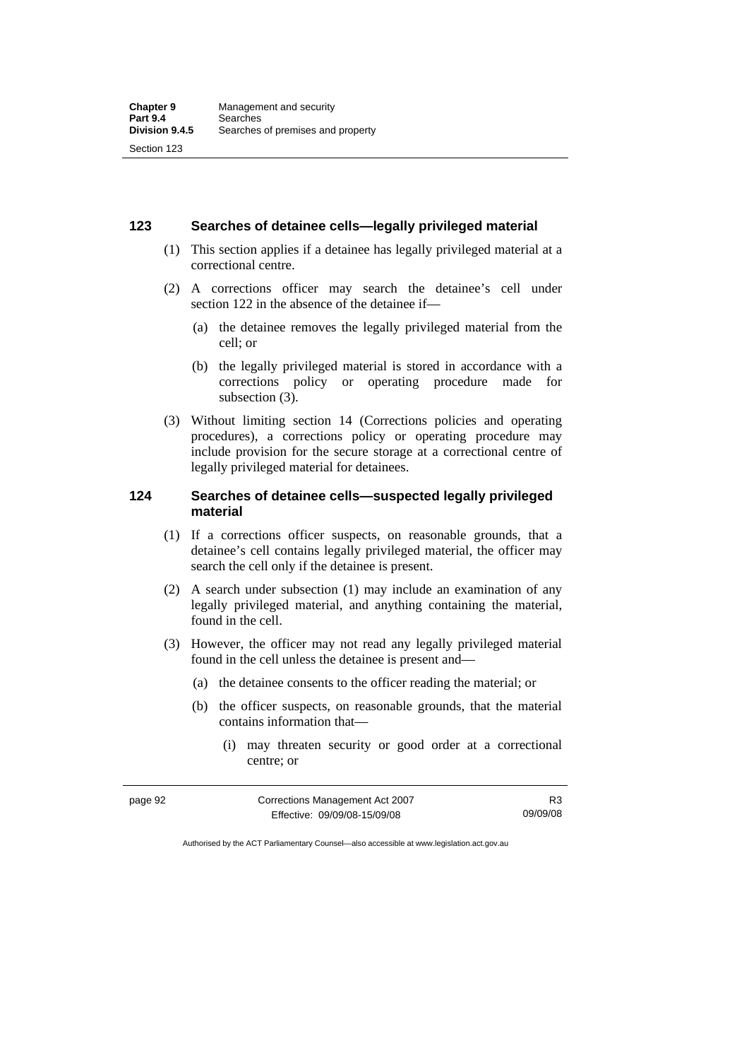## 123 Searches of detainee cells—legally privileged material

(1) This section applies if a detainee has legally privileged material at a correctional centre.

(2) A corrections officer may search the detainee's cell under section 122 in the absence of the detainee if—

(a) the detainee removes the legally privileged material from the cell; or

(b) the legally privileged material is stored in accordance with a corrections policy or operating procedure made for subsection (3).

(3) Without limiting section 14 (Corrections policies and operating procedures), a corrections policy or operating procedure may include provision for the secure storage at a correctional centre of legally privileged material for detainees.

## 124 Searches of detainee cells—suspected legally privileged material

(1) If a corrections officer suspects, on reasonable grounds, that a detainee's cell contains legally privileged material, the officer may search the cell only if the detainee is present.

(2) A search under subsection (1) may include an examination of any legally privileged material, and anything containing the material, found in the cell.

(3) However, the officer may not read any legally privileged material found in the cell unless the detainee is present and—

(a) the detainee consents to the officer reading the material; or

(b) the officer suspects, on reasonable grounds, that the material contains information that—

(i) may threaten security or good order at a correctional centre; or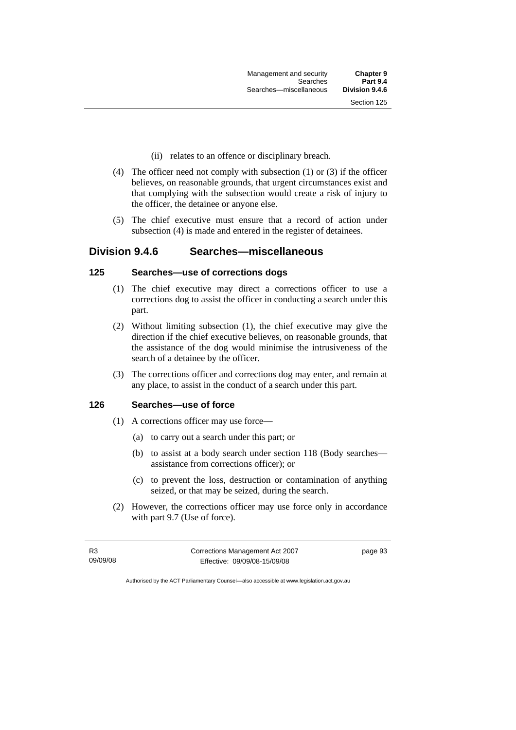(ii) relates to an offence or disciplinary breach.

(4) The officer need not comply with subsection (1) or (3) if the officer believes, on reasonable grounds, that urgent circumstances exist and that complying with the subsection would create a risk of injury to the officer, the detainee or anyone else.

(5) The chief executive must ensure that a record of action under subsection (4) is made and entered in the register of detainees.

## Division 9.4.6 Searches—miscellaneous

### 125 Searches—use of corrections dogs

(1) The chief executive may direct a corrections officer to use a corrections dog to assist the officer in conducting a search under this part.

(2) Without limiting subsection (1), the chief executive may give the direction if the chief executive believes, on reasonable grounds, that the assistance of the dog would minimise the intrusiveness of the search of a detainee by the officer.

(3) The corrections officer and corrections dog may enter, and remain at any place, to assist in the conduct of a search under this part.

### 126 Searches—use of force

(1) A corrections officer may use force—

(a) to carry out a search under this part; or

(b) to assist at a body search under section 118 (Body searches—assistance from corrections officer); or

(c) to prevent the loss, destruction or contamination of anything seized, or that may be seized, during the search.

(2) However, the corrections officer may use force only in accordance with part 9.7 (Use of force).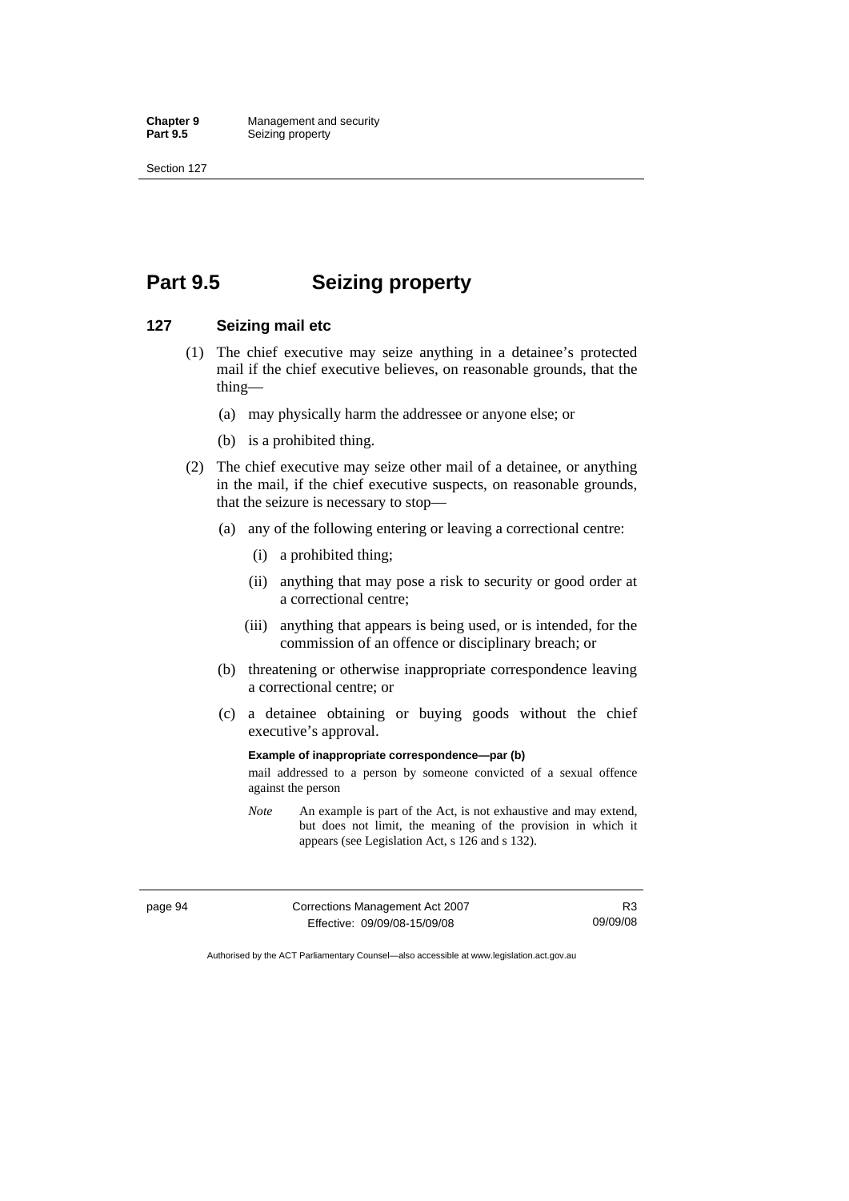# Part 9.5 Seizing property

## 127 Seizing mail etc

(1) The chief executive may seize anything in a detainee's protected mail if the chief executive believes, on reasonable grounds, that the thing—

(a) may physically harm the addressee or anyone else; or

(b) is a prohibited thing.

(2) The chief executive may seize other mail of a detainee, or anything in the mail, if the chief executive suspects, on reasonable grounds, that the seizure is necessary to stop—

(a) any of the following entering or leaving a correctional centre:

(i) a prohibited thing;

(ii) anything that may pose a risk to security or good order at a correctional centre;

(iii) anything that appears is being used, or is intended, for the commission of an offence or disciplinary breach; or

(b) threatening or otherwise inappropriate correspondence leaving a correctional centre; or

(c) a detainee obtaining or buying goods without the chief executive's approval.

**Example of inappropriate correspondence—par (b)**

mail addressed to a person by someone convicted of a sexual offence against the person

*Note* An example is part of the Act, is not exhaustive and may extend, but does not limit, the meaning of the provision in which it appears (see Legislation Act, s 126 and s 132).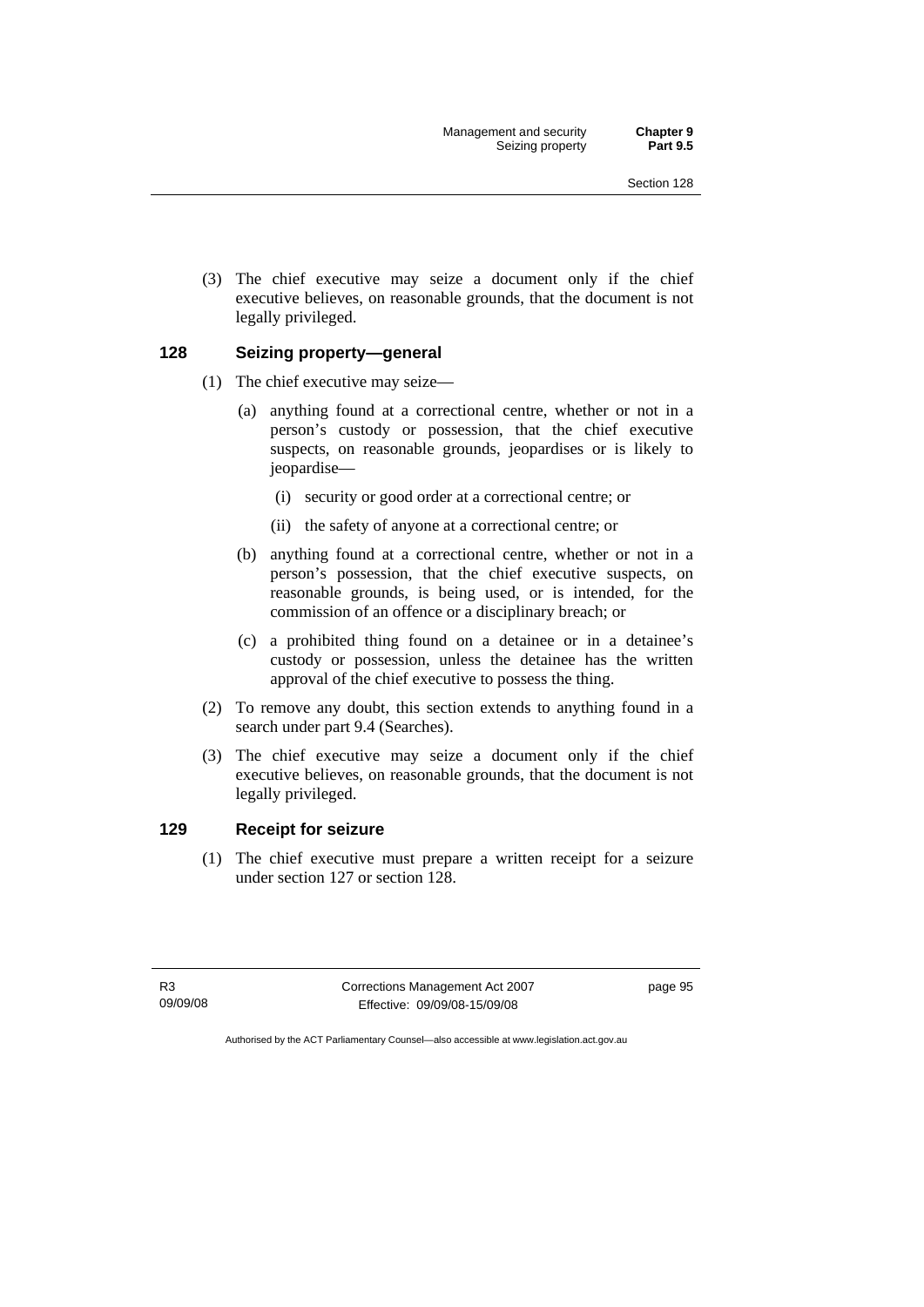(3) The chief executive may seize a document only if the chief executive believes, on reasonable grounds, that the document is not legally privileged.

### 128 Seizing property—general

(1) The chief executive may seize—

(a) anything found at a correctional centre, whether or not in a person's custody or possession, that the chief executive suspects, on reasonable grounds, jeopardises or is likely to jeopardise—

(i) security or good order at a correctional centre; or

(ii) the safety of anyone at a correctional centre; or

(b) anything found at a correctional centre, whether or not in a person's possession, that the chief executive suspects, on reasonable grounds, is being used, or is intended, for the commission of an offence or a disciplinary breach; or

(c) a prohibited thing found on a detainee or in a detainee's custody or possession, unless the detainee has the written approval of the chief executive to possess the thing.

(2) To remove any doubt, this section extends to anything found in a search under part 9.4 (Searches).

(3) The chief executive may seize a document only if the chief executive believes, on reasonable grounds, that the document is not legally privileged.

### 129 Receipt for seizure

(1) The chief executive must prepare a written receipt for a seizure under section 127 or section 128.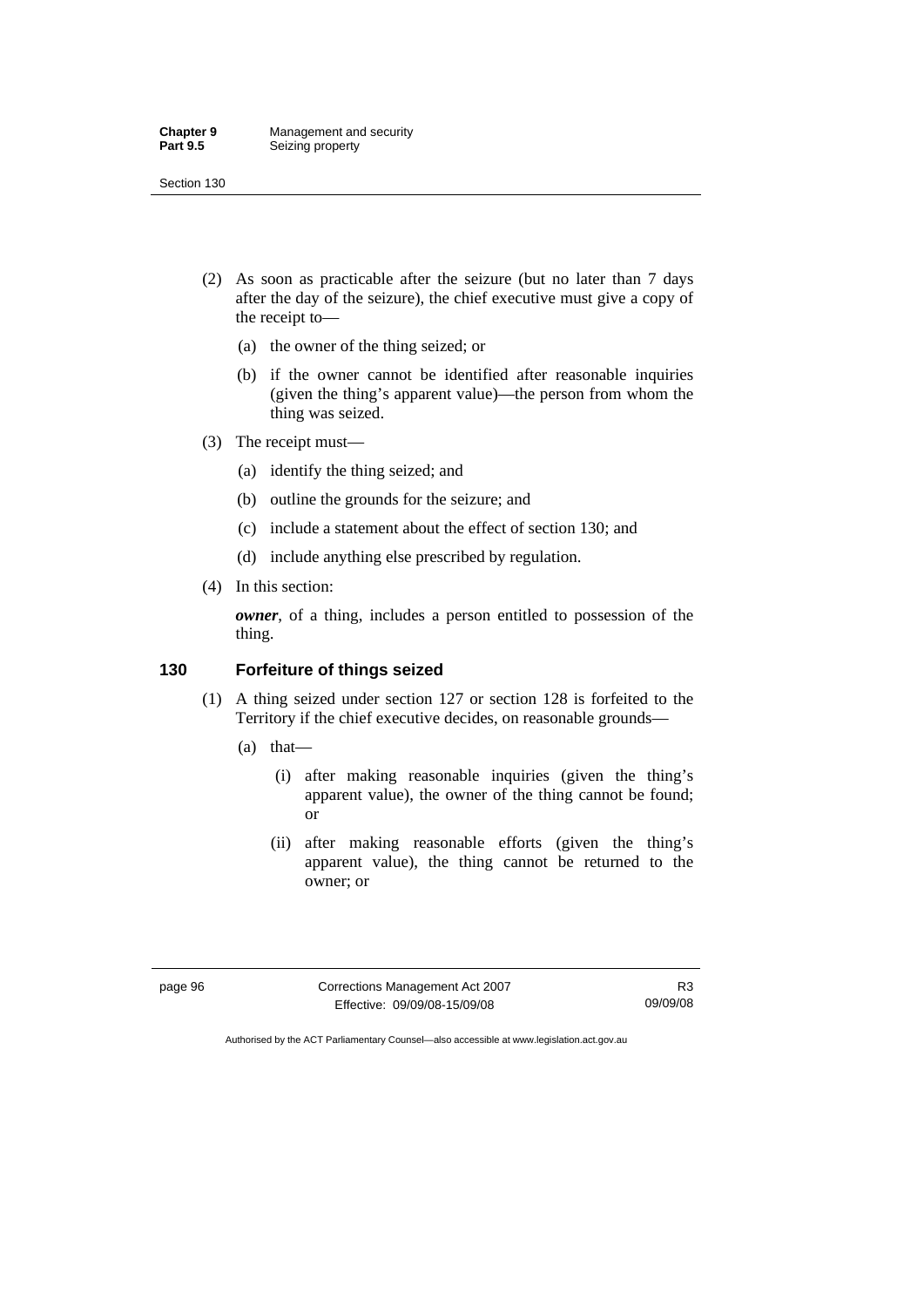(2) As soon as practicable after the seizure (but no later than 7 days after the day of the seizure), the chief executive must give a copy of the receipt to—

(a) the owner of the thing seized; or

(b) if the owner cannot be identified after reasonable inquiries (given the thing's apparent value)—the person from whom the thing was seized.

(3) The receipt must—

(a) identify the thing seized; and

(b) outline the grounds for the seizure; and

(c) include a statement about the effect of section 130; and

(d) include anything else prescribed by regulation.

(4) In this section:

***owner***, of a thing, includes a person entitled to possession of the thing.

### 130 Forfeiture of things seized

(1) A thing seized under section 127 or section 128 is forfeited to the Territory if the chief executive decides, on reasonable grounds—

(a) that—

(i) after making reasonable inquiries (given the thing's apparent value), the owner of the thing cannot be found; or

(ii) after making reasonable efforts (given the thing's apparent value), the thing cannot be returned to the owner; or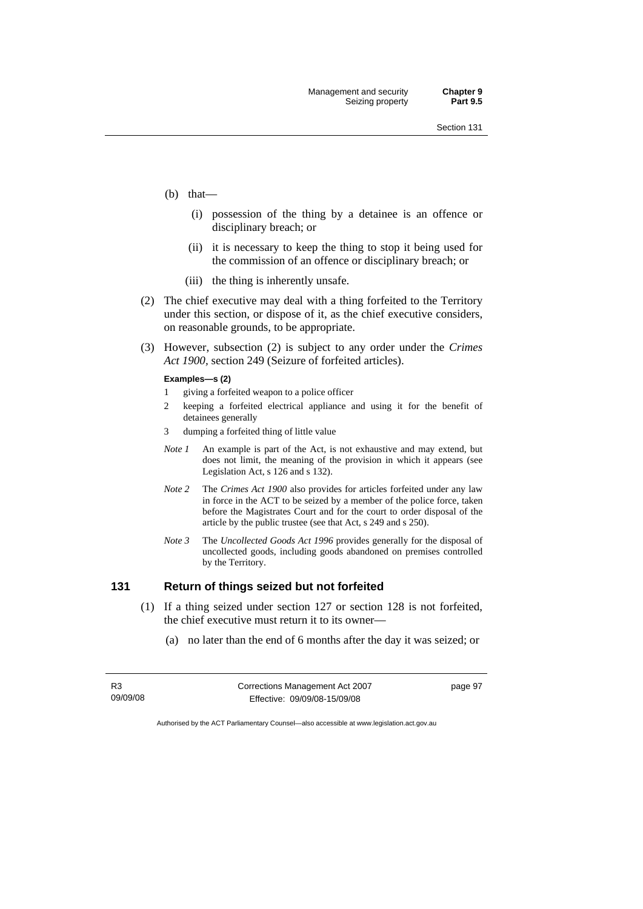(b) that—

  (i) possession of the thing by a detainee is an offence or disciplinary breach; or

  (ii) it is necessary to keep the thing to stop it being used for the commission of an offence or disciplinary breach; or

  (iii) the thing is inherently unsafe.

(2) The chief executive may deal with a thing forfeited to the Territory under this section, or dispose of it, as the chief executive considers, on reasonable grounds, to be appropriate.

(3) However, subsection (2) is subject to any order under the *Crimes Act 1900*, section 249 (Seizure of forfeited articles).

**Examples—s (2)**

1 giving a forfeited weapon to a police officer

2 keeping a forfeited electrical appliance and using it for the benefit of detainees generally

3 dumping a forfeited thing of little value

*Note 1* An example is part of the Act, is not exhaustive and may extend, but does not limit, the meaning of the provision in which it appears (see Legislation Act, s 126 and s 132).

*Note 2* The *Crimes Act 1900* also provides for articles forfeited under any law in force in the ACT to be seized by a member of the police force, taken before the Magistrates Court and for the court to order disposal of the article by the public trustee (see that Act, s 249 and s 250).

*Note 3* The *Uncollected Goods Act 1996* provides generally for the disposal of uncollected goods, including goods abandoned on premises controlled by the Territory.

### 131 Return of things seized but not forfeited

(1) If a thing seized under section 127 or section 128 is not forfeited, the chief executive must return it to its owner—

  (a) no later than the end of 6 months after the day it was seized; or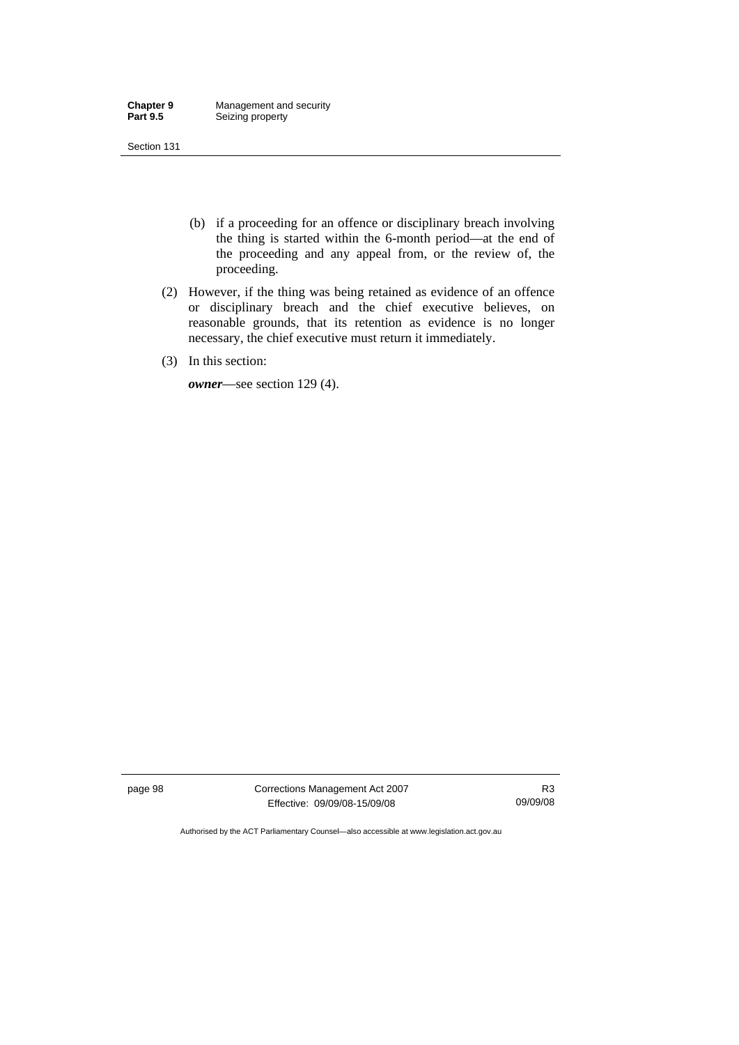(b) if a proceeding for an offence or disciplinary breach involving the thing is started within the 6-month period—at the end of the proceeding and any appeal from, or the review of, the proceeding.

(2) However, if the thing was being retained as evidence of an offence or disciplinary breach and the chief executive believes, on reasonable grounds, that its retention as evidence is no longer necessary, the chief executive must return it immediately.

(3) In this section:

***owner***—see section 129 (4).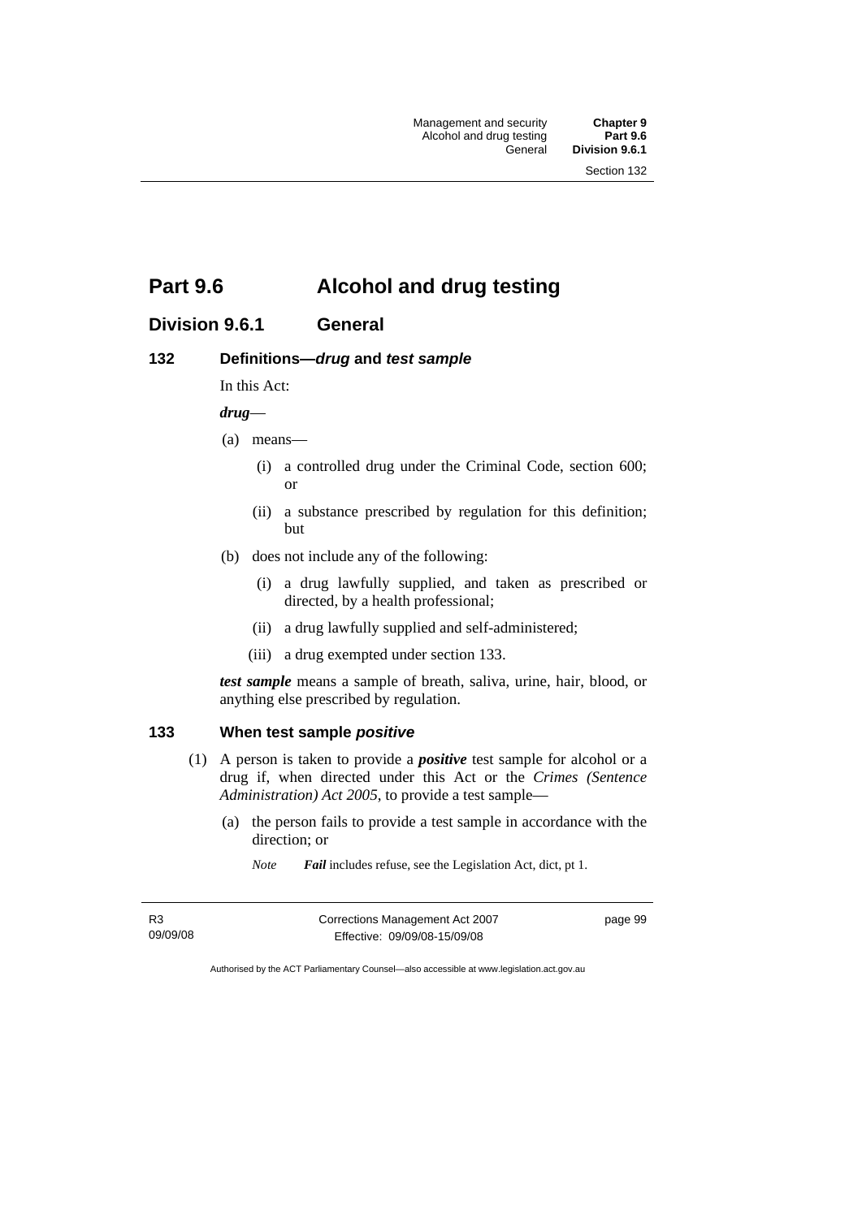# Part 9.6 Alcohol and drug testing

## Division 9.6.1 General

### 132 Definitions—*drug* and *test sample*

In this Act:

***drug***—

(a) means—

(i) a controlled drug under the Criminal Code, section 600; or

(ii) a substance prescribed by regulation for this definition; but

(b) does not include any of the following:

(i) a drug lawfully supplied, and taken as prescribed or directed, by a health professional;

(ii) a drug lawfully supplied and self-administered;

(iii) a drug exempted under section 133.

***test sample*** means a sample of breath, saliva, urine, hair, blood, or anything else prescribed by regulation.

### 133 When test sample *positive*

(1) A person is taken to provide a ***positive*** test sample for alcohol or a drug if, when directed under this Act or the *Crimes (Sentence Administration) Act 2005*, to provide a test sample—

(a) the person fails to provide a test sample in accordance with the direction; or

*Note* ***Fail*** includes refuse, see the Legislation Act, dict, pt 1.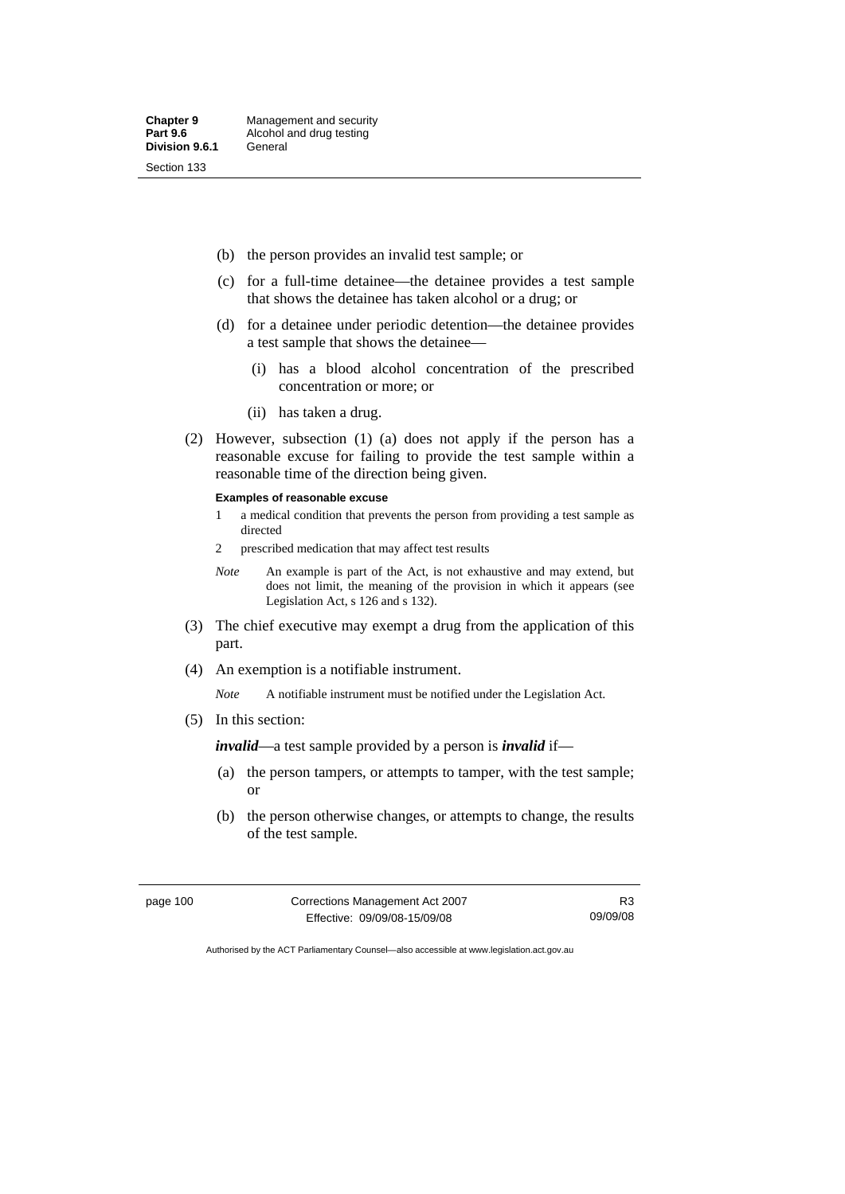(b) the person provides an invalid test sample; or

(c) for a full-time detainee—the detainee provides a test sample that shows the detainee has taken alcohol or a drug; or

(d) for a detainee under periodic detention—the detainee provides a test sample that shows the detainee—

 (i) has a blood alcohol concentration of the prescribed concentration or more; or

 (ii) has taken a drug.

(2) However, subsection (1) (a) does not apply if the person has a reasonable excuse for failing to provide the test sample within a reasonable time of the direction being given.

**Examples of reasonable excuse**

1 a medical condition that prevents the person from providing a test sample as directed

2 prescribed medication that may affect test results

*Note* An example is part of the Act, is not exhaustive and may extend, but does not limit, the meaning of the provision in which it appears (see Legislation Act, s 126 and s 132).

(3) The chief executive may exempt a drug from the application of this part.

(4) An exemption is a notifiable instrument.

*Note* A notifiable instrument must be notified under the Legislation Act.

(5) In this section:

***invalid***—a test sample provided by a person is ***invalid*** if—

(a) the person tampers, or attempts to tamper, with the test sample; or

(b) the person otherwise changes, or attempts to change, the results of the test sample.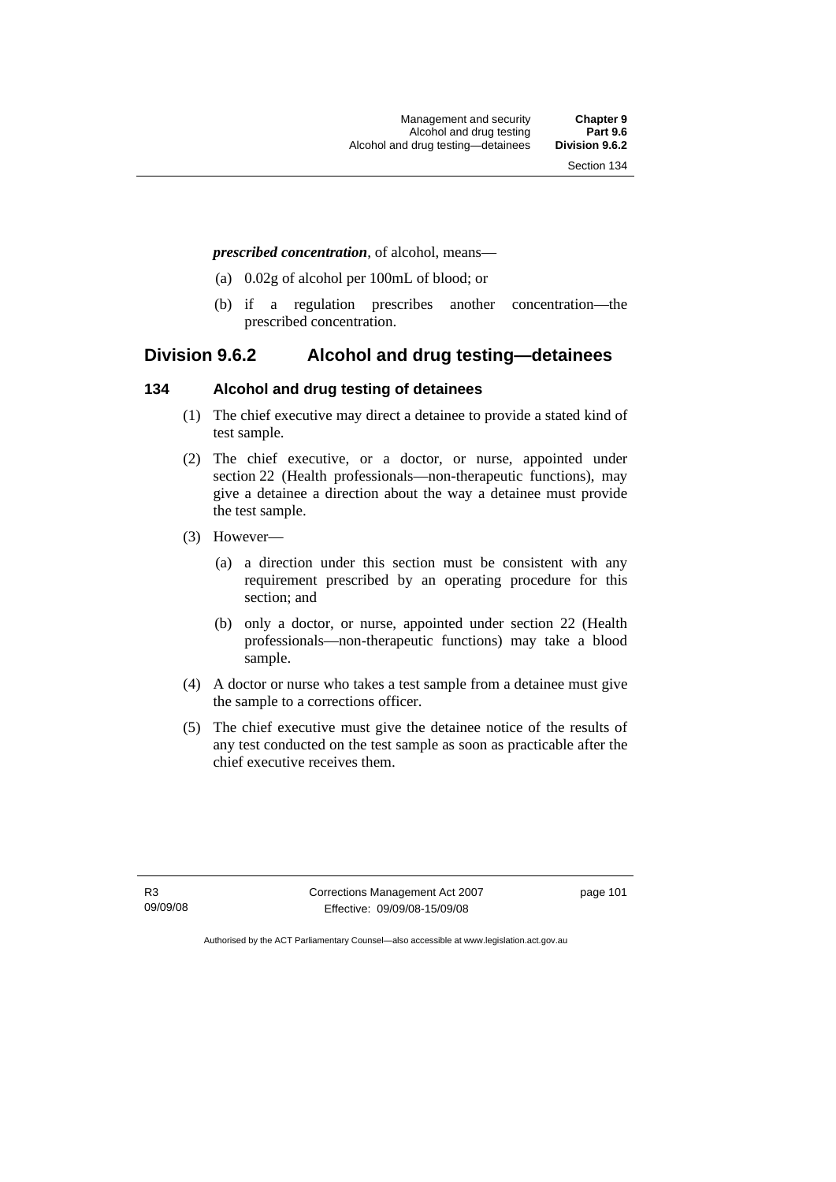***prescribed concentration***, of alcohol, means—

(a) 0.02g of alcohol per 100mL of blood; or

(b) if a regulation prescribes another concentration—the prescribed concentration.

## Division 9.6.2 Alcohol and drug testing—detainees

### 134 Alcohol and drug testing of detainees

(1) The chief executive may direct a detainee to provide a stated kind of test sample.

(2) The chief executive, or a doctor, or nurse, appointed under section 22 (Health professionals—non-therapeutic functions), may give a detainee a direction about the way a detainee must provide the test sample.

(3) However—

(a) a direction under this section must be consistent with any requirement prescribed by an operating procedure for this section; and

(b) only a doctor, or nurse, appointed under section 22 (Health professionals—non-therapeutic functions) may take a blood sample.

(4) A doctor or nurse who takes a test sample from a detainee must give the sample to a corrections officer.

(5) The chief executive must give the detainee notice of the results of any test conducted on the test sample as soon as practicable after the chief executive receives them.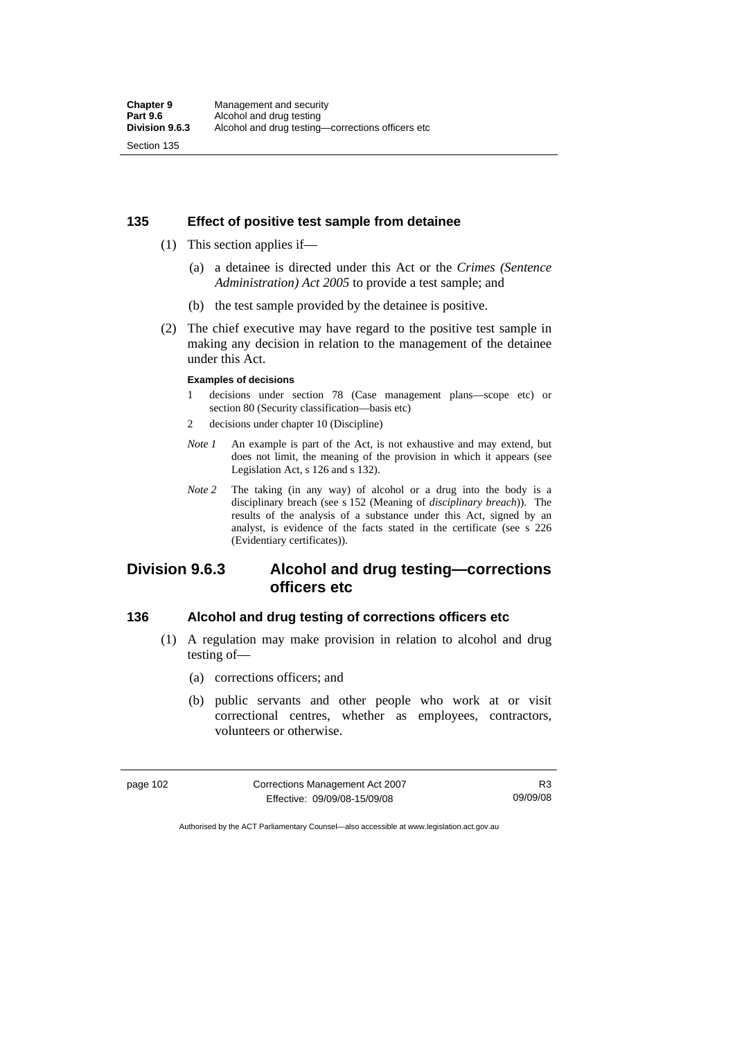## 135 Effect of positive test sample from detainee

(1) This section applies if—

(a) a detainee is directed under this Act or the *Crimes (Sentence Administration) Act 2005* to provide a test sample; and

(b) the test sample provided by the detainee is positive.

(2) The chief executive may have regard to the positive test sample in making any decision in relation to the management of the detainee under this Act.

**Examples of decisions**

1 decisions under section 78 (Case management plans—scope etc) or section 80 (Security classification—basis etc)

2 decisions under chapter 10 (Discipline)

*Note 1* An example is part of the Act, is not exhaustive and may extend, but does not limit, the meaning of the provision in which it appears (see Legislation Act, s 126 and s 132).

*Note 2* The taking (in any way) of alcohol or a drug into the body is a disciplinary breach (see s 152 (Meaning of *disciplinary breach*)). The results of the analysis of a substance under this Act, signed by an analyst, is evidence of the facts stated in the certificate (see s 226 (Evidentiary certificates)).

# Division 9.6.3 Alcohol and drug testing—corrections officers etc

## 136 Alcohol and drug testing of corrections officers etc

(1) A regulation may make provision in relation to alcohol and drug testing of—

(a) corrections officers; and

(b) public servants and other people who work at or visit correctional centres, whether as employees, contractors, volunteers or otherwise.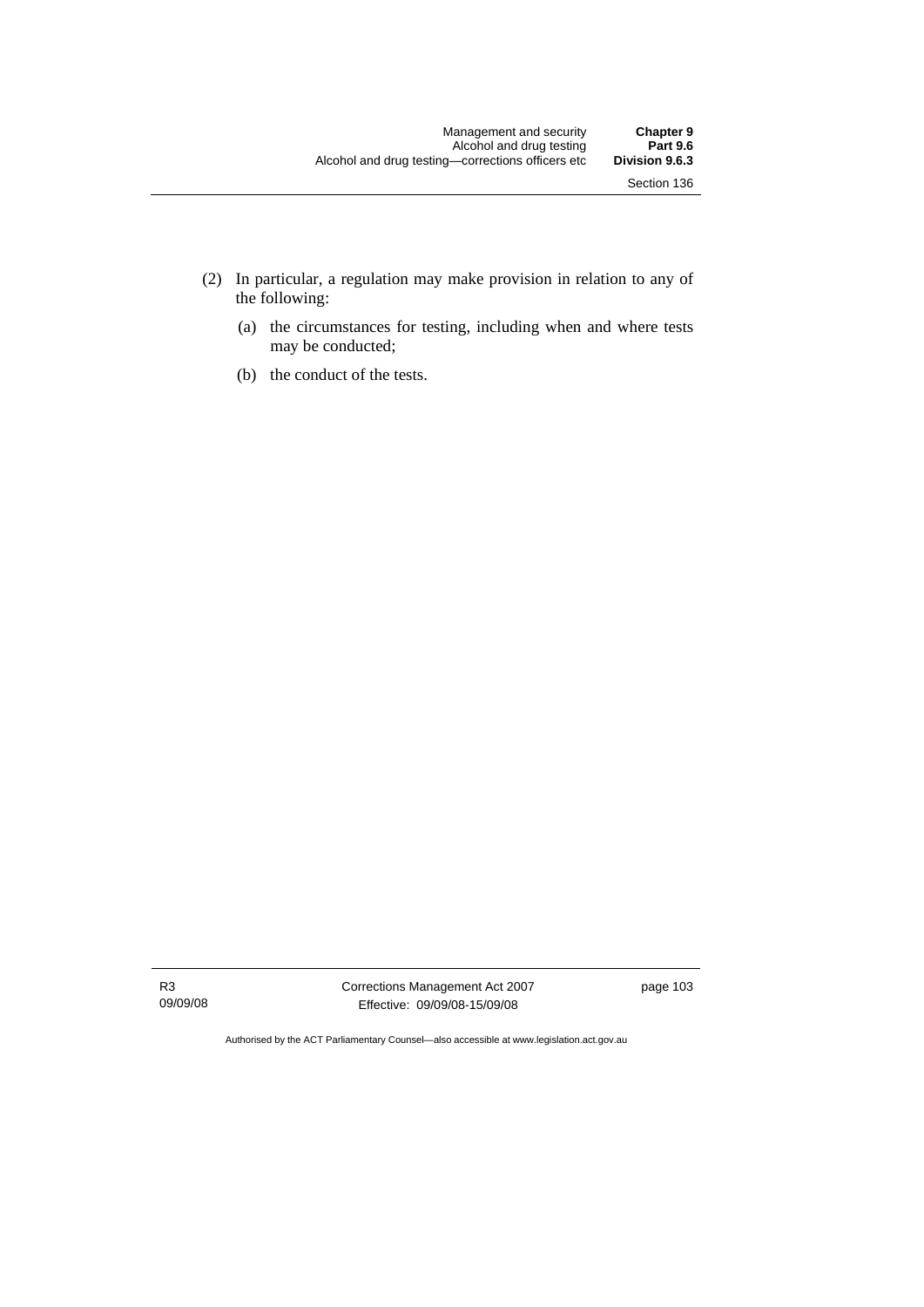(2) In particular, a regulation may make provision in relation to any of the following:

(a) the circumstances for testing, including when and where tests may be conducted;

(b) the conduct of the tests.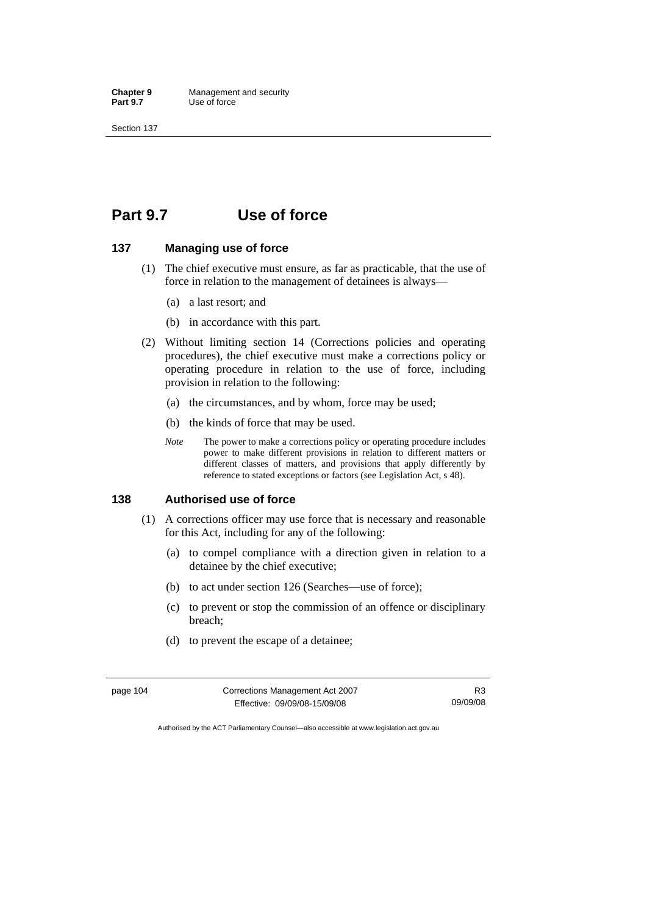# Part 9.7 Use of force

## 137 Managing use of force

(1) The chief executive must ensure, as far as practicable, that the use of force in relation to the management of detainees is always—

(a) a last resort; and

(b) in accordance with this part.

(2) Without limiting section 14 (Corrections policies and operating procedures), the chief executive must make a corrections policy or operating procedure in relation to the use of force, including provision in relation to the following:

(a) the circumstances, and by whom, force may be used;

(b) the kinds of force that may be used.

*Note* The power to make a corrections policy or operating procedure includes power to make different provisions in relation to different matters or different classes of matters, and provisions that apply differently by reference to stated exceptions or factors (see Legislation Act, s 48).

## 138 Authorised use of force

(1) A corrections officer may use force that is necessary and reasonable for this Act, including for any of the following:

(a) to compel compliance with a direction given in relation to a detainee by the chief executive;

(b) to act under section 126 (Searches—use of force);

(c) to prevent or stop the commission of an offence or disciplinary breach;

(d) to prevent the escape of a detainee;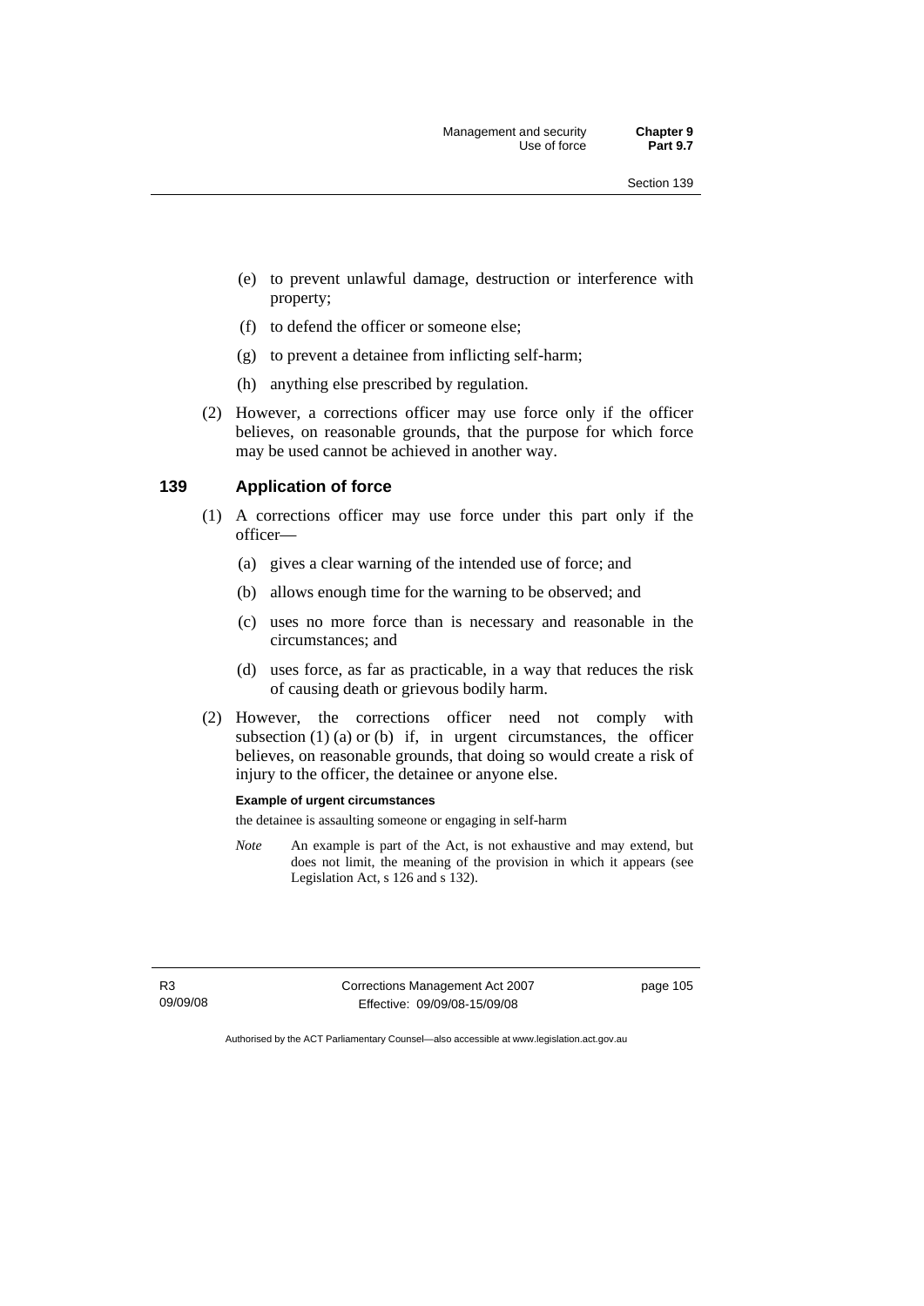(e) to prevent unlawful damage, destruction or interference with property;

(f) to defend the officer or someone else;

(g) to prevent a detainee from inflicting self-harm;

(h) anything else prescribed by regulation.

(2) However, a corrections officer may use force only if the officer believes, on reasonable grounds, that the purpose for which force may be used cannot be achieved in another way.

### 139 Application of force

(1) A corrections officer may use force under this part only if the officer—

(a) gives a clear warning of the intended use of force; and

(b) allows enough time for the warning to be observed; and

(c) uses no more force than is necessary and reasonable in the circumstances; and

(d) uses force, as far as practicable, in a way that reduces the risk of causing death or grievous bodily harm.

(2) However, the corrections officer need not comply with subsection (1) (a) or (b) if, in urgent circumstances, the officer believes, on reasonable grounds, that doing so would create a risk of injury to the officer, the detainee or anyone else.

**Example of urgent circumstances**

the detainee is assaulting someone or engaging in self-harm

*Note* An example is part of the Act, is not exhaustive and may extend, but does not limit, the meaning of the provision in which it appears (see Legislation Act, s 126 and s 132).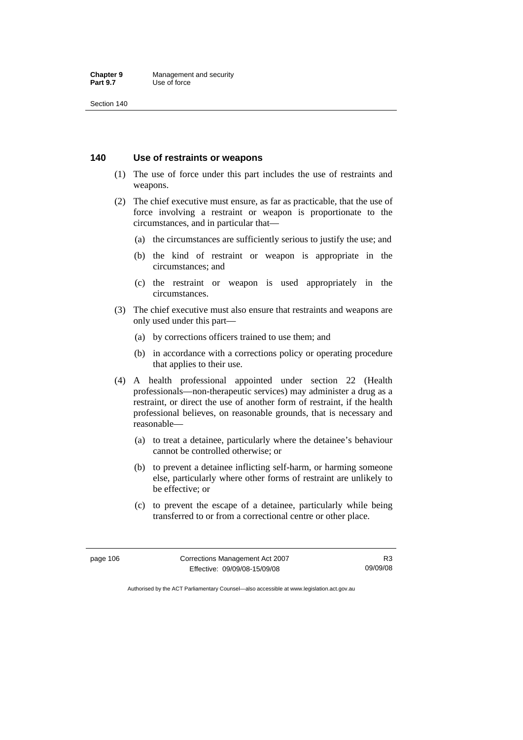## 140 Use of restraints or weapons

(1) The use of force under this part includes the use of restraints and weapons.

(2) The chief executive must ensure, as far as practicable, that the use of force involving a restraint or weapon is proportionate to the circumstances, and in particular that—

- (a) the circumstances are sufficiently serious to justify the use; and
- (b) the kind of restraint or weapon is appropriate in the circumstances; and
- (c) the restraint or weapon is used appropriately in the circumstances.

(3) The chief executive must also ensure that restraints and weapons are only used under this part—

- (a) by corrections officers trained to use them; and
- (b) in accordance with a corrections policy or operating procedure that applies to their use.

(4) A health professional appointed under section 22 (Health professionals—non-therapeutic services) may administer a drug as a restraint, or direct the use of another form of restraint, if the health professional believes, on reasonable grounds, that is necessary and reasonable—

- (a) to treat a detainee, particularly where the detainee's behaviour cannot be controlled otherwise; or
- (b) to prevent a detainee inflicting self-harm, or harming someone else, particularly where other forms of restraint are unlikely to be effective; or
- (c) to prevent the escape of a detainee, particularly while being transferred to or from a correctional centre or other place.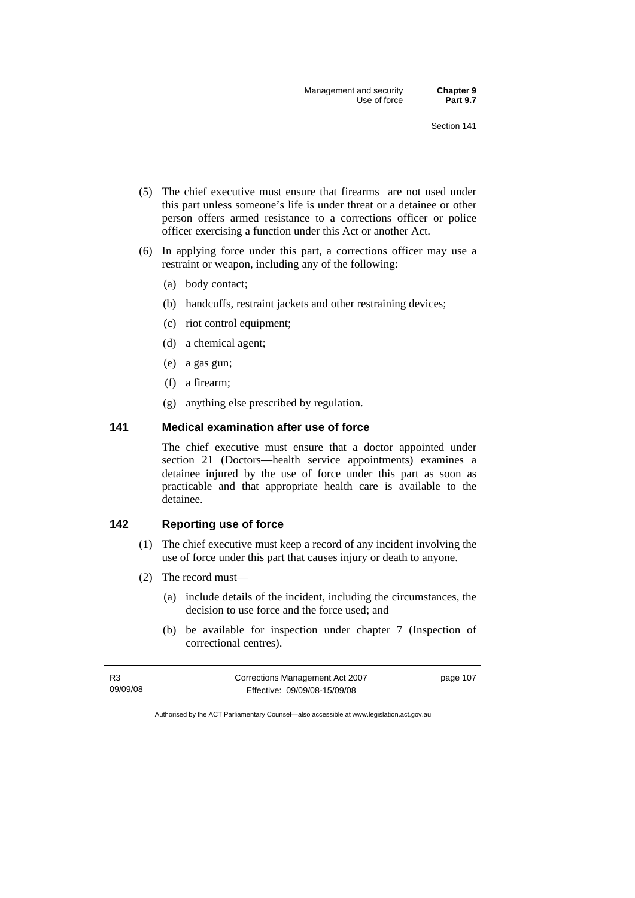(5) The chief executive must ensure that firearms are not used under this part unless someone's life is under threat or a detainee or other person offers armed resistance to a corrections officer or police officer exercising a function under this Act or another Act.

(6) In applying force under this part, a corrections officer may use a restraint or weapon, including any of the following:

   (a) body contact;

   (b) handcuffs, restraint jackets and other restraining devices;

   (c) riot control equipment;

   (d) a chemical agent;

   (e) a gas gun;

   (f) a firearm;

   (g) anything else prescribed by regulation.

### 141 Medical examination after use of force

The chief executive must ensure that a doctor appointed under section 21 (Doctors—health service appointments) examines a detainee injured by the use of force under this part as soon as practicable and that appropriate health care is available to the detainee.

### 142 Reporting use of force

(1) The chief executive must keep a record of any incident involving the use of force under this part that causes injury or death to anyone.

(2) The record must—

   (a) include details of the incident, including the circumstances, the decision to use force and the force used; and

   (b) be available for inspection under chapter 7 (Inspection of correctional centres).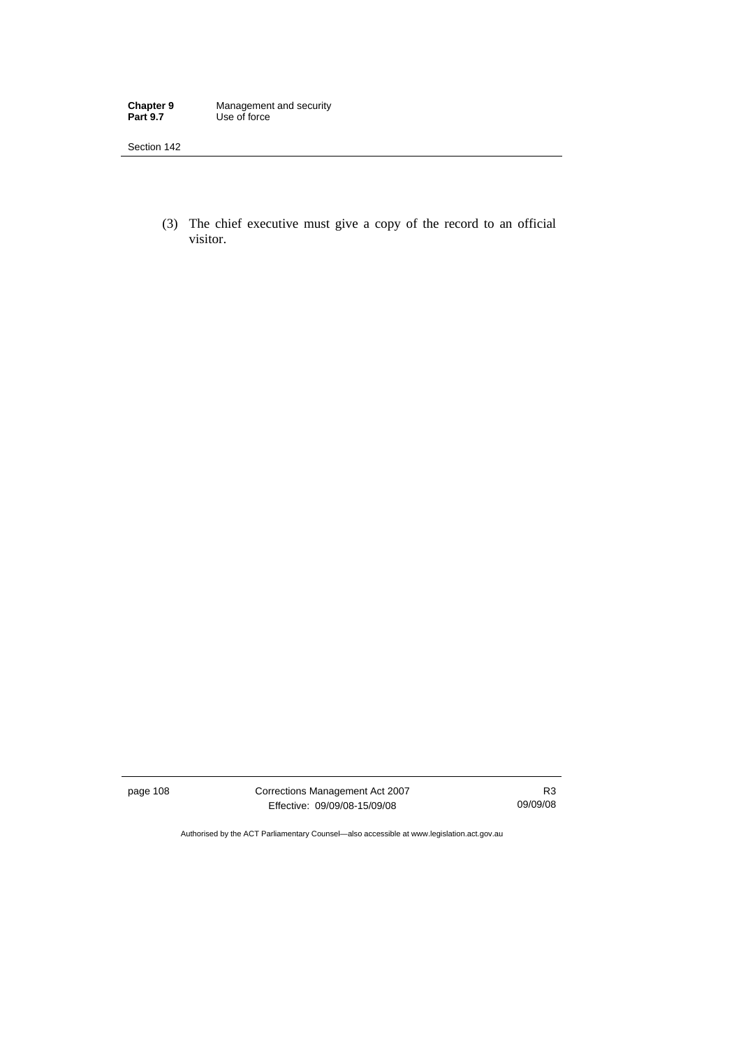(3) The chief executive must give a copy of the record to an official visitor.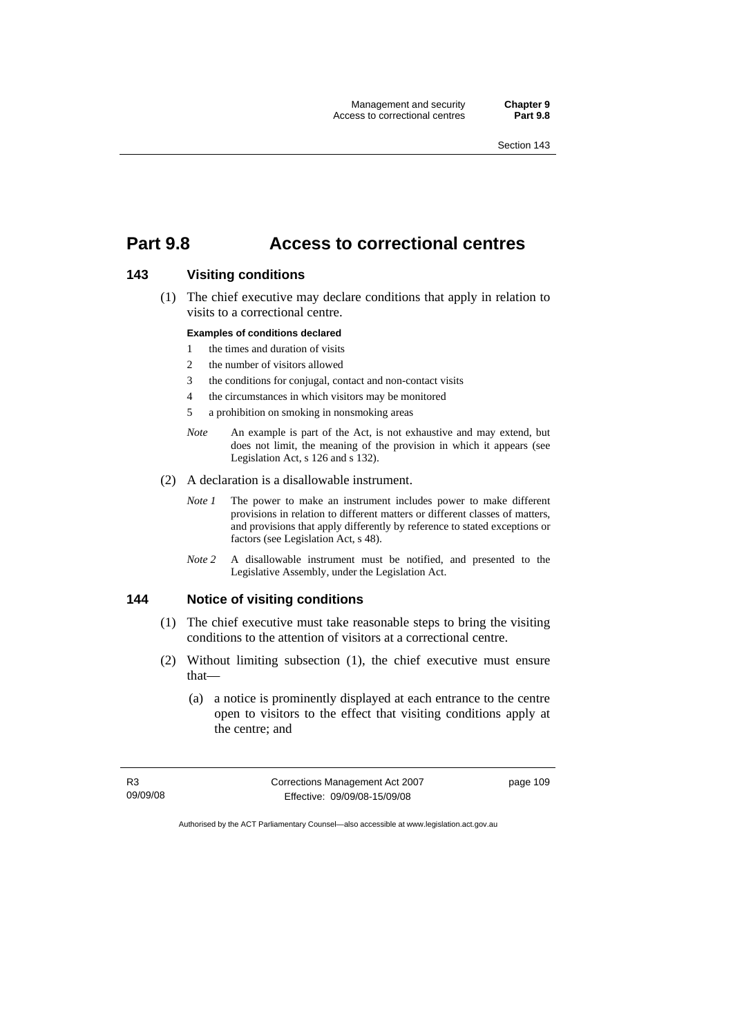# Part 9.8 Access to correctional centres

## 143 Visiting conditions

(1) The chief executive may declare conditions that apply in relation to visits to a correctional centre.

**Examples of conditions declared**

1. the times and duration of visits
2. the number of visitors allowed
3. the conditions for conjugal, contact and non-contact visits
4. the circumstances in which visitors may be monitored
5. a prohibition on smoking in nonsmoking areas

*Note* An example is part of the Act, is not exhaustive and may extend, but does not limit, the meaning of the provision in which it appears (see Legislation Act, s 126 and s 132).

(2) A declaration is a disallowable instrument.

*Note 1* The power to make an instrument includes power to make different provisions in relation to different matters or different classes of matters, and provisions that apply differently by reference to stated exceptions or factors (see Legislation Act, s 48).

*Note 2* A disallowable instrument must be notified, and presented to the Legislative Assembly, under the Legislation Act.

## 144 Notice of visiting conditions

(1) The chief executive must take reasonable steps to bring the visiting conditions to the attention of visitors at a correctional centre.

(2) Without limiting subsection (1), the chief executive must ensure that—

(a) a notice is prominently displayed at each entrance to the centre open to visitors to the effect that visiting conditions apply at the centre; and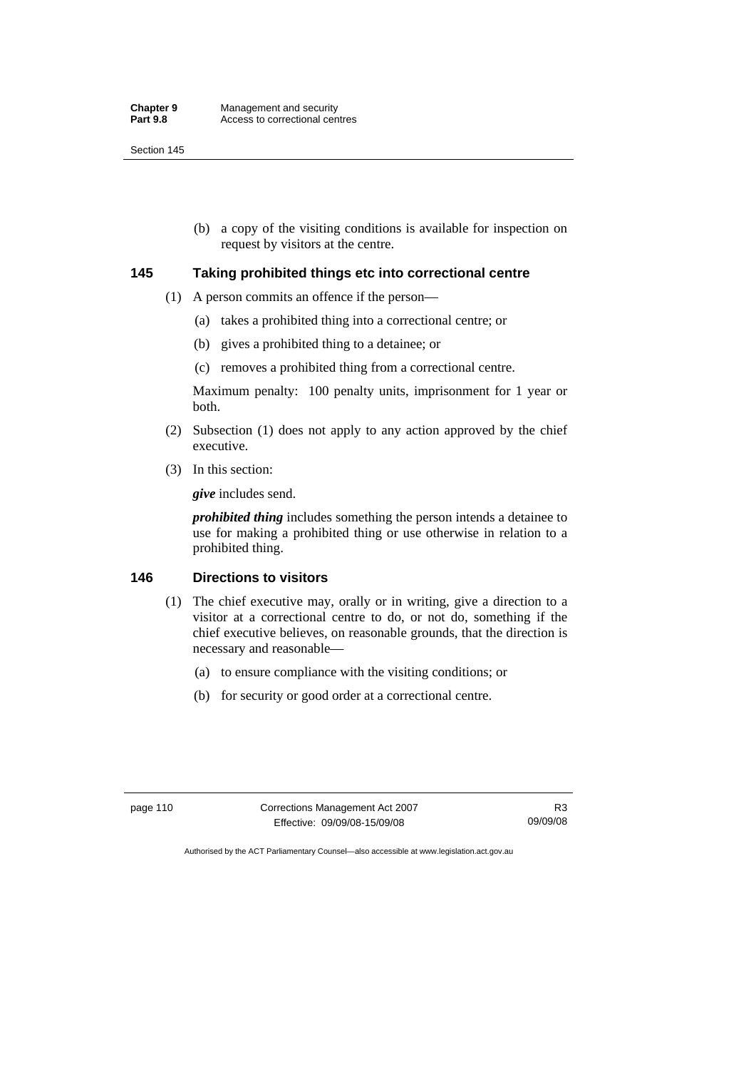(b) a copy of the visiting conditions is available for inspection on request by visitors at the centre.

### 145 Taking prohibited things etc into correctional centre

(1) A person commits an offence if the person—

(a) takes a prohibited thing into a correctional centre; or

(b) gives a prohibited thing to a detainee; or

(c) removes a prohibited thing from a correctional centre.

Maximum penalty: 100 penalty units, imprisonment for 1 year or both.

(2) Subsection (1) does not apply to any action approved by the chief executive.

(3) In this section:

***give*** includes send.

***prohibited thing*** includes something the person intends a detainee to use for making a prohibited thing or use otherwise in relation to a prohibited thing.

### 146 Directions to visitors

(1) The chief executive may, orally or in writing, give a direction to a visitor at a correctional centre to do, or not do, something if the chief executive believes, on reasonable grounds, that the direction is necessary and reasonable—

(a) to ensure compliance with the visiting conditions; or

(b) for security or good order at a correctional centre.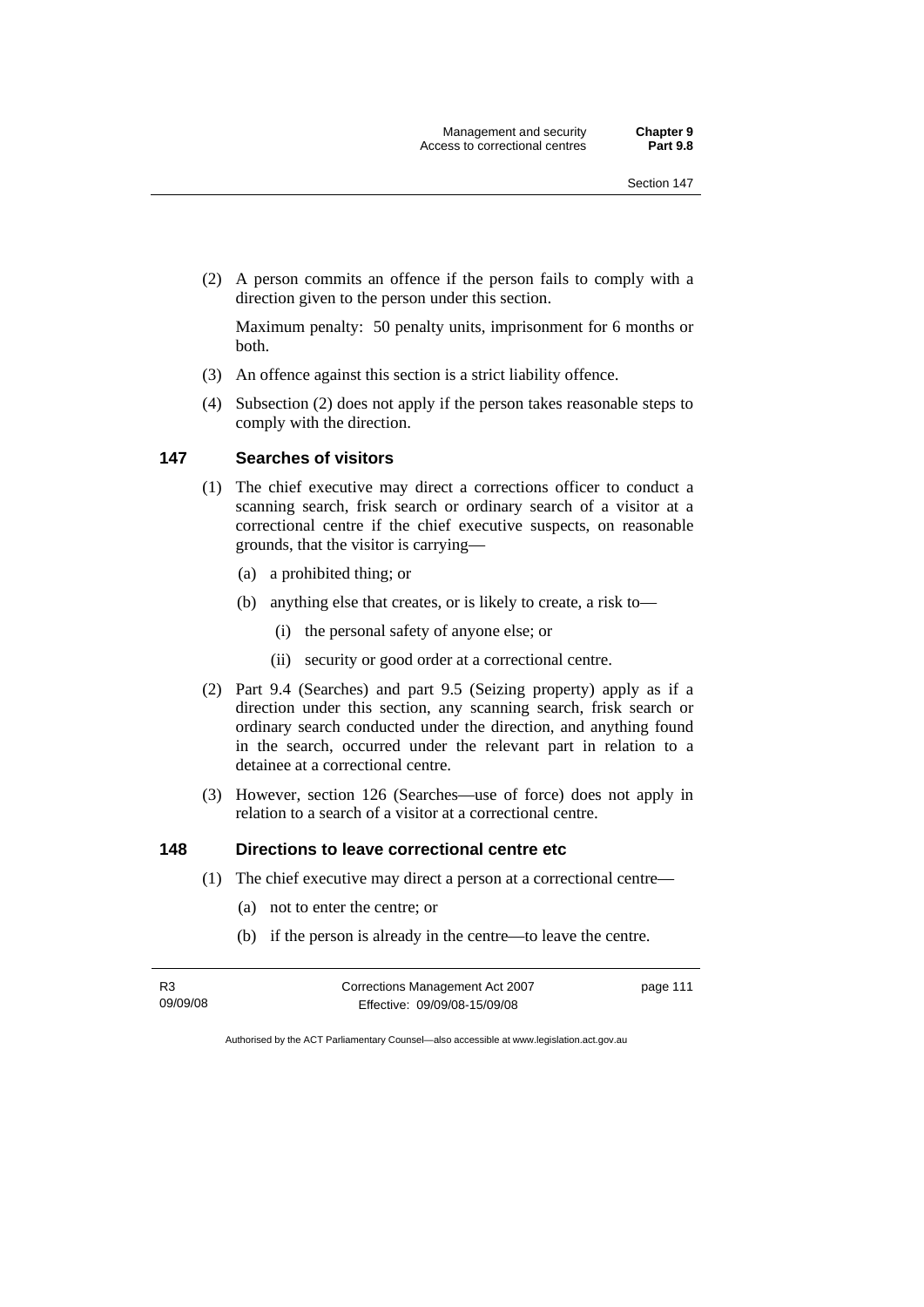(2) A person commits an offence if the person fails to comply with a direction given to the person under this section.

Maximum penalty: 50 penalty units, imprisonment for 6 months or both.

(3) An offence against this section is a strict liability offence.

(4) Subsection (2) does not apply if the person takes reasonable steps to comply with the direction.

### 147 Searches of visitors

(1) The chief executive may direct a corrections officer to conduct a scanning search, frisk search or ordinary search of a visitor at a correctional centre if the chief executive suspects, on reasonable grounds, that the visitor is carrying—

(a) a prohibited thing; or

(b) anything else that creates, or is likely to create, a risk to—

(i) the personal safety of anyone else; or

(ii) security or good order at a correctional centre.

(2) Part 9.4 (Searches) and part 9.5 (Seizing property) apply as if a direction under this section, any scanning search, frisk search or ordinary search conducted under the direction, and anything found in the search, occurred under the relevant part in relation to a detainee at a correctional centre.

(3) However, section 126 (Searches—use of force) does not apply in relation to a search of a visitor at a correctional centre.

### 148 Directions to leave correctional centre etc

(1) The chief executive may direct a person at a correctional centre—

(a) not to enter the centre; or

(b) if the person is already in the centre—to leave the centre.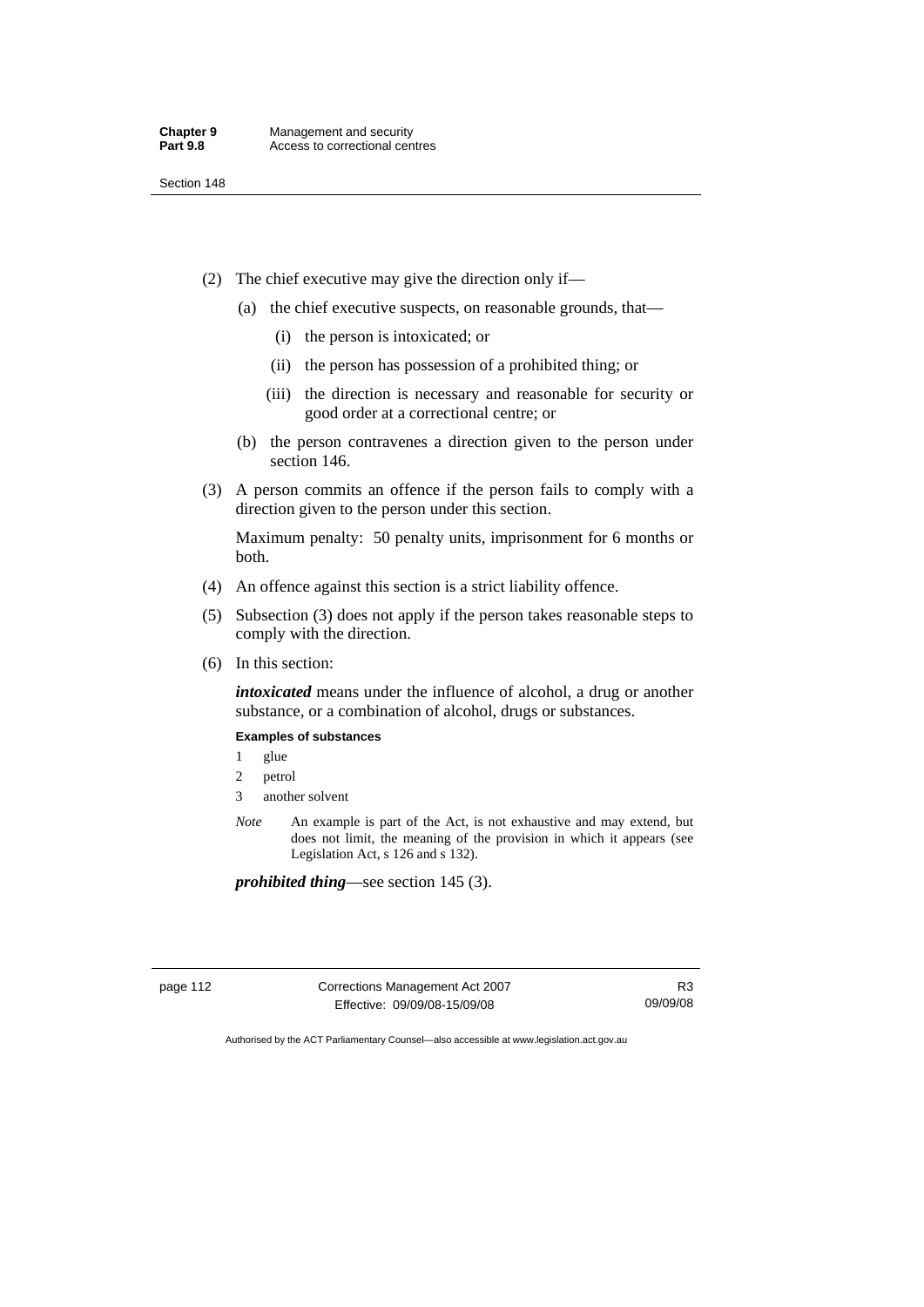(2) The chief executive may give the direction only if—

 (a) the chief executive suspects, on reasonable grounds, that—

  (i) the person is intoxicated; or

  (ii) the person has possession of a prohibited thing; or

  (iii) the direction is necessary and reasonable for security or good order at a correctional centre; or

 (b) the person contravenes a direction given to the person under section 146.

(3) A person commits an offence if the person fails to comply with a direction given to the person under this section.

Maximum penalty: 50 penalty units, imprisonment for 6 months or both.

(4) An offence against this section is a strict liability offence.

(5) Subsection (3) does not apply if the person takes reasonable steps to comply with the direction.

(6) In this section:

***intoxicated*** means under the influence of alcohol, a drug or another substance, or a combination of alcohol, drugs or substances.

**Examples of substances**

1 glue
2 petrol
3 another solvent

*Note* An example is part of the Act, is not exhaustive and may extend, but does not limit, the meaning of the provision in which it appears (see Legislation Act, s 126 and s 132).

***prohibited thing***—see section 145 (3).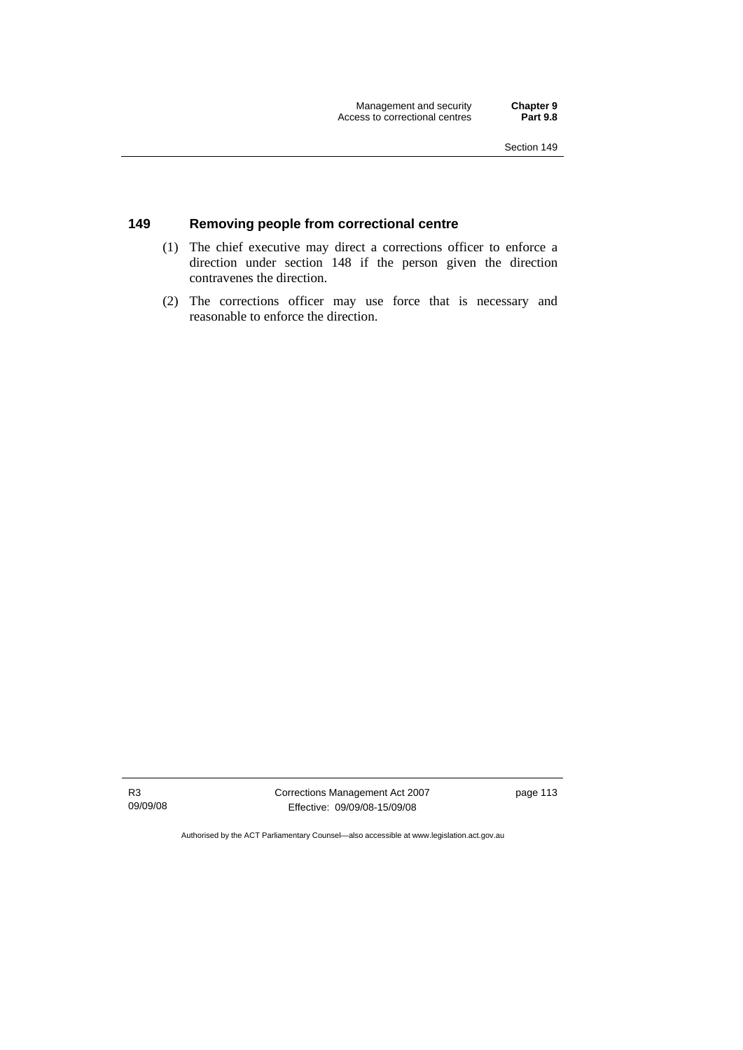### 149 Removing people from correctional centre

(1) The chief executive may direct a corrections officer to enforce a direction under section 148 if the person given the direction contravenes the direction.

(2) The corrections officer may use force that is necessary and reasonable to enforce the direction.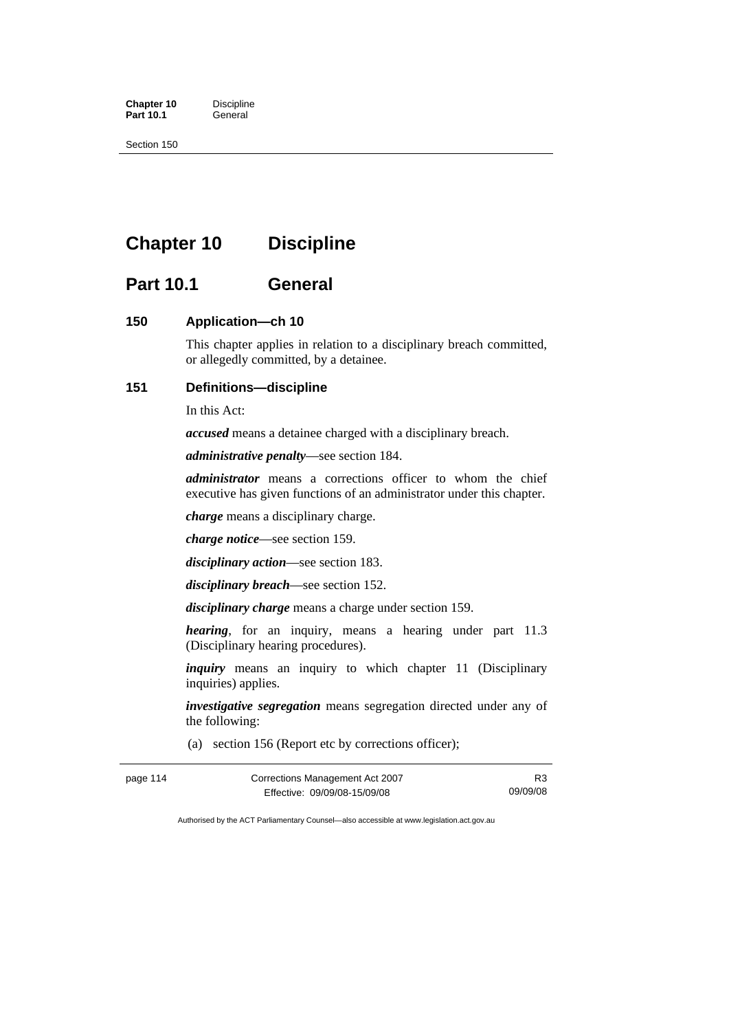# Chapter 10 Discipline

## Part 10.1 General

### 150 Application—ch 10

This chapter applies in relation to a disciplinary breach committed, or allegedly committed, by a detainee.

### 151 Definitions—discipline

In this Act:

***accused*** means a detainee charged with a disciplinary breach.

***administrative penalty***—see section 184.

***administrator*** means a corrections officer to whom the chief executive has given functions of an administrator under this chapter.

***charge*** means a disciplinary charge.

***charge notice***—see section 159.

***disciplinary action***—see section 183.

***disciplinary breach***—see section 152.

***disciplinary charge*** means a charge under section 159.

***hearing***, for an inquiry, means a hearing under part 11.3 (Disciplinary hearing procedures).

***inquiry*** means an inquiry to which chapter 11 (Disciplinary inquiries) applies.

***investigative segregation*** means segregation directed under any of the following:

(a) section 156 (Report etc by corrections officer);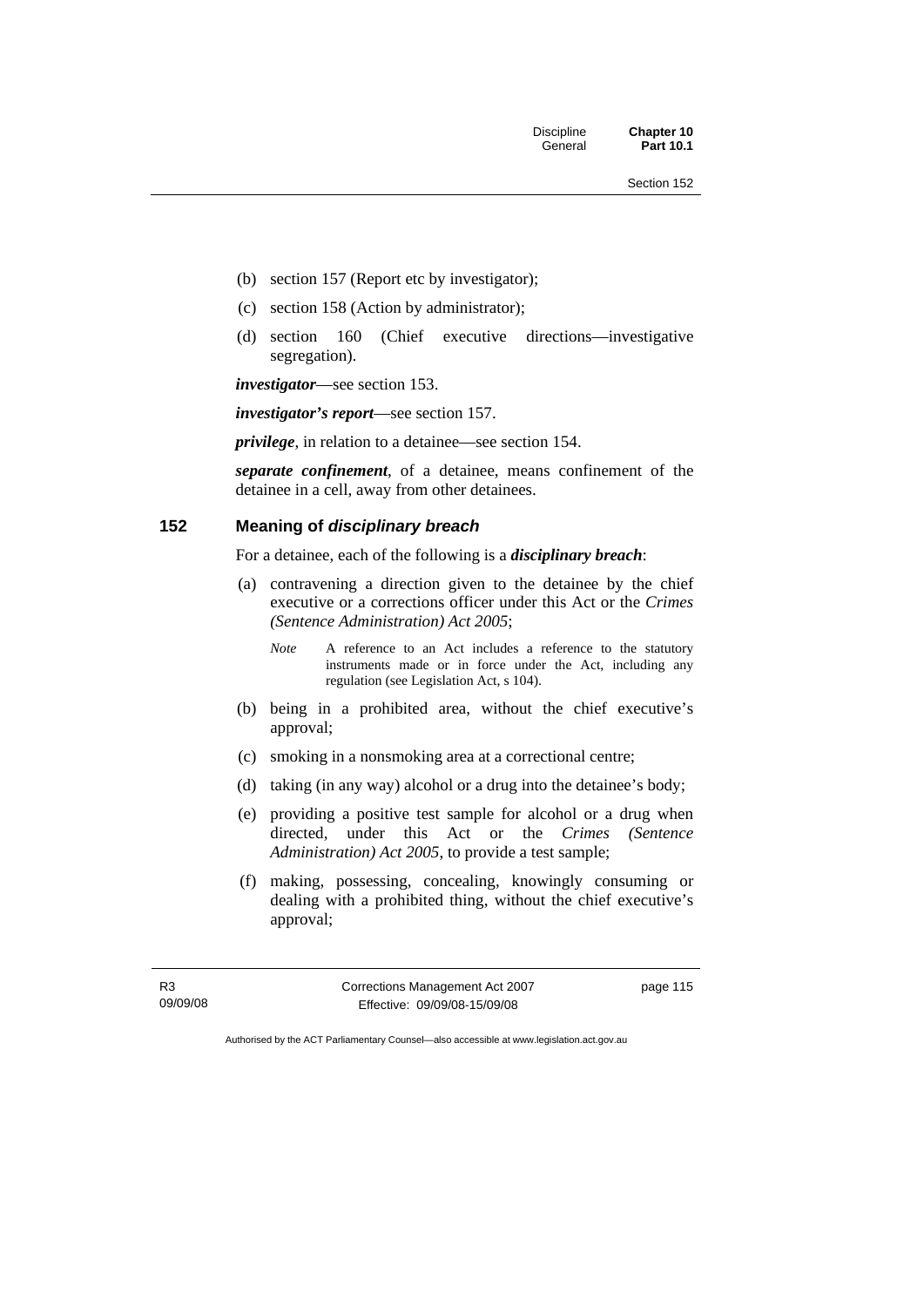(b) section 157 (Report etc by investigator);

(c) section 158 (Action by administrator);

(d) section 160 (Chief executive directions—investigative segregation).

***investigator***—see section 153.

***investigator's report***—see section 157.

***privilege***, in relation to a detainee—see section 154.

***separate confinement***, of a detainee, means confinement of the detainee in a cell, away from other detainees.

## 152 Meaning of *disciplinary breach*

For a detainee, each of the following is a ***disciplinary breach***:

(a) contravening a direction given to the detainee by the chief executive or a corrections officer under this Act or the *Crimes (Sentence Administration) Act 2005*;

*Note* A reference to an Act includes a reference to the statutory instruments made or in force under the Act, including any regulation (see Legislation Act, s 104).

(b) being in a prohibited area, without the chief executive's approval;

(c) smoking in a nonsmoking area at a correctional centre;

(d) taking (in any way) alcohol or a drug into the detainee's body;

(e) providing a positive test sample for alcohol or a drug when directed, under this Act or the *Crimes (Sentence Administration) Act 2005*, to provide a test sample;

(f) making, possessing, concealing, knowingly consuming or dealing with a prohibited thing, without the chief executive's approval;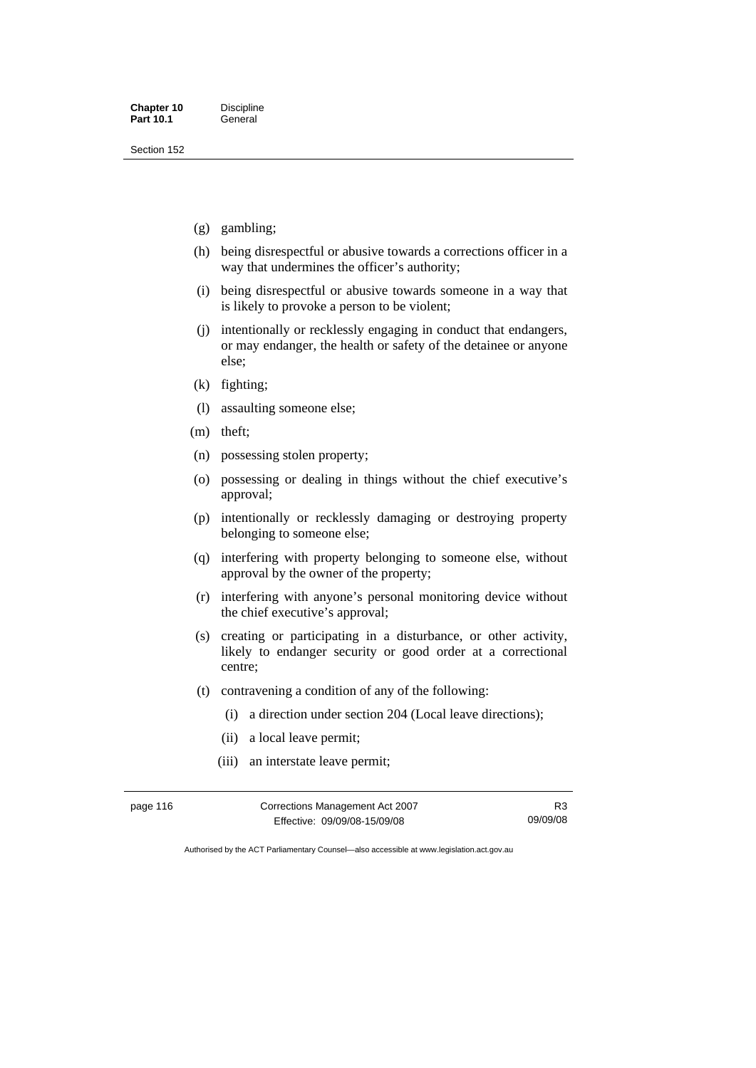(g) gambling;

(h) being disrespectful or abusive towards a corrections officer in a way that undermines the officer's authority;

(i) being disrespectful or abusive towards someone in a way that is likely to provoke a person to be violent;

(j) intentionally or recklessly engaging in conduct that endangers, or may endanger, the health or safety of the detainee or anyone else;

(k) fighting;

(l) assaulting someone else;

(m) theft;

(n) possessing stolen property;

(o) possessing or dealing in things without the chief executive's approval;

(p) intentionally or recklessly damaging or destroying property belonging to someone else;

(q) interfering with property belonging to someone else, without approval by the owner of the property;

(r) interfering with anyone's personal monitoring device without the chief executive's approval;

(s) creating or participating in a disturbance, or other activity, likely to endanger security or good order at a correctional centre;

(t) contravening a condition of any of the following:

(i) a direction under section 204 (Local leave directions);

(ii) a local leave permit;

(iii) an interstate leave permit;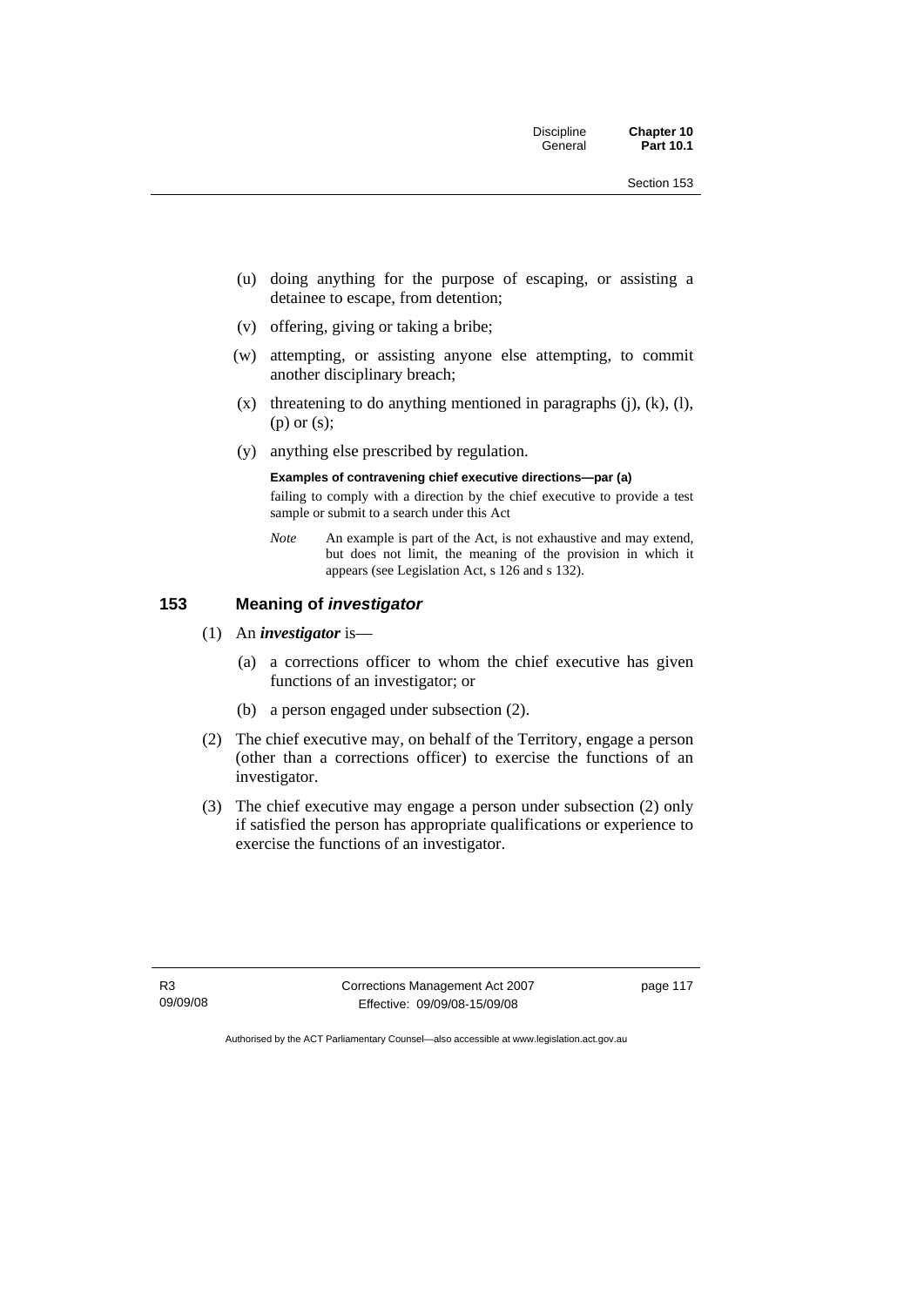(u) doing anything for the purpose of escaping, or assisting a detainee to escape, from detention;

(v) offering, giving or taking a bribe;

(w) attempting, or assisting anyone else attempting, to commit another disciplinary breach;

(x) threatening to do anything mentioned in paragraphs (j), (k), (l), (p) or (s);

(y) anything else prescribed by regulation.

**Examples of contravening chief executive directions—par (a)**

failing to comply with a direction by the chief executive to provide a test sample or submit to a search under this Act

*Note* An example is part of the Act, is not exhaustive and may extend, but does not limit, the meaning of the provision in which it appears (see Legislation Act, s 126 and s 132).

## 153 Meaning of *investigator*

(1) An ***investigator*** is—

(a) a corrections officer to whom the chief executive has given functions of an investigator; or

(b) a person engaged under subsection (2).

(2) The chief executive may, on behalf of the Territory, engage a person (other than a corrections officer) to exercise the functions of an investigator.

(3) The chief executive may engage a person under subsection (2) only if satisfied the person has appropriate qualifications or experience to exercise the functions of an investigator.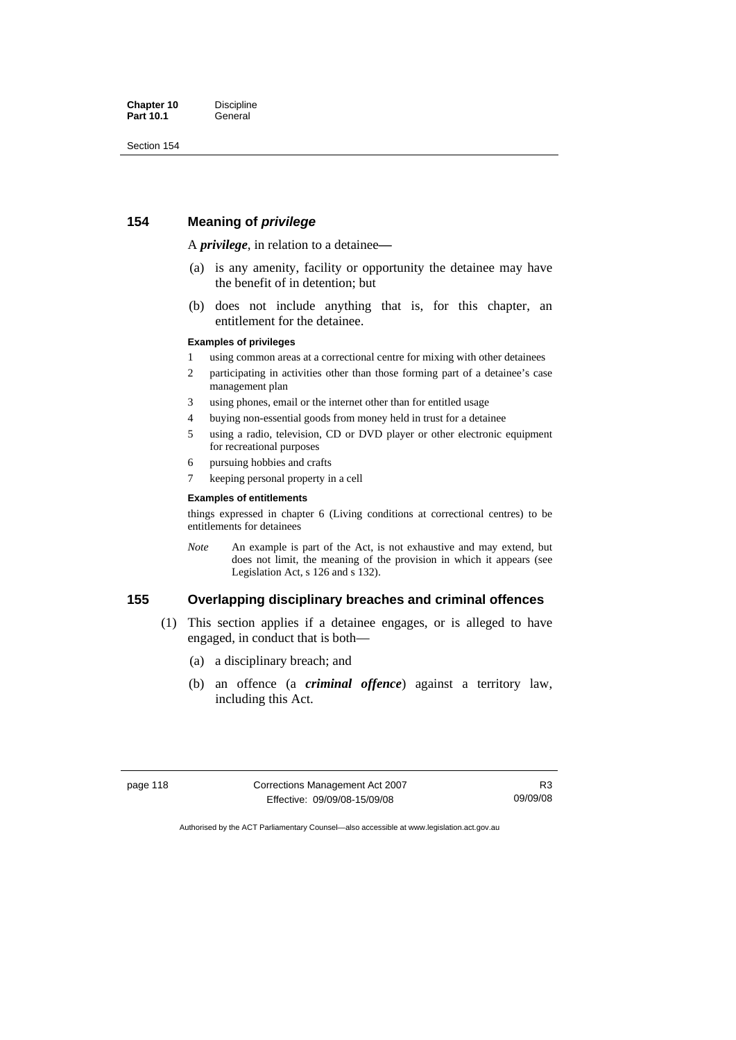## 154 Meaning of *privilege*

A ***privilege***, in relation to a detainee—

(a) is any amenity, facility or opportunity the detainee may have the benefit of in detention; but

(b) does not include anything that is, for this chapter, an entitlement for the detainee.

**Examples of privileges**

1 using common areas at a correctional centre for mixing with other detainees
2 participating in activities other than those forming part of a detainee's case management plan
3 using phones, email or the internet other than for entitled usage
4 buying non-essential goods from money held in trust for a detainee
5 using a radio, television, CD or DVD player or other electronic equipment for recreational purposes
6 pursuing hobbies and crafts
7 keeping personal property in a cell

**Examples of entitlements**

things expressed in chapter 6 (Living conditions at correctional centres) to be entitlements for detainees

*Note* An example is part of the Act, is not exhaustive and may extend, but does not limit, the meaning of the provision in which it appears (see Legislation Act, s 126 and s 132).

## 155 Overlapping disciplinary breaches and criminal offences

(1) This section applies if a detainee engages, or is alleged to have engaged, in conduct that is both—

(a) a disciplinary breach; and

(b) an offence (a ***criminal offence***) against a territory law, including this Act.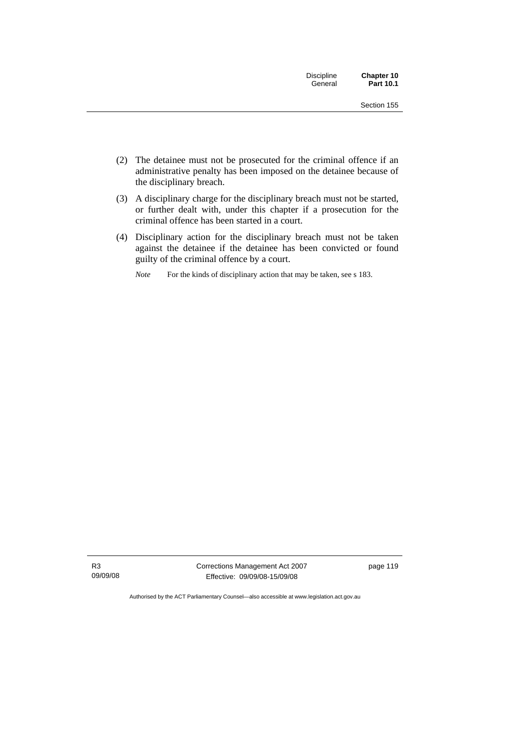(2) The detainee must not be prosecuted for the criminal offence if an administrative penalty has been imposed on the detainee because of the disciplinary breach.

(3) A disciplinary charge for the disciplinary breach must not be started, or further dealt with, under this chapter if a prosecution for the criminal offence has been started in a court.

(4) Disciplinary action for the disciplinary breach must not be taken against the detainee if the detainee has been convicted or found guilty of the criminal offence by a court.

*Note* For the kinds of disciplinary action that may be taken, see s 183.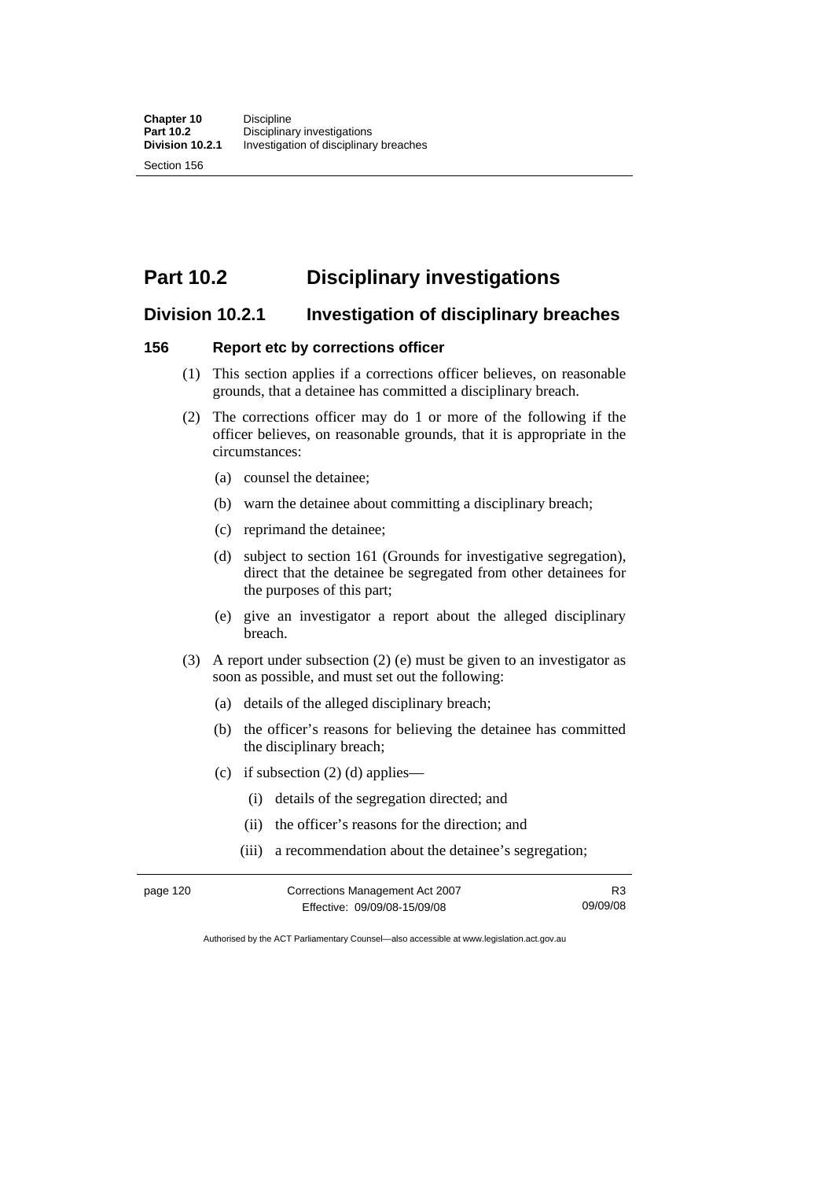# Part 10.2 Disciplinary investigations

## Division 10.2.1 Investigation of disciplinary breaches

### 156 Report etc by corrections officer

(1) This section applies if a corrections officer believes, on reasonable grounds, that a detainee has committed a disciplinary breach.

(2) The corrections officer may do 1 or more of the following if the officer believes, on reasonable grounds, that it is appropriate in the circumstances:

(a) counsel the detainee;

(b) warn the detainee about committing a disciplinary breach;

(c) reprimand the detainee;

(d) subject to section 161 (Grounds for investigative segregation), direct that the detainee be segregated from other detainees for the purposes of this part;

(e) give an investigator a report about the alleged disciplinary breach.

(3) A report under subsection (2) (e) must be given to an investigator as soon as possible, and must set out the following:

(a) details of the alleged disciplinary breach;

(b) the officer's reasons for believing the detainee has committed the disciplinary breach;

(c) if subsection (2) (d) applies—

(i) details of the segregation directed; and

(ii) the officer's reasons for the direction; and

(iii) a recommendation about the detainee's segregation;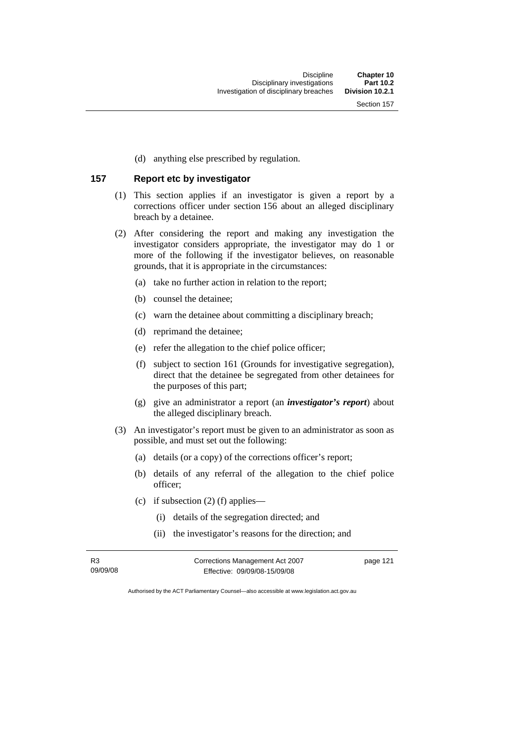(d) anything else prescribed by regulation.

## 157 Report etc by investigator

(1) This section applies if an investigator is given a report by a corrections officer under section 156 about an alleged disciplinary breach by a detainee.

(2) After considering the report and making any investigation the investigator considers appropriate, the investigator may do 1 or more of the following if the investigator believes, on reasonable grounds, that it is appropriate in the circumstances:

(a) take no further action in relation to the report;

(b) counsel the detainee;

(c) warn the detainee about committing a disciplinary breach;

(d) reprimand the detainee;

(e) refer the allegation to the chief police officer;

(f) subject to section 161 (Grounds for investigative segregation), direct that the detainee be segregated from other detainees for the purposes of this part;

(g) give an administrator a report (an ***investigator's report***) about the alleged disciplinary breach.

(3) An investigator's report must be given to an administrator as soon as possible, and must set out the following:

(a) details (or a copy) of the corrections officer's report;

(b) details of any referral of the allegation to the chief police officer;

(c) if subsection (2) (f) applies—

(i) details of the segregation directed; and

(ii) the investigator's reasons for the direction; and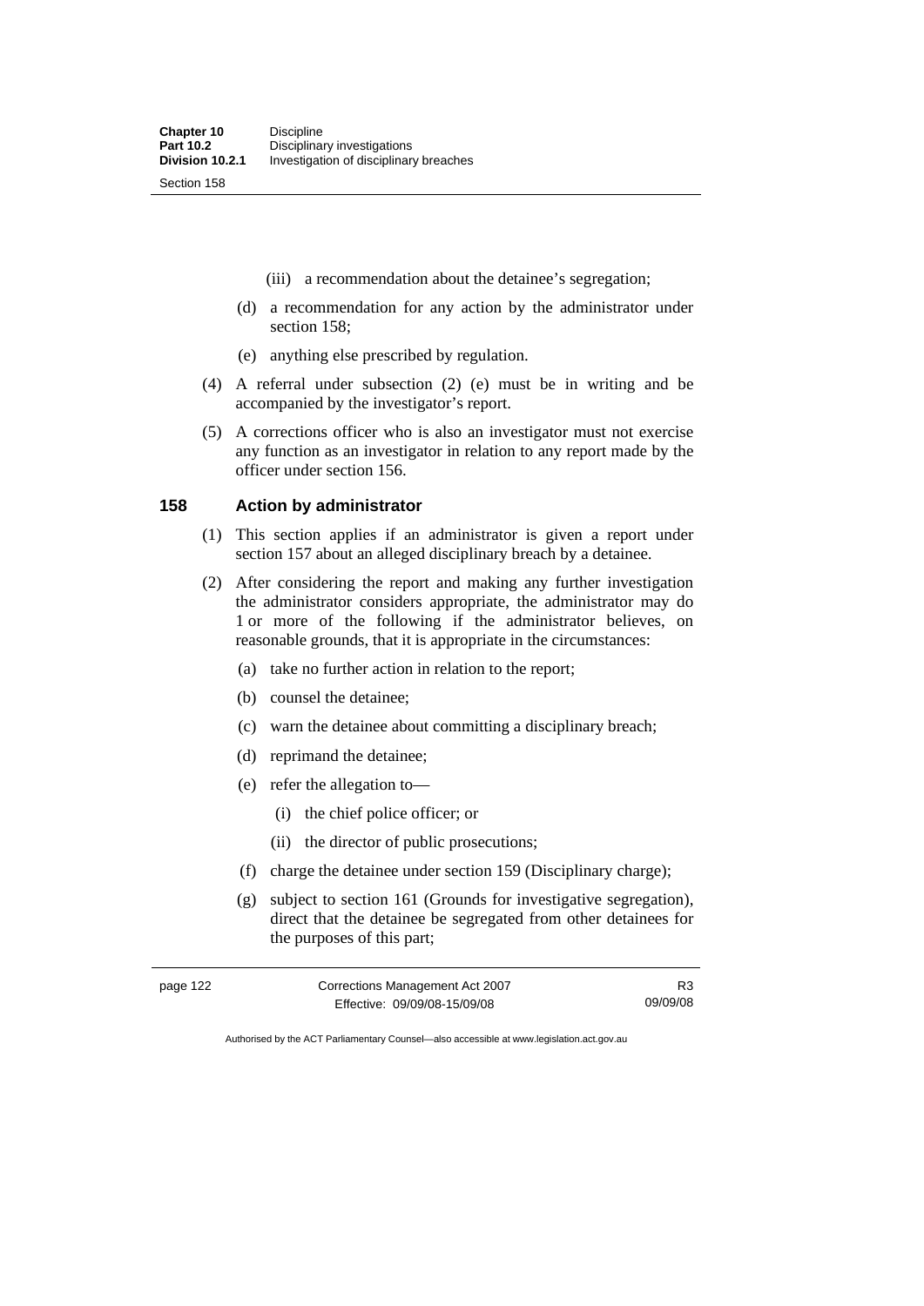(iii) a recommendation about the detainee's segregation;

(d) a recommendation for any action by the administrator under section 158;

(e) anything else prescribed by regulation.

(4) A referral under subsection (2) (e) must be in writing and be accompanied by the investigator's report.

(5) A corrections officer who is also an investigator must not exercise any function as an investigator in relation to any report made by the officer under section 156.

### 158 Action by administrator

(1) This section applies if an administrator is given a report under section 157 about an alleged disciplinary breach by a detainee.

(2) After considering the report and making any further investigation the administrator considers appropriate, the administrator may do 1 or more of the following if the administrator believes, on reasonable grounds, that it is appropriate in the circumstances:

(a) take no further action in relation to the report;

(b) counsel the detainee;

(c) warn the detainee about committing a disciplinary breach;

(d) reprimand the detainee;

(e) refer the allegation to—

(i) the chief police officer; or

(ii) the director of public prosecutions;

(f) charge the detainee under section 159 (Disciplinary charge);

(g) subject to section 161 (Grounds for investigative segregation), direct that the detainee be segregated from other detainees for the purposes of this part;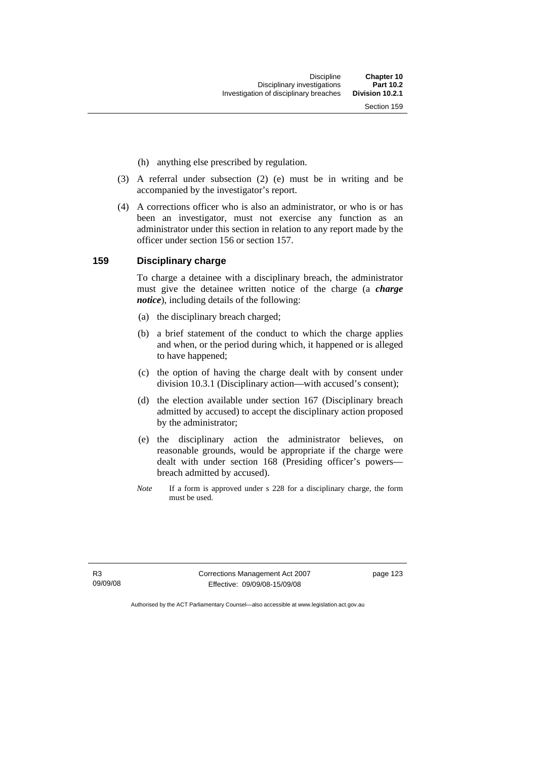(h) anything else prescribed by regulation.

(3) A referral under subsection (2) (e) must be in writing and be accompanied by the investigator's report.

(4) A corrections officer who is also an administrator, or who is or has been an investigator, must not exercise any function as an administrator under this section in relation to any report made by the officer under section 156 or section 157.

## 159 Disciplinary charge

To charge a detainee with a disciplinary breach, the administrator must give the detainee written notice of the charge (a ***charge notice***), including details of the following:

(a) the disciplinary breach charged;

(b) a brief statement of the conduct to which the charge applies and when, or the period during which, it happened or is alleged to have happened;

(c) the option of having the charge dealt with by consent under division 10.3.1 (Disciplinary action—with accused's consent);

(d) the election available under section 167 (Disciplinary breach admitted by accused) to accept the disciplinary action proposed by the administrator;

(e) the disciplinary action the administrator believes, on reasonable grounds, would be appropriate if the charge were dealt with under section 168 (Presiding officer's powers—breach admitted by accused).

*Note* If a form is approved under s 228 for a disciplinary charge, the form must be used.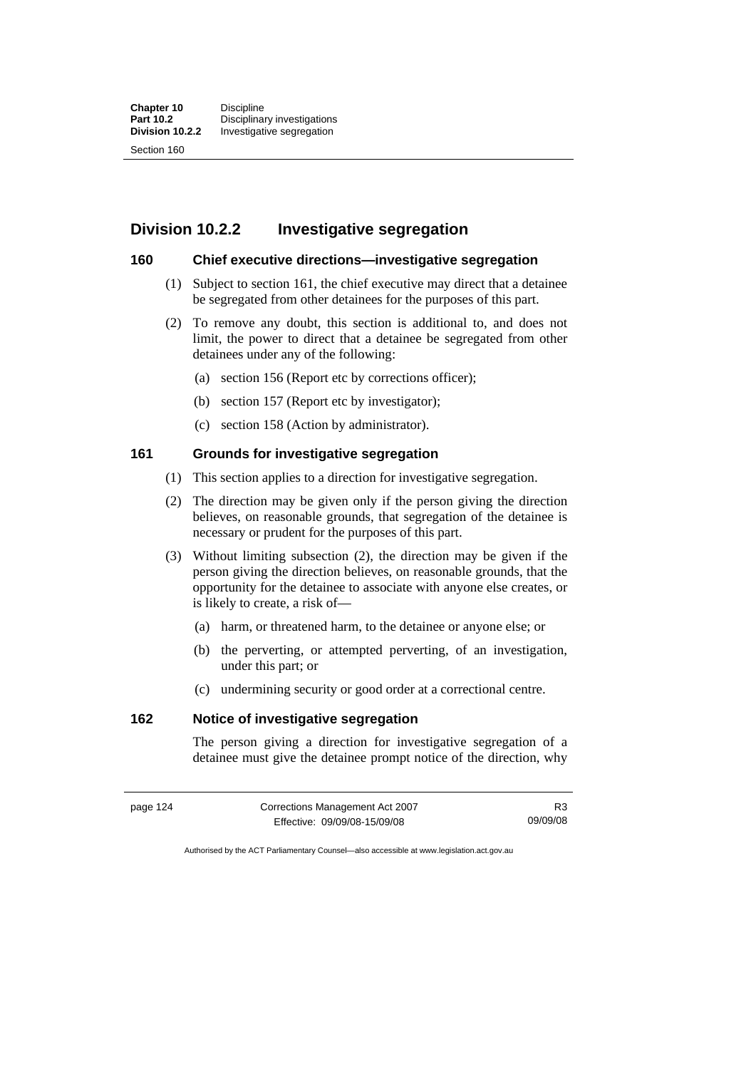## Division 10.2.2 Investigative segregation

### 160 Chief executive directions—investigative segregation

(1) Subject to section 161, the chief executive may direct that a detainee be segregated from other detainees for the purposes of this part.

(2) To remove any doubt, this section is additional to, and does not limit, the power to direct that a detainee be segregated from other detainees under any of the following:

(a) section 156 (Report etc by corrections officer);

(b) section 157 (Report etc by investigator);

(c) section 158 (Action by administrator).

### 161 Grounds for investigative segregation

(1) This section applies to a direction for investigative segregation.

(2) The direction may be given only if the person giving the direction believes, on reasonable grounds, that segregation of the detainee is necessary or prudent for the purposes of this part.

(3) Without limiting subsection (2), the direction may be given if the person giving the direction believes, on reasonable grounds, that the opportunity for the detainee to associate with anyone else creates, or is likely to create, a risk of—

(a) harm, or threatened harm, to the detainee or anyone else; or

(b) the perverting, or attempted perverting, of an investigation, under this part; or

(c) undermining security or good order at a correctional centre.

### 162 Notice of investigative segregation

The person giving a direction for investigative segregation of a detainee must give the detainee prompt notice of the direction, why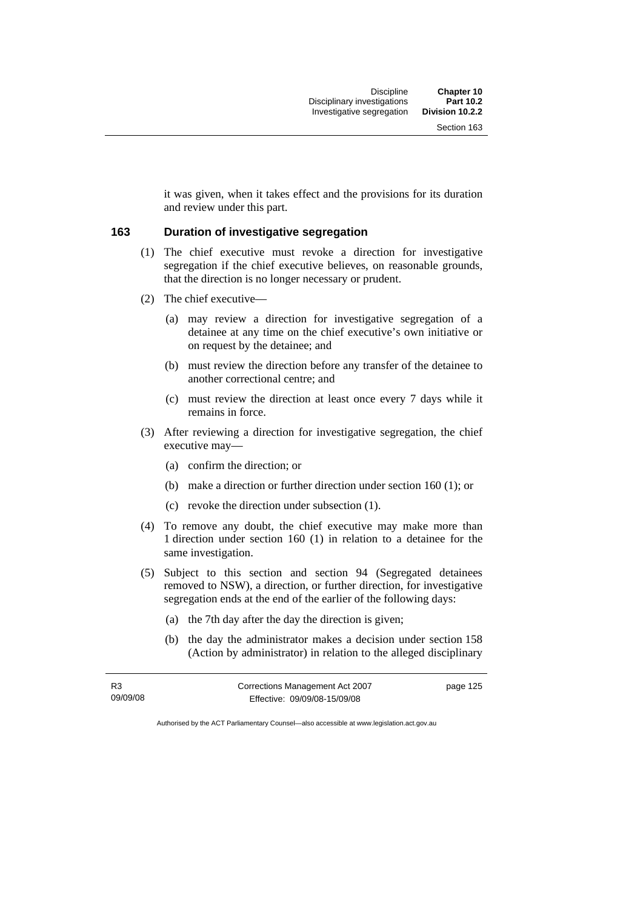it was given, when it takes effect and the provisions for its duration and review under this part.

### 163 Duration of investigative segregation

(1) The chief executive must revoke a direction for investigative segregation if the chief executive believes, on reasonable grounds, that the direction is no longer necessary or prudent.

(2) The chief executive—

(a) may review a direction for investigative segregation of a detainee at any time on the chief executive's own initiative or on request by the detainee; and

(b) must review the direction before any transfer of the detainee to another correctional centre; and

(c) must review the direction at least once every 7 days while it remains in force.

(3) After reviewing a direction for investigative segregation, the chief executive may—

(a) confirm the direction; or

(b) make a direction or further direction under section 160 (1); or

(c) revoke the direction under subsection (1).

(4) To remove any doubt, the chief executive may make more than 1 direction under section 160 (1) in relation to a detainee for the same investigation.

(5) Subject to this section and section 94 (Segregated detainees removed to NSW), a direction, or further direction, for investigative segregation ends at the end of the earlier of the following days:

(a) the 7th day after the day the direction is given;

(b) the day the administrator makes a decision under section 158 (Action by administrator) in relation to the alleged disciplinary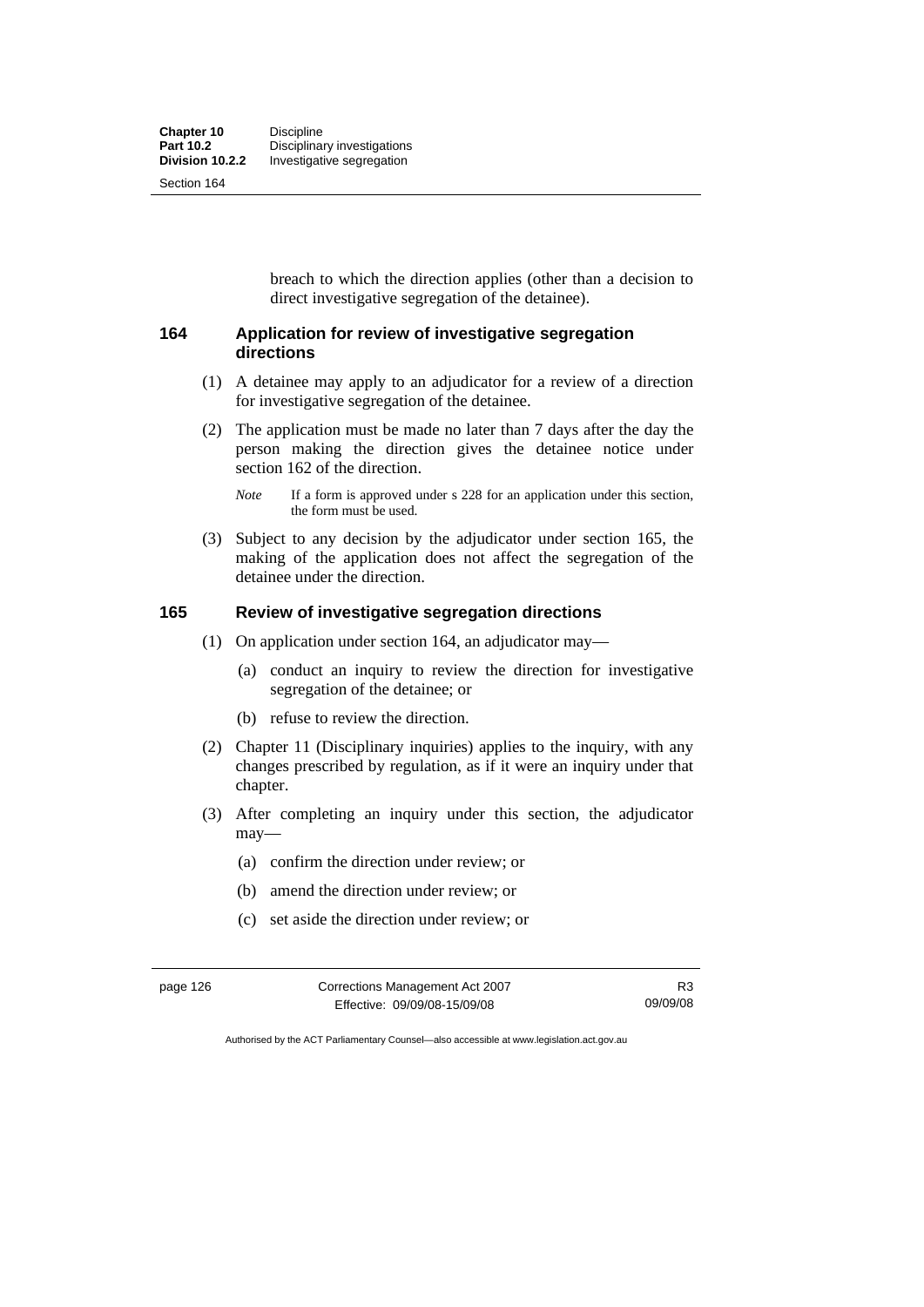breach to which the direction applies (other than a decision to direct investigative segregation of the detainee).

### 164 Application for review of investigative segregation directions

(1) A detainee may apply to an adjudicator for a review of a direction for investigative segregation of the detainee.

(2) The application must be made no later than 7 days after the day the person making the direction gives the detainee notice under section 162 of the direction.

*Note* If a form is approved under s 228 for an application under this section, the form must be used.

(3) Subject to any decision by the adjudicator under section 165, the making of the application does not affect the segregation of the detainee under the direction.

### 165 Review of investigative segregation directions

(1) On application under section 164, an adjudicator may—

(a) conduct an inquiry to review the direction for investigative segregation of the detainee; or

(b) refuse to review the direction.

(2) Chapter 11 (Disciplinary inquiries) applies to the inquiry, with any changes prescribed by regulation, as if it were an inquiry under that chapter.

(3) After completing an inquiry under this section, the adjudicator may—

(a) confirm the direction under review; or

(b) amend the direction under review; or

(c) set aside the direction under review; or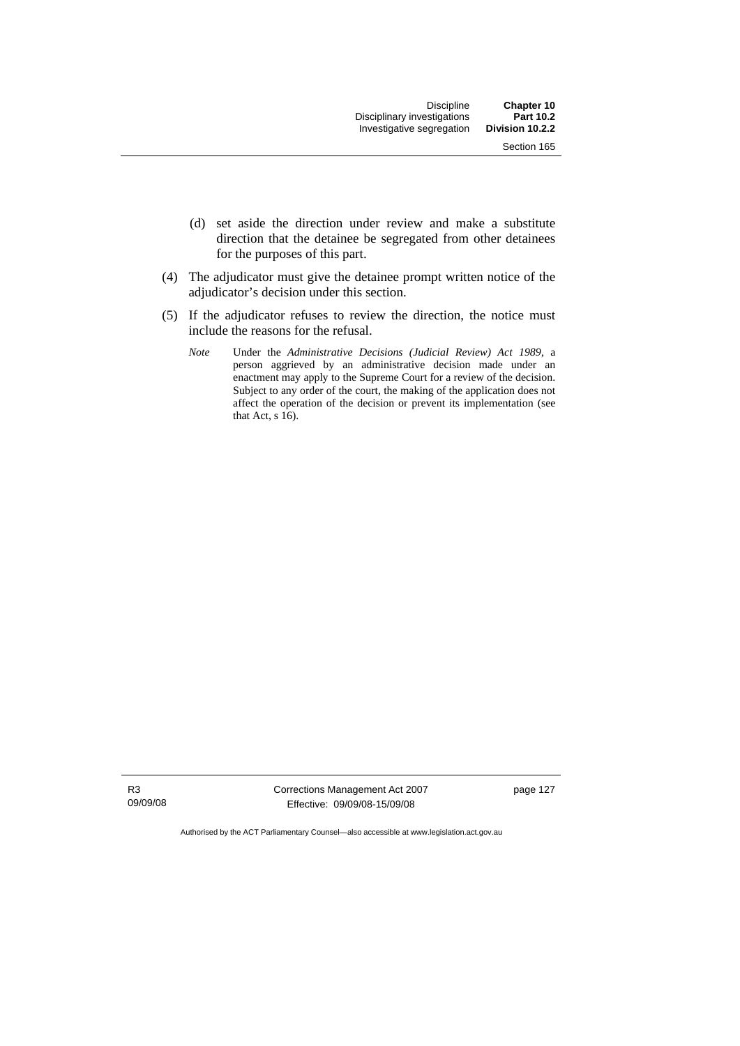(d) set aside the direction under review and make a substitute direction that the detainee be segregated from other detainees for the purposes of this part.

(4) The adjudicator must give the detainee prompt written notice of the adjudicator's decision under this section.

(5) If the adjudicator refuses to review the direction, the notice must include the reasons for the refusal.

*Note* Under the *Administrative Decisions (Judicial Review) Act 1989*, a person aggrieved by an administrative decision made under an enactment may apply to the Supreme Court for a review of the decision. Subject to any order of the court, the making of the application does not affect the operation of the decision or prevent its implementation (see that Act, s 16).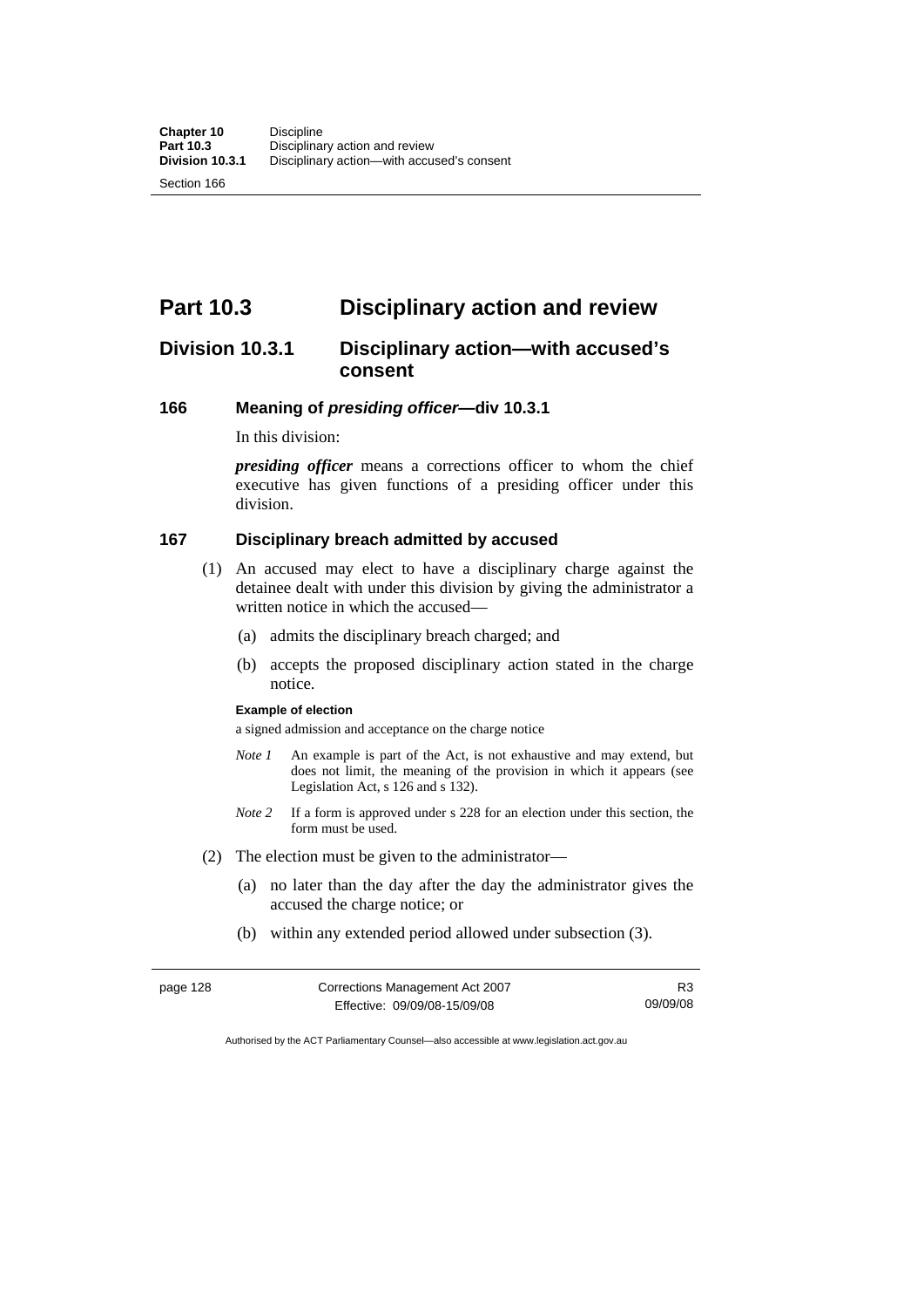# Part 10.3 Disciplinary action and review

## Division 10.3.1 Disciplinary action—with accused's consent

### 166 Meaning of *presiding officer*—div 10.3.1

In this division:

***presiding officer*** means a corrections officer to whom the chief executive has given functions of a presiding officer under this division.

### 167 Disciplinary breach admitted by accused

(1) An accused may elect to have a disciplinary charge against the detainee dealt with under this division by giving the administrator a written notice in which the accused—

(a) admits the disciplinary breach charged; and

(b) accepts the proposed disciplinary action stated in the charge notice.

**Example of election**

a signed admission and acceptance on the charge notice

*Note 1* An example is part of the Act, is not exhaustive and may extend, but does not limit, the meaning of the provision in which it appears (see Legislation Act, s 126 and s 132).

*Note 2* If a form is approved under s 228 for an election under this section, the form must be used.

(2) The election must be given to the administrator—

(a) no later than the day after the day the administrator gives the accused the charge notice; or

(b) within any extended period allowed under subsection (3).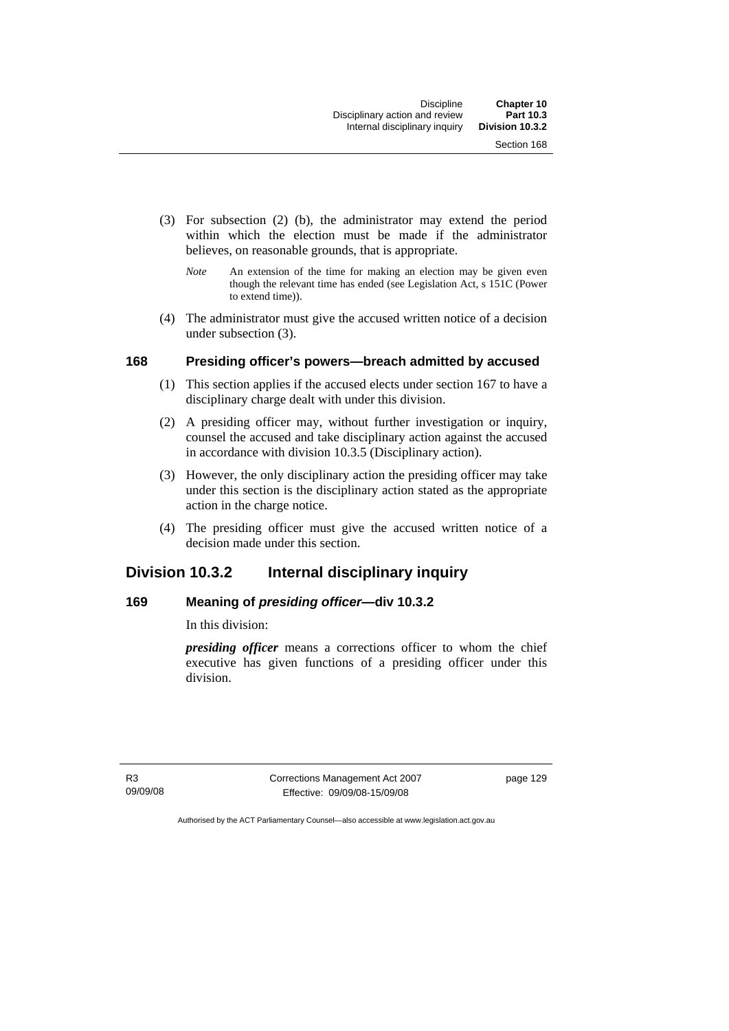(3) For subsection (2) (b), the administrator may extend the period within which the election must be made if the administrator believes, on reasonable grounds, that is appropriate.

*Note* An extension of the time for making an election may be given even though the relevant time has ended (see Legislation Act, s 151C (Power to extend time)).

(4) The administrator must give the accused written notice of a decision under subsection (3).

### 168 Presiding officer's powers—breach admitted by accused

(1) This section applies if the accused elects under section 167 to have a disciplinary charge dealt with under this division.

(2) A presiding officer may, without further investigation or inquiry, counsel the accused and take disciplinary action against the accused in accordance with division 10.3.5 (Disciplinary action).

(3) However, the only disciplinary action the presiding officer may take under this section is the disciplinary action stated as the appropriate action in the charge notice.

(4) The presiding officer must give the accused written notice of a decision made under this section.

## Division 10.3.2 Internal disciplinary inquiry

### 169 Meaning of *presiding officer*—div 10.3.2

In this division:

***presiding officer*** means a corrections officer to whom the chief executive has given functions of a presiding officer under this division.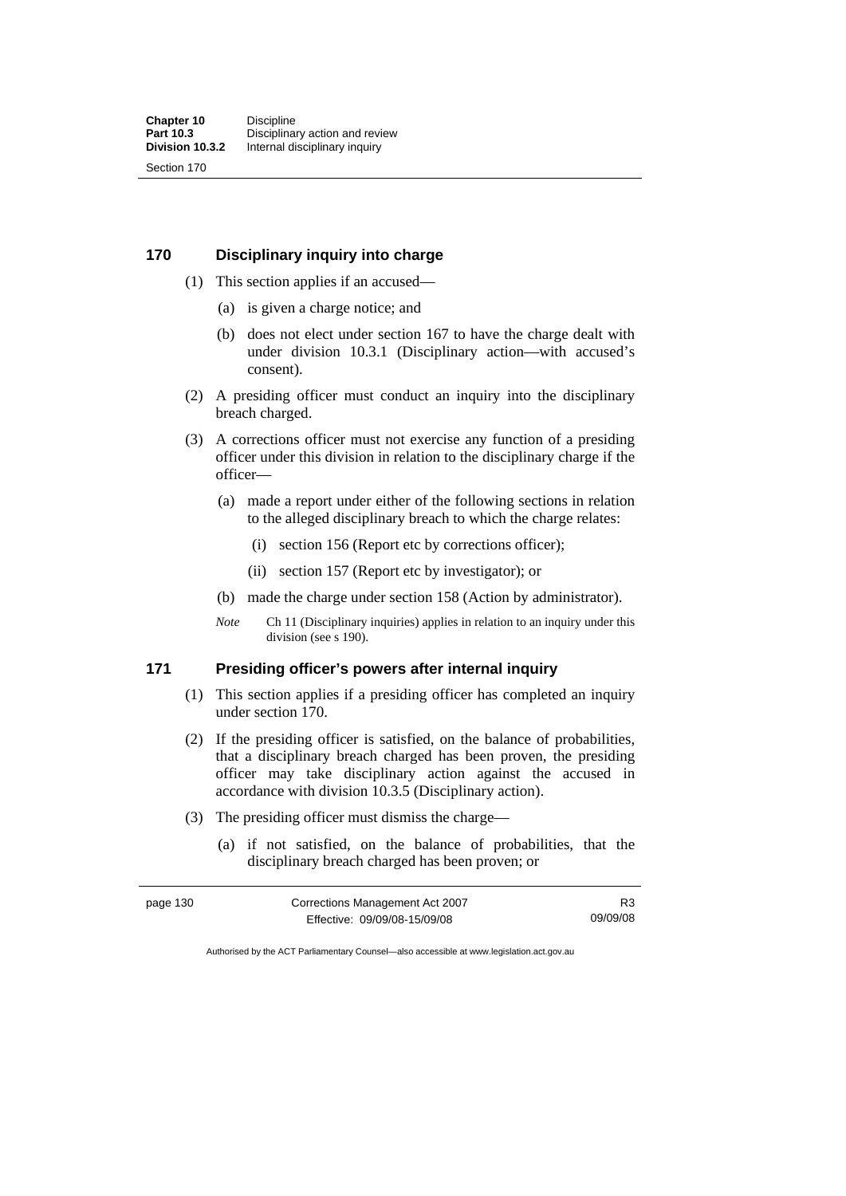## 170 Disciplinary inquiry into charge

(1) This section applies if an accused—

(a) is given a charge notice; and

(b) does not elect under section 167 to have the charge dealt with under division 10.3.1 (Disciplinary action—with accused's consent).

(2) A presiding officer must conduct an inquiry into the disciplinary breach charged.

(3) A corrections officer must not exercise any function of a presiding officer under this division in relation to the disciplinary charge if the officer—

(a) made a report under either of the following sections in relation to the alleged disciplinary breach to which the charge relates:

(i) section 156 (Report etc by corrections officer);

(ii) section 157 (Report etc by investigator); or

(b) made the charge under section 158 (Action by administrator).

*Note* Ch 11 (Disciplinary inquiries) applies in relation to an inquiry under this division (see s 190).

## 171 Presiding officer's powers after internal inquiry

(1) This section applies if a presiding officer has completed an inquiry under section 170.

(2) If the presiding officer is satisfied, on the balance of probabilities, that a disciplinary breach charged has been proven, the presiding officer may take disciplinary action against the accused in accordance with division 10.3.5 (Disciplinary action).

(3) The presiding officer must dismiss the charge—

(a) if not satisfied, on the balance of probabilities, that the disciplinary breach charged has been proven; or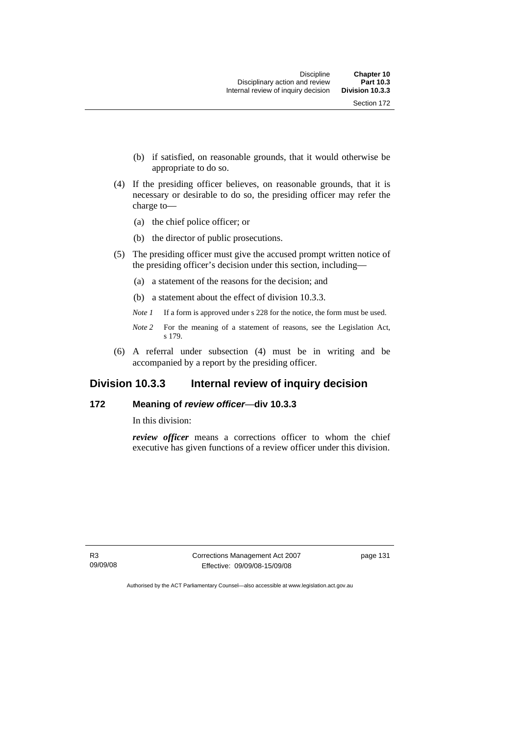(b) if satisfied, on reasonable grounds, that it would otherwise be appropriate to do so.

(4) If the presiding officer believes, on reasonable grounds, that it is necessary or desirable to do so, the presiding officer may refer the charge to—

(a) the chief police officer; or

(b) the director of public prosecutions.

(5) The presiding officer must give the accused prompt written notice of the presiding officer's decision under this section, including—

(a) a statement of the reasons for the decision; and

(b) a statement about the effect of division 10.3.3.

*Note 1* If a form is approved under s 228 for the notice, the form must be used.

*Note 2* For the meaning of a statement of reasons, see the Legislation Act, s 179.

(6) A referral under subsection (4) must be in writing and be accompanied by a report by the presiding officer.

## Division 10.3.3 Internal review of inquiry decision

### 172 Meaning of *review officer*—div 10.3.3

In this division:

***review officer*** means a corrections officer to whom the chief executive has given functions of a review officer under this division.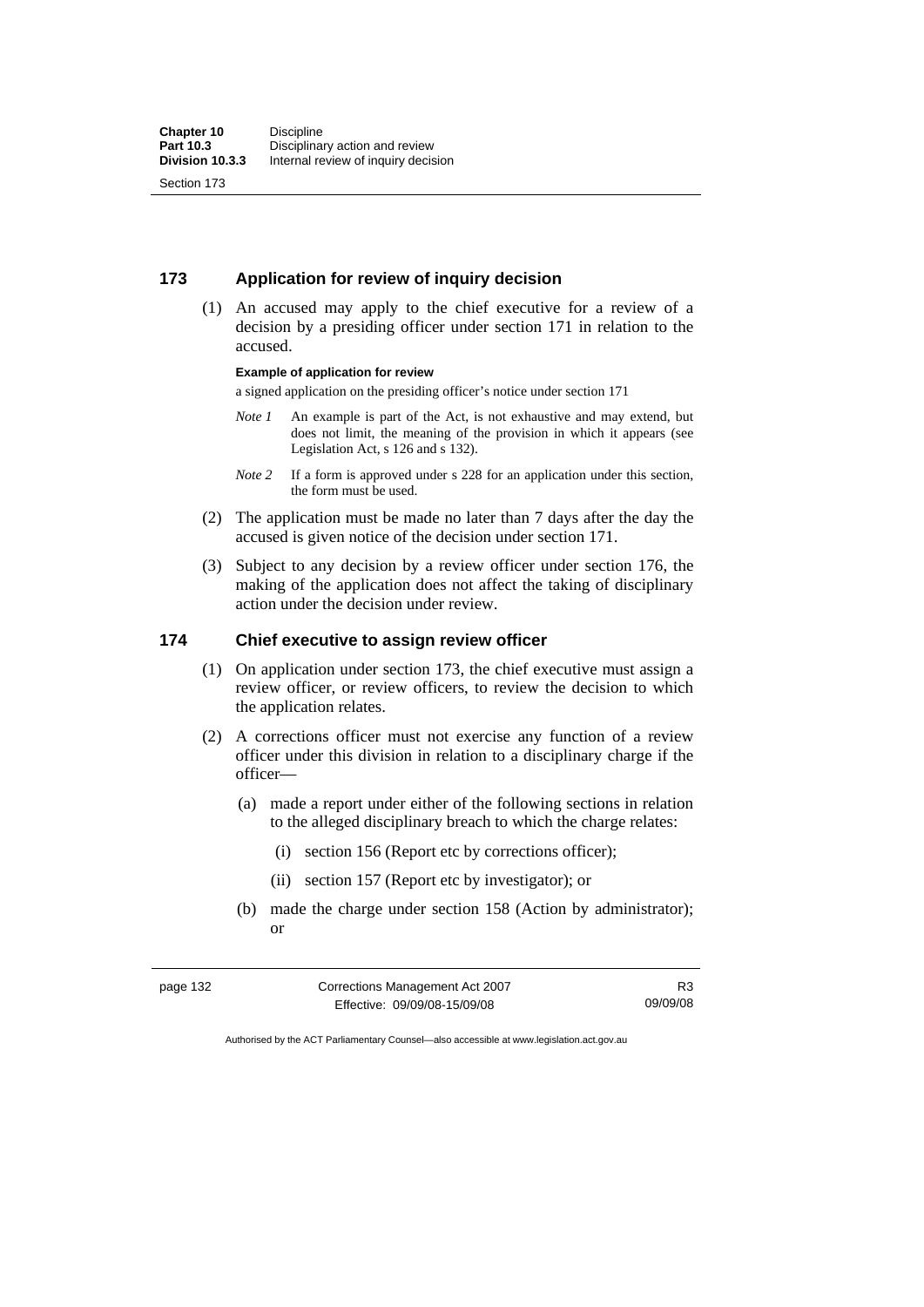## 173 Application for review of inquiry decision

(1) An accused may apply to the chief executive for a review of a decision by a presiding officer under section 171 in relation to the accused.

**Example of application for review**

a signed application on the presiding officer's notice under section 171

*Note 1* An example is part of the Act, is not exhaustive and may extend, but does not limit, the meaning of the provision in which it appears (see Legislation Act, s 126 and s 132).

*Note 2* If a form is approved under s 228 for an application under this section, the form must be used.

(2) The application must be made no later than 7 days after the day the accused is given notice of the decision under section 171.

(3) Subject to any decision by a review officer under section 176, the making of the application does not affect the taking of disciplinary action under the decision under review.

## 174 Chief executive to assign review officer

(1) On application under section 173, the chief executive must assign a review officer, or review officers, to review the decision to which the application relates.

(2) A corrections officer must not exercise any function of a review officer under this division in relation to a disciplinary charge if the officer—

(a) made a report under either of the following sections in relation to the alleged disciplinary breach to which the charge relates:

(i) section 156 (Report etc by corrections officer);

(ii) section 157 (Report etc by investigator); or

(b) made the charge under section 158 (Action by administrator); or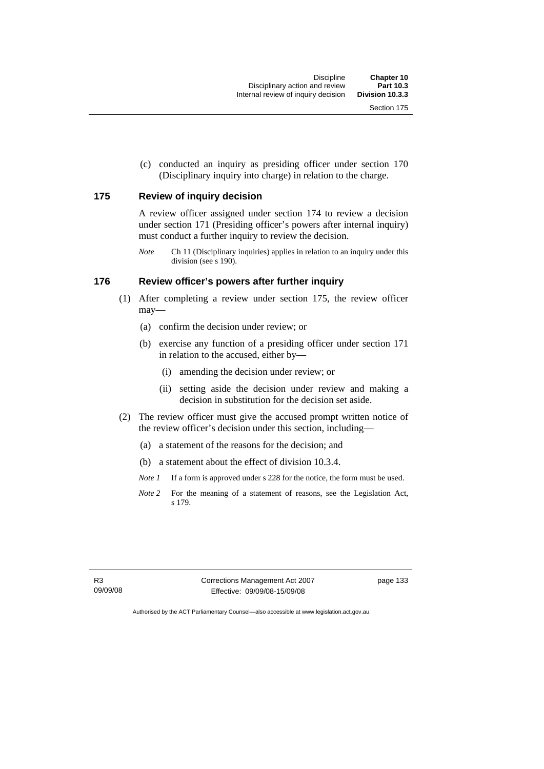(c) conducted an inquiry as presiding officer under section 170 (Disciplinary inquiry into charge) in relation to the charge.

### 175 Review of inquiry decision

A review officer assigned under section 174 to review a decision under section 171 (Presiding officer's powers after internal inquiry) must conduct a further inquiry to review the decision.

*Note* Ch 11 (Disciplinary inquiries) applies in relation to an inquiry under this division (see s 190).

### 176 Review officer's powers after further inquiry

(1) After completing a review under section 175, the review officer may—

- (a) confirm the decision under review; or
- (b) exercise any function of a presiding officer under section 171 in relation to the accused, either by—
  - (i) amending the decision under review; or
  - (ii) setting aside the decision under review and making a decision in substitution for the decision set aside.

(2) The review officer must give the accused prompt written notice of the review officer's decision under this section, including—

- (a) a statement of the reasons for the decision; and
- (b) a statement about the effect of division 10.3.4.

*Note 1* If a form is approved under s 228 for the notice, the form must be used.

*Note 2* For the meaning of a statement of reasons, see the Legislation Act, s 179.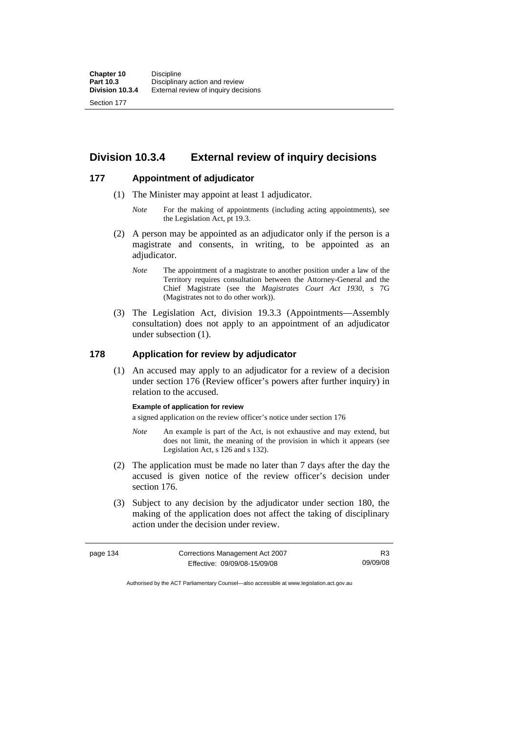## Division 10.3.4 External review of inquiry decisions

### 177 Appointment of adjudicator

(1) The Minister may appoint at least 1 adjudicator.

*Note* For the making of appointments (including acting appointments), see the Legislation Act, pt 19.3.

(2) A person may be appointed as an adjudicator only if the person is a magistrate and consents, in writing, to be appointed as an adjudicator.

*Note* The appointment of a magistrate to another position under a law of the Territory requires consultation between the Attorney-General and the Chief Magistrate (see the *Magistrates Court Act 1930*, s 7G (Magistrates not to do other work)).

(3) The Legislation Act, division 19.3.3 (Appointments—Assembly consultation) does not apply to an appointment of an adjudicator under subsection (1).

### 178 Application for review by adjudicator

(1) An accused may apply to an adjudicator for a review of a decision under section 176 (Review officer's powers after further inquiry) in relation to the accused.

**Example of application for review**

a signed application on the review officer's notice under section 176

*Note* An example is part of the Act, is not exhaustive and may extend, but does not limit, the meaning of the provision in which it appears (see Legislation Act, s 126 and s 132).

(2) The application must be made no later than 7 days after the day the accused is given notice of the review officer's decision under section 176.

(3) Subject to any decision by the adjudicator under section 180, the making of the application does not affect the taking of disciplinary action under the decision under review.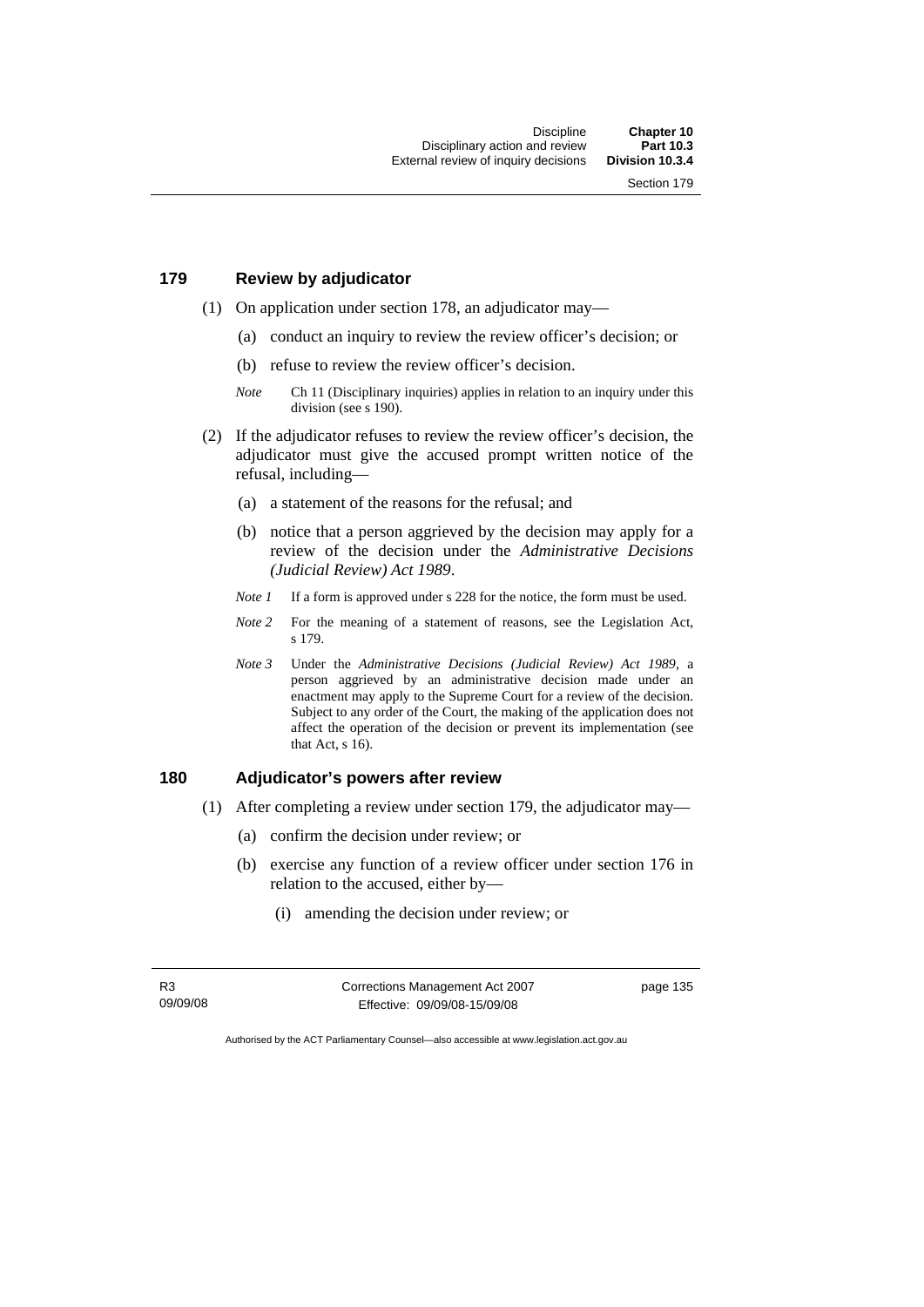## 179 Review by adjudicator

(1) On application under section 178, an adjudicator may—

(a) conduct an inquiry to review the review officer's decision; or

(b) refuse to review the review officer's decision.

*Note* Ch 11 (Disciplinary inquiries) applies in relation to an inquiry under this division (see s 190).

(2) If the adjudicator refuses to review the review officer's decision, the adjudicator must give the accused prompt written notice of the refusal, including—

(a) a statement of the reasons for the refusal; and

(b) notice that a person aggrieved by the decision may apply for a review of the decision under the *Administrative Decisions (Judicial Review) Act 1989*.

*Note 1* If a form is approved under s 228 for the notice, the form must be used.

*Note 2* For the meaning of a statement of reasons, see the Legislation Act, s 179.

*Note 3* Under the *Administrative Decisions (Judicial Review) Act 1989*, a person aggrieved by an administrative decision made under an enactment may apply to the Supreme Court for a review of the decision. Subject to any order of the Court, the making of the application does not affect the operation of the decision or prevent its implementation (see that Act, s 16).

## 180 Adjudicator's powers after review

(1) After completing a review under section 179, the adjudicator may—

(a) confirm the decision under review; or

(b) exercise any function of a review officer under section 176 in relation to the accused, either by—

(i) amending the decision under review; or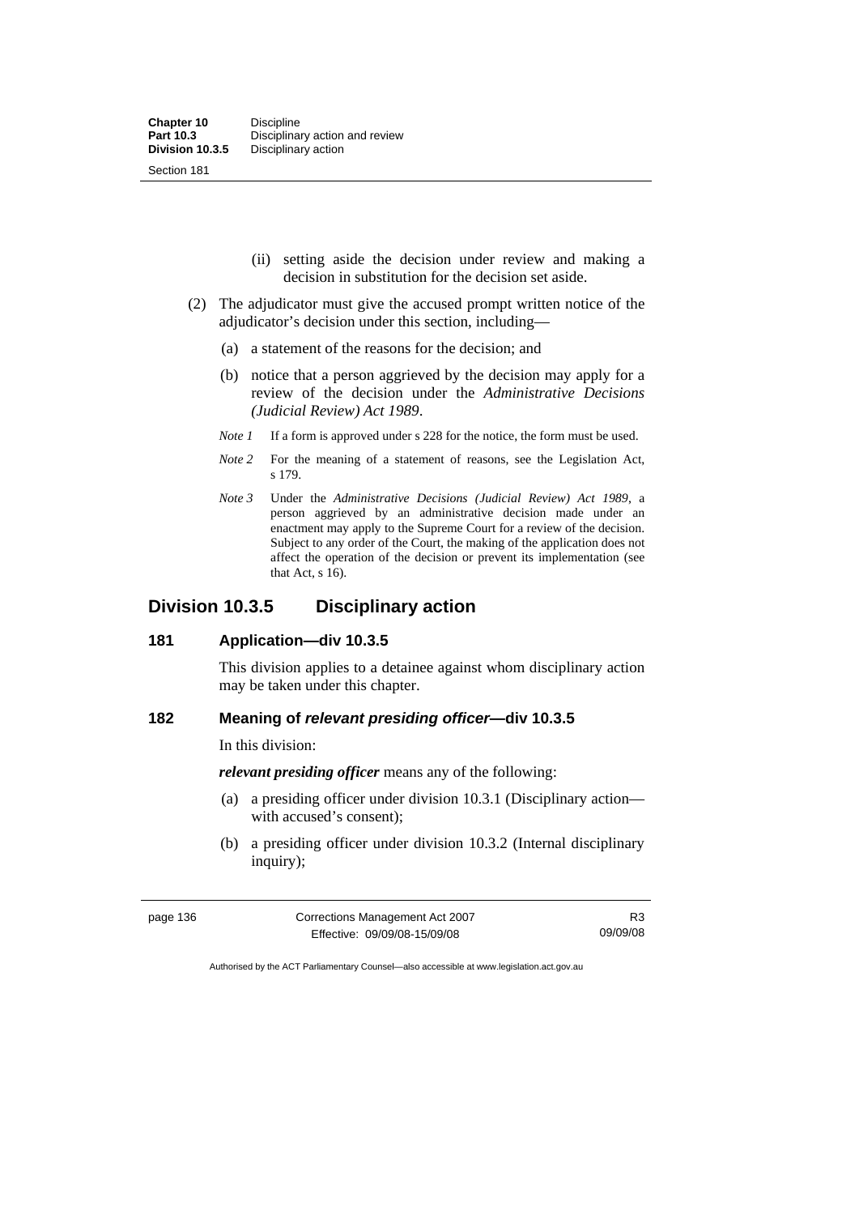(ii) setting aside the decision under review and making a decision in substitution for the decision set aside.

(2) The adjudicator must give the accused prompt written notice of the adjudicator's decision under this section, including—

(a) a statement of the reasons for the decision; and

(b) notice that a person aggrieved by the decision may apply for a review of the decision under the *Administrative Decisions (Judicial Review) Act 1989*.

*Note 1* If a form is approved under s 228 for the notice, the form must be used.

*Note 2* For the meaning of a statement of reasons, see the Legislation Act, s 179.

*Note 3* Under the *Administrative Decisions (Judicial Review) Act 1989*, a person aggrieved by an administrative decision made under an enactment may apply to the Supreme Court for a review of the decision. Subject to any order of the Court, the making of the application does not affect the operation of the decision or prevent its implementation (see that Act, s 16).

## Division 10.3.5 Disciplinary action

### 181 Application—div 10.3.5

This division applies to a detainee against whom disciplinary action may be taken under this chapter.

### 182 Meaning of *relevant presiding officer*—div 10.3.5

In this division:

***relevant presiding officer*** means any of the following:

(a) a presiding officer under division 10.3.1 (Disciplinary action—with accused's consent);

(b) a presiding officer under division 10.3.2 (Internal disciplinary inquiry);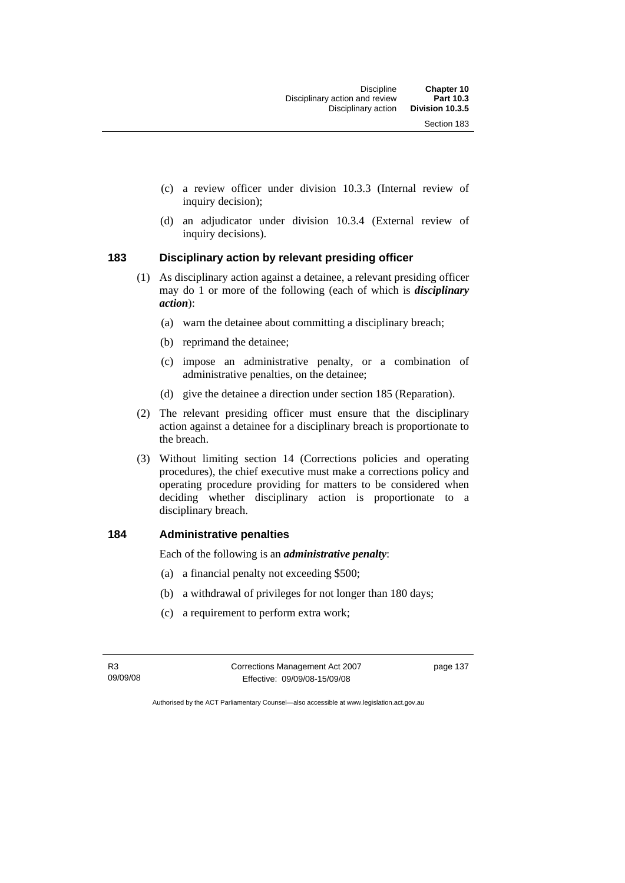(c) a review officer under division 10.3.3 (Internal review of inquiry decision);

(d) an adjudicator under division 10.3.4 (External review of inquiry decisions).

## 183 Disciplinary action by relevant presiding officer

(1) As disciplinary action against a detainee, a relevant presiding officer may do 1 or more of the following (each of which is ***disciplinary action***):

(a) warn the detainee about committing a disciplinary breach;

(b) reprimand the detainee;

(c) impose an administrative penalty, or a combination of administrative penalties, on the detainee;

(d) give the detainee a direction under section 185 (Reparation).

(2) The relevant presiding officer must ensure that the disciplinary action against a detainee for a disciplinary breach is proportionate to the breach.

(3) Without limiting section 14 (Corrections policies and operating procedures), the chief executive must make a corrections policy and operating procedure providing for matters to be considered when deciding whether disciplinary action is proportionate to a disciplinary breach.

## 184 Administrative penalties

Each of the following is an ***administrative penalty***:

(a) a financial penalty not exceeding $500;

(b) a withdrawal of privileges for not longer than 180 days;

(c) a requirement to perform extra work;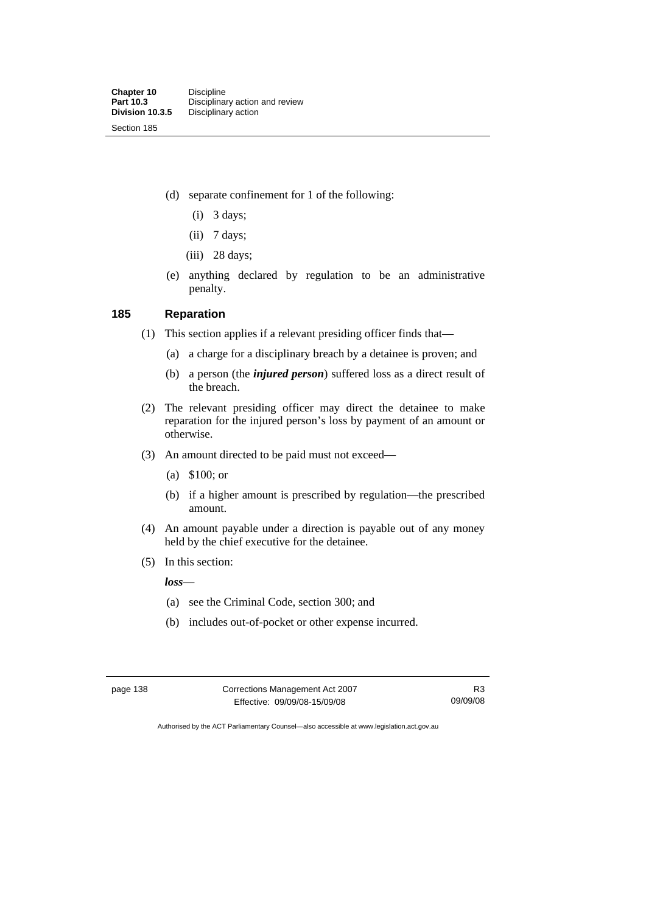(d) separate confinement for 1 of the following:

  (i) 3 days;

  (ii) 7 days;

  (iii) 28 days;

(e) anything declared by regulation to be an administrative penalty.

### 185 Reparation

(1) This section applies if a relevant presiding officer finds that—

  (a) a charge for a disciplinary breach by a detainee is proven; and

  (b) a person (the ***injured person***) suffered loss as a direct result of the breach.

(2) The relevant presiding officer may direct the detainee to make reparation for the injured person's loss by payment of an amount or otherwise.

(3) An amount directed to be paid must not exceed—

  (a) $100; or

  (b) if a higher amount is prescribed by regulation—the prescribed amount.

(4) An amount payable under a direction is payable out of any money held by the chief executive for the detainee.

(5) In this section:

***loss***—

  (a) see the Criminal Code, section 300; and

  (b) includes out-of-pocket or other expense incurred.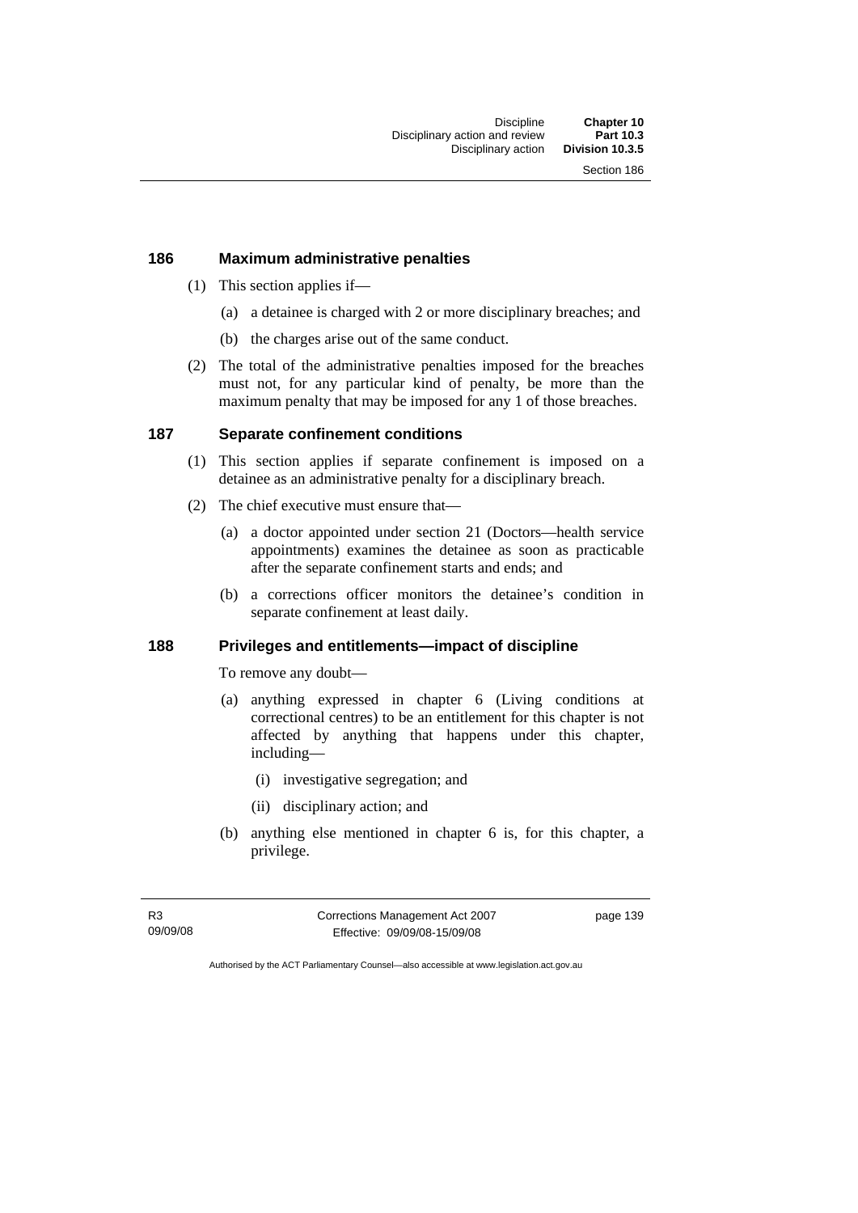## 186 Maximum administrative penalties

(1) This section applies if—

(a) a detainee is charged with 2 or more disciplinary breaches; and

(b) the charges arise out of the same conduct.

(2) The total of the administrative penalties imposed for the breaches must not, for any particular kind of penalty, be more than the maximum penalty that may be imposed for any 1 of those breaches.

## 187 Separate confinement conditions

(1) This section applies if separate confinement is imposed on a detainee as an administrative penalty for a disciplinary breach.

(2) The chief executive must ensure that—

(a) a doctor appointed under section 21 (Doctors—health service appointments) examines the detainee as soon as practicable after the separate confinement starts and ends; and

(b) a corrections officer monitors the detainee's condition in separate confinement at least daily.

## 188 Privileges and entitlements—impact of discipline

To remove any doubt—

(a) anything expressed in chapter 6 (Living conditions at correctional centres) to be an entitlement for this chapter is not affected by anything that happens under this chapter, including—

(i) investigative segregation; and

(ii) disciplinary action; and

(b) anything else mentioned in chapter 6 is, for this chapter, a privilege.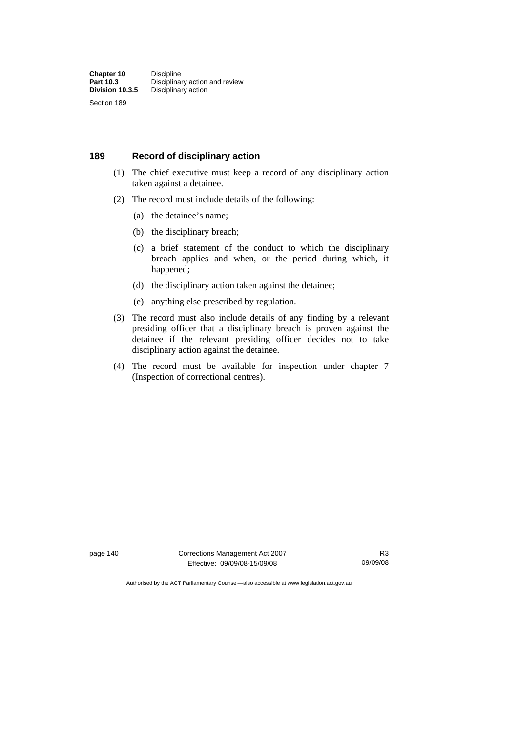## 189 Record of disciplinary action

(1) The chief executive must keep a record of any disciplinary action taken against a detainee.

(2) The record must include details of the following:

- (a) the detainee's name;
- (b) the disciplinary breach;
- (c) a brief statement of the conduct to which the disciplinary breach applies and when, or the period during which, it happened;
- (d) the disciplinary action taken against the detainee;
- (e) anything else prescribed by regulation.

(3) The record must also include details of any finding by a relevant presiding officer that a disciplinary breach is proven against the detainee if the relevant presiding officer decides not to take disciplinary action against the detainee.

(4) The record must be available for inspection under chapter 7 (Inspection of correctional centres).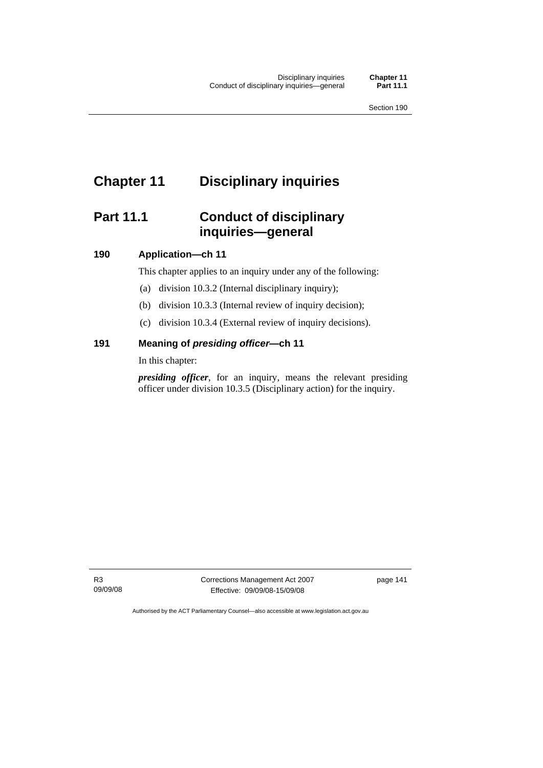# Chapter 11 Disciplinary inquiries

## Part 11.1 Conduct of disciplinary inquiries—general

### 190 Application—ch 11

This chapter applies to an inquiry under any of the following:

(a) division 10.3.2 (Internal disciplinary inquiry);

(b) division 10.3.3 (Internal review of inquiry decision);

(c) division 10.3.4 (External review of inquiry decisions).

### 191 Meaning of *presiding officer*—ch 11

In this chapter:

***presiding officer***, for an inquiry, means the relevant presiding officer under division 10.3.5 (Disciplinary action) for the inquiry.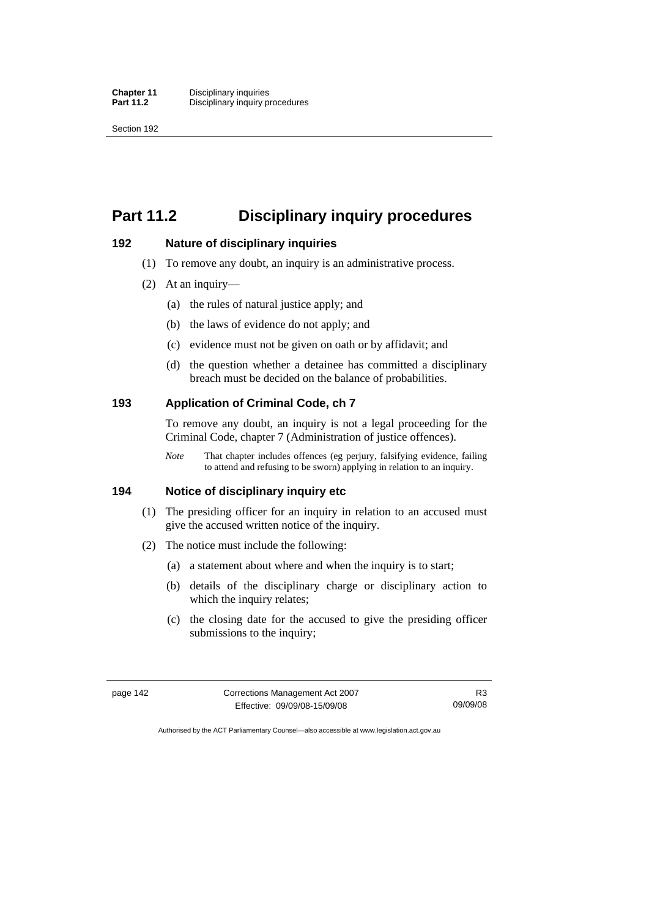# Part 11.2 Disciplinary inquiry procedures

### 192 Nature of disciplinary inquiries

(1) To remove any doubt, an inquiry is an administrative process.

(2) At an inquiry—

  (a) the rules of natural justice apply; and

  (b) the laws of evidence do not apply; and

  (c) evidence must not be given on oath or by affidavit; and

  (d) the question whether a detainee has committed a disciplinary breach must be decided on the balance of probabilities.

### 193 Application of Criminal Code, ch 7

To remove any doubt, an inquiry is not a legal proceeding for the Criminal Code, chapter 7 (Administration of justice offences).

*Note* That chapter includes offences (eg perjury, falsifying evidence, failing to attend and refusing to be sworn) applying in relation to an inquiry.

### 194 Notice of disciplinary inquiry etc

(1) The presiding officer for an inquiry in relation to an accused must give the accused written notice of the inquiry.

(2) The notice must include the following:

  (a) a statement about where and when the inquiry is to start;

  (b) details of the disciplinary charge or disciplinary action to which the inquiry relates;

  (c) the closing date for the accused to give the presiding officer submissions to the inquiry;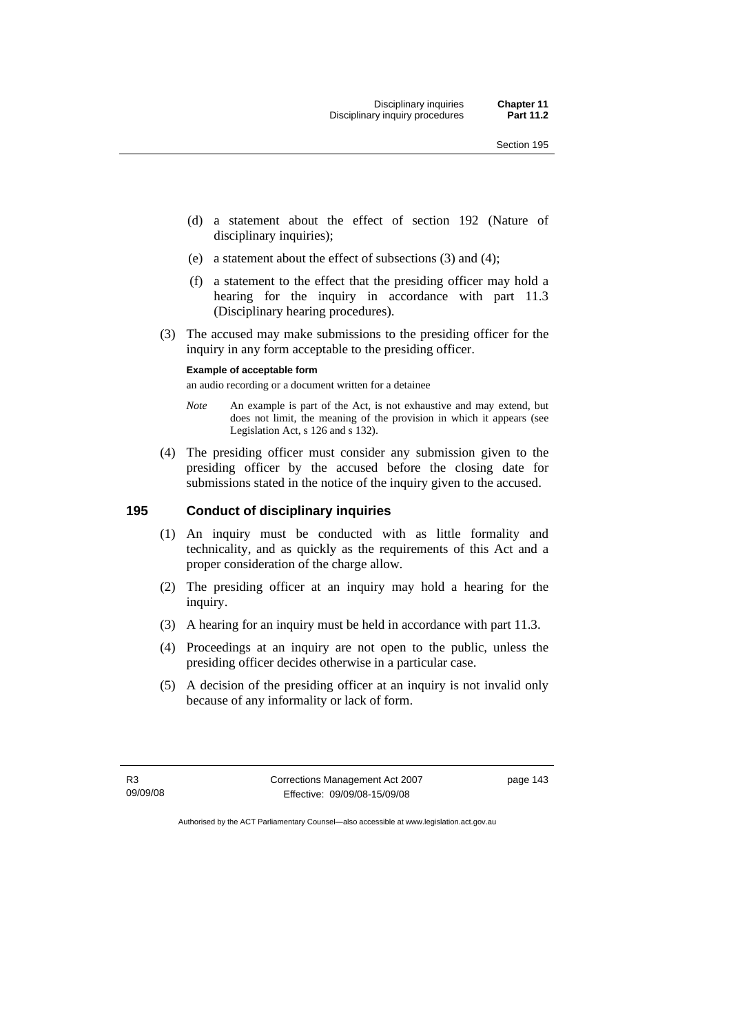(d) a statement about the effect of section 192 (Nature of disciplinary inquiries);

(e) a statement about the effect of subsections (3) and (4);

(f) a statement to the effect that the presiding officer may hold a hearing for the inquiry in accordance with part 11.3 (Disciplinary hearing procedures).

(3) The accused may make submissions to the presiding officer for the inquiry in any form acceptable to the presiding officer.

**Example of acceptable form**

an audio recording or a document written for a detainee

*Note* An example is part of the Act, is not exhaustive and may extend, but does not limit, the meaning of the provision in which it appears (see Legislation Act, s 126 and s 132).

(4) The presiding officer must consider any submission given to the presiding officer by the accused before the closing date for submissions stated in the notice of the inquiry given to the accused.

### 195 Conduct of disciplinary inquiries

(1) An inquiry must be conducted with as little formality and technicality, and as quickly as the requirements of this Act and a proper consideration of the charge allow.

(2) The presiding officer at an inquiry may hold a hearing for the inquiry.

(3) A hearing for an inquiry must be held in accordance with part 11.3.

(4) Proceedings at an inquiry are not open to the public, unless the presiding officer decides otherwise in a particular case.

(5) A decision of the presiding officer at an inquiry is not invalid only because of any informality or lack of form.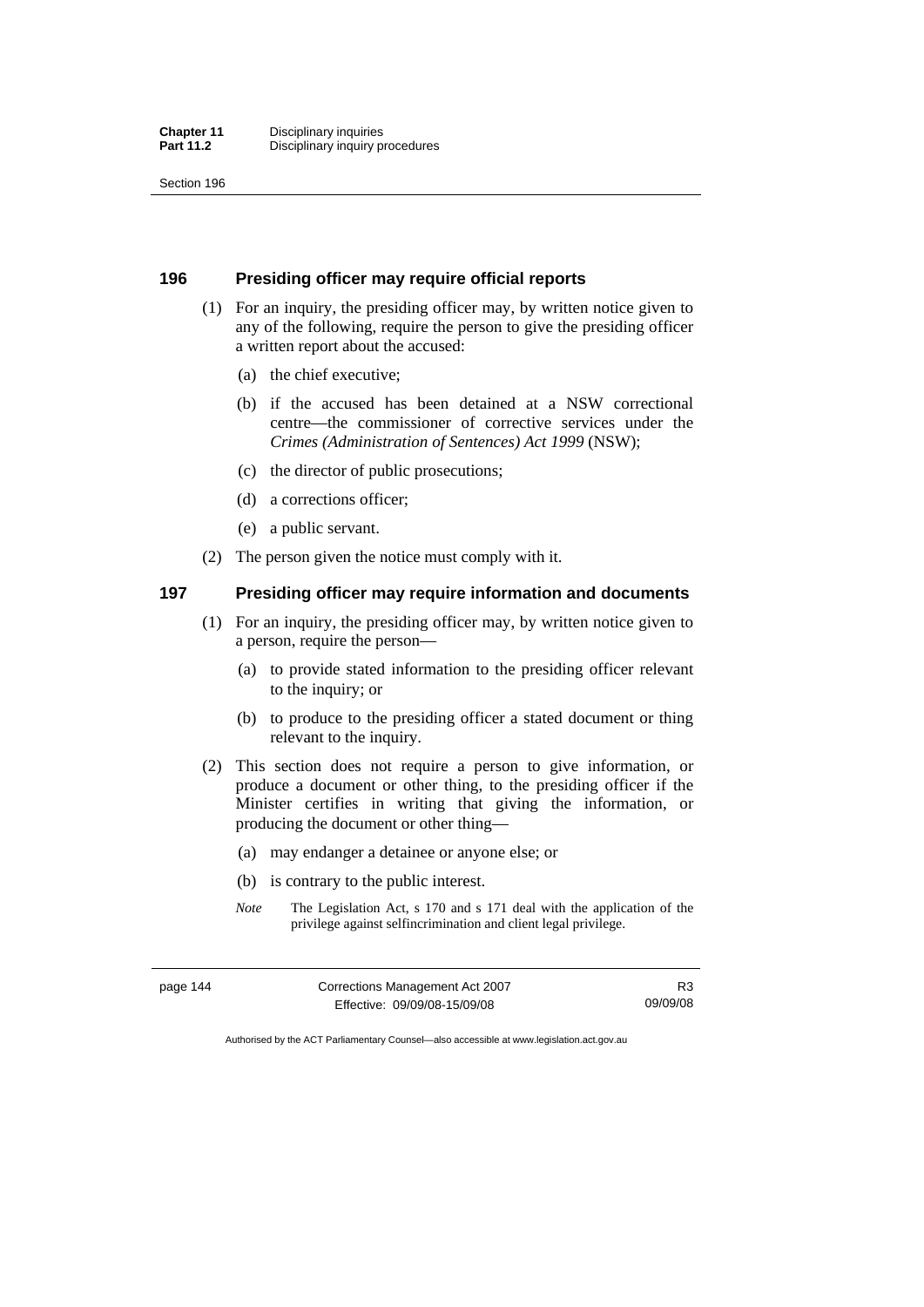## 196 Presiding officer may require official reports

(1) For an inquiry, the presiding officer may, by written notice given to any of the following, require the person to give the presiding officer a written report about the accused:

  (a) the chief executive;

  (b) if the accused has been detained at a NSW correctional centre—the commissioner of corrective services under the *Crimes (Administration of Sentences) Act 1999* (NSW);

  (c) the director of public prosecutions;

  (d) a corrections officer;

  (e) a public servant.

(2) The person given the notice must comply with it.

## 197 Presiding officer may require information and documents

(1) For an inquiry, the presiding officer may, by written notice given to a person, require the person—

  (a) to provide stated information to the presiding officer relevant to the inquiry; or

  (b) to produce to the presiding officer a stated document or thing relevant to the inquiry.

(2) This section does not require a person to give information, or produce a document or other thing, to the presiding officer if the Minister certifies in writing that giving the information, or producing the document or other thing—

  (a) may endanger a detainee or anyone else; or

  (b) is contrary to the public interest.

*Note* The Legislation Act, s 170 and s 171 deal with the application of the privilege against selfincrimination and client legal privilege.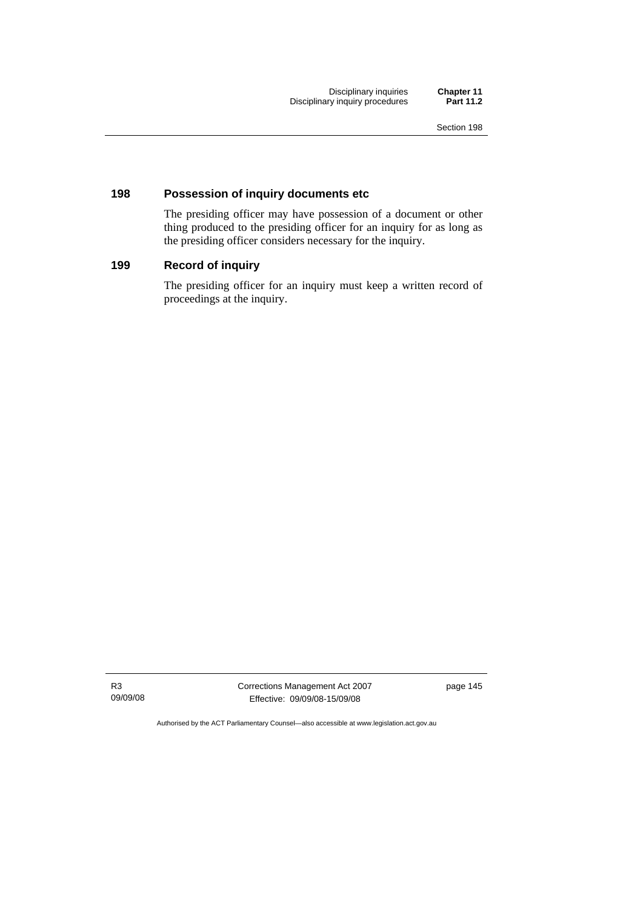### 198 Possession of inquiry documents etc

The presiding officer may have possession of a document or other thing produced to the presiding officer for an inquiry for as long as the presiding officer considers necessary for the inquiry.

### 199 Record of inquiry

The presiding officer for an inquiry must keep a written record of proceedings at the inquiry.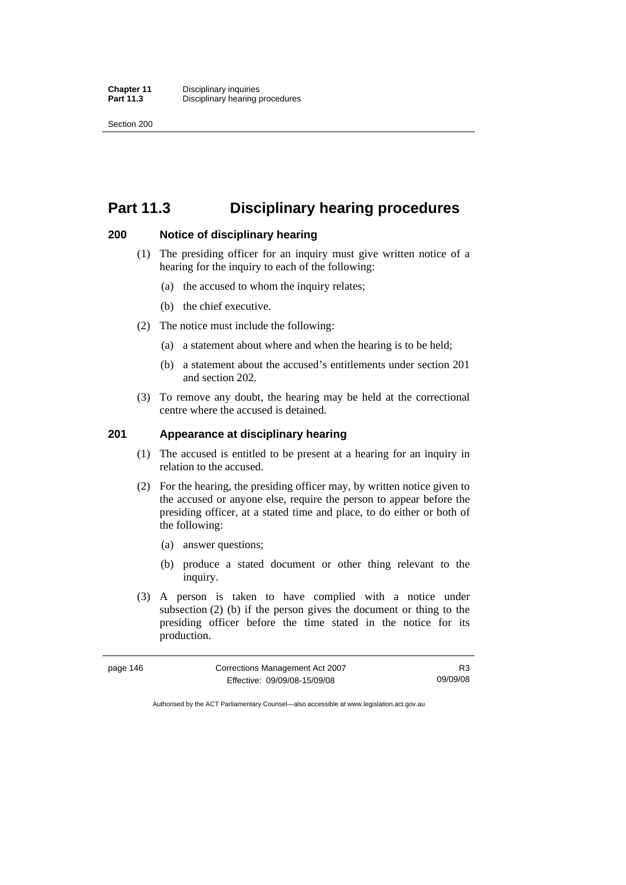# Part 11.3 Disciplinary hearing procedures

## 200 Notice of disciplinary hearing

(1) The presiding officer for an inquiry must give written notice of a hearing for the inquiry to each of the following:

(a) the accused to whom the inquiry relates;

(b) the chief executive.

(2) The notice must include the following:

(a) a statement about where and when the hearing is to be held;

(b) a statement about the accused's entitlements under section 201 and section 202.

(3) To remove any doubt, the hearing may be held at the correctional centre where the accused is detained.

## 201 Appearance at disciplinary hearing

(1) The accused is entitled to be present at a hearing for an inquiry in relation to the accused.

(2) For the hearing, the presiding officer may, by written notice given to the accused or anyone else, require the person to appear before the presiding officer, at a stated time and place, to do either or both of the following:

(a) answer questions;

(b) produce a stated document or other thing relevant to the inquiry.

(3) A person is taken to have complied with a notice under subsection (2) (b) if the person gives the document or thing to the presiding officer before the time stated in the notice for its production.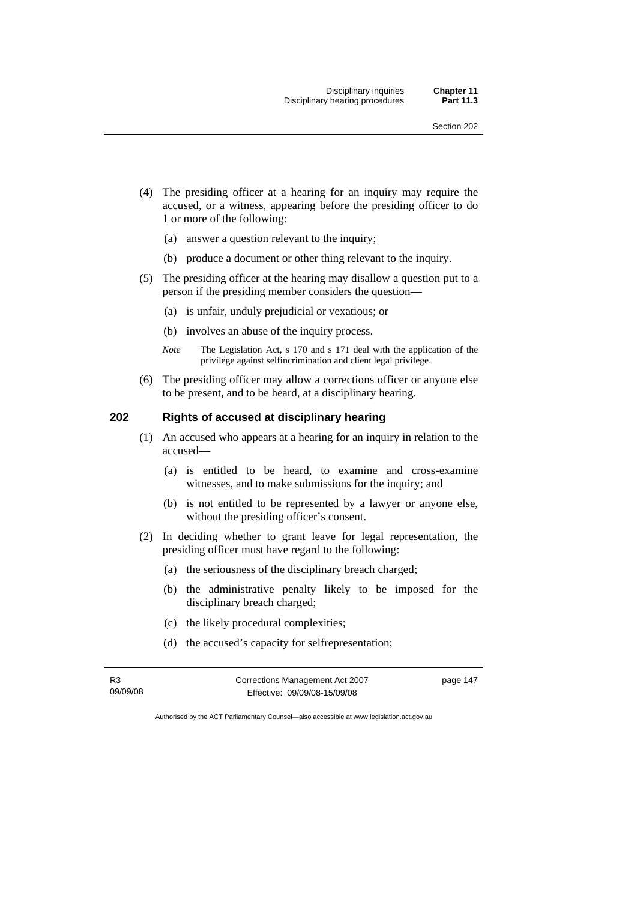(4) The presiding officer at a hearing for an inquiry may require the accused, or a witness, appearing before the presiding officer to do 1 or more of the following:

(a) answer a question relevant to the inquiry;

(b) produce a document or other thing relevant to the inquiry.

(5) The presiding officer at the hearing may disallow a question put to a person if the presiding member considers the question—

(a) is unfair, unduly prejudicial or vexatious; or

(b) involves an abuse of the inquiry process.

*Note* The Legislation Act, s 170 and s 171 deal with the application of the privilege against selfincrimination and client legal privilege.

(6) The presiding officer may allow a corrections officer or anyone else to be present, and to be heard, at a disciplinary hearing.

## 202 Rights of accused at disciplinary hearing

(1) An accused who appears at a hearing for an inquiry in relation to the accused—

(a) is entitled to be heard, to examine and cross-examine witnesses, and to make submissions for the inquiry; and

(b) is not entitled to be represented by a lawyer or anyone else, without the presiding officer's consent.

(2) In deciding whether to grant leave for legal representation, the presiding officer must have regard to the following:

(a) the seriousness of the disciplinary breach charged;

(b) the administrative penalty likely to be imposed for the disciplinary breach charged;

(c) the likely procedural complexities;

(d) the accused's capacity for selfrepresentation;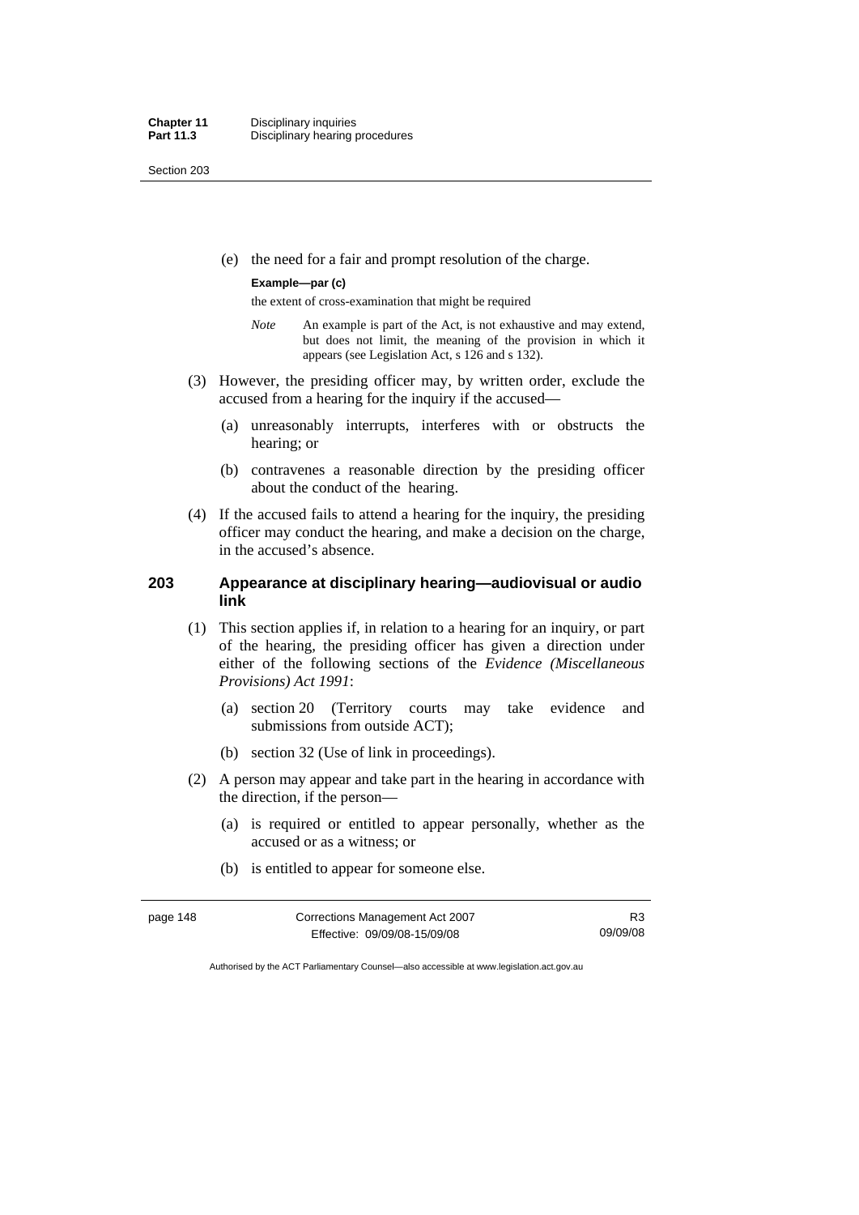(e) the need for a fair and prompt resolution of the charge.

**Example—par (c)**

the extent of cross-examination that might be required

*Note* An example is part of the Act, is not exhaustive and may extend, but does not limit, the meaning of the provision in which it appears (see Legislation Act, s 126 and s 132).

(3) However, the presiding officer may, by written order, exclude the accused from a hearing for the inquiry if the accused—

(a) unreasonably interrupts, interferes with or obstructs the hearing; or

(b) contravenes a reasonable direction by the presiding officer about the conduct of the hearing.

(4) If the accused fails to attend a hearing for the inquiry, the presiding officer may conduct the hearing, and make a decision on the charge, in the accused's absence.

### 203 Appearance at disciplinary hearing—audiovisual or audio link

(1) This section applies if, in relation to a hearing for an inquiry, or part of the hearing, the presiding officer has given a direction under either of the following sections of the *Evidence (Miscellaneous Provisions) Act 1991*:

(a) section 20 (Territory courts may take evidence and submissions from outside ACT);

(b) section 32 (Use of link in proceedings).

(2) A person may appear and take part in the hearing in accordance with the direction, if the person—

(a) is required or entitled to appear personally, whether as the accused or as a witness; or

(b) is entitled to appear for someone else.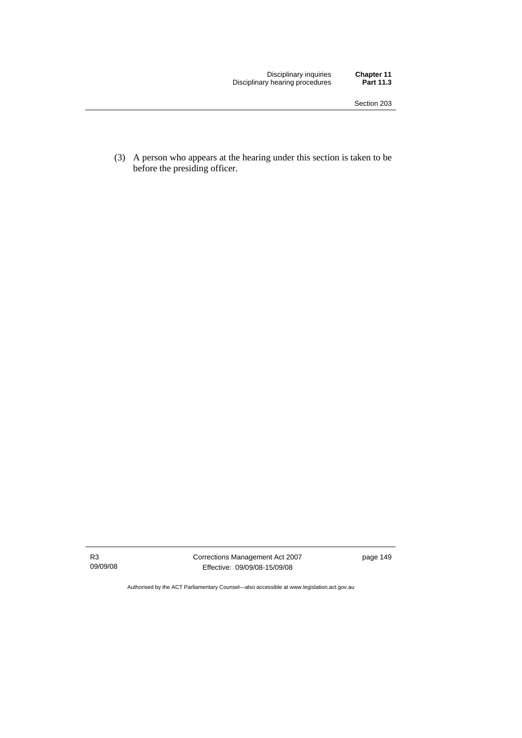(3) A person who appears at the hearing under this section is taken to be before the presiding officer.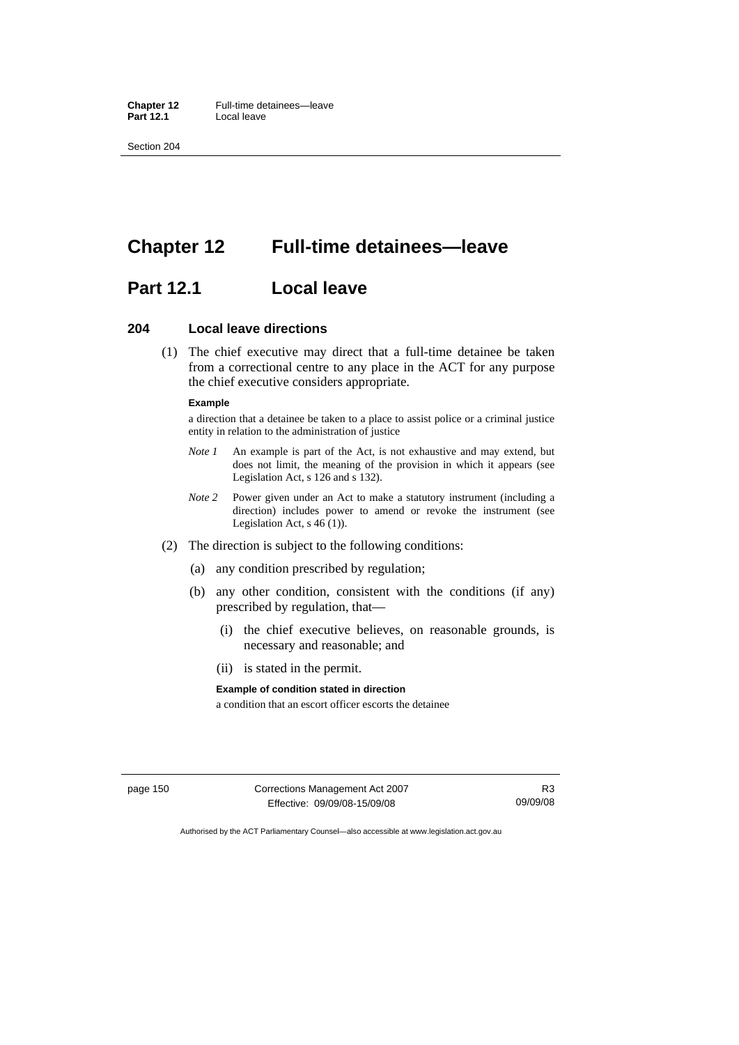# Chapter 12 Full-time detainees—leave

## Part 12.1 Local leave

### 204 Local leave directions

(1) The chief executive may direct that a full-time detainee be taken from a correctional centre to any place in the ACT for any purpose the chief executive considers appropriate.

**Example**

a direction that a detainee be taken to a place to assist police or a criminal justice entity in relation to the administration of justice

*Note 1* An example is part of the Act, is not exhaustive and may extend, but does not limit, the meaning of the provision in which it appears (see Legislation Act, s 126 and s 132).

*Note 2* Power given under an Act to make a statutory instrument (including a direction) includes power to amend or revoke the instrument (see Legislation Act, s 46 (1)).

(2) The direction is subject to the following conditions:

(a) any condition prescribed by regulation;

(b) any other condition, consistent with the conditions (if any) prescribed by regulation, that—

(i) the chief executive believes, on reasonable grounds, is necessary and reasonable; and

(ii) is stated in the permit.

**Example of condition stated in direction**

a condition that an escort officer escorts the detainee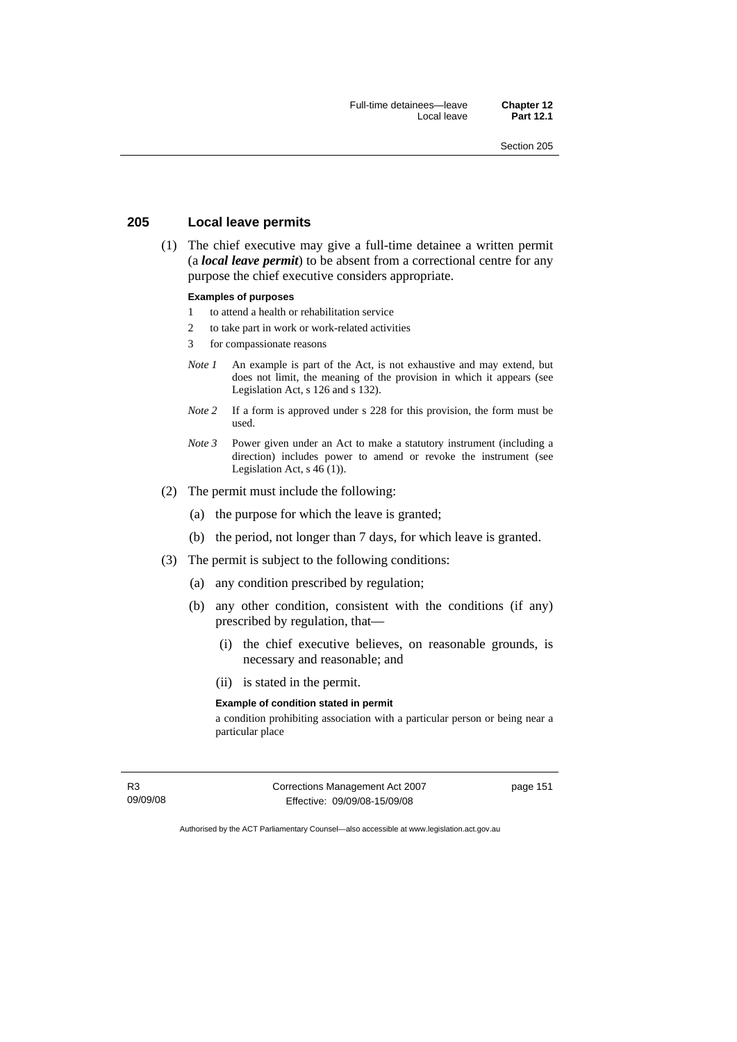## 205 Local leave permits

(1) The chief executive may give a full-time detainee a written permit (a ***local leave permit***) to be absent from a correctional centre for any purpose the chief executive considers appropriate.

**Examples of purposes**

1 to attend a health or rehabilitation service

2 to take part in work or work-related activities

3 for compassionate reasons

*Note 1* An example is part of the Act, is not exhaustive and may extend, but does not limit, the meaning of the provision in which it appears (see Legislation Act, s 126 and s 132).

*Note 2* If a form is approved under s 228 for this provision, the form must be used.

*Note 3* Power given under an Act to make a statutory instrument (including a direction) includes power to amend or revoke the instrument (see Legislation Act, s 46 (1)).

(2) The permit must include the following:

(a) the purpose for which the leave is granted;

(b) the period, not longer than 7 days, for which leave is granted.

(3) The permit is subject to the following conditions:

(a) any condition prescribed by regulation;

(b) any other condition, consistent with the conditions (if any) prescribed by regulation, that—

(i) the chief executive believes, on reasonable grounds, is necessary and reasonable; and

(ii) is stated in the permit.

**Example of condition stated in permit**

a condition prohibiting association with a particular person or being near a particular place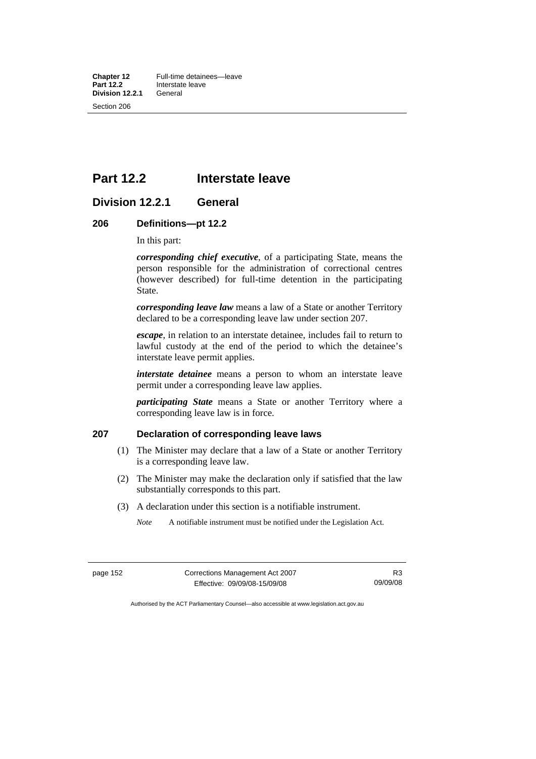# Part 12.2 Interstate leave

## Division 12.2.1 General

### 206 Definitions—pt 12.2

In this part:

***corresponding chief executive***, of a participating State, means the person responsible for the administration of correctional centres (however described) for full-time detention in the participating State.

***corresponding leave law*** means a law of a State or another Territory declared to be a corresponding leave law under section 207.

***escape***, in relation to an interstate detainee, includes fail to return to lawful custody at the end of the period to which the detainee's interstate leave permit applies.

***interstate detainee*** means a person to whom an interstate leave permit under a corresponding leave law applies.

***participating State*** means a State or another Territory where a corresponding leave law is in force.

### 207 Declaration of corresponding leave laws

(1) The Minister may declare that a law of a State or another Territory is a corresponding leave law.

(2) The Minister may make the declaration only if satisfied that the law substantially corresponds to this part.

(3) A declaration under this section is a notifiable instrument.

*Note* A notifiable instrument must be notified under the Legislation Act.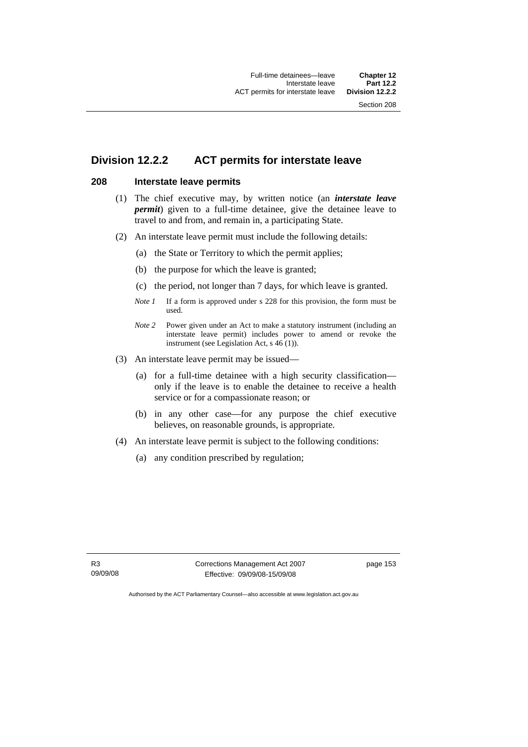## Division 12.2.2 ACT permits for interstate leave

### 208 Interstate leave permits

(1) The chief executive may, by written notice (an ***interstate leave permit***) given to a full-time detainee, give the detainee leave to travel to and from, and remain in, a participating State.

(2) An interstate leave permit must include the following details:

(a) the State or Territory to which the permit applies;

(b) the purpose for which the leave is granted;

(c) the period, not longer than 7 days, for which leave is granted.

*Note 1* If a form is approved under s 228 for this provision, the form must be used.

*Note 2* Power given under an Act to make a statutory instrument (including an interstate leave permit) includes power to amend or revoke the instrument (see Legislation Act, s 46 (1)).

(3) An interstate leave permit may be issued—

(a) for a full-time detainee with a high security classification—only if the leave is to enable the detainee to receive a health service or for a compassionate reason; or

(b) in any other case—for any purpose the chief executive believes, on reasonable grounds, is appropriate.

(4) An interstate leave permit is subject to the following conditions:

(a) any condition prescribed by regulation;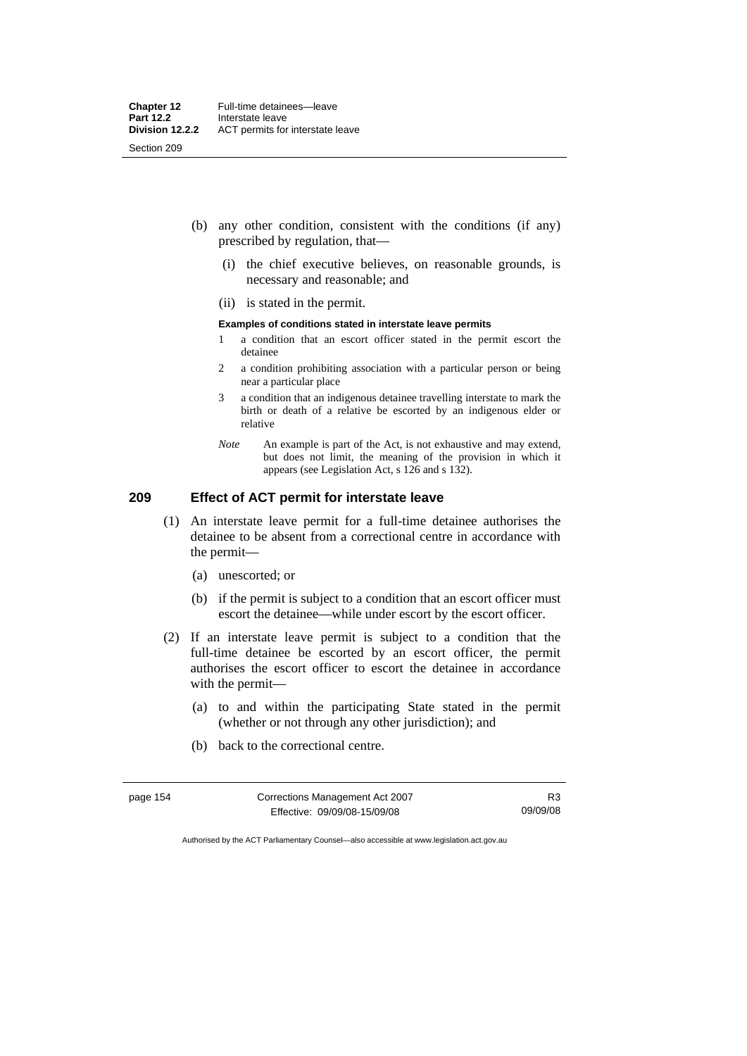(b) any other condition, consistent with the conditions (if any) prescribed by regulation, that—

(i) the chief executive believes, on reasonable grounds, is necessary and reasonable; and

(ii) is stated in the permit.

**Examples of conditions stated in interstate leave permits**

1 a condition that an escort officer stated in the permit escort the detainee

2 a condition prohibiting association with a particular person or being near a particular place

3 a condition that an indigenous detainee travelling interstate to mark the birth or death of a relative be escorted by an indigenous elder or relative

*Note* An example is part of the Act, is not exhaustive and may extend, but does not limit, the meaning of the provision in which it appears (see Legislation Act, s 126 and s 132).

## 209 Effect of ACT permit for interstate leave

(1) An interstate leave permit for a full-time detainee authorises the detainee to be absent from a correctional centre in accordance with the permit—

(a) unescorted; or

(b) if the permit is subject to a condition that an escort officer must escort the detainee—while under escort by the escort officer.

(2) If an interstate leave permit is subject to a condition that the full-time detainee be escorted by an escort officer, the permit authorises the escort officer to escort the detainee in accordance with the permit—

(a) to and within the participating State stated in the permit (whether or not through any other jurisdiction); and

(b) back to the correctional centre.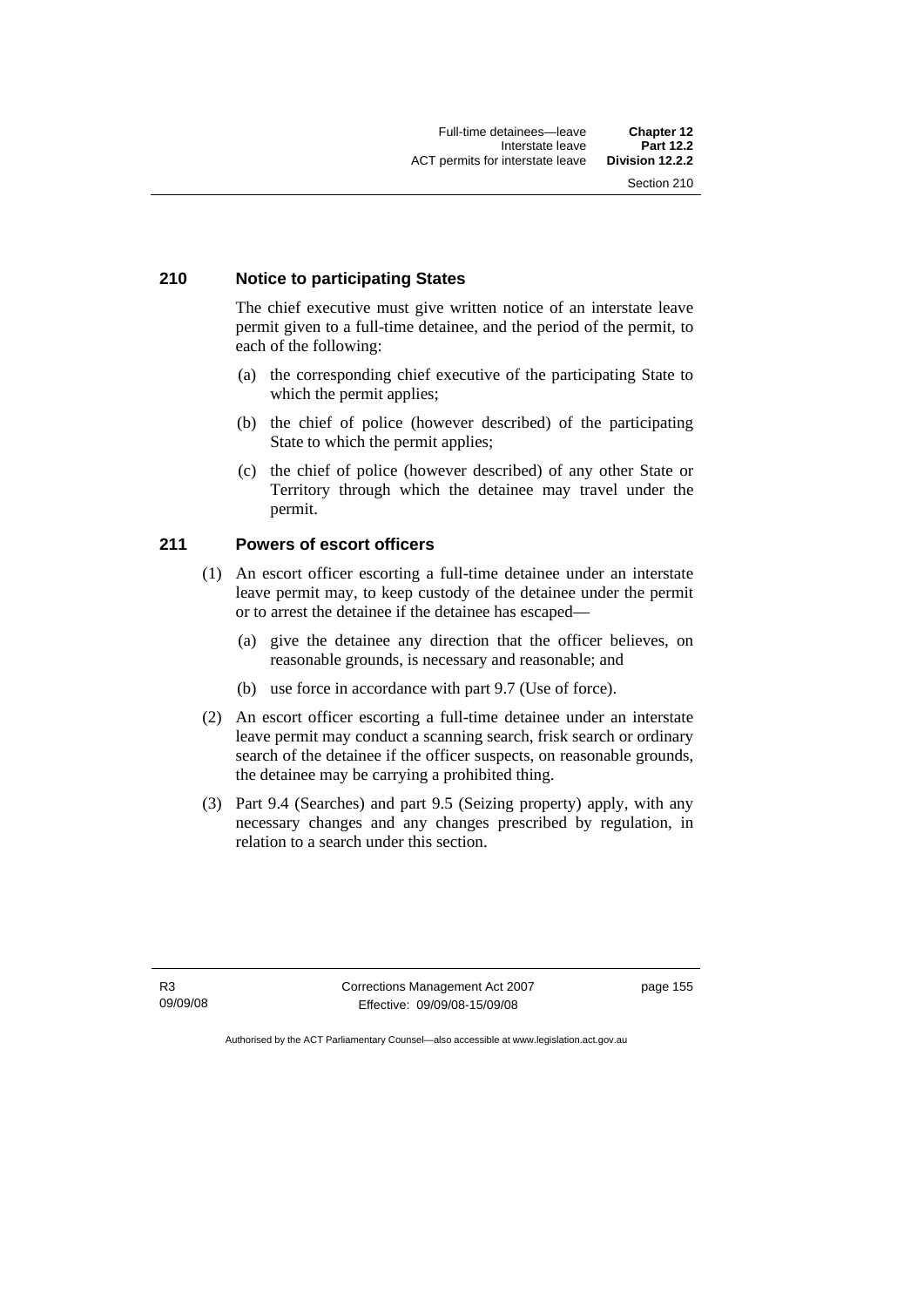## 210 Notice to participating States

The chief executive must give written notice of an interstate leave permit given to a full-time detainee, and the period of the permit, to each of the following:

(a) the corresponding chief executive of the participating State to which the permit applies;

(b) the chief of police (however described) of the participating State to which the permit applies;

(c) the chief of police (however described) of any other State or Territory through which the detainee may travel under the permit.

## 211 Powers of escort officers

(1) An escort officer escorting a full-time detainee under an interstate leave permit may, to keep custody of the detainee under the permit or to arrest the detainee if the detainee has escaped—

(a) give the detainee any direction that the officer believes, on reasonable grounds, is necessary and reasonable; and

(b) use force in accordance with part 9.7 (Use of force).

(2) An escort officer escorting a full-time detainee under an interstate leave permit may conduct a scanning search, frisk search or ordinary search of the detainee if the officer suspects, on reasonable grounds, the detainee may be carrying a prohibited thing.

(3) Part 9.4 (Searches) and part 9.5 (Seizing property) apply, with any necessary changes and any changes prescribed by regulation, in relation to a search under this section.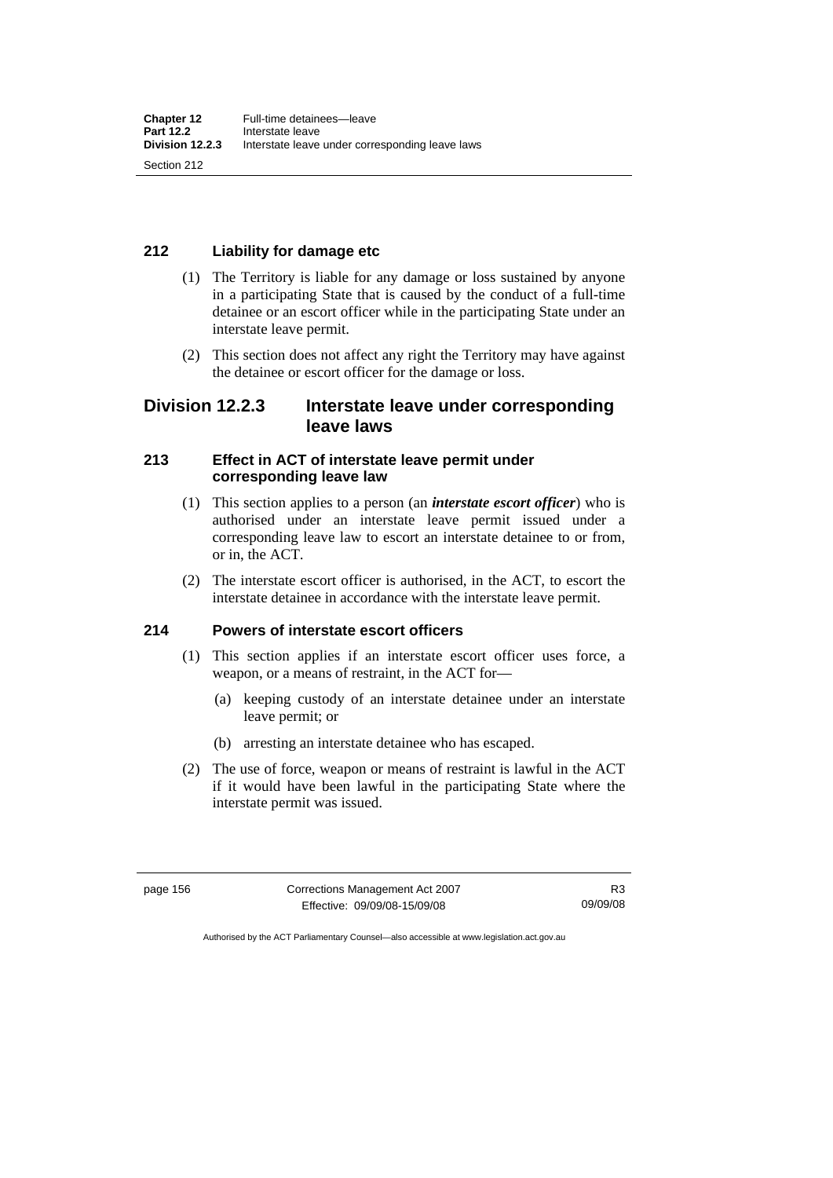### 212 Liability for damage etc

(1) The Territory is liable for any damage or loss sustained by anyone in a participating State that is caused by the conduct of a full-time detainee or an escort officer while in the participating State under an interstate leave permit.

(2) This section does not affect any right the Territory may have against the detainee or escort officer for the damage or loss.

## Division 12.2.3 Interstate leave under corresponding leave laws

### 213 Effect in ACT of interstate leave permit under corresponding leave law

(1) This section applies to a person (an ***interstate escort officer***) who is authorised under an interstate leave permit issued under a corresponding leave law to escort an interstate detainee to or from, or in, the ACT.

(2) The interstate escort officer is authorised, in the ACT, to escort the interstate detainee in accordance with the interstate leave permit.

### 214 Powers of interstate escort officers

(1) This section applies if an interstate escort officer uses force, a weapon, or a means of restraint, in the ACT for—

(a) keeping custody of an interstate detainee under an interstate leave permit; or

(b) arresting an interstate detainee who has escaped.

(2) The use of force, weapon or means of restraint is lawful in the ACT if it would have been lawful in the participating State where the interstate permit was issued.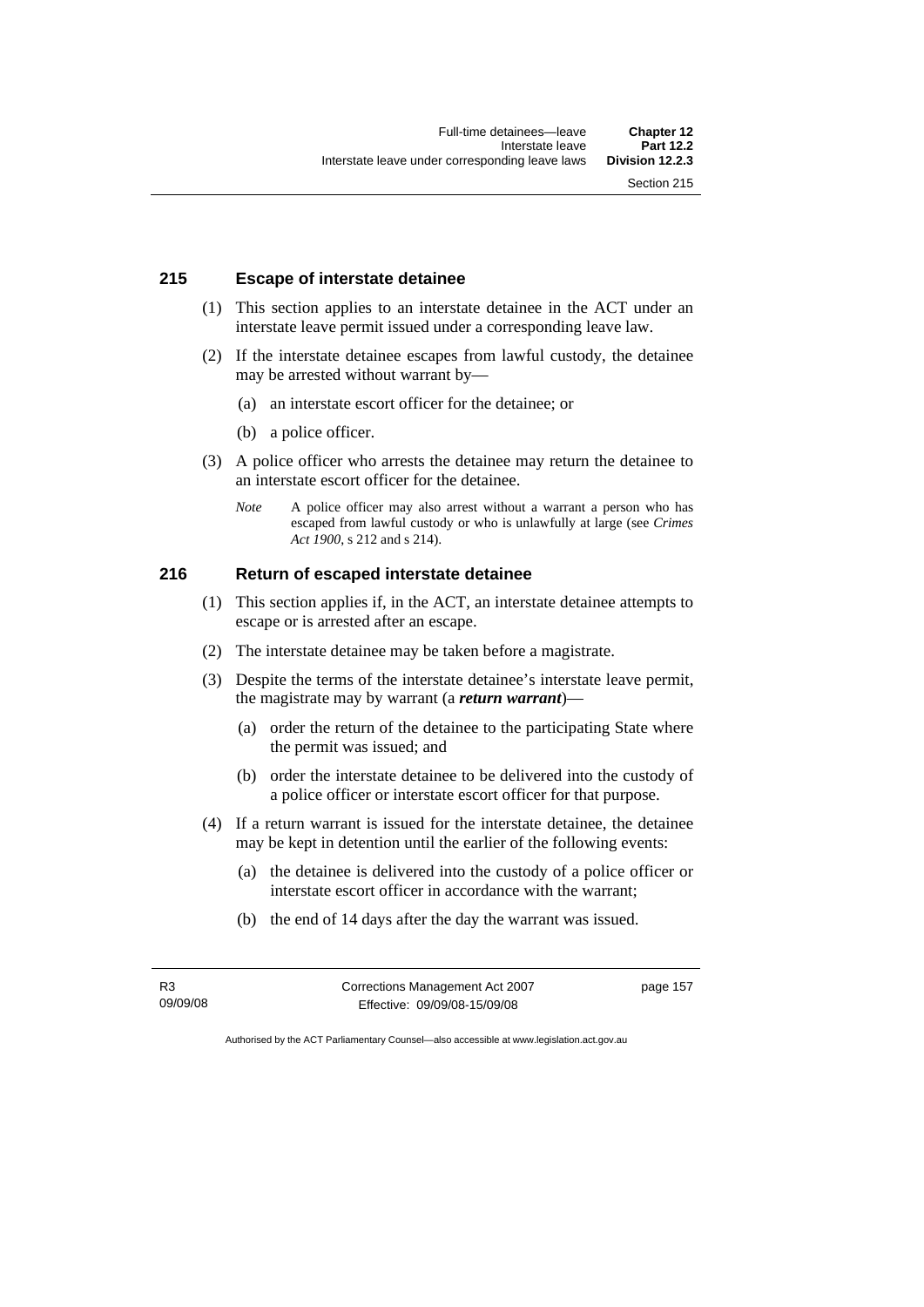### 215 Escape of interstate detainee

(1) This section applies to an interstate detainee in the ACT under an interstate leave permit issued under a corresponding leave law.

(2) If the interstate detainee escapes from lawful custody, the detainee may be arrested without warrant by—

(a) an interstate escort officer for the detainee; or

(b) a police officer.

(3) A police officer who arrests the detainee may return the detainee to an interstate escort officer for the detainee.

*Note* A police officer may also arrest without a warrant a person who has escaped from lawful custody or who is unlawfully at large (see *Crimes Act 1900*, s 212 and s 214).

### 216 Return of escaped interstate detainee

(1) This section applies if, in the ACT, an interstate detainee attempts to escape or is arrested after an escape.

(2) The interstate detainee may be taken before a magistrate.

(3) Despite the terms of the interstate detainee's interstate leave permit, the magistrate may by warrant (a ***return warrant***)—

(a) order the return of the detainee to the participating State where the permit was issued; and

(b) order the interstate detainee to be delivered into the custody of a police officer or interstate escort officer for that purpose.

(4) If a return warrant is issued for the interstate detainee, the detainee may be kept in detention until the earlier of the following events:

(a) the detainee is delivered into the custody of a police officer or interstate escort officer in accordance with the warrant;

(b) the end of 14 days after the day the warrant was issued.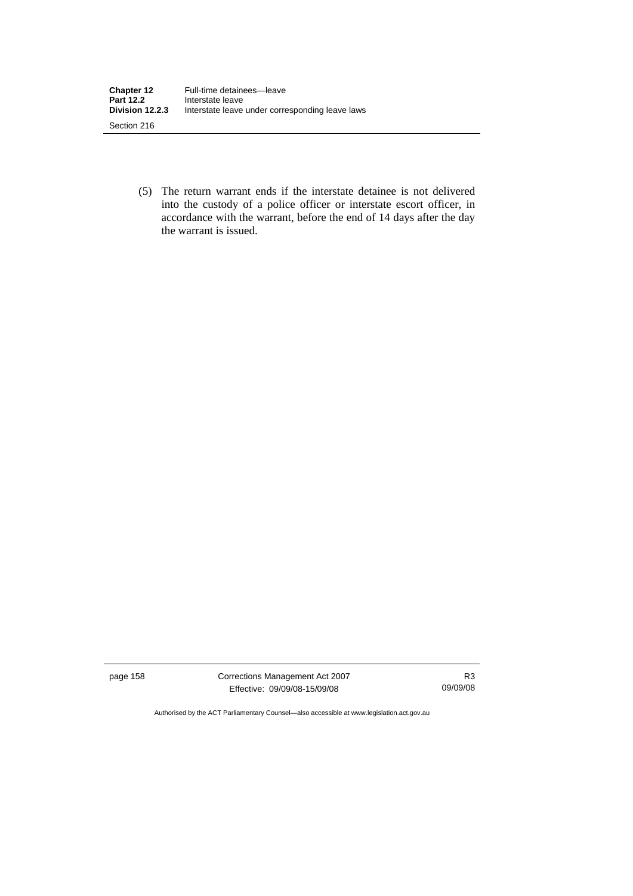(5) The return warrant ends if the interstate detainee is not delivered into the custody of a police officer or interstate escort officer, in accordance with the warrant, before the end of 14 days after the day the warrant is issued.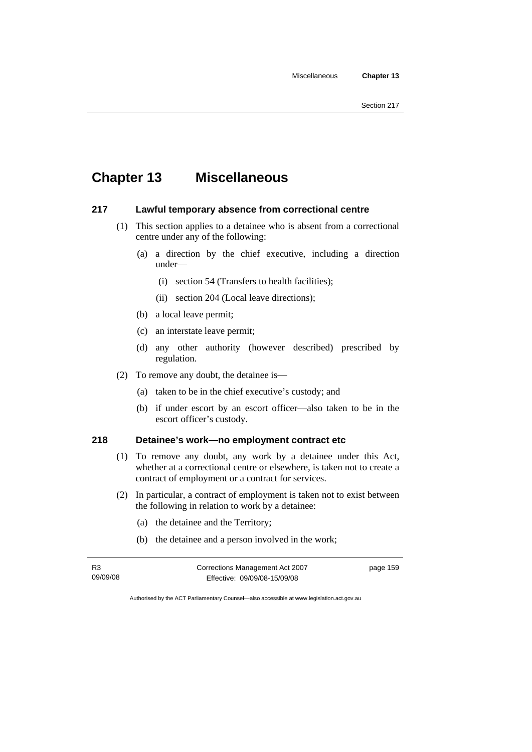# Chapter 13 Miscellaneous

### 217 Lawful temporary absence from correctional centre

(1) This section applies to a detainee who is absent from a correctional centre under any of the following:

(a) a direction by the chief executive, including a direction under—

(i) section 54 (Transfers to health facilities);

(ii) section 204 (Local leave directions);

(b) a local leave permit;

(c) an interstate leave permit;

(d) any other authority (however described) prescribed by regulation.

(2) To remove any doubt, the detainee is—

(a) taken to be in the chief executive's custody; and

(b) if under escort by an escort officer—also taken to be in the escort officer's custody.

### 218 Detainee's work—no employment contract etc

(1) To remove any doubt, any work by a detainee under this Act, whether at a correctional centre or elsewhere, is taken not to create a contract of employment or a contract for services.

(2) In particular, a contract of employment is taken not to exist between the following in relation to work by a detainee:

(a) the detainee and the Territory;

(b) the detainee and a person involved in the work;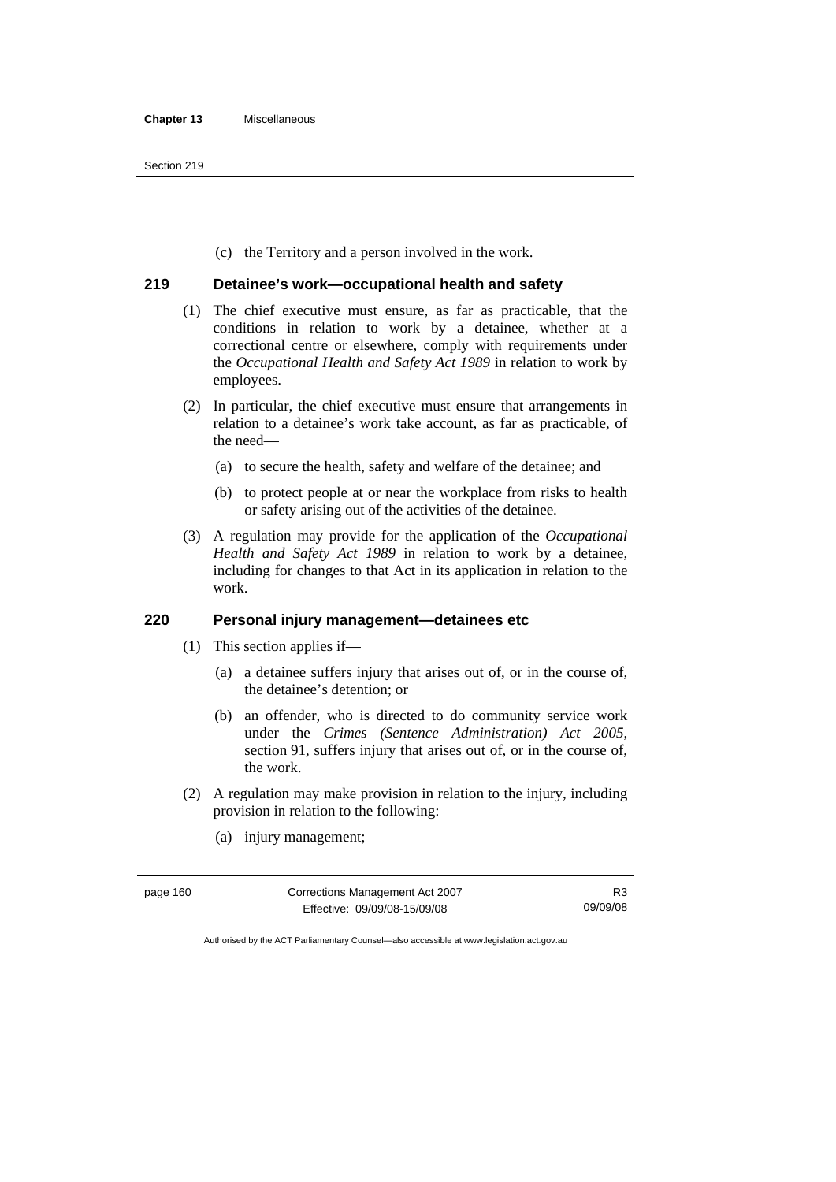(c) the Territory and a person involved in the work.

## 219 Detainee's work—occupational health and safety

(1) The chief executive must ensure, as far as practicable, that the conditions in relation to work by a detainee, whether at a correctional centre or elsewhere, comply with requirements under the *Occupational Health and Safety Act 1989* in relation to work by employees.

(2) In particular, the chief executive must ensure that arrangements in relation to a detainee's work take account, as far as practicable, of the need—

(a) to secure the health, safety and welfare of the detainee; and

(b) to protect people at or near the workplace from risks to health or safety arising out of the activities of the detainee.

(3) A regulation may provide for the application of the *Occupational Health and Safety Act 1989* in relation to work by a detainee, including for changes to that Act in its application in relation to the work.

## 220 Personal injury management—detainees etc

(1) This section applies if—

(a) a detainee suffers injury that arises out of, or in the course of, the detainee's detention; or

(b) an offender, who is directed to do community service work under the *Crimes (Sentence Administration) Act 2005*, section 91, suffers injury that arises out of, or in the course of, the work.

(2) A regulation may make provision in relation to the injury, including provision in relation to the following:

(a) injury management;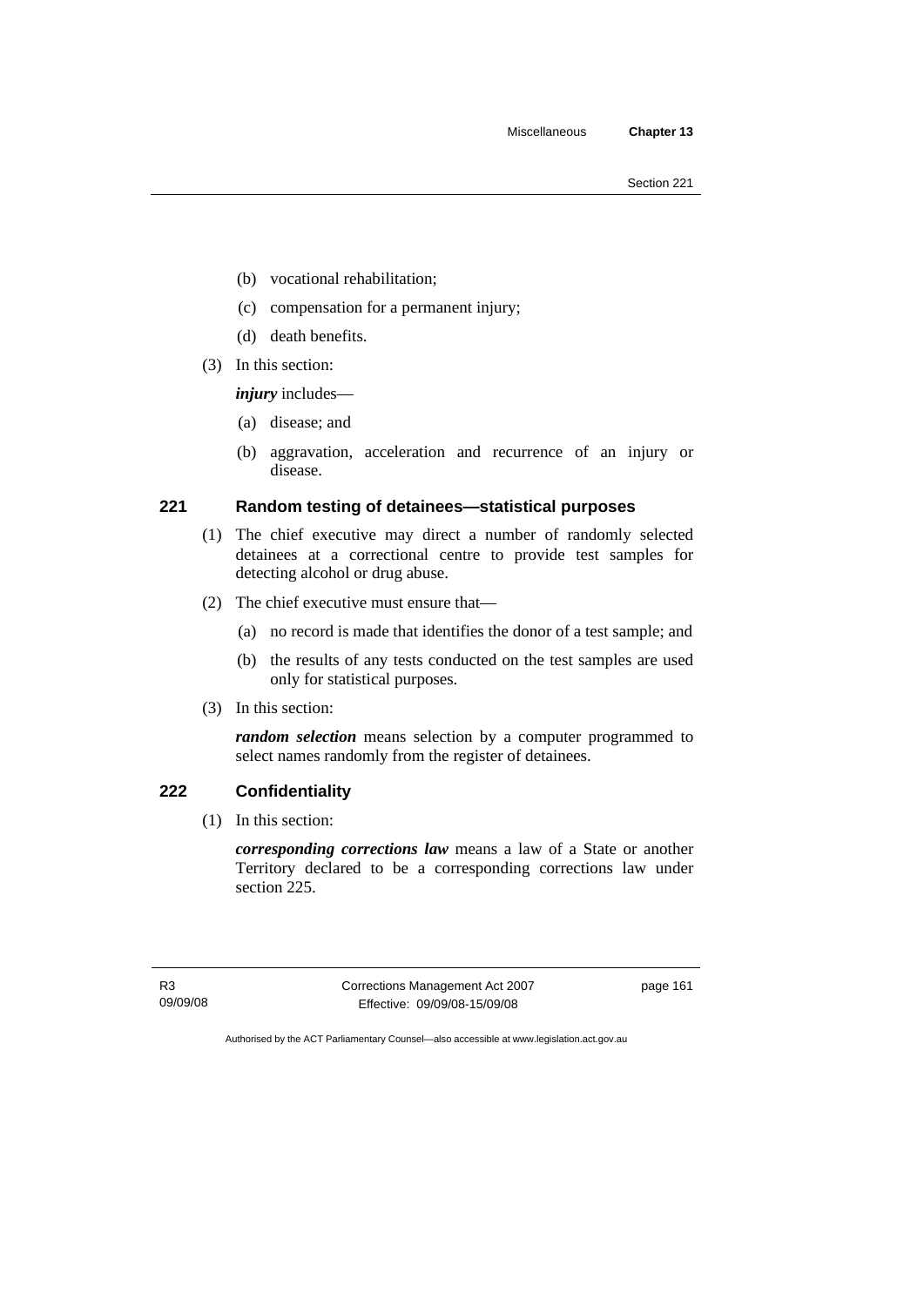(b) vocational rehabilitation;

(c) compensation for a permanent injury;

(d) death benefits.

(3) In this section:

***injury*** includes—

(a) disease; and

(b) aggravation, acceleration and recurrence of an injury or disease.

## 221 Random testing of detainees—statistical purposes

(1) The chief executive may direct a number of randomly selected detainees at a correctional centre to provide test samples for detecting alcohol or drug abuse.

(2) The chief executive must ensure that—

(a) no record is made that identifies the donor of a test sample; and

(b) the results of any tests conducted on the test samples are used only for statistical purposes.

(3) In this section:

***random selection*** means selection by a computer programmed to select names randomly from the register of detainees.

## 222 Confidentiality

(1) In this section:

***corresponding corrections law*** means a law of a State or another Territory declared to be a corresponding corrections law under section 225.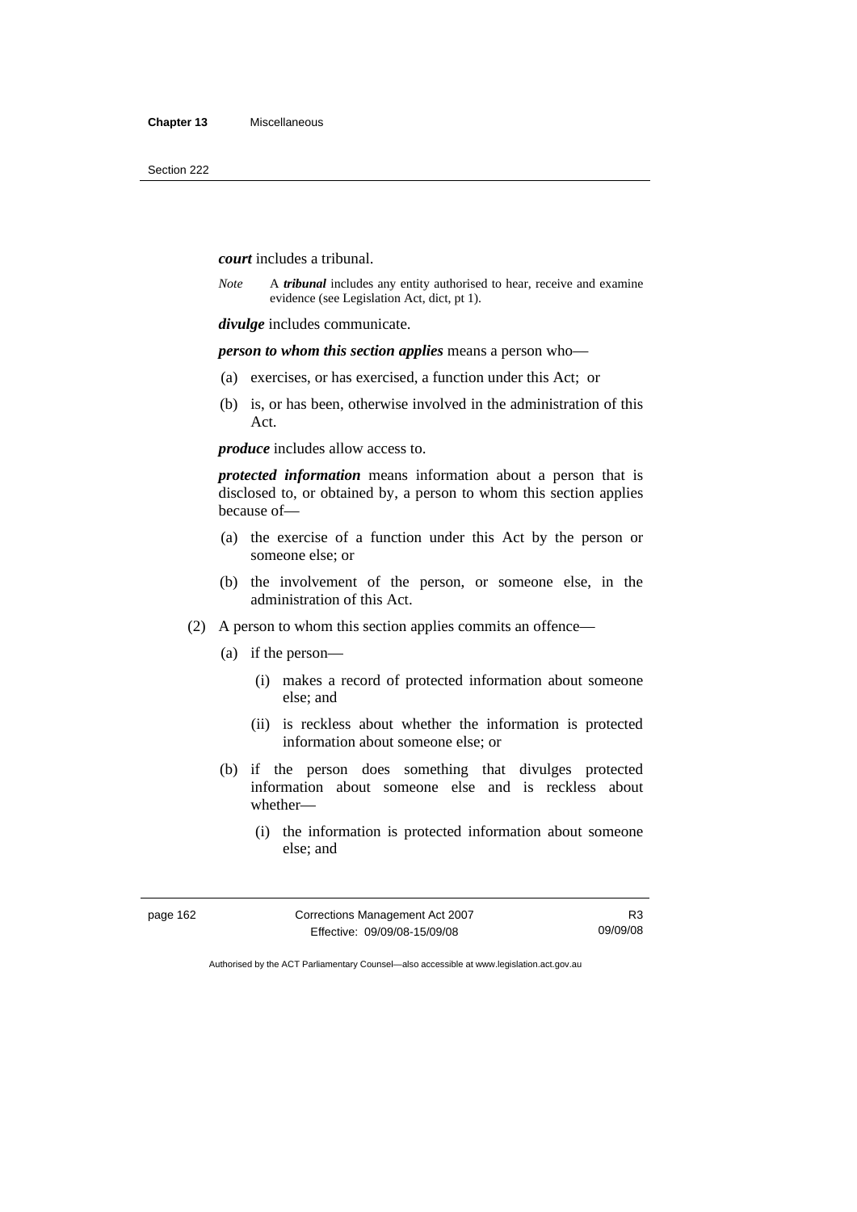***court*** includes a tribunal.

*Note* A ***tribunal*** includes any entity authorised to hear, receive and examine evidence (see Legislation Act, dict, pt 1).

***divulge*** includes communicate.

***person to whom this section applies*** means a person who—

(a) exercises, or has exercised, a function under this Act; or

(b) is, or has been, otherwise involved in the administration of this Act.

***produce*** includes allow access to.

***protected information*** means information about a person that is disclosed to, or obtained by, a person to whom this section applies because of—

(a) the exercise of a function under this Act by the person or someone else; or

(b) the involvement of the person, or someone else, in the administration of this Act.

(2) A person to whom this section applies commits an offence—

(a) if the person—

(i) makes a record of protected information about someone else; and

(ii) is reckless about whether the information is protected information about someone else; or

(b) if the person does something that divulges protected information about someone else and is reckless about whether—

(i) the information is protected information about someone else; and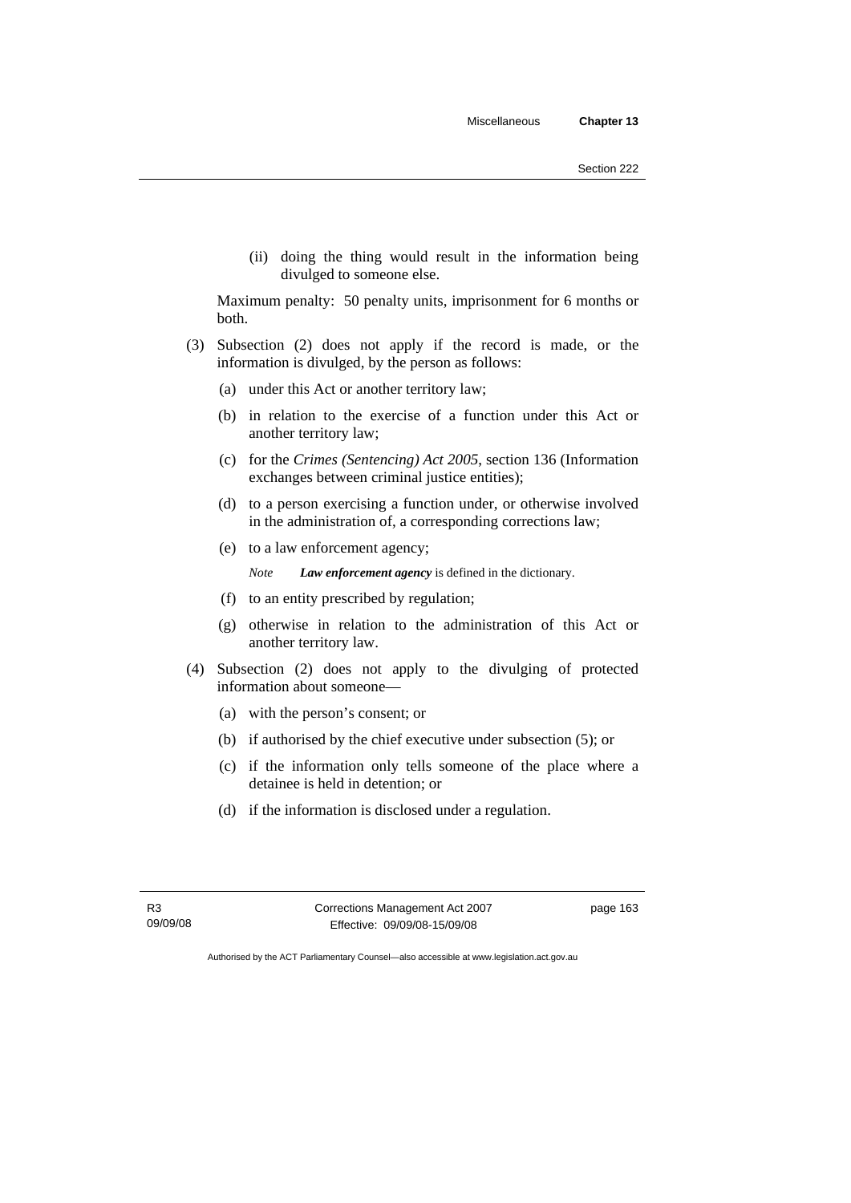(ii) doing the thing would result in the information being divulged to someone else.

Maximum penalty: 50 penalty units, imprisonment for 6 months or both.

(3) Subsection (2) does not apply if the record is made, or the information is divulged, by the person as follows:

(a) under this Act or another territory law;

(b) in relation to the exercise of a function under this Act or another territory law;

(c) for the *Crimes (Sentencing) Act 2005*, section 136 (Information exchanges between criminal justice entities);

(d) to a person exercising a function under, or otherwise involved in the administration of, a corresponding corrections law;

(e) to a law enforcement agency;

*Note* ***Law enforcement agency*** is defined in the dictionary.

(f) to an entity prescribed by regulation;

(g) otherwise in relation to the administration of this Act or another territory law.

(4) Subsection (2) does not apply to the divulging of protected information about someone—

(a) with the person's consent; or

(b) if authorised by the chief executive under subsection (5); or

(c) if the information only tells someone of the place where a detainee is held in detention; or

(d) if the information is disclosed under a regulation.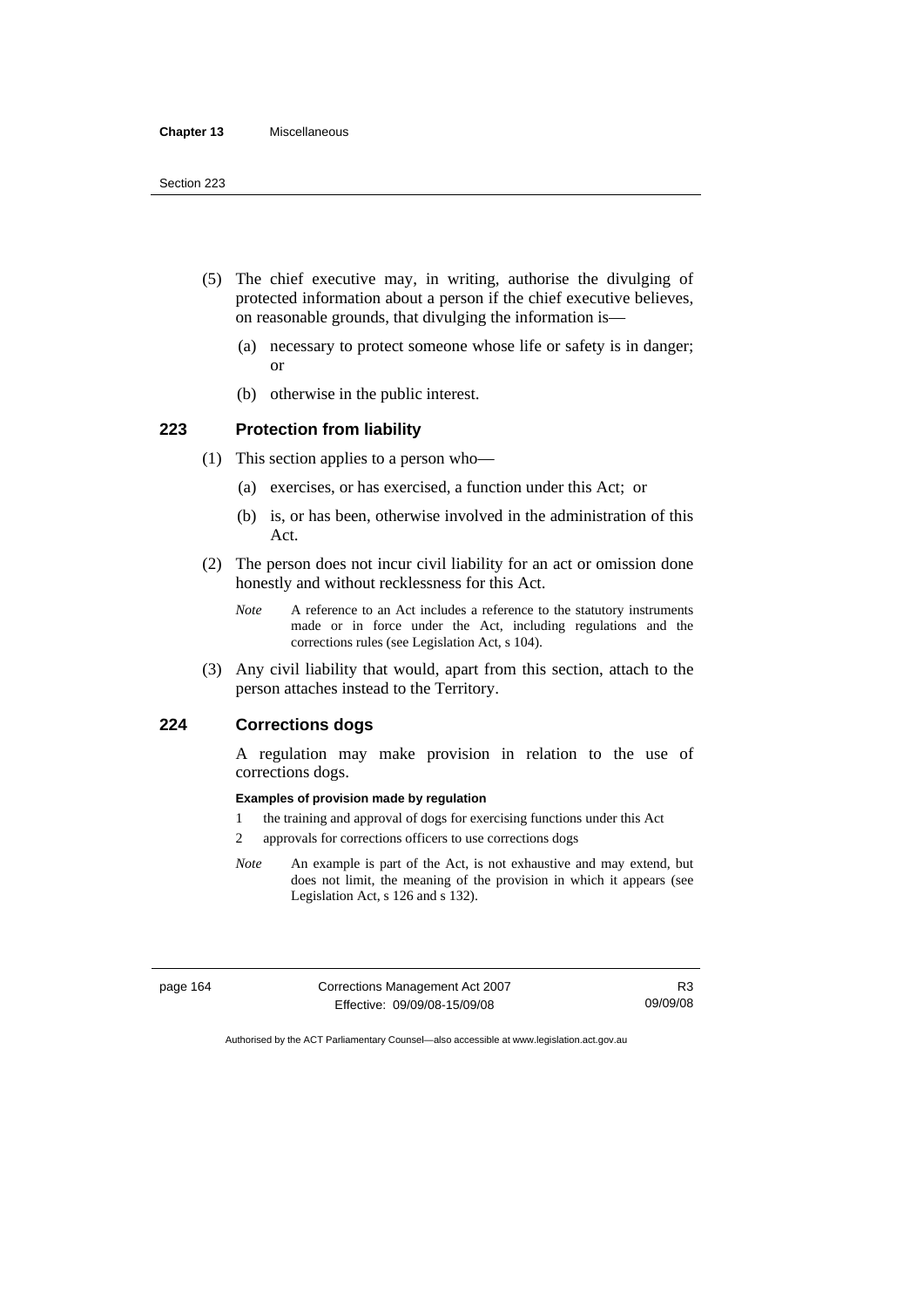(5) The chief executive may, in writing, authorise the divulging of protected information about a person if the chief executive believes, on reasonable grounds, that divulging the information is—

(a) necessary to protect someone whose life or safety is in danger; or

(b) otherwise in the public interest.

### 223 Protection from liability

(1) This section applies to a person who—

(a) exercises, or has exercised, a function under this Act; or

(b) is, or has been, otherwise involved in the administration of this Act.

(2) The person does not incur civil liability for an act or omission done honestly and without recklessness for this Act.

*Note* A reference to an Act includes a reference to the statutory instruments made or in force under the Act, including regulations and the corrections rules (see Legislation Act, s 104).

(3) Any civil liability that would, apart from this section, attach to the person attaches instead to the Territory.

### 224 Corrections dogs

A regulation may make provision in relation to the use of corrections dogs.

**Examples of provision made by regulation**

1 the training and approval of dogs for exercising functions under this Act

2 approvals for corrections officers to use corrections dogs

*Note* An example is part of the Act, is not exhaustive and may extend, but does not limit, the meaning of the provision in which it appears (see Legislation Act, s 126 and s 132).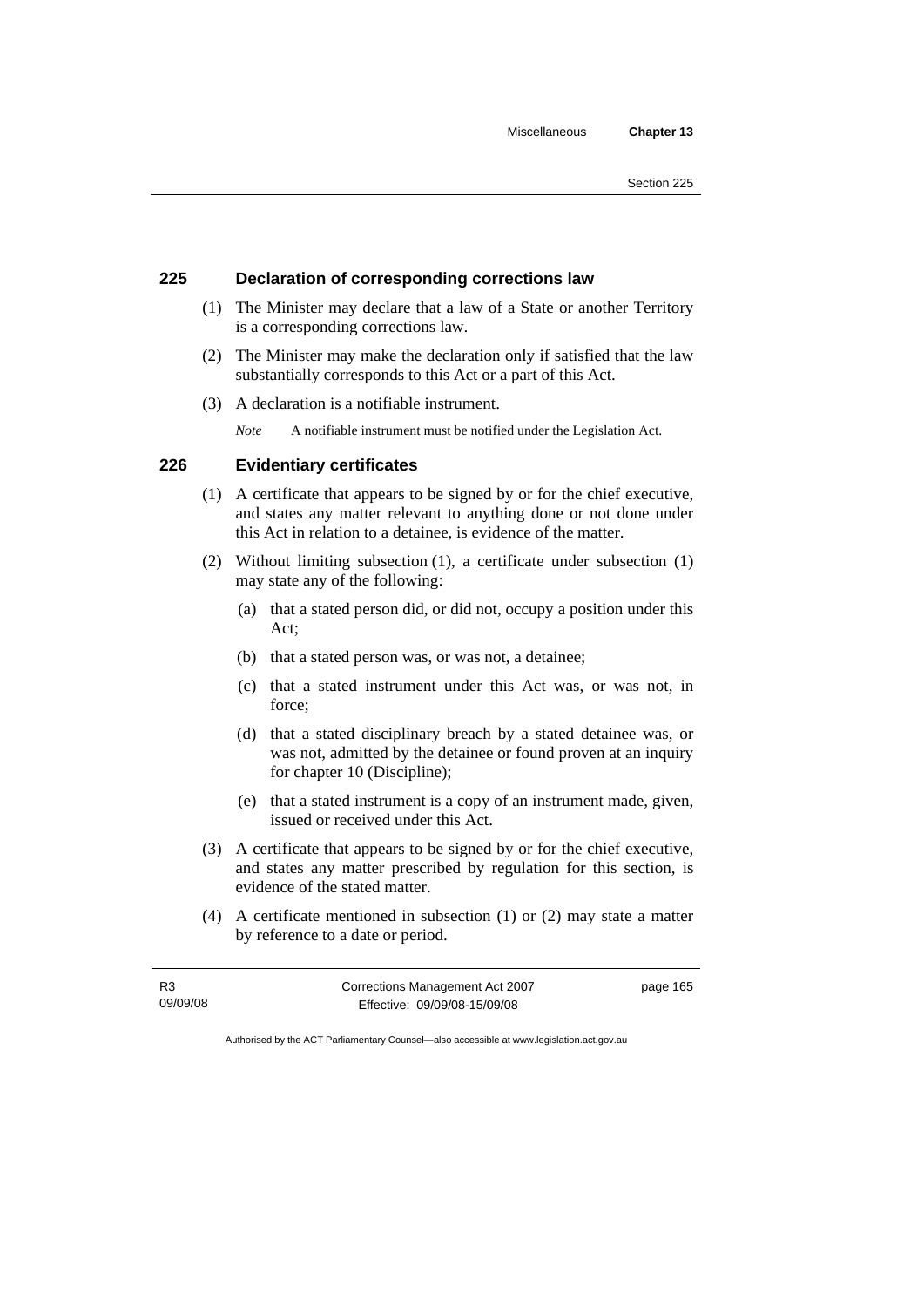### 225 Declaration of corresponding corrections law

(1) The Minister may declare that a law of a State or another Territory is a corresponding corrections law.

(2) The Minister may make the declaration only if satisfied that the law substantially corresponds to this Act or a part of this Act.

(3) A declaration is a notifiable instrument.

*Note* A notifiable instrument must be notified under the Legislation Act.

### 226 Evidentiary certificates

(1) A certificate that appears to be signed by or for the chief executive, and states any matter relevant to anything done or not done under this Act in relation to a detainee, is evidence of the matter.

(2) Without limiting subsection (1), a certificate under subsection (1) may state any of the following:

(a) that a stated person did, or did not, occupy a position under this Act;

(b) that a stated person was, or was not, a detainee;

(c) that a stated instrument under this Act was, or was not, in force;

(d) that a stated disciplinary breach by a stated detainee was, or was not, admitted by the detainee or found proven at an inquiry for chapter 10 (Discipline);

(e) that a stated instrument is a copy of an instrument made, given, issued or received under this Act.

(3) A certificate that appears to be signed by or for the chief executive, and states any matter prescribed by regulation for this section, is evidence of the stated matter.

(4) A certificate mentioned in subsection (1) or (2) may state a matter by reference to a date or period.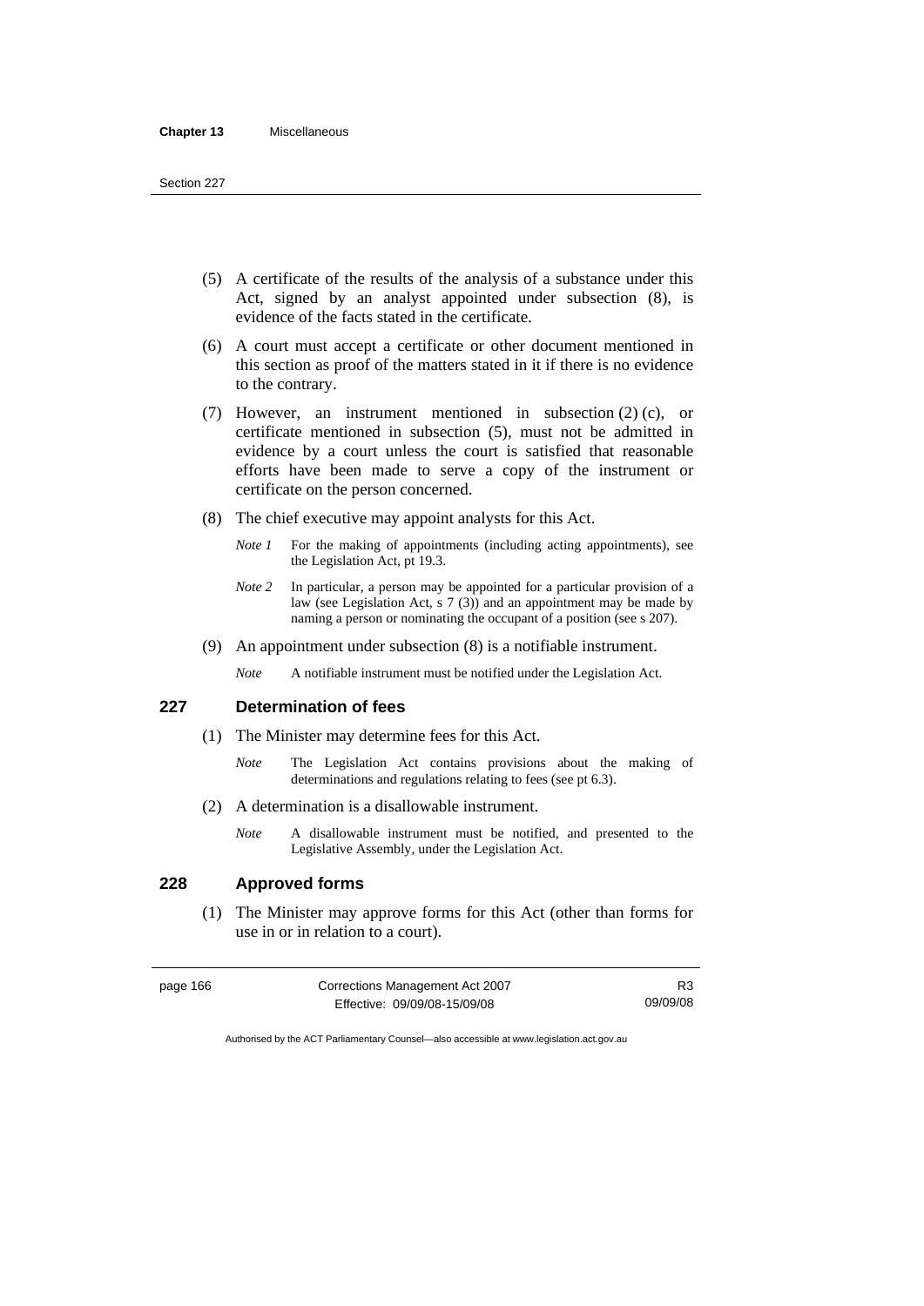(5) A certificate of the results of the analysis of a substance under this Act, signed by an analyst appointed under subsection (8), is evidence of the facts stated in the certificate.

(6) A court must accept a certificate or other document mentioned in this section as proof of the matters stated in it if there is no evidence to the contrary.

(7) However, an instrument mentioned in subsection (2) (c), or certificate mentioned in subsection (5), must not be admitted in evidence by a court unless the court is satisfied that reasonable efforts have been made to serve a copy of the instrument or certificate on the person concerned.

(8) The chief executive may appoint analysts for this Act.

*Note 1* For the making of appointments (including acting appointments), see the Legislation Act, pt 19.3.

*Note 2* In particular, a person may be appointed for a particular provision of a law (see Legislation Act, s 7 (3)) and an appointment may be made by naming a person or nominating the occupant of a position (see s 207).

(9) An appointment under subsection (8) is a notifiable instrument.

*Note* A notifiable instrument must be notified under the Legislation Act.

## 227 Determination of fees

(1) The Minister may determine fees for this Act.

*Note* The Legislation Act contains provisions about the making of determinations and regulations relating to fees (see pt 6.3).

(2) A determination is a disallowable instrument.

*Note* A disallowable instrument must be notified, and presented to the Legislative Assembly, under the Legislation Act.

## 228 Approved forms

(1) The Minister may approve forms for this Act (other than forms for use in or in relation to a court).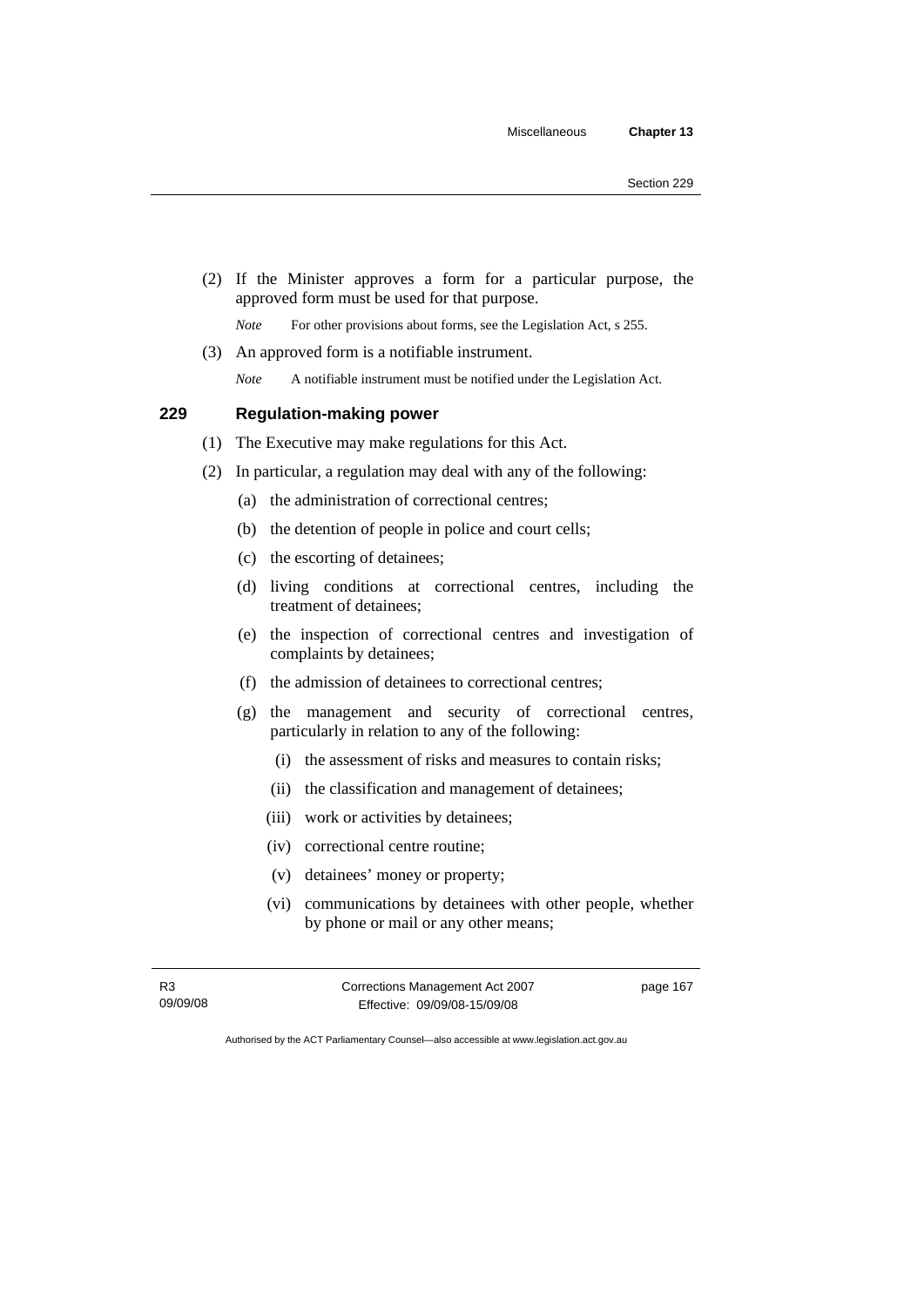(2) If the Minister approves a form for a particular purpose, the approved form must be used for that purpose.

*Note* For other provisions about forms, see the Legislation Act, s 255.

(3) An approved form is a notifiable instrument.

*Note* A notifiable instrument must be notified under the Legislation Act.

### 229 Regulation-making power

(1) The Executive may make regulations for this Act.

(2) In particular, a regulation may deal with any of the following:

(a) the administration of correctional centres;

(b) the detention of people in police and court cells;

(c) the escorting of detainees;

(d) living conditions at correctional centres, including the treatment of detainees;

(e) the inspection of correctional centres and investigation of complaints by detainees;

(f) the admission of detainees to correctional centres;

(g) the management and security of correctional centres, particularly in relation to any of the following:

(i) the assessment of risks and measures to contain risks;

(ii) the classification and management of detainees;

(iii) work or activities by detainees;

(iv) correctional centre routine;

(v) detainees' money or property;

(vi) communications by detainees with other people, whether by phone or mail or any other means;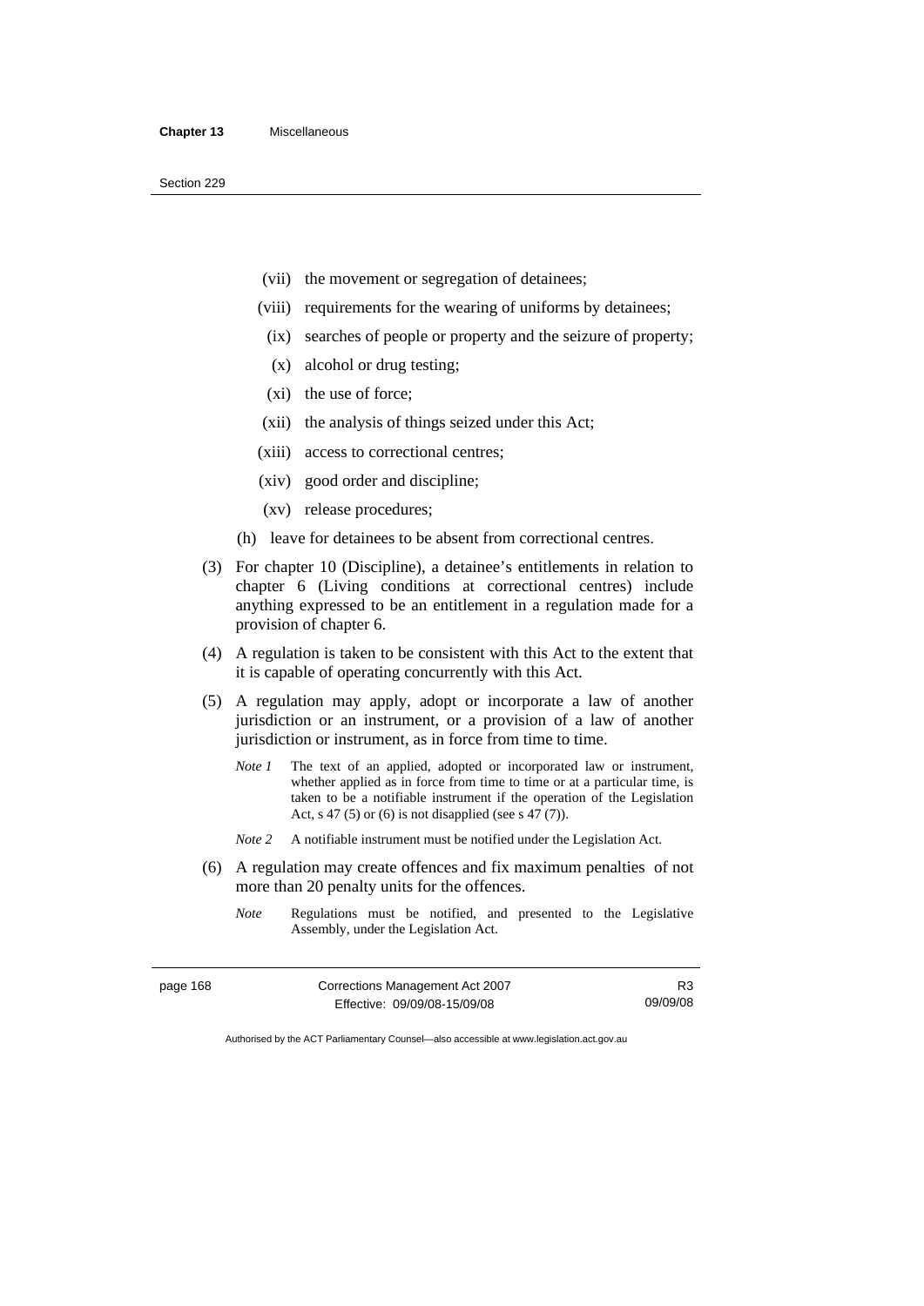(vii) the movement or segregation of detainees;

(viii) requirements for the wearing of uniforms by detainees;

(ix) searches of people or property and the seizure of property;

(x) alcohol or drug testing;

(xi) the use of force;

(xii) the analysis of things seized under this Act;

(xiii) access to correctional centres;

(xiv) good order and discipline;

(xv) release procedures;

(h) leave for detainees to be absent from correctional centres.

(3) For chapter 10 (Discipline), a detainee's entitlements in relation to chapter 6 (Living conditions at correctional centres) include anything expressed to be an entitlement in a regulation made for a provision of chapter 6.

(4) A regulation is taken to be consistent with this Act to the extent that it is capable of operating concurrently with this Act.

(5) A regulation may apply, adopt or incorporate a law of another jurisdiction or an instrument, or a provision of a law of another jurisdiction or instrument, as in force from time to time.

*Note 1* The text of an applied, adopted or incorporated law or instrument, whether applied as in force from time to time or at a particular time, is taken to be a notifiable instrument if the operation of the Legislation Act, s 47 (5) or (6) is not disapplied (see s 47 (7)).

*Note 2* A notifiable instrument must be notified under the Legislation Act.

(6) A regulation may create offences and fix maximum penalties of not more than 20 penalty units for the offences.

*Note* Regulations must be notified, and presented to the Legislative Assembly, under the Legislation Act.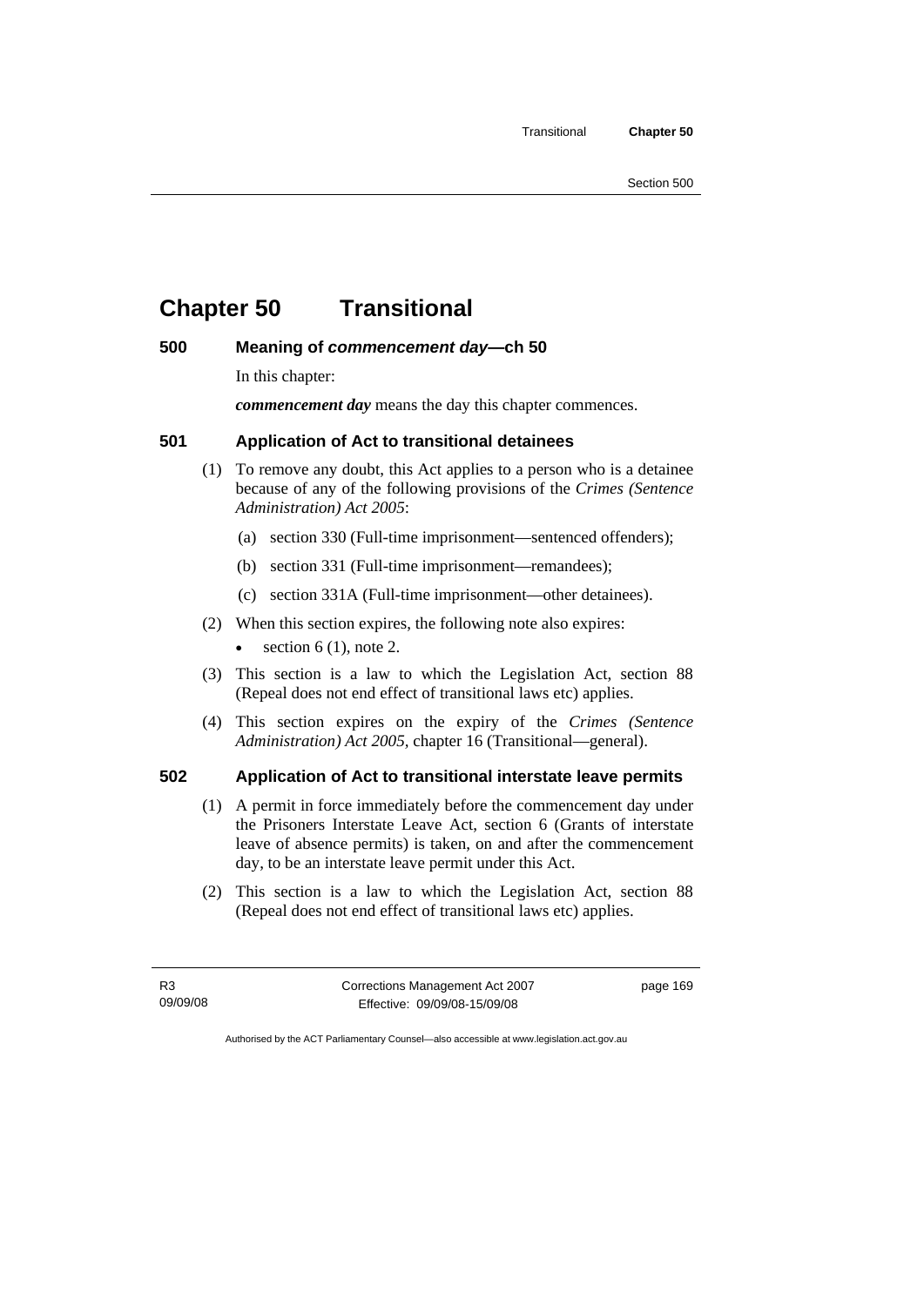# Chapter 50 Transitional

### 500 Meaning of *commencement day*—ch 50

In this chapter:

***commencement day*** means the day this chapter commences.

### 501 Application of Act to transitional detainees

(1) To remove any doubt, this Act applies to a person who is a detainee because of any of the following provisions of the *Crimes (Sentence Administration) Act 2005*:

  (a) section 330 (Full-time imprisonment—sentenced offenders);

  (b) section 331 (Full-time imprisonment—remandees);

  (c) section 331A (Full-time imprisonment—other detainees).

(2) When this section expires, the following note also expires:

- section 6 (1), note 2.

(3) This section is a law to which the Legislation Act, section 88 (Repeal does not end effect of transitional laws etc) applies.

(4) This section expires on the expiry of the *Crimes (Sentence Administration) Act 2005*, chapter 16 (Transitional—general).

### 502 Application of Act to transitional interstate leave permits

(1) A permit in force immediately before the commencement day under the Prisoners Interstate Leave Act, section 6 (Grants of interstate leave of absence permits) is taken, on and after the commencement day, to be an interstate leave permit under this Act.

(2) This section is a law to which the Legislation Act, section 88 (Repeal does not end effect of transitional laws etc) applies.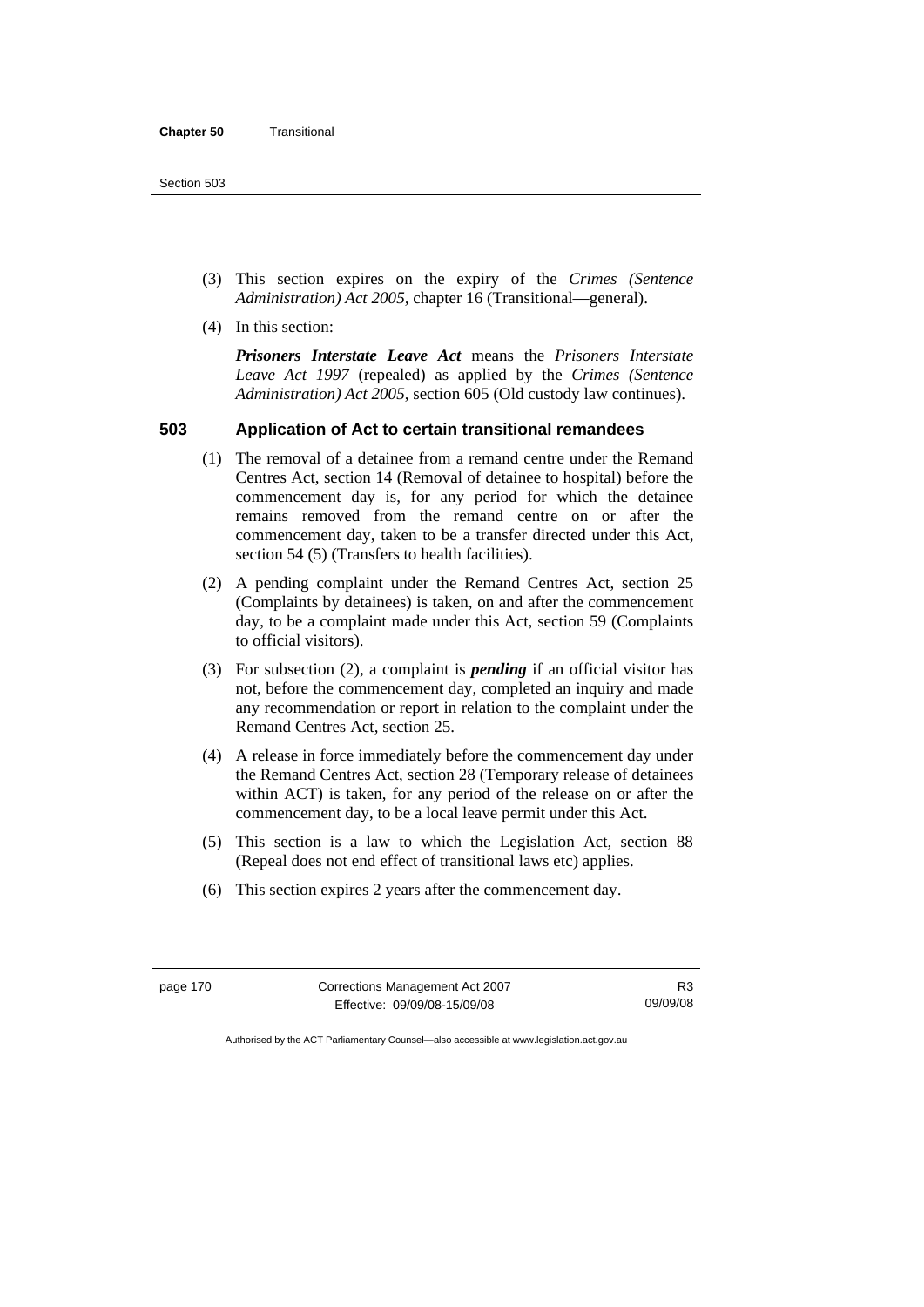(3) This section expires on the expiry of the *Crimes (Sentence Administration) Act 2005*, chapter 16 (Transitional—general).

(4) In this section:

***Prisoners Interstate Leave Act*** means the *Prisoners Interstate Leave Act 1997* (repealed) as applied by the *Crimes (Sentence Administration) Act 2005*, section 605 (Old custody law continues).

### 503 Application of Act to certain transitional remandees

(1) The removal of a detainee from a remand centre under the Remand Centres Act, section 14 (Removal of detainee to hospital) before the commencement day is, for any period for which the detainee remains removed from the remand centre on or after the commencement day, taken to be a transfer directed under this Act, section 54 (5) (Transfers to health facilities).

(2) A pending complaint under the Remand Centres Act, section 25 (Complaints by detainees) is taken, on and after the commencement day, to be a complaint made under this Act, section 59 (Complaints to official visitors).

(3) For subsection (2), a complaint is ***pending*** if an official visitor has not, before the commencement day, completed an inquiry and made any recommendation or report in relation to the complaint under the Remand Centres Act, section 25.

(4) A release in force immediately before the commencement day under the Remand Centres Act, section 28 (Temporary release of detainees within ACT) is taken, for any period of the release on or after the commencement day, to be a local leave permit under this Act.

(5) This section is a law to which the Legislation Act, section 88 (Repeal does not end effect of transitional laws etc) applies.

(6) This section expires 2 years after the commencement day.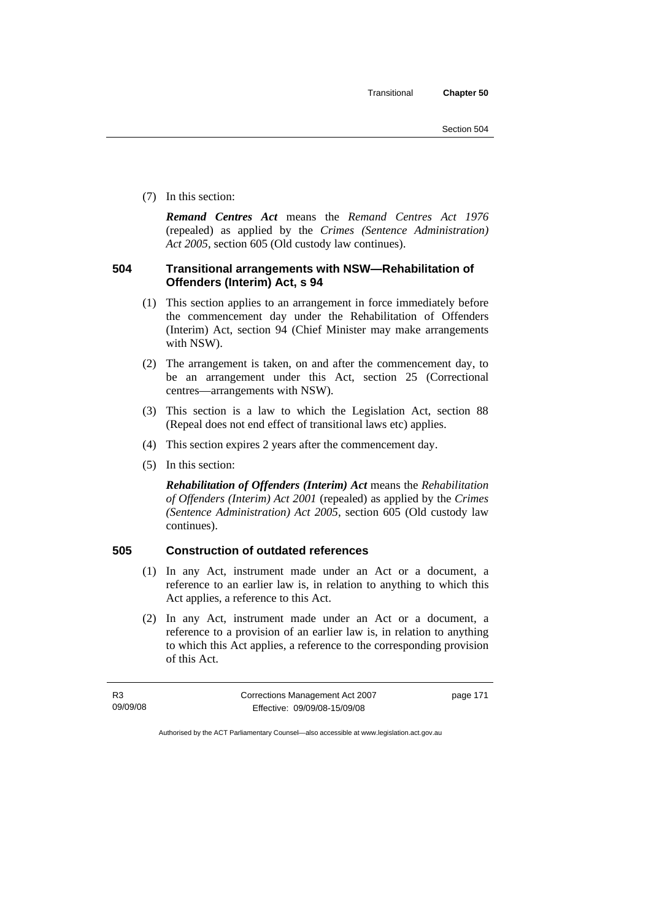(7) In this section:

***Remand Centres Act*** means the *Remand Centres Act 1976* (repealed) as applied by the *Crimes (Sentence Administration) Act 2005*, section 605 (Old custody law continues).

### 504 Transitional arrangements with NSW—Rehabilitation of Offenders (Interim) Act, s 94

(1) This section applies to an arrangement in force immediately before the commencement day under the Rehabilitation of Offenders (Interim) Act, section 94 (Chief Minister may make arrangements with NSW).

(2) The arrangement is taken, on and after the commencement day, to be an arrangement under this Act, section 25 (Correctional centres—arrangements with NSW).

(3) This section is a law to which the Legislation Act, section 88 (Repeal does not end effect of transitional laws etc) applies.

(4) This section expires 2 years after the commencement day.

(5) In this section:

***Rehabilitation of Offenders (Interim) Act*** means the *Rehabilitation of Offenders (Interim) Act 2001* (repealed) as applied by the *Crimes (Sentence Administration) Act 2005*, section 605 (Old custody law continues).

### 505 Construction of outdated references

(1) In any Act, instrument made under an Act or a document, a reference to an earlier law is, in relation to anything to which this Act applies, a reference to this Act.

(2) In any Act, instrument made under an Act or a document, a reference to a provision of an earlier law is, in relation to anything to which this Act applies, a reference to the corresponding provision of this Act.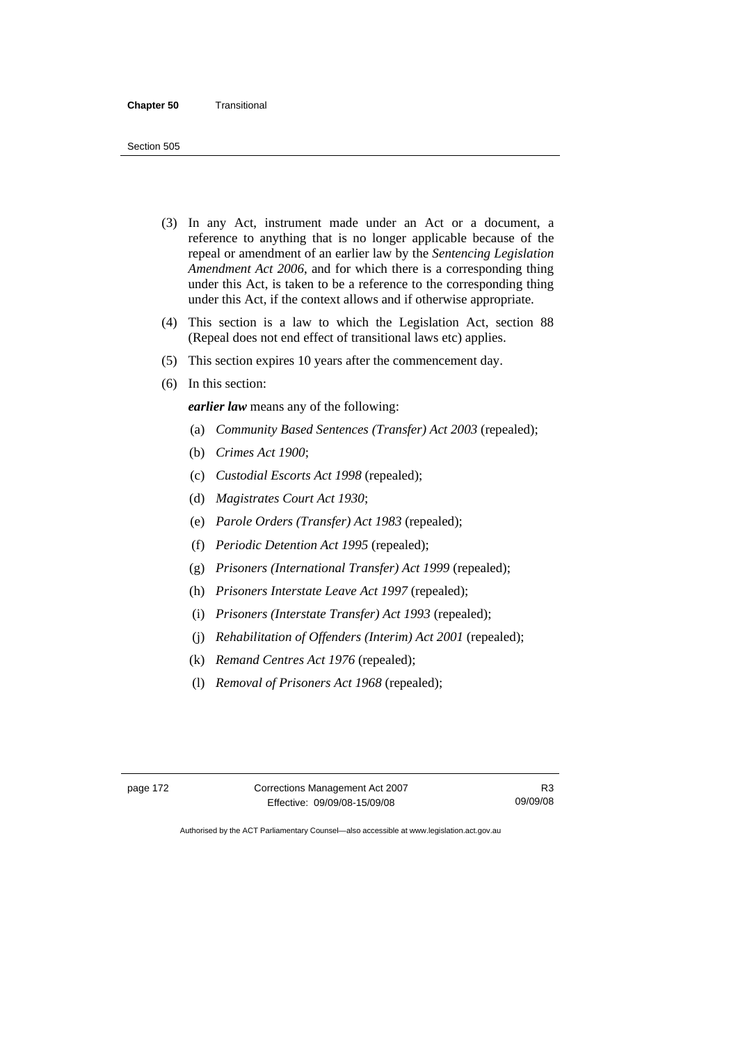(3) In any Act, instrument made under an Act or a document, a reference to anything that is no longer applicable because of the repeal or amendment of an earlier law by the *Sentencing Legislation Amendment Act 2006*, and for which there is a corresponding thing under this Act, is taken to be a reference to the corresponding thing under this Act, if the context allows and if otherwise appropriate.

(4) This section is a law to which the Legislation Act, section 88 (Repeal does not end effect of transitional laws etc) applies.

(5) This section expires 10 years after the commencement day.

(6) In this section:

***earlier law*** means any of the following:

(a) *Community Based Sentences (Transfer) Act 2003* (repealed);

(b) *Crimes Act 1900*;

(c) *Custodial Escorts Act 1998* (repealed);

(d) *Magistrates Court Act 1930*;

(e) *Parole Orders (Transfer) Act 1983* (repealed);

(f) *Periodic Detention Act 1995* (repealed);

(g) *Prisoners (International Transfer) Act 1999* (repealed);

(h) *Prisoners Interstate Leave Act 1997* (repealed);

(i) *Prisoners (Interstate Transfer) Act 1993* (repealed);

(j) *Rehabilitation of Offenders (Interim) Act 2001* (repealed);

(k) *Remand Centres Act 1976* (repealed);

(l) *Removal of Prisoners Act 1968* (repealed);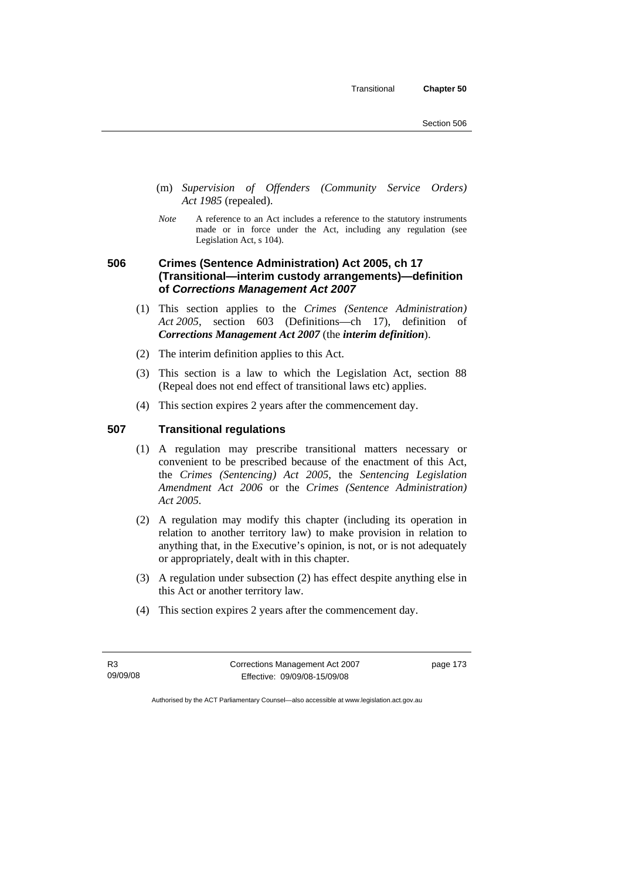(m) *Supervision of Offenders (Community Service Orders) Act 1985* (repealed).

*Note* A reference to an Act includes a reference to the statutory instruments made or in force under the Act, including any regulation (see Legislation Act, s 104).

### 506 Crimes (Sentence Administration) Act 2005, ch 17 (Transitional—interim custody arrangements)—definition of *Corrections Management Act 2007*

(1) This section applies to the *Crimes (Sentence Administration) Act 2005*, section 603 (Definitions—ch 17), definition of ***Corrections Management Act 2007*** (the ***interim definition***).

(2) The interim definition applies to this Act.

(3) This section is a law to which the Legislation Act, section 88 (Repeal does not end effect of transitional laws etc) applies.

(4) This section expires 2 years after the commencement day.

### 507 Transitional regulations

(1) A regulation may prescribe transitional matters necessary or convenient to be prescribed because of the enactment of this Act, the *Crimes (Sentencing) Act 2005*, the *Sentencing Legislation Amendment Act 2006* or the *Crimes (Sentence Administration) Act 2005*.

(2) A regulation may modify this chapter (including its operation in relation to another territory law) to make provision in relation to anything that, in the Executive's opinion, is not, or is not adequately or appropriately, dealt with in this chapter.

(3) A regulation under subsection (2) has effect despite anything else in this Act or another territory law.

(4) This section expires 2 years after the commencement day.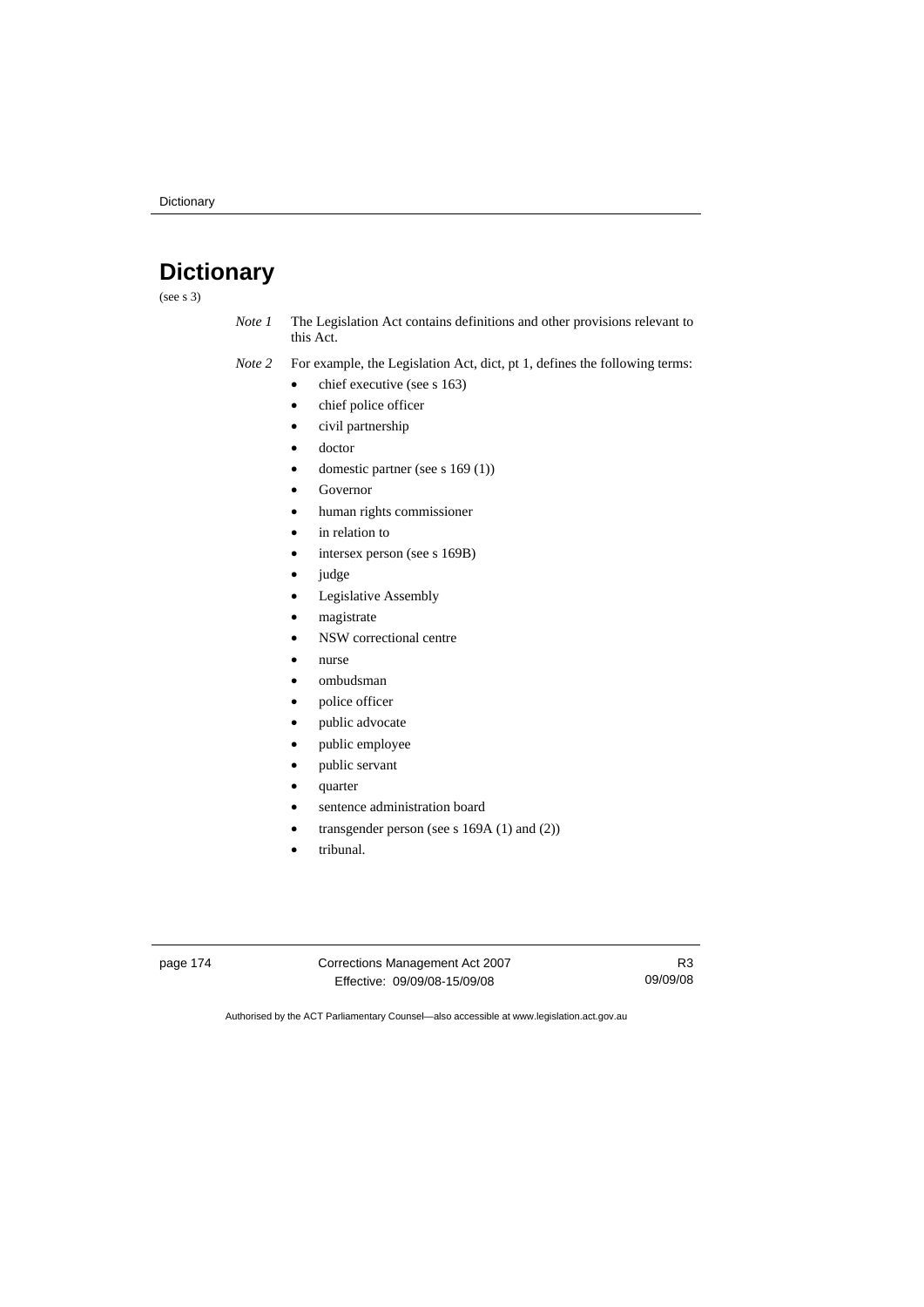# Dictionary

(see s 3)

*Note 1* The Legislation Act contains definitions and other provisions relevant to this Act.

*Note 2* For example, the Legislation Act, dict, pt 1, defines the following terms:

- chief executive (see s 163)
- chief police officer
- civil partnership
- doctor
- domestic partner (see s 169 (1))
- Governor
- human rights commissioner
- in relation to
- intersex person (see s 169B)
- judge
- Legislative Assembly
- magistrate
- NSW correctional centre
- nurse
- ombudsman
- police officer
- public advocate
- public employee
- public servant
- quarter
- sentence administration board
- transgender person (see s 169A (1) and (2))
- tribunal.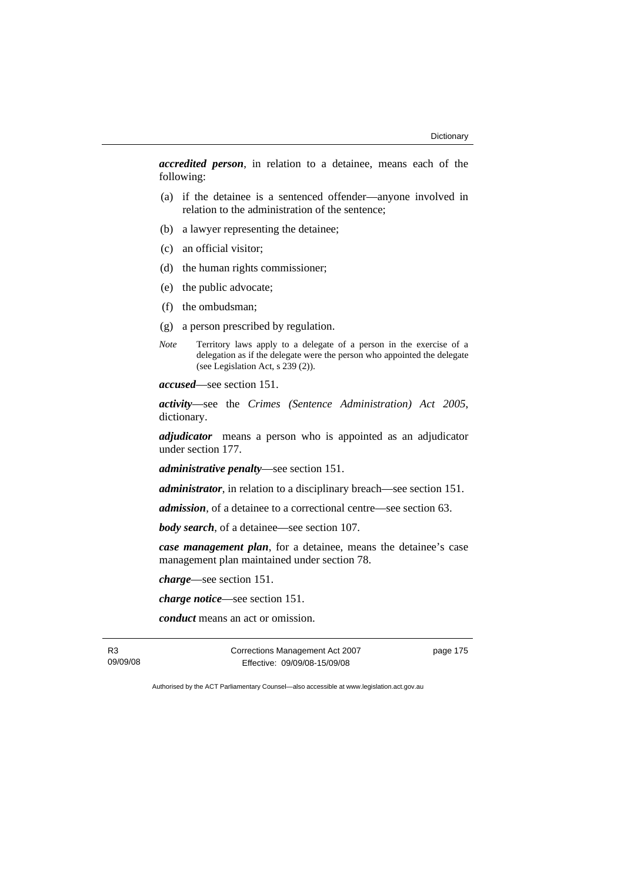***accredited person***, in relation to a detainee, means each of the following:

(a) if the detainee is a sentenced offender—anyone involved in relation to the administration of the sentence;

(b) a lawyer representing the detainee;

(c) an official visitor;

(d) the human rights commissioner;

(e) the public advocate;

(f) the ombudsman;

(g) a person prescribed by regulation.

*Note* Territory laws apply to a delegate of a person in the exercise of a delegation as if the delegate were the person who appointed the delegate (see Legislation Act, s 239 (2)).

***accused***—see section 151.

***activity***—see the *Crimes (Sentence Administration) Act 2005*, dictionary.

***adjudicator*** means a person who is appointed as an adjudicator under section 177.

***administrative penalty***—see section 151.

***administrator***, in relation to a disciplinary breach—see section 151.

***admission***, of a detainee to a correctional centre—see section 63.

***body search***, of a detainee—see section 107.

***case management plan***, for a detainee, means the detainee's case management plan maintained under section 78.

***charge***—see section 151.

***charge notice***—see section 151.

***conduct*** means an act or omission.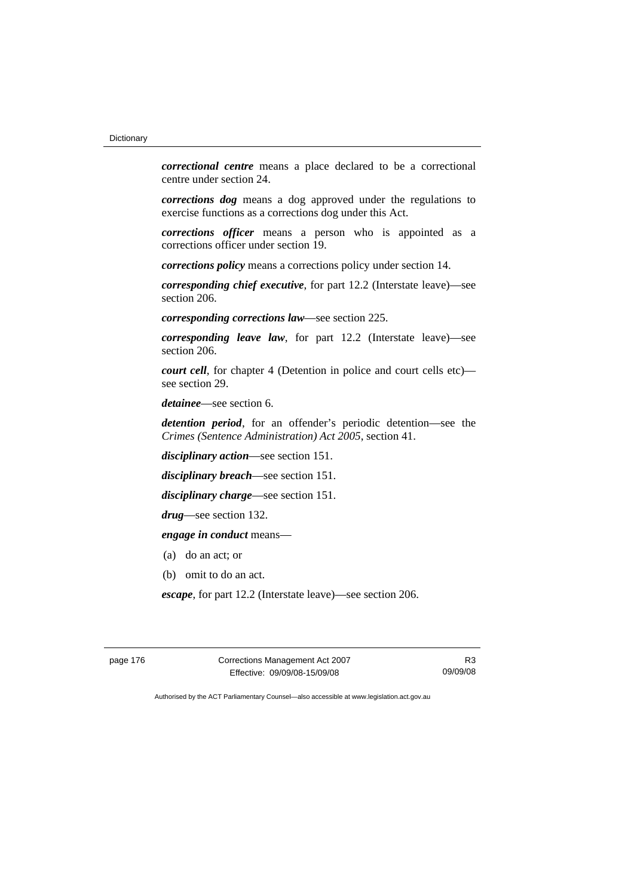***correctional centre*** means a place declared to be a correctional centre under section 24.

***corrections dog*** means a dog approved under the regulations to exercise functions as a corrections dog under this Act.

***corrections officer*** means a person who is appointed as a corrections officer under section 19.

***corrections policy*** means a corrections policy under section 14.

***corresponding chief executive***, for part 12.2 (Interstate leave)—see section 206.

***corresponding corrections law***—see section 225.

***corresponding leave law***, for part 12.2 (Interstate leave)—see section 206.

***court cell***, for chapter 4 (Detention in police and court cells etc)—see section 29.

***detainee***—see section 6.

***detention period***, for an offender's periodic detention—see the *Crimes (Sentence Administration) Act 2005*, section 41.

***disciplinary action***—see section 151.

***disciplinary breach***—see section 151.

***disciplinary charge***—see section 151.

***drug***—see section 132.

***engage in conduct*** means—

(a) do an act; or

(b) omit to do an act.

***escape***, for part 12.2 (Interstate leave)—see section 206.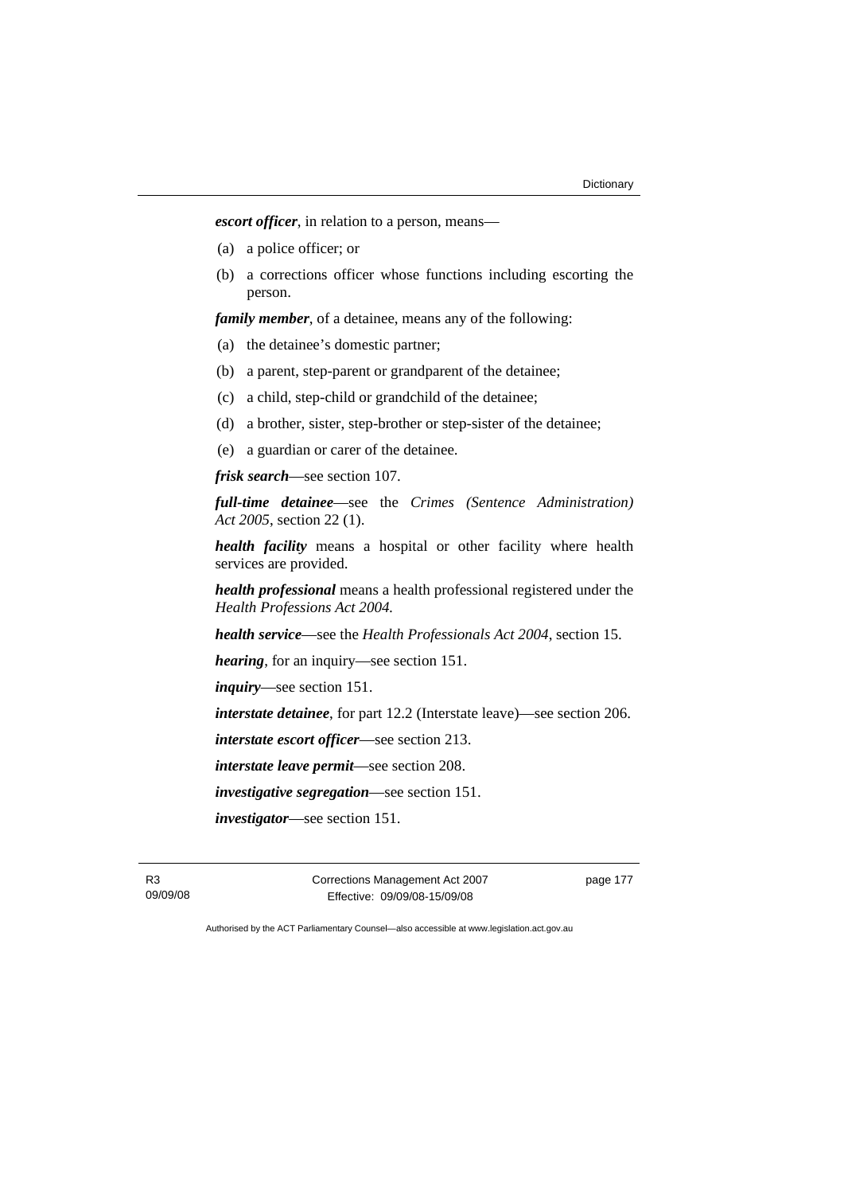***escort officer***, in relation to a person, means—

(a) a police officer; or

(b) a corrections officer whose functions including escorting the person.

***family member***, of a detainee, means any of the following:

(a) the detainee's domestic partner;

(b) a parent, step-parent or grandparent of the detainee;

(c) a child, step-child or grandchild of the detainee;

(d) a brother, sister, step-brother or step-sister of the detainee;

(e) a guardian or carer of the detainee.

***frisk search***—see section 107.

***full-time detainee***—see the *Crimes (Sentence Administration) Act 2005*, section 22 (1).

***health facility*** means a hospital or other facility where health services are provided.

***health professional*** means a health professional registered under the *Health Professions Act 2004.*

***health service***—see the *Health Professionals Act 2004*, section 15.

***hearing***, for an inquiry—see section 151.

***inquiry***—see section 151.

***interstate detainee***, for part 12.2 (Interstate leave)—see section 206.

***interstate escort officer***—see section 213.

***interstate leave permit***—see section 208.

***investigative segregation***—see section 151.

***investigator***—see section 151.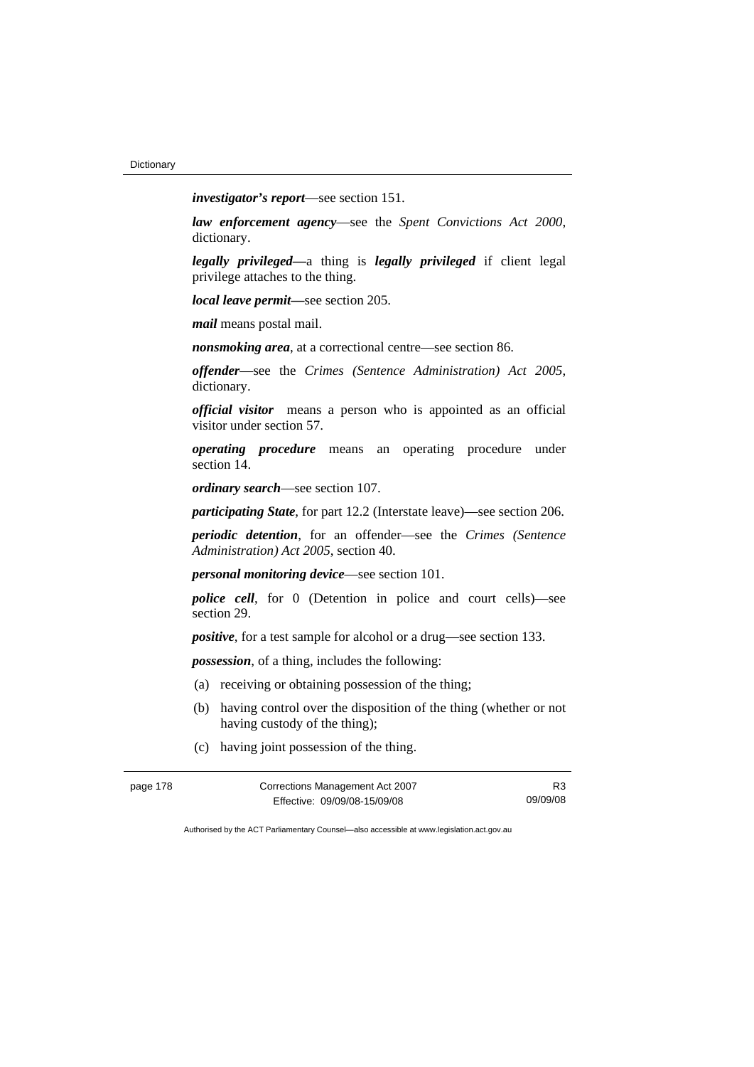***investigator's report***—see section 151.

***law enforcement agency***—see the *Spent Convictions Act 2000*, dictionary.

***legally privileged—***a thing is ***legally privileged*** if client legal privilege attaches to the thing.

***local leave permit—***see section 205.

***mail*** means postal mail.

***nonsmoking area***, at a correctional centre—see section 86.

***offender***—see the *Crimes (Sentence Administration) Act 2005*, dictionary.

***official visitor*** means a person who is appointed as an official visitor under section 57.

***operating procedure*** means an operating procedure under section 14.

***ordinary search***—see section 107.

***participating State***, for part 12.2 (Interstate leave)—see section 206.

***periodic detention***, for an offender—see the *Crimes (Sentence Administration) Act 2005*, section 40.

***personal monitoring device***—see section 101.

***police cell***, for 0 (Detention in police and court cells)—see section 29.

***positive***, for a test sample for alcohol or a drug—see section 133.

***possession***, of a thing, includes the following:

(a) receiving or obtaining possession of the thing;

(b) having control over the disposition of the thing (whether or not having custody of the thing);

(c) having joint possession of the thing.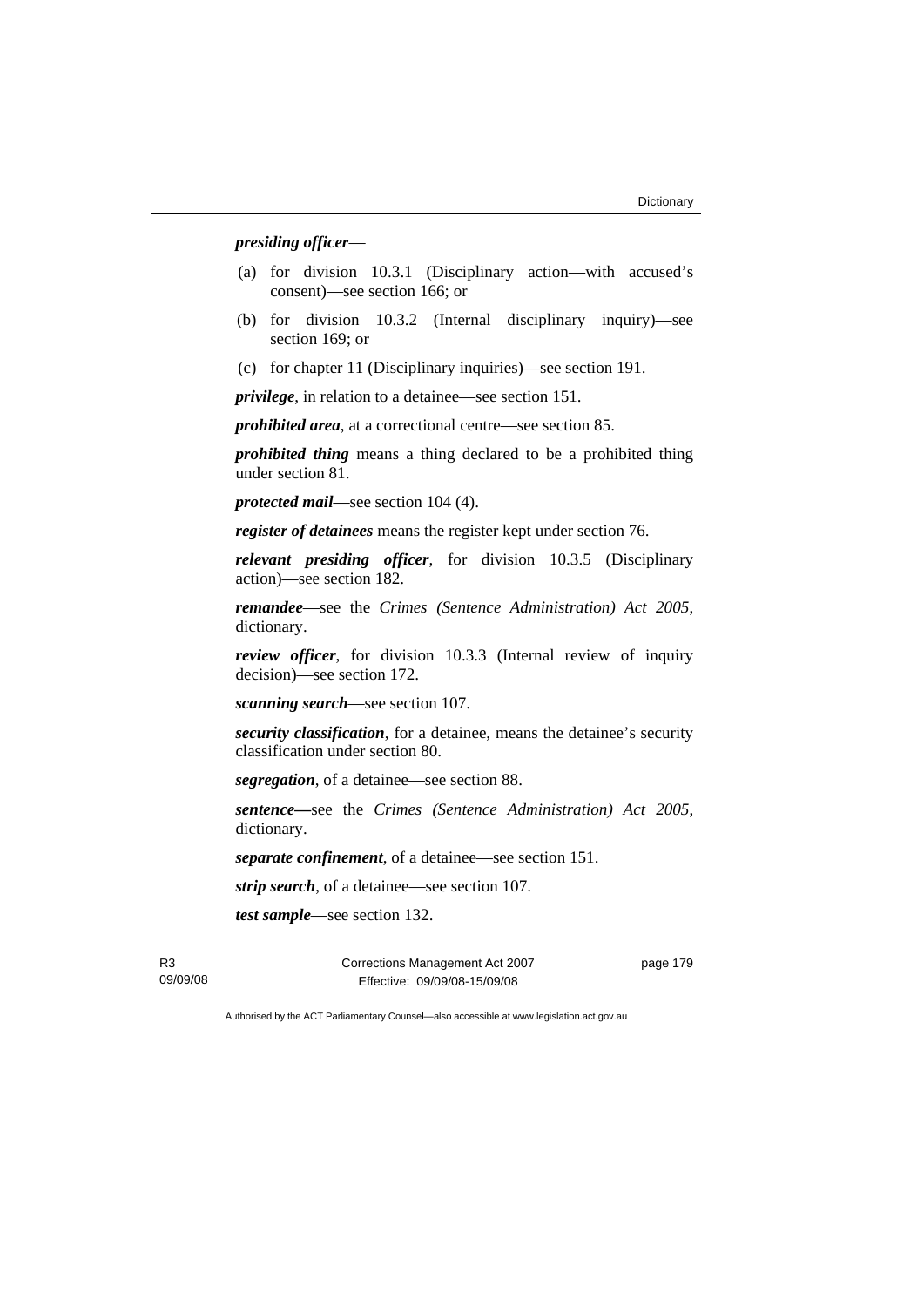***presiding officer***—

(a) for division 10.3.1 (Disciplinary action—with accused's consent)—see section 166; or

(b) for division 10.3.2 (Internal disciplinary inquiry)—see section 169; or

(c) for chapter 11 (Disciplinary inquiries)—see section 191.

***privilege***, in relation to a detainee—see section 151.

***prohibited area***, at a correctional centre—see section 85.

***prohibited thing*** means a thing declared to be a prohibited thing under section 81.

***protected mail***—see section 104 (4).

***register of detainees*** means the register kept under section 76.

***relevant presiding officer***, for division 10.3.5 (Disciplinary action)—see section 182.

***remandee***—see the *Crimes (Sentence Administration) Act 2005*, dictionary.

***review officer***, for division 10.3.3 (Internal review of inquiry decision)—see section 172.

***scanning search***—see section 107.

***security classification***, for a detainee, means the detainee's security classification under section 80.

***segregation***, of a detainee—see section 88.

***sentence—***see the *Crimes (Sentence Administration) Act 2005*, dictionary.

***separate confinement***, of a detainee—see section 151.

***strip search***, of a detainee—see section 107.

***test sample***—see section 132.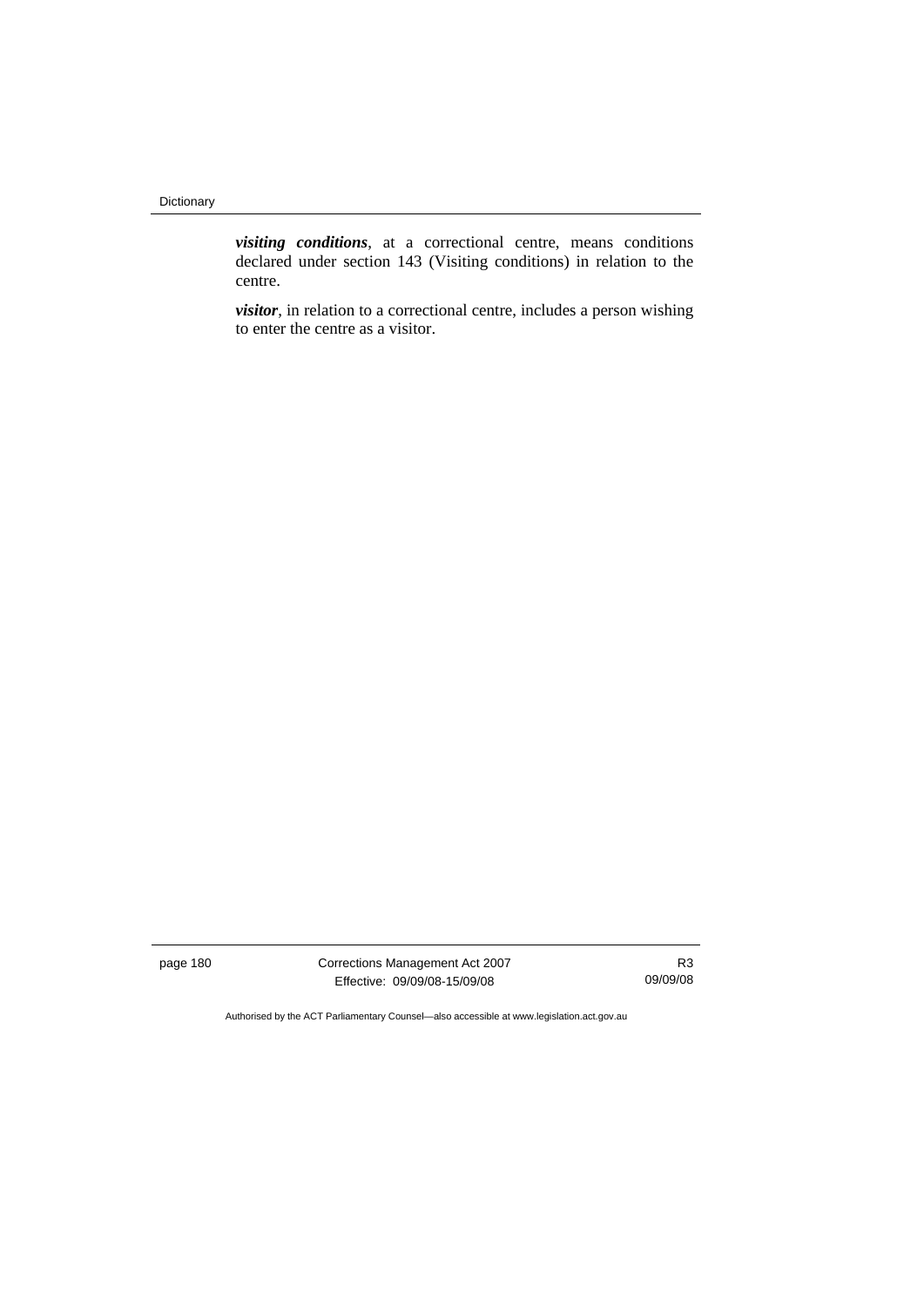***visiting conditions***, at a correctional centre, means conditions declared under section 143 (Visiting conditions) in relation to the centre.

***visitor***, in relation to a correctional centre, includes a person wishing to enter the centre as a visitor.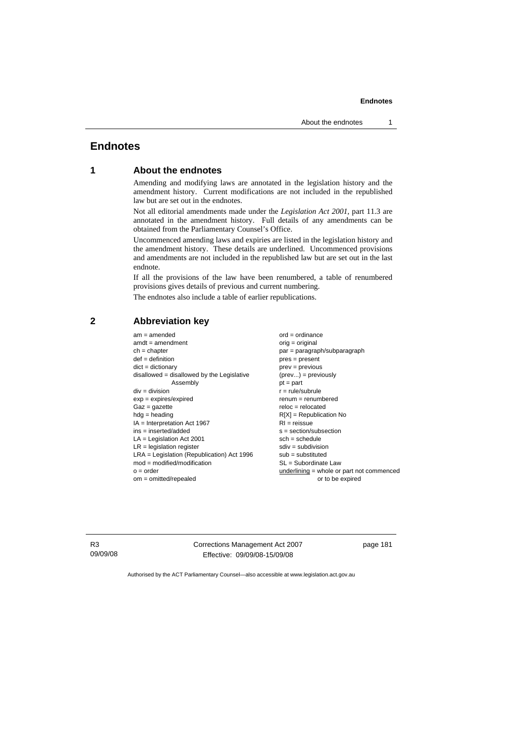# Endnotes

## 1 About the endnotes

Amending and modifying laws are annotated in the legislation history and the amendment history. Current modifications are not included in the republished law but are set out in the endnotes.

Not all editorial amendments made under the *Legislation Act 2001*, part 11.3 are annotated in the amendment history. Full details of any amendments can be obtained from the Parliamentary Counsel's Office.

Uncommenced amending laws and expiries are listed in the legislation history and the amendment history. These details are underlined. Uncommenced provisions and amendments are not included in the republished law but are set out in the last endnote.

If all the provisions of the law have been renumbered, a table of renumbered provisions gives details of previous and current numbering.

The endnotes also include a table of earlier republications.

## 2 Abbreviation key

am = amended
amdt = amendment
ch = chapter
def = definition
dict = dictionary
disallowed = disallowed by the Legislative Assembly
div = division
exp = expires/expired
Gaz = gazette
hdg = heading
IA = Interpretation Act 1967
ins = inserted/added
LA = Legislation Act 2001
LR = legislation register
LRA = Legislation (Republication) Act 1996
mod = modified/modification
o = order
om = omitted/repealed
ord = ordinance
orig = original
par = paragraph/subparagraph
pres = present
prev = previous
(prev...) = previously
pt = part
r = rule/subrule
renum = renumbered
reloc = relocated
R[X] = Republication No
RI = reissue
s = section/subsection
sch = schedule
sdiv = subdivision
sub = substituted
SL = Subordinate Law
<u>underlining</u> = whole or part not commenced or to be expired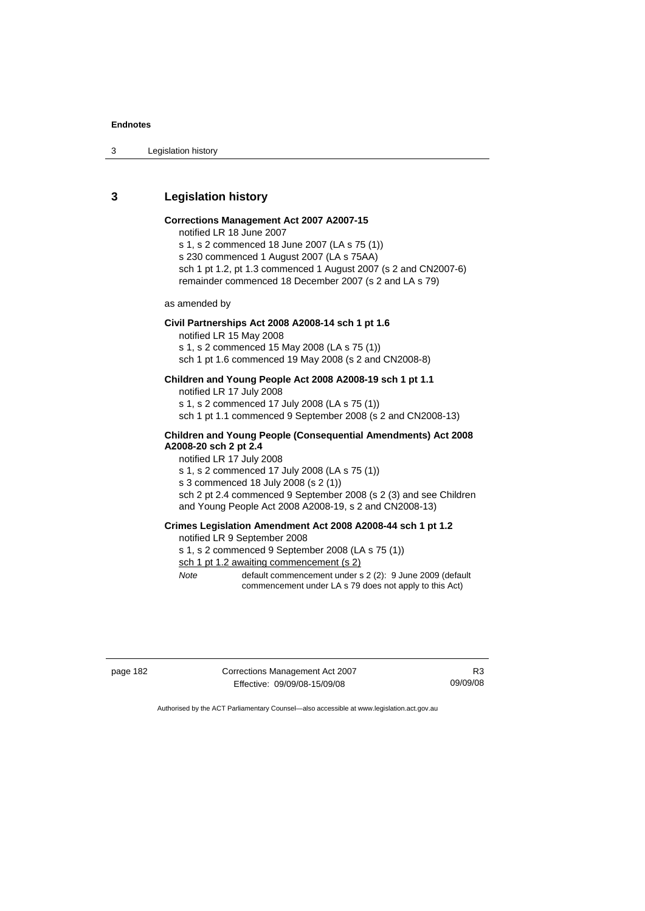## 3 Legislation history

**Corrections Management Act 2007 A2007-15**

notified LR 18 June 2007

s 1, s 2 commenced 18 June 2007 (LA s 75 (1))

s 230 commenced 1 August 2007 (LA s 75AA)

sch 1 pt 1.2, pt 1.3 commenced 1 August 2007 (s 2 and CN2007-6)

remainder commenced 18 December 2007 (s 2 and LA s 79)

as amended by

**Civil Partnerships Act 2008 A2008-14 sch 1 pt 1.6**

notified LR 15 May 2008

s 1, s 2 commenced 15 May 2008 (LA s 75 (1))

sch 1 pt 1.6 commenced 19 May 2008 (s 2 and CN2008-8)

**Children and Young People Act 2008 A2008-19 sch 1 pt 1.1**

notified LR 17 July 2008

s 1, s 2 commenced 17 July 2008 (LA s 75 (1))

sch 1 pt 1.1 commenced 9 September 2008 (s 2 and CN2008-13)

**Children and Young People (Consequential Amendments) Act 2008 A2008-20 sch 2 pt 2.4**

notified LR 17 July 2008

s 1, s 2 commenced 17 July 2008 (LA s 75 (1))

s 3 commenced 18 July 2008 (s 2 (1))

sch 2 pt 2.4 commenced 9 September 2008 (s 2 (3) and see Children and Young People Act 2008 A2008-19, s 2 and CN2008-13)

**Crimes Legislation Amendment Act 2008 A2008-44 sch 1 pt 1.2**

notified LR 9 September 2008

s 1, s 2 commenced 9 September 2008 (LA s 75 (1))

sch 1 pt 1.2 awaiting commencement (s 2)

*Note* default commencement under s 2 (2): 9 June 2009 (default commencement under LA s 79 does not apply to this Act)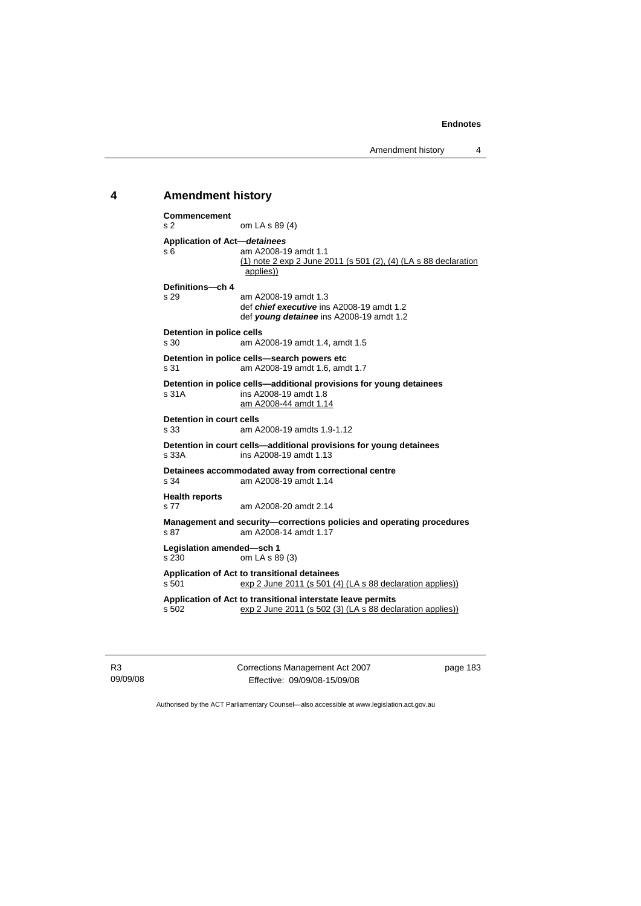## 4 Amendment history

**Commencement**
s 2 om LA s 89 (4)

**Application of Act—*detainees***
s 6 am A2008-19 amdt 1.1
(1) note 2 exp 2 June 2011 (s 501 (2), (4) (LA s 88 declaration applies))

**Definitions—ch 4**
s 29 am A2008-19 amdt 1.3
def ***chief executive*** ins A2008-19 amdt 1.2
def ***young detainee*** ins A2008-19 amdt 1.2

**Detention in police cells**
s 30 am A2008-19 amdt 1.4, amdt 1.5

**Detention in police cells—search powers etc**
s 31 am A2008-19 amdt 1.6, amdt 1.7

**Detention in police cells—additional provisions for young detainees**
s 31A ins A2008-19 amdt 1.8
am A2008-44 amdt 1.14

**Detention in court cells**
s 33 am A2008-19 amdts 1.9-1.12

**Detention in court cells—additional provisions for young detainees**
s 33A ins A2008-19 amdt 1.13

**Detainees accommodated away from correctional centre**
s 34 am A2008-19 amdt 1.14

**Health reports**
s 77 am A2008-20 amdt 2.14

**Management and security—corrections policies and operating procedures**
s 87 am A2008-14 amdt 1.17

**Legislation amended—sch 1**
s 230 om LA s 89 (3)

**Application of Act to transitional detainees**
s 501 exp 2 June 2011 (s 501 (4) (LA s 88 declaration applies))

**Application of Act to transitional interstate leave permits**
s 502 exp 2 June 2011 (s 502 (3) (LA s 88 declaration applies))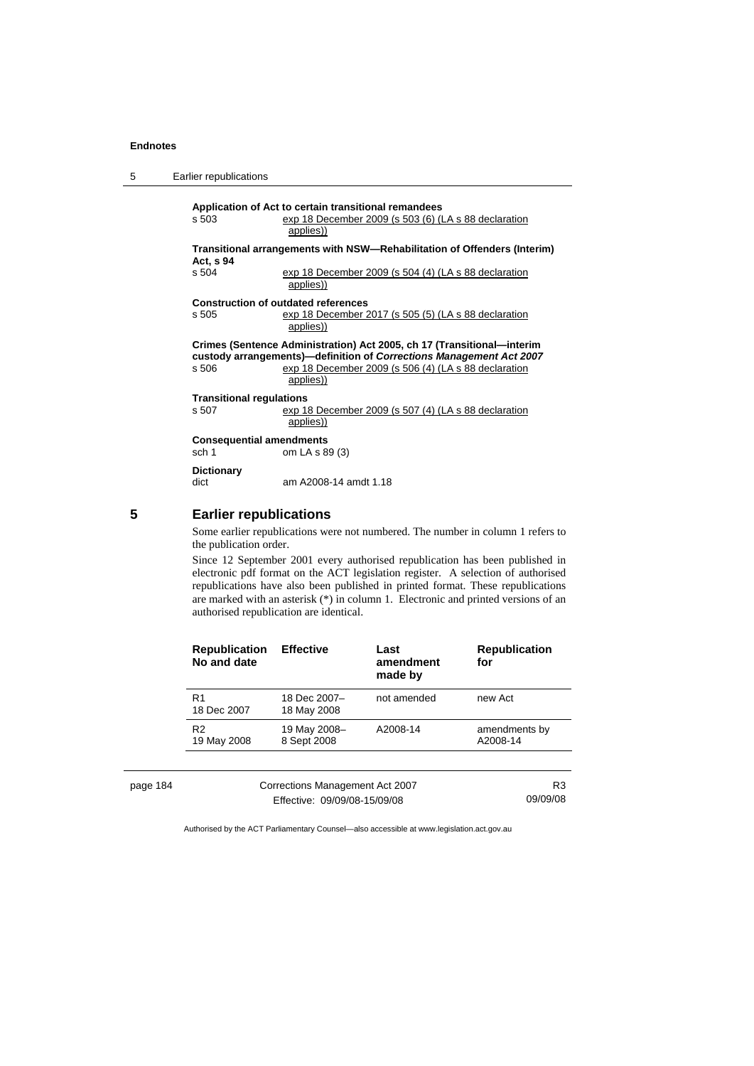**Application of Act to certain transitional remandees**
s 503 exp 18 December 2009 (s 503 (6) (LA s 88 declaration applies))

**Transitional arrangements with NSW—Rehabilitation of Offenders (Interim) Act, s 94**
s 504 exp 18 December 2009 (s 504 (4) (LA s 88 declaration applies))

**Construction of outdated references**
s 505 exp 18 December 2017 (s 505 (5) (LA s 88 declaration applies))

**Crimes (Sentence Administration) Act 2005, ch 17 (Transitional—interim custody arrangements)—definition of *Corrections Management Act 2007***
s 506 exp 18 December 2009 (s 506 (4) (LA s 88 declaration applies))

**Transitional regulations**
s 507 exp 18 December 2009 (s 507 (4) (LA s 88 declaration applies))

**Consequential amendments**
sch 1 om LA s 89 (3)

**Dictionary**
dict am A2008-14 amdt 1.18

## 5 Earlier republications

Some earlier republications were not numbered. The number in column 1 refers to the publication order.

Since 12 September 2001 every authorised republication has been published in electronic pdf format on the ACT legislation register. A selection of authorised republications have also been published in printed format. These republications are marked with an asterisk (*) in column 1. Electronic and printed versions of an authorised republication are identical.

| Republication No and date | Effective | Last amendment made by | Republication for |
|---|---|---|---|
| R1 18 Dec 2007 | 18 Dec 2007– 18 May 2008 | not amended | new Act |
| R2 19 May 2008 | 19 May 2008– 8 Sept 2008 | A2008-14 | amendments by A2008-14 |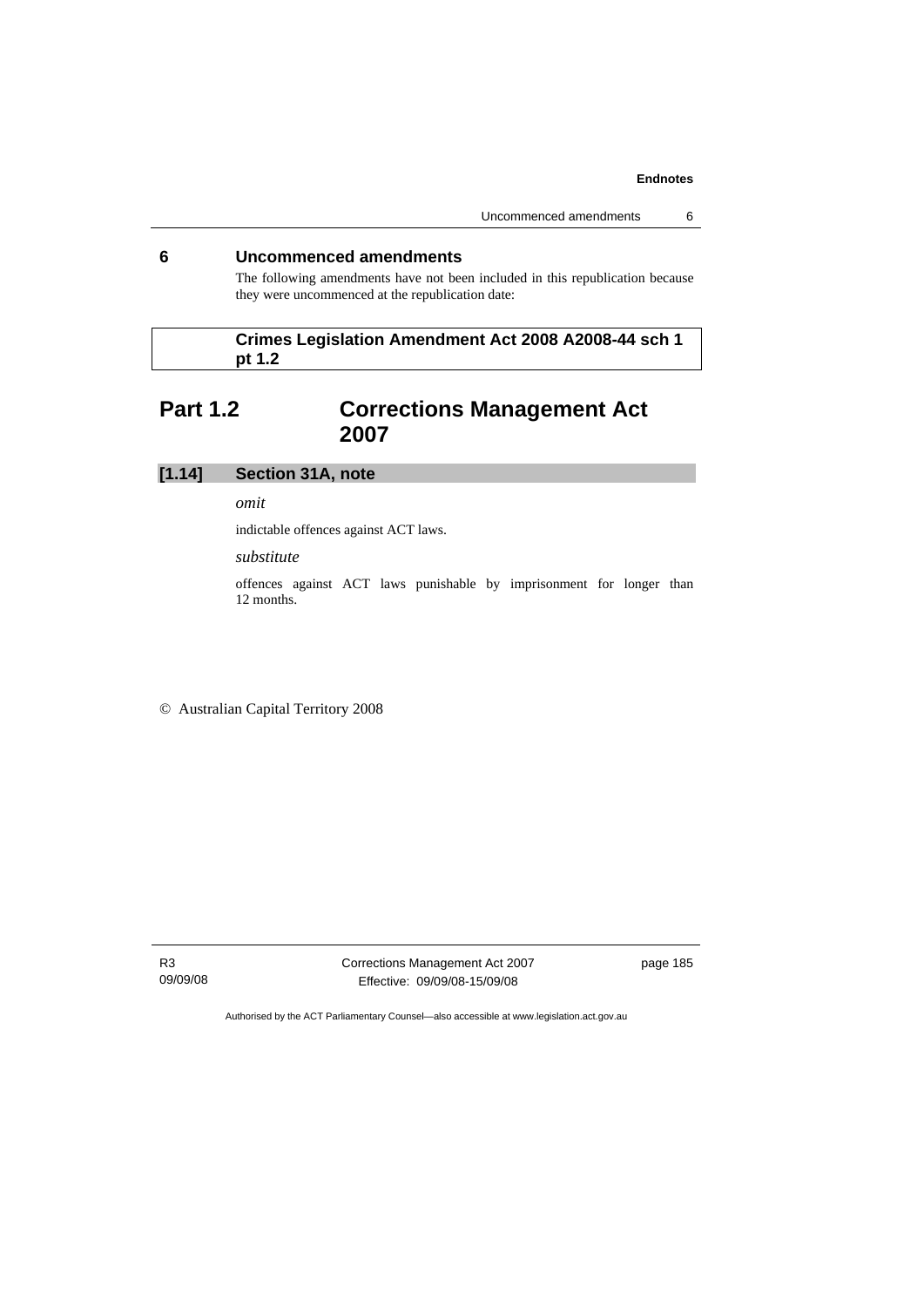## 6 Uncommenced amendments

The following amendments have not been included in this republication because they were uncommenced at the republication date:

**Crimes Legislation Amendment Act 2008 A2008-44 sch 1 pt 1.2**

# Part 1.2 Corrections Management Act 2007

### [1.14] Section 31A, note

*omit*

indictable offences against ACT laws.

*substitute*

offences against ACT laws punishable by imprisonment for longer than 12 months.

© Australian Capital Territory 2008